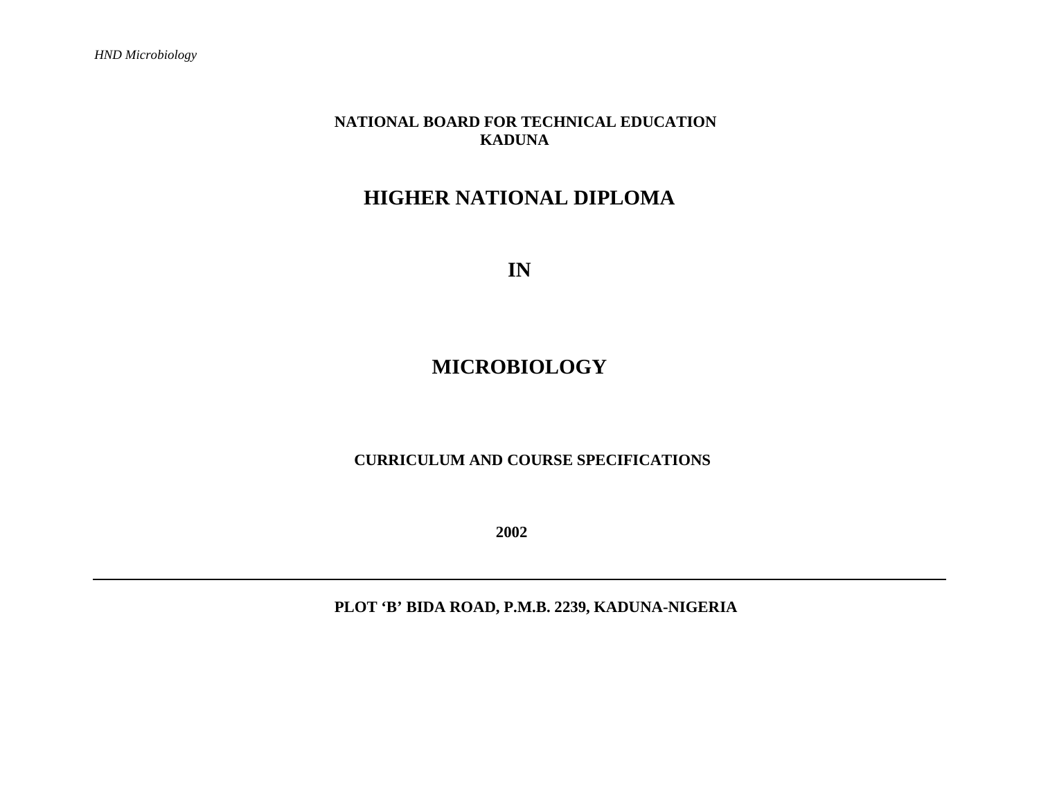**NATIONAL BOARD FOR TECHNICAL EDUCATION**
**KADUNA**

# HIGHER NATIONAL DIPLOMA

# IN

# MICROBIOLOGY

**CURRICULUM AND COURSE SPECIFICATIONS**

**2002**

---

**PLOT 'B' BIDA ROAD, P.M.B. 2239, KADUNA-NIGERIA**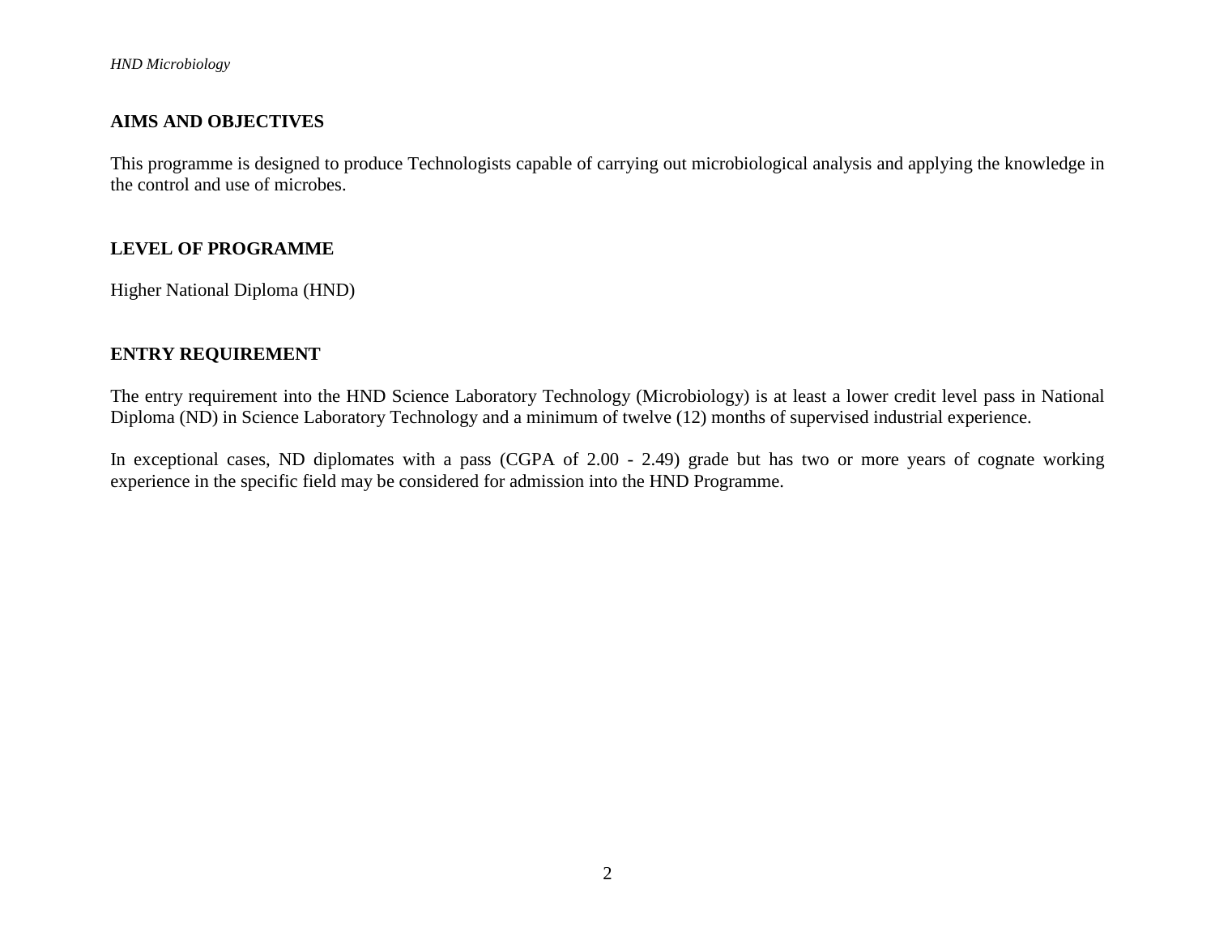## AIMS AND OBJECTIVES

This programme is designed to produce Technologists capable of carrying out microbiological analysis and applying the knowledge in the control and use of microbes.

## LEVEL OF PROGRAMME

Higher National Diploma (HND)

## ENTRY REQUIREMENT

The entry requirement into the HND Science Laboratory Technology (Microbiology) is at least a lower credit level pass in National Diploma (ND) in Science Laboratory Technology and a minimum of twelve (12) months of supervised industrial experience.

In exceptional cases, ND diplomates with a pass (CGPA of 2.00 - 2.49) grade but has two or more years of cognate working experience in the specific field may be considered for admission into the HND Programme.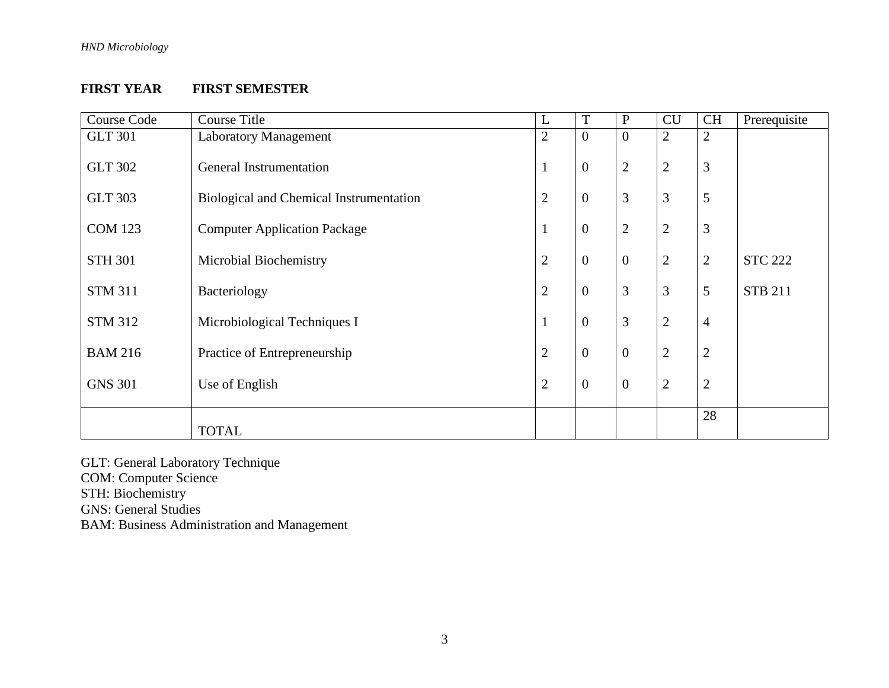**FIRST YEAR FIRST SEMESTER**

| Course Code | Course Title | L | T | P | CU | CH | Prerequisite |
|---|---|---|---|---|---|---|---|
| GLT 301 | Laboratory Management | 2 | 0 | 0 | 2 | 2 | |
| GLT 302 | General Instrumentation | 1 | 0 | 2 | 2 | 3 | |
| GLT 303 | Biological and Chemical Instrumentation | 2 | 0 | 3 | 3 | 5 | |
| COM 123 | Computer Application Package | 1 | 0 | 2 | 2 | 3 | |
| STH 301 | Microbial Biochemistry | 2 | 0 | 0 | 2 | 2 | STC 222 |
| STM 311 | Bacteriology | 2 | 0 | 3 | 3 | 5 | STB 211 |
| STM 312 | Microbiological Techniques I | 1 | 0 | 3 | 2 | 4 | |
| BAM 216 | Practice of Entrepreneurship | 2 | 0 | 0 | 2 | 2 | |
| GNS 301 | Use of English | 2 | 0 | 0 | 2 | 2 | |
| | TOTAL | | | | | 28 | |

GLT: General Laboratory Technique
COM: Computer Science
STH: Biochemistry
GNS: General Studies
BAM: Business Administration and Management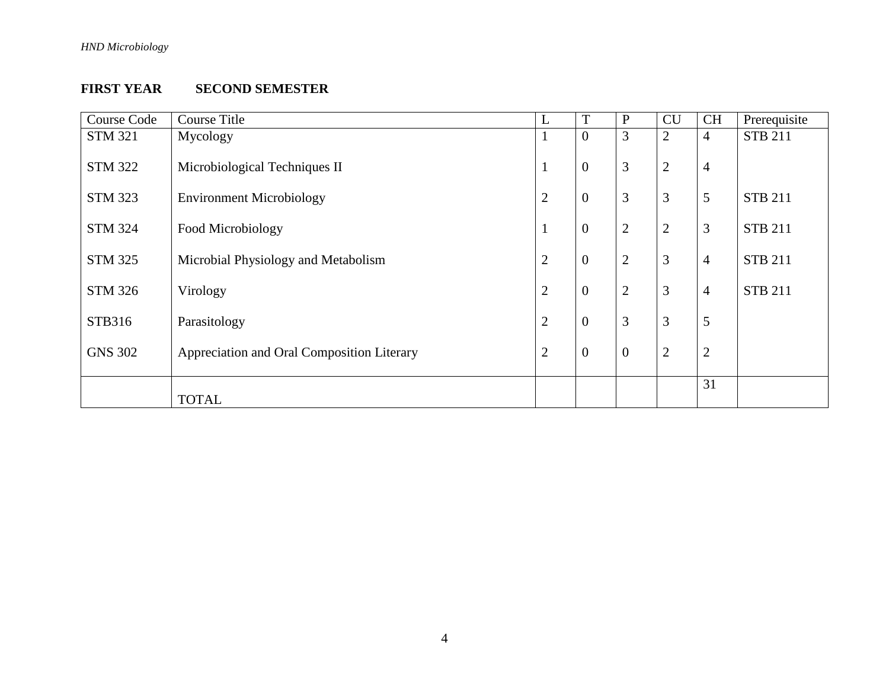**FIRST YEAR SECOND SEMESTER**

| Course Code | Course Title | L | T | P | CU | CH | Prerequisite |
|---|---|---|---|---|---|---|---|
| STM 321 | Mycology | 1 | 0 | 3 | 2 | 4 | STB 211 |
| STM 322 | Microbiological Techniques II | 1 | 0 | 3 | 2 | 4 | |
| STM 323 | Environment Microbiology | 2 | 0 | 3 | 3 | 5 | STB 211 |
| STM 324 | Food Microbiology | 1 | 0 | 2 | 2 | 3 | STB 211 |
| STM 325 | Microbial Physiology and Metabolism | 2 | 0 | 2 | 3 | 4 | STB 211 |
| STM 326 | Virology | 2 | 0 | 2 | 3 | 4 | STB 211 |
| STB316 | Parasitology | 2 | 0 | 3 | 3 | 5 | |
| GNS 302 | Appreciation and Oral Composition Literary | 2 | 0 | 0 | 2 | 2 | |
| | TOTAL | | | | | 31 | |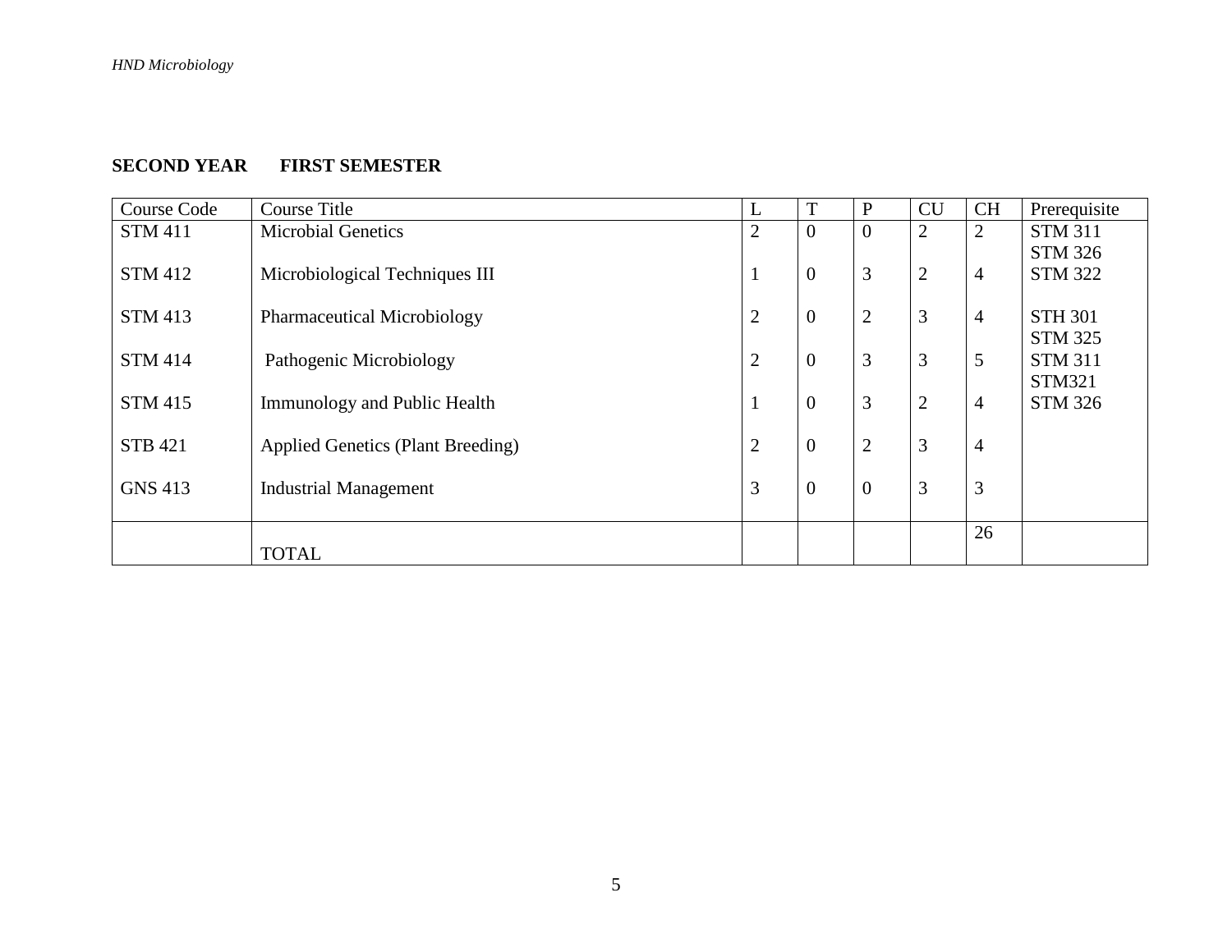**SECOND YEAR FIRST SEMESTER**

| Course Code | Course Title | L | T | P | CU | CH | Prerequisite |
|---|---|---|---|---|---|---|---|
| STM 411 | Microbial Genetics | 2 | 0 | 0 | 2 | 2 | STM 311 STM 326 |
| STM 412 | Microbiological Techniques III | 1 | 0 | 3 | 2 | 4 | STM 322 |
| STM 413 | Pharmaceutical Microbiology | 2 | 0 | 2 | 3 | 4 | STH 301 STM 325 |
| STM 414 | Pathogenic Microbiology | 2 | 0 | 3 | 3 | 5 | STM 311 STM321 |
| STM 415 | Immunology and Public Health | 1 | 0 | 3 | 2 | 4 | STM 326 |
| STB 421 | Applied Genetics (Plant Breeding) | 2 | 0 | 2 | 3 | 4 | |
| GNS 413 | Industrial Management | 3 | 0 | 0 | 3 | 3 | |
| | TOTAL | | | | | 26 | |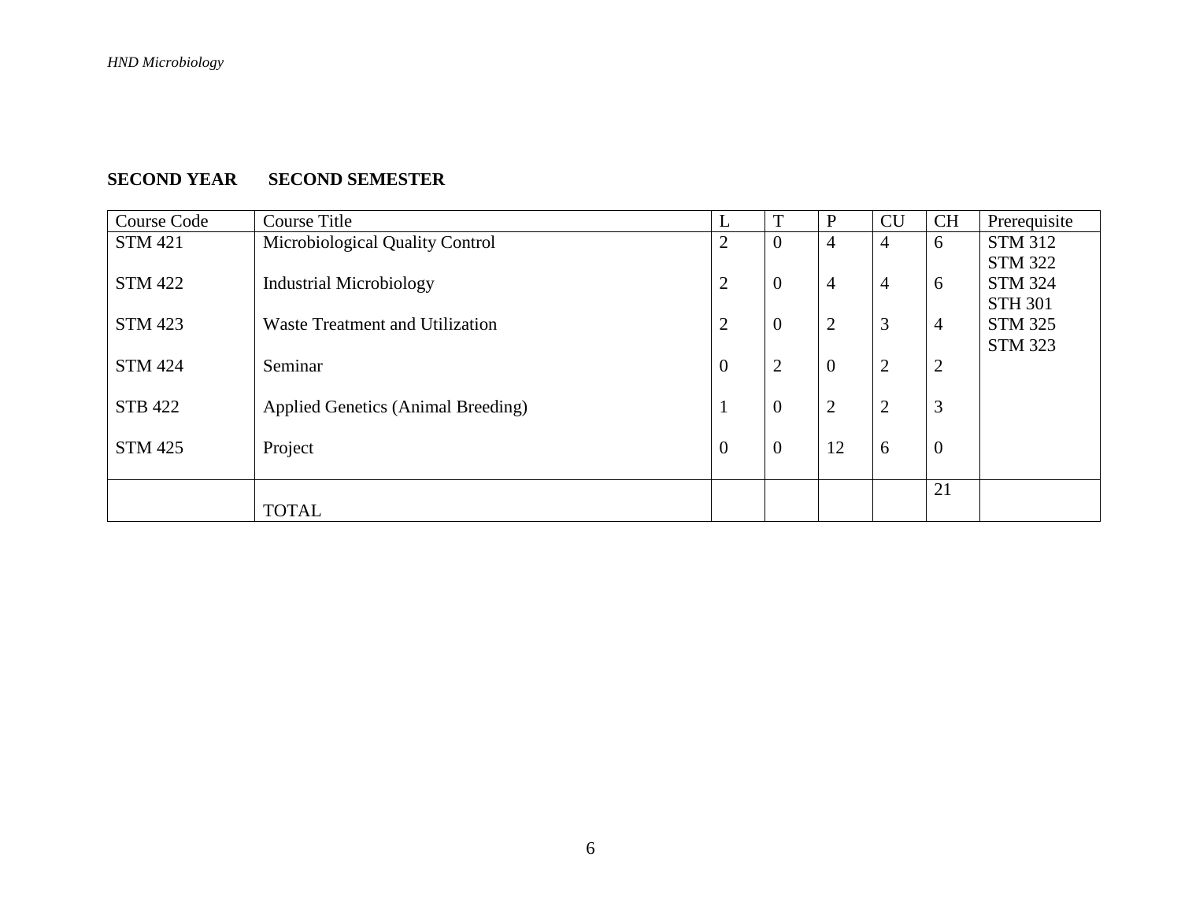**SECOND YEAR SECOND SEMESTER**

| Course Code | Course Title | L | T | P | CU | CH | Prerequisite |
|---|---|---|---|---|---|---|---|
| STM 421 | Microbiological Quality Control | 2 | 0 | 4 | 4 | 6 | STM 312<br>STM 322 |
| STM 422 | Industrial Microbiology | 2 | 0 | 4 | 4 | 6 | STM 324<br>STH 301 |
| STM 423 | Waste Treatment and Utilization | 2 | 0 | 2 | 3 | 4 | STM 325<br>STM 323 |
| STM 424 | Seminar | 0 | 2 | 0 | 2 | 2 | |
| STB 422 | Applied Genetics (Animal Breeding) | 1 | 0 | 2 | 2 | 3 | |
| STM 425 | Project | 0 | 0 | 12 | 6 | 0 | |
| | TOTAL | | | | | 21 | |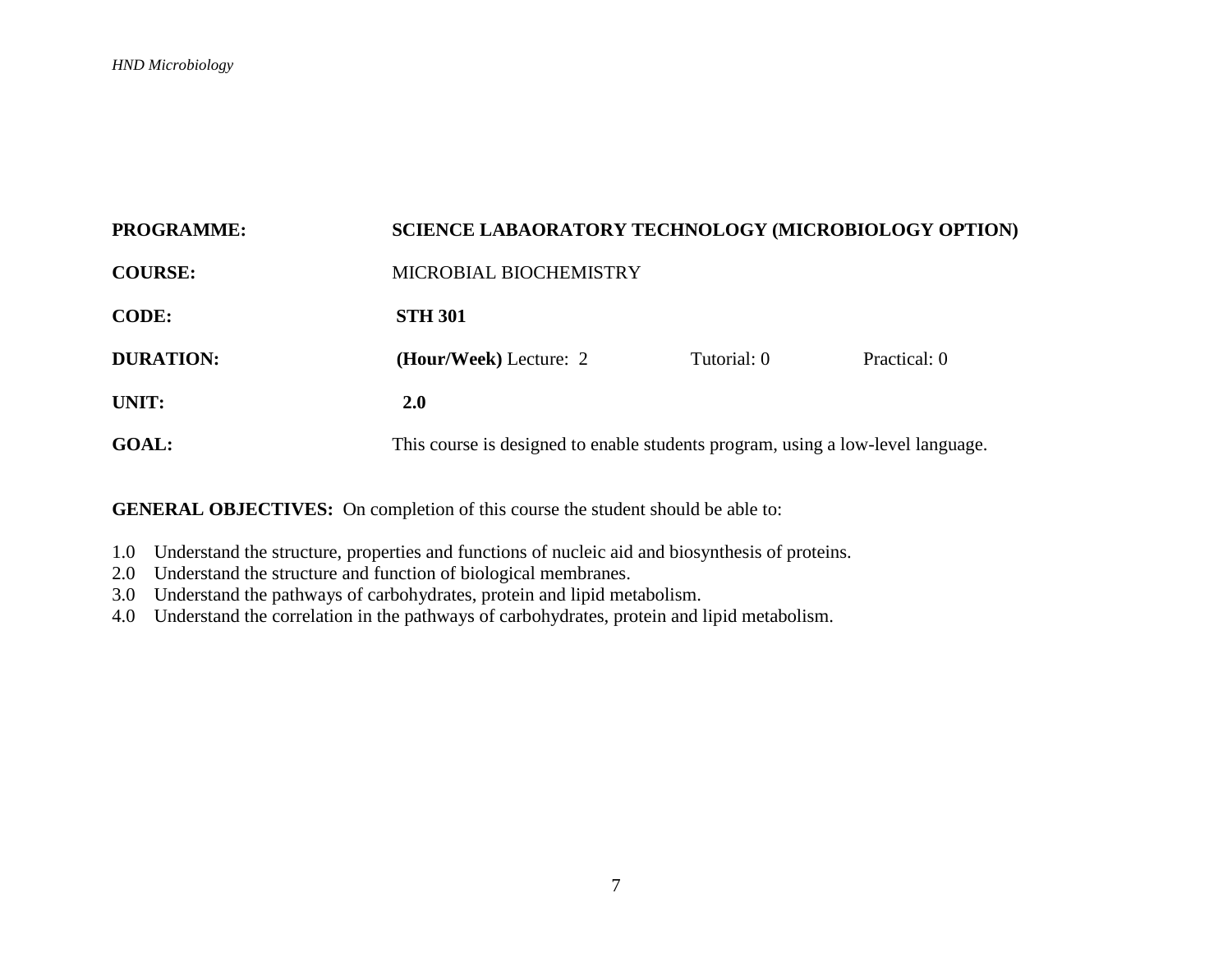**PROGRAMME:** **SCIENCE LABAORATORY TECHNOLOGY (MICROBIOLOGY OPTION)**

**COURSE:** MICROBIAL BIOCHEMISTRY

**CODE:** **STH 301**

**DURATION:** **(Hour/Week)** Lecture: 2 Tutorial: 0 Practical: 0

**UNIT:** **2.0**

**GOAL:** This course is designed to enable students program, using a low-level language.

**GENERAL OBJECTIVES:** On completion of this course the student should be able to:

1.0 Understand the structure, properties and functions of nucleic aid and biosynthesis of proteins.
2.0 Understand the structure and function of biological membranes.
3.0 Understand the pathways of carbohydrates, protein and lipid metabolism.
4.0 Understand the correlation in the pathways of carbohydrates, protein and lipid metabolism.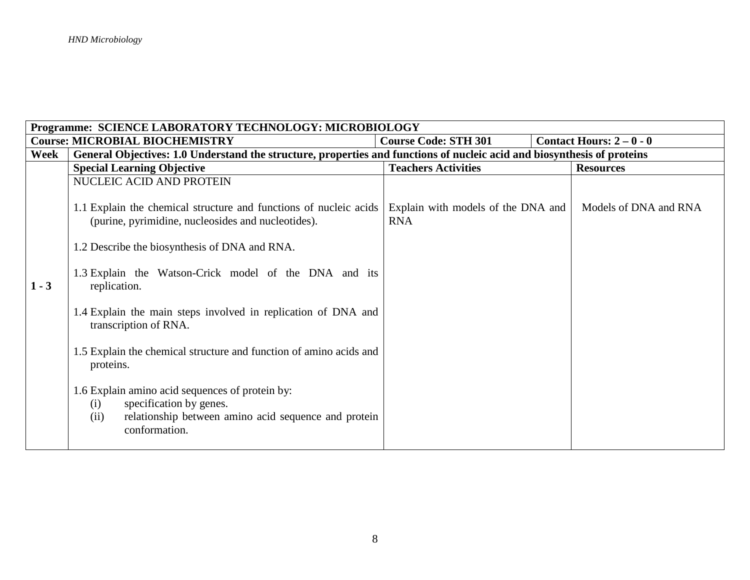| Programme: SCIENCE LABORATORY TECHNOLOGY: MICROBIOLOGY | | | |
|---|---|---|---|
| **Course: MICROBIAL BIOCHEMISTRY** | **Course Code: STH 301** | **Contact Hours: 2 – 0 - 0** | |
| **Week** | **General Objectives: 1.0 Understand the structure, properties and functions of nucleic acid and biosynthesis of proteins** | | |
| | **Special Learning Objective** | **Teachers Activities** | **Resources** |
| **1 - 3** | NUCLEIC ACID AND PROTEIN<br><br>1.1 Explain the chemical structure and functions of nucleic acids (purine, pyrimidine, nucleosides and nucleotides).<br><br>1.2 Describe the biosynthesis of DNA and RNA.<br><br>1.3 Explain the Watson-Crick model of the DNA and its replication.<br><br>1.4 Explain the main steps involved in replication of DNA and transcription of RNA.<br><br>1.5 Explain the chemical structure and function of amino acids and proteins.<br><br>1.6 Explain amino acid sequences of protein by:<br>(i) specification by genes.<br>(ii) relationship between amino acid sequence and protein conformation. | Explain with models of the DNA and RNA | Models of DNA and RNA |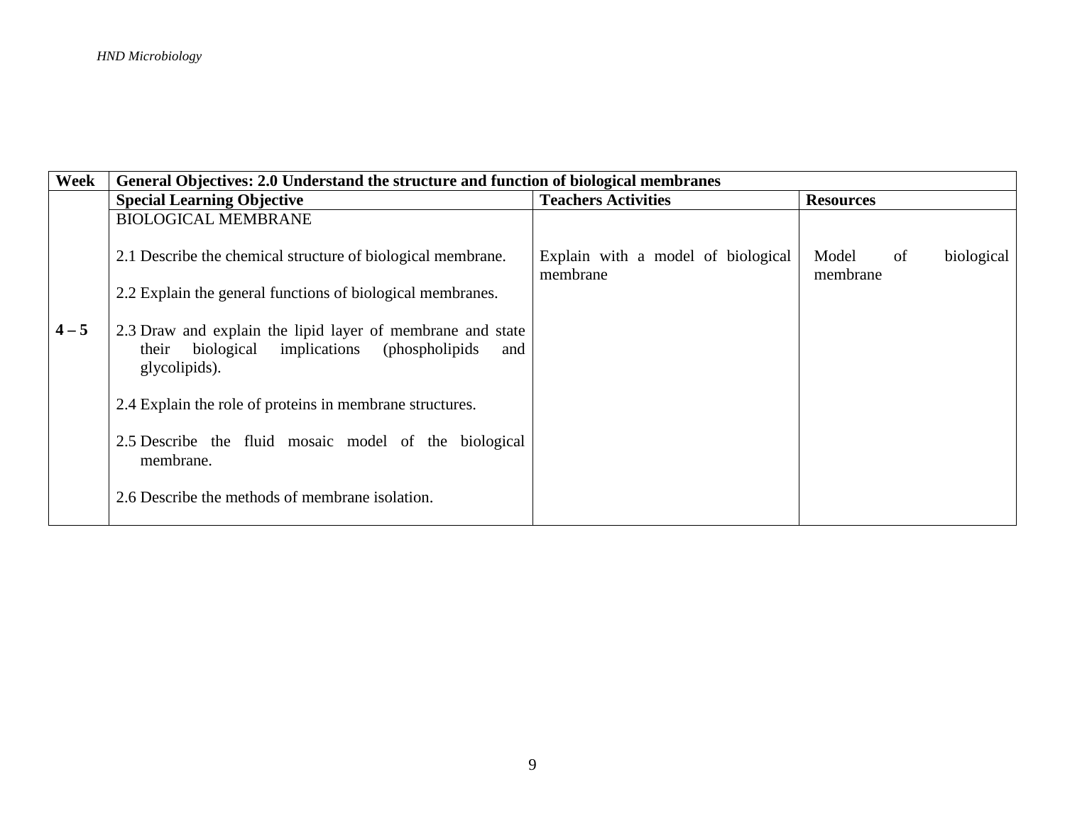| Week | General Objectives: 2.0 Understand the structure and function of biological membranes | | |
|---|---|---|---|
| | **Special Learning Objective** | **Teachers Activities** | **Resources** |
| 4 – 5 | BIOLOGICAL MEMBRANE<br><br>2.1 Describe the chemical structure of biological membrane.<br><br>2.2 Explain the general functions of biological membranes.<br><br>2.3 Draw and explain the lipid layer of membrane and state their biological implications (phospholipids and glycolipids).<br><br>2.4 Explain the role of proteins in membrane structures.<br><br>2.5 Describe the fluid mosaic model of the biological membrane.<br><br>2.6 Describe the methods of membrane isolation. | Explain with a model of biological membrane | Model of biological membrane |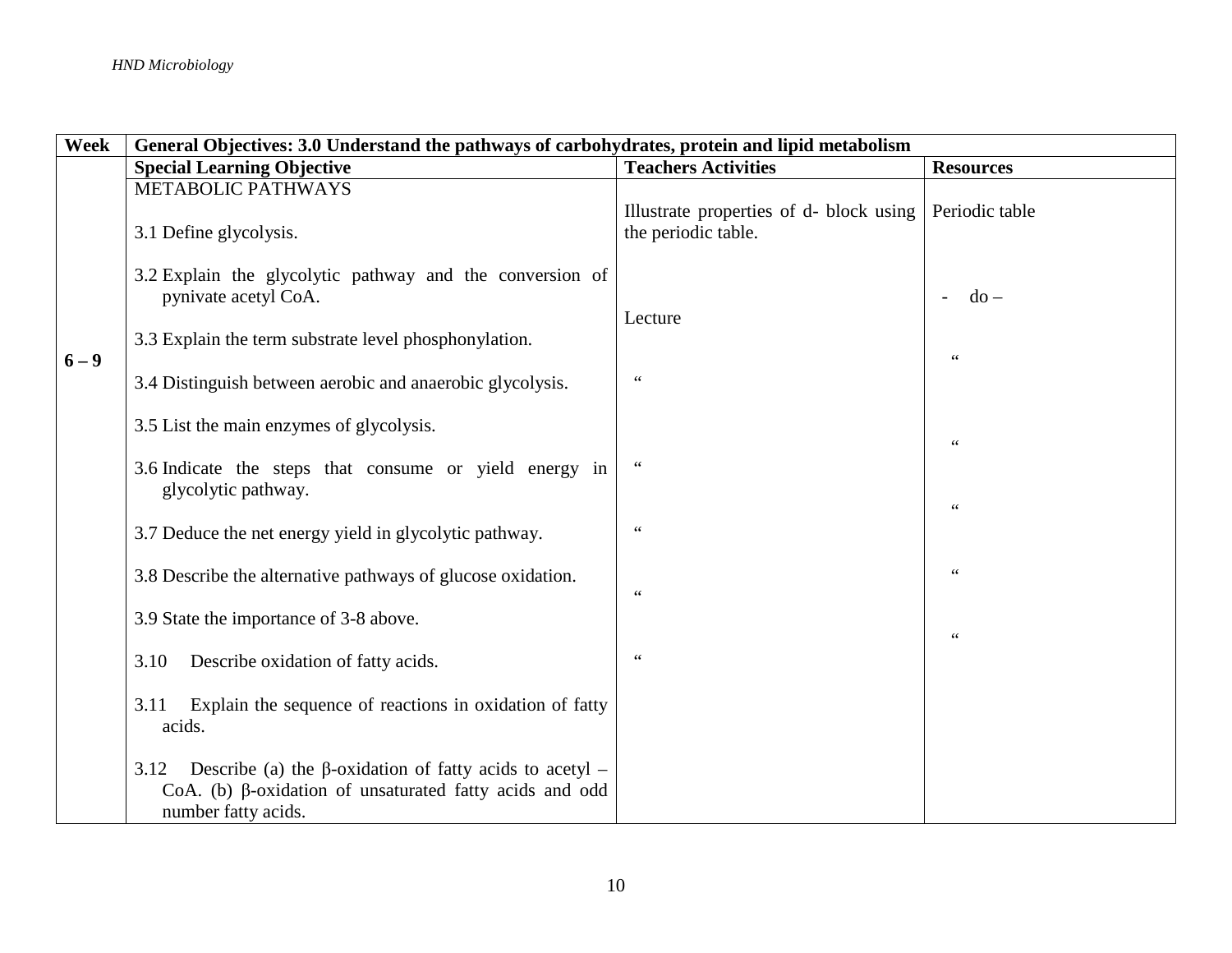| Week | General Objectives: 3.0 Understand the pathways of carbohydrates, protein and lipid metabolism | | |
|---|---|---|---|
| | **Special Learning Objective** | **Teachers Activities** | **Resources** |
| 6 – 9 | METABOLIC PATHWAYS<br><br>3.1 Define glycolysis.<br><br>3.2 Explain the glycolytic pathway and the conversion of pynivate acetyl CoA.<br><br>3.3 Explain the term substrate level phosphonylation.<br><br>3.4 Distinguish between aerobic and anaerobic glycolysis.<br><br>3.5 List the main enzymes of glycolysis.<br><br>3.6 Indicate the steps that consume or yield energy in glycolytic pathway.<br><br>3.7 Deduce the net energy yield in glycolytic pathway.<br><br>3.8 Describe the alternative pathways of glucose oxidation.<br><br>3.9 State the importance of 3-8 above.<br><br>3.10 Describe oxidation of fatty acids.<br><br>3.11 Explain the sequence of reactions in oxidation of fatty acids.<br><br>3.12 Describe (a) the β-oxidation of fatty acids to acetyl – CoA. (b) β-oxidation of unsaturated fatty acids and odd number fatty acids. | Illustrate properties of d- block using the periodic table.<br><br>Lecture<br><br>"<br><br>"<br><br>"<br><br>"<br><br>" | Periodic table<br><br>- do –<br><br>"<br><br>"<br><br>"<br><br>"<br><br>" |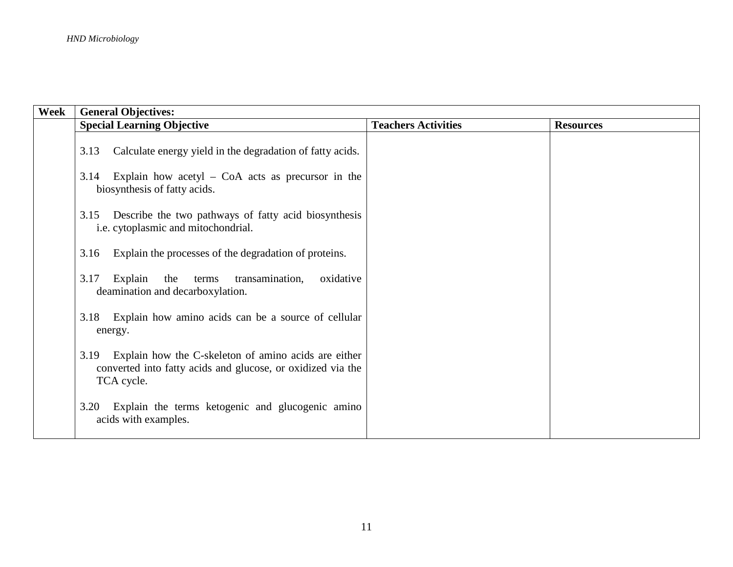| Week | General Objectives: | | |
|---|---|---|---|
| | **Special Learning Objective** | **Teachers Activities** | **Resources** |
| | 3.13 Calculate energy yield in the degradation of fatty acids.<br><br>3.14 Explain how acetyl – CoA acts as precursor in the biosynthesis of fatty acids.<br><br>3.15 Describe the two pathways of fatty acid biosynthesis i.e. cytoplasmic and mitochondrial.<br><br>3.16 Explain the processes of the degradation of proteins.<br><br>3.17 Explain the terms transamination, oxidative deamination and decarboxylation.<br><br>3.18 Explain how amino acids can be a source of cellular energy.<br><br>3.19 Explain how the C-skeleton of amino acids are either converted into fatty acids and glucose, or oxidized via the TCA cycle.<br><br>3.20 Explain the terms ketogenic and glucogenic amino acids with examples. | | |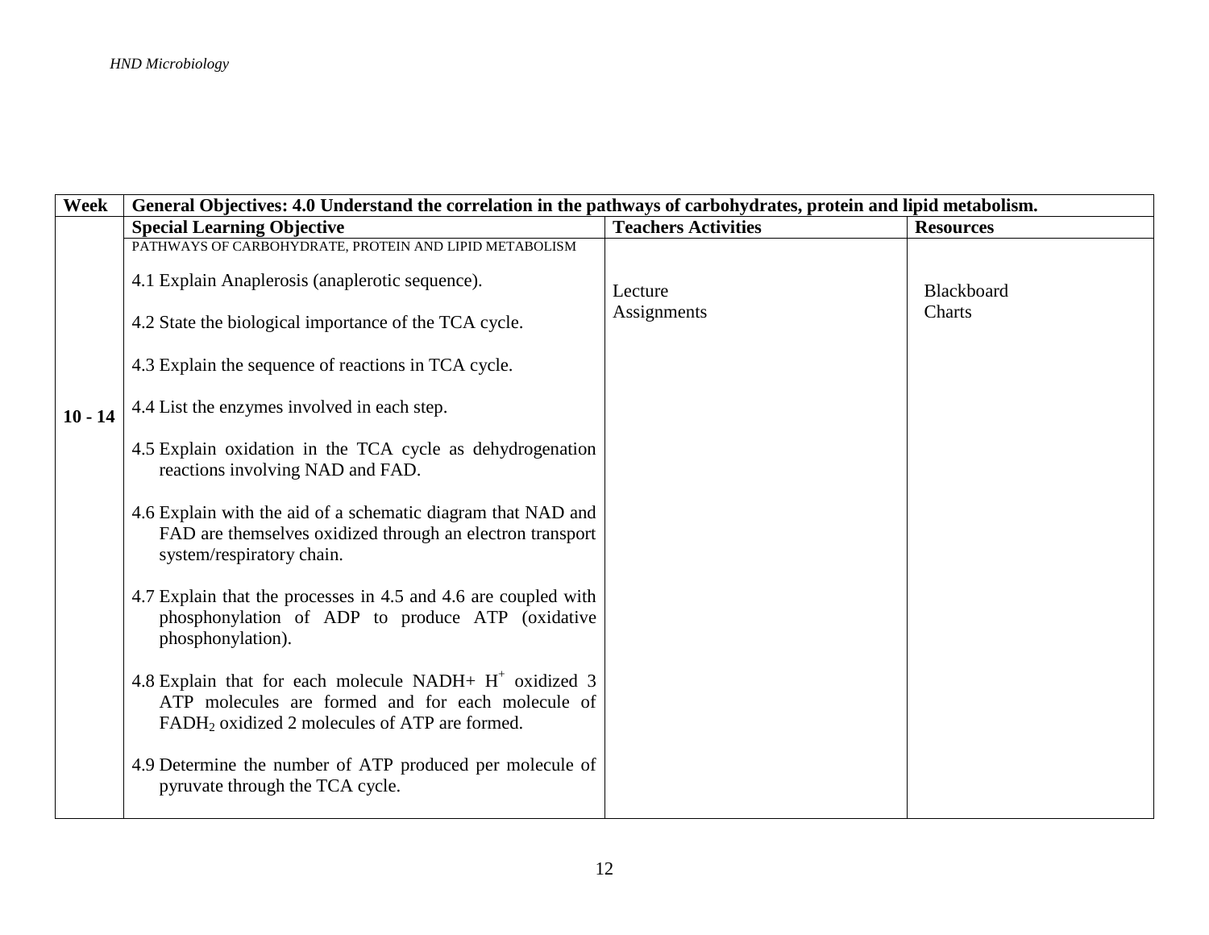| Week | General Objectives: 4.0 Understand the correlation in the pathways of carbohydrates, protein and lipid metabolism. | | |
|---|---|---|---|
| | **Special Learning Objective** | **Teachers Activities** | **Resources** |
| 10 - 14 | PATHWAYS OF CARBOHYDRATE, PROTEIN AND LIPID METABOLISM<br><br>4.1 Explain Anaplerosis (anaplerotic sequence).<br><br>4.2 State the biological importance of the TCA cycle.<br><br>4.3 Explain the sequence of reactions in TCA cycle.<br><br>4.4 List the enzymes involved in each step.<br><br>4.5 Explain oxidation in the TCA cycle as dehydrogenation reactions involving NAD and FAD.<br><br>4.6 Explain with the aid of a schematic diagram that NAD and FAD are themselves oxidized through an electron transport system/respiratory chain.<br><br>4.7 Explain that the processes in 4.5 and 4.6 are coupled with phosphonylation of ADP to produce ATP (oxidative phosphonylation).<br><br>4.8 Explain that for each molecule NADH+ $H^+$ oxidized 3 ATP molecules are formed and for each molecule of $FADH_2$ oxidized 2 molecules of ATP are formed.<br><br>4.9 Determine the number of ATP produced per molecule of pyruvate through the TCA cycle. | Lecture<br>Assignments | Blackboard<br>Charts |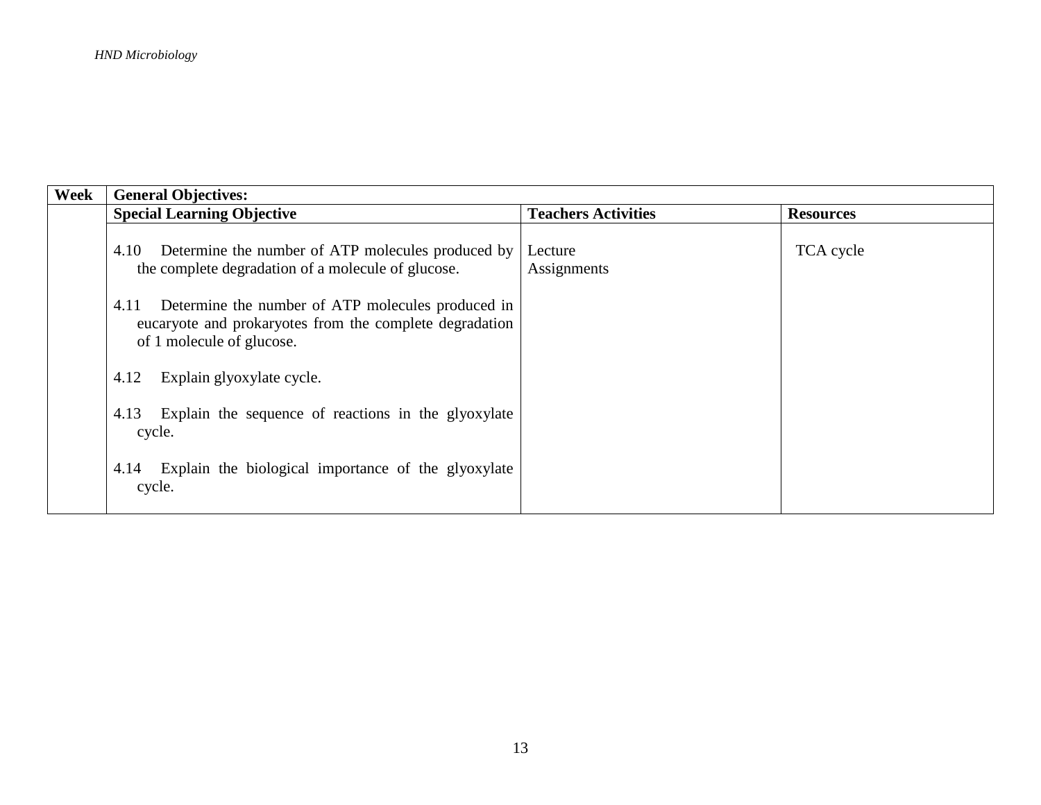| Week | General Objectives: | | |
|---|---|---|---|
| | **Special Learning Objective** | **Teachers Activities** | **Resources** |
| | 4.10 Determine the number of ATP molecules produced by the complete degradation of a molecule of glucose.<br><br>4.11 Determine the number of ATP molecules produced in eucaryote and prokaryotes from the complete degradation of 1 molecule of glucose.<br><br>4.12 Explain glyoxylate cycle.<br><br>4.13 Explain the sequence of reactions in the glyoxylate cycle.<br><br>4.14 Explain the biological importance of the glyoxylate cycle. | Lecture<br>Assignments | TCA cycle |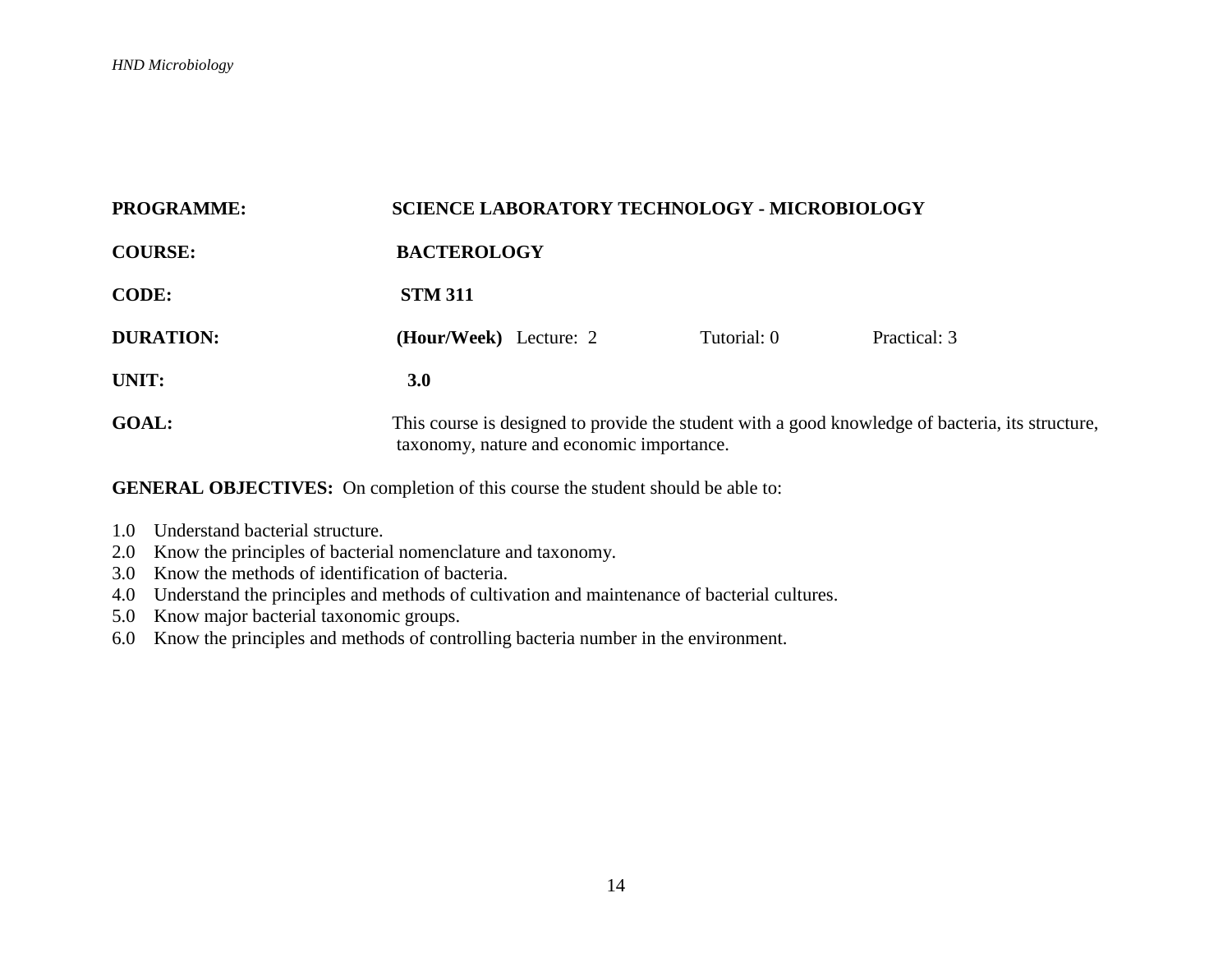**PROGRAMME:** SCIENCE LABORATORY TECHNOLOGY - MICROBIOLOGY

**COURSE:** BACTEROLOGY

**CODE:** STM 311

**DURATION:** **(Hour/Week)** Lecture: 2 Tutorial: 0 Practical: 3

**UNIT:** 3.0

**GOAL:** This course is designed to provide the student with a good knowledge of bacteria, its structure, taxonomy, nature and economic importance.

**GENERAL OBJECTIVES:** On completion of this course the student should be able to:

1.0 Understand bacterial structure.
2.0 Know the principles of bacterial nomenclature and taxonomy.
3.0 Know the methods of identification of bacteria.
4.0 Understand the principles and methods of cultivation and maintenance of bacterial cultures.
5.0 Know major bacterial taxonomic groups.
6.0 Know the principles and methods of controlling bacteria number in the environment.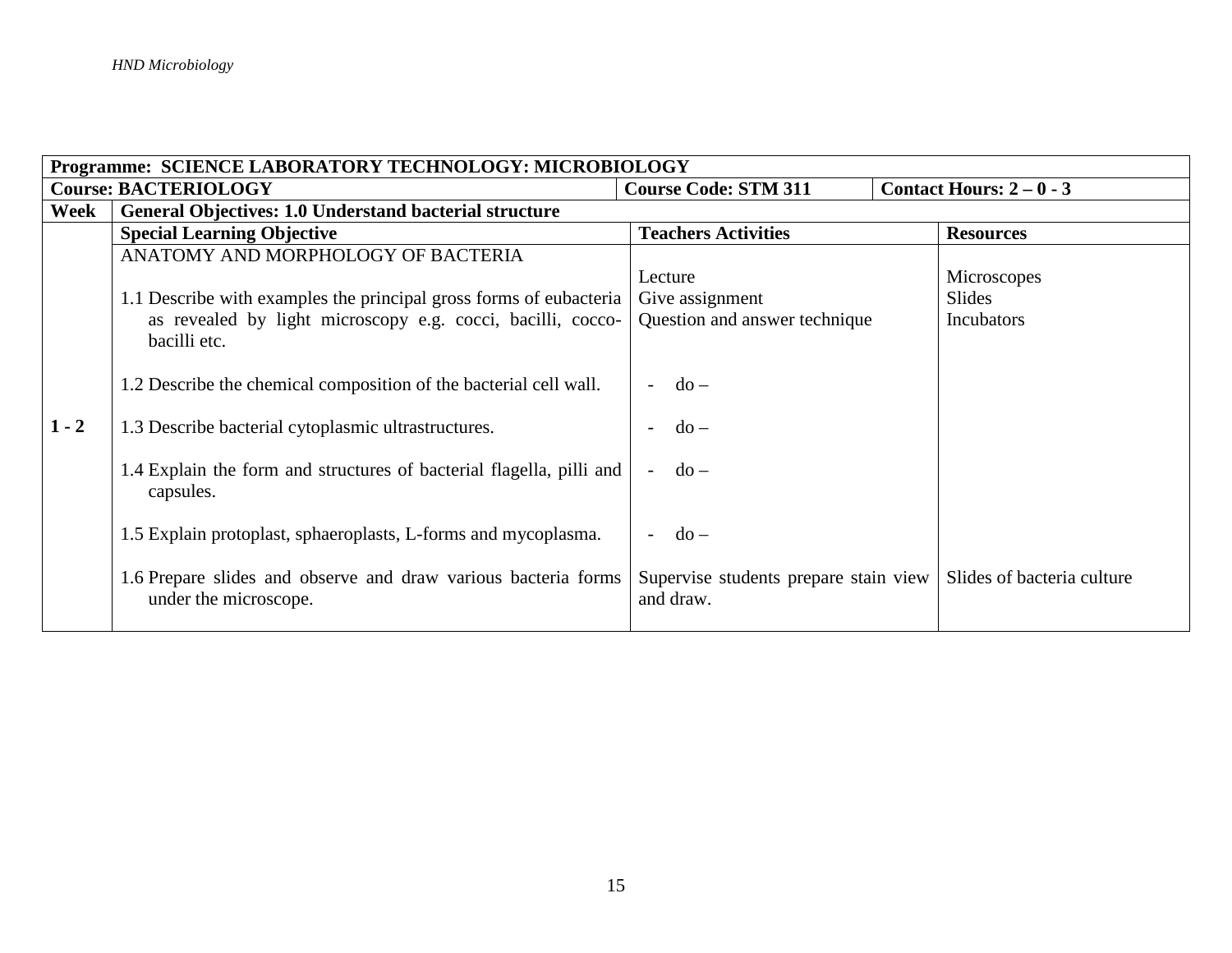| Programme: SCIENCE LABORATORY TECHNOLOGY: MICROBIOLOGY | | | |
|---|---|---|---|
| **Course: BACTERIOLOGY** | | **Course Code: STM 311** | **Contact Hours: 2 – 0 - 3** |
| **Week** | **General Objectives: 1.0 Understand bacterial structure** | | |
| | **Special Learning Objective** | **Teachers Activities** | **Resources** |
| **1 - 2** | ANATOMY AND MORPHOLOGY OF BACTERIA<br><br>1.1 Describe with examples the principal gross forms of eubacteria as revealed by light microscopy e.g. cocci, bacilli, cocco-bacilli etc. | Lecture<br>Give assignment<br>Question and answer technique | Microscopes<br>Slides<br>Incubators |
| | 1.2 Describe the chemical composition of the bacterial cell wall. | - do – | |
| | 1.3 Describe bacterial cytoplasmic ultrastructures. | - do – | |
| | 1.4 Explain the form and structures of bacterial flagella, pilli and capsules. | - do – | |
| | 1.5 Explain protoplast, sphaeroplasts, L-forms and mycoplasma. | - do – | |
| | 1.6 Prepare slides and observe and draw various bacteria forms under the microscope. | Supervise students prepare stain view and draw. | Slides of bacteria culture |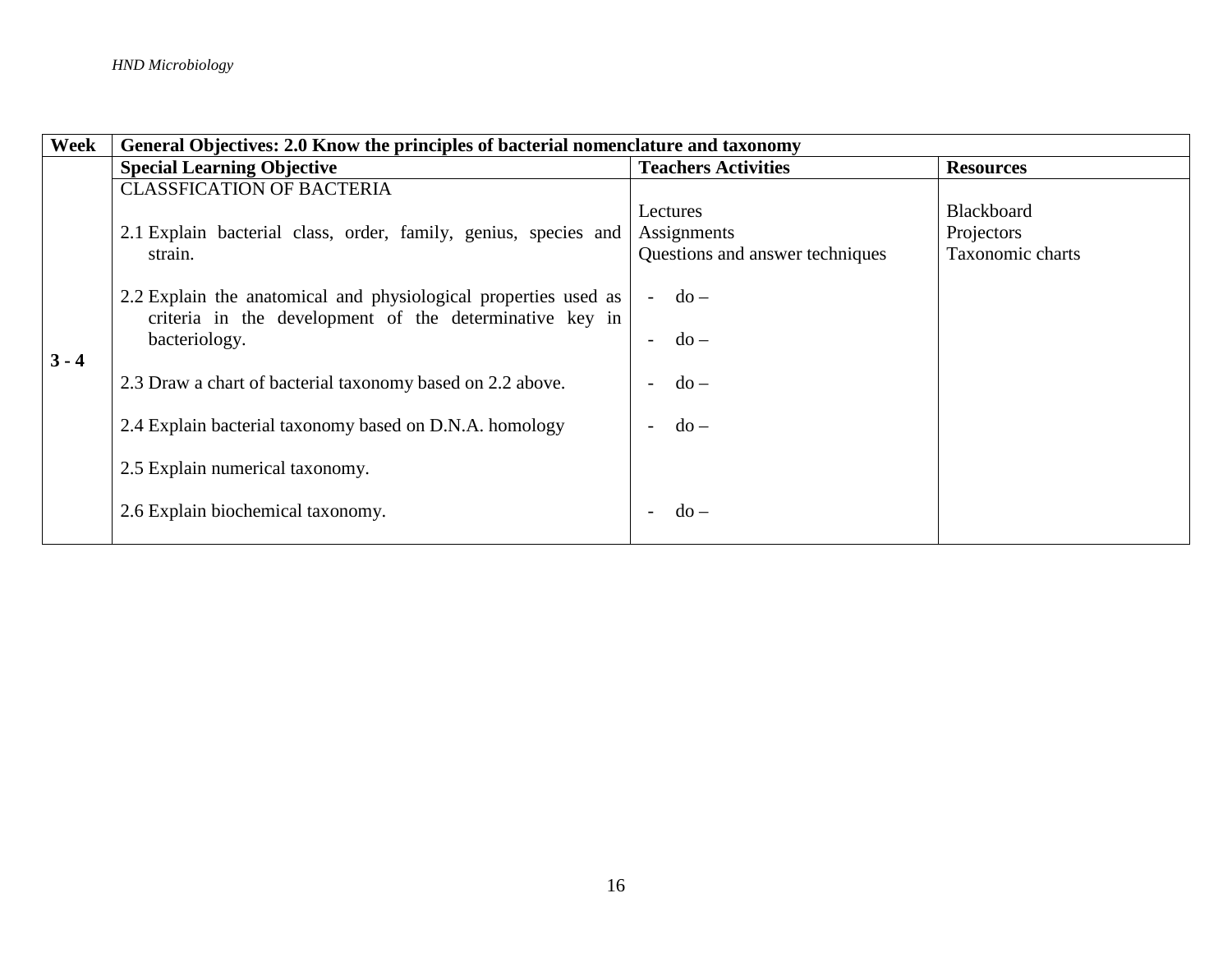| Week | General Objectives: 2.0 Know the principles of bacterial nomenclature and taxonomy | | |
|---|---|---|---|
| | **Special Learning Objective** | **Teachers Activities** | **Resources** |
| **3 - 4** | CLASSFICATION OF BACTERIA<br><br>2.1 Explain bacterial class, order, family, genius, species and strain.<br><br>2.2 Explain the anatomical and physiological properties used as criteria in the development of the determinative key in bacteriology.<br><br>2.3 Draw a chart of bacterial taxonomy based on 2.2 above.<br><br>2.4 Explain bacterial taxonomy based on D.N.A. homology<br><br>2.5 Explain numerical taxonomy.<br><br>2.6 Explain biochemical taxonomy. | Lectures<br>Assignments<br>Questions and answer techniques<br><br>- do –<br><br>- do –<br><br>- do –<br><br>- do –<br><br><br>- do – | Blackboard<br>Projectors<br>Taxonomic charts |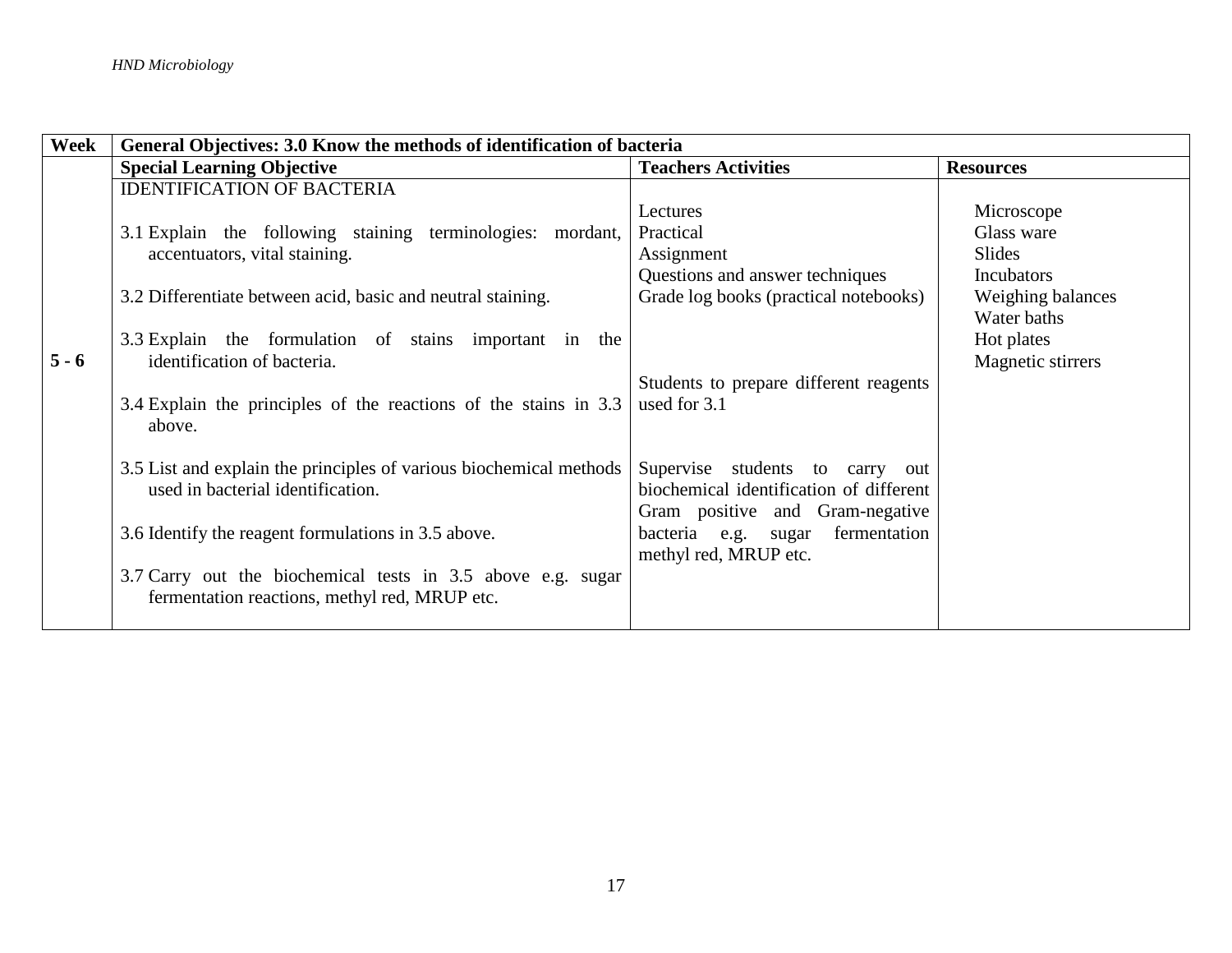| Week | General Objectives: 3.0 Know the methods of identification of bacteria | | |
|---|---|---|---|
| | **Special Learning Objective** | **Teachers Activities** | **Resources** |
| **5 - 6** | IDENTIFICATION OF BACTERIA<br><br>3.1 Explain the following staining terminologies: mordant, accentuators, vital staining.<br><br>3.2 Differentiate between acid, basic and neutral staining.<br><br>3.3 Explain the formulation of stains important in the identification of bacteria.<br><br>3.4 Explain the principles of the reactions of the stains in 3.3 above.<br><br>3.5 List and explain the principles of various biochemical methods used in bacterial identification.<br><br>3.6 Identify the reagent formulations in 3.5 above.<br><br>3.7 Carry out the biochemical tests in 3.5 above e.g. sugar fermentation reactions, methyl red, MRUP etc. | Lectures<br>Practical<br>Assignment<br>Questions and answer techniques<br>Grade log books (practical notebooks)<br><br>Students to prepare different reagents used for 3.1<br><br>Supervise students to carry out biochemical identification of different Gram positive and Gram-negative bacteria e.g. sugar fermentation methyl red, MRUP etc. | Microscope<br>Glass ware<br>Slides<br>Incubators<br>Weighing balances<br>Water baths<br>Hot plates<br>Magnetic stirrers |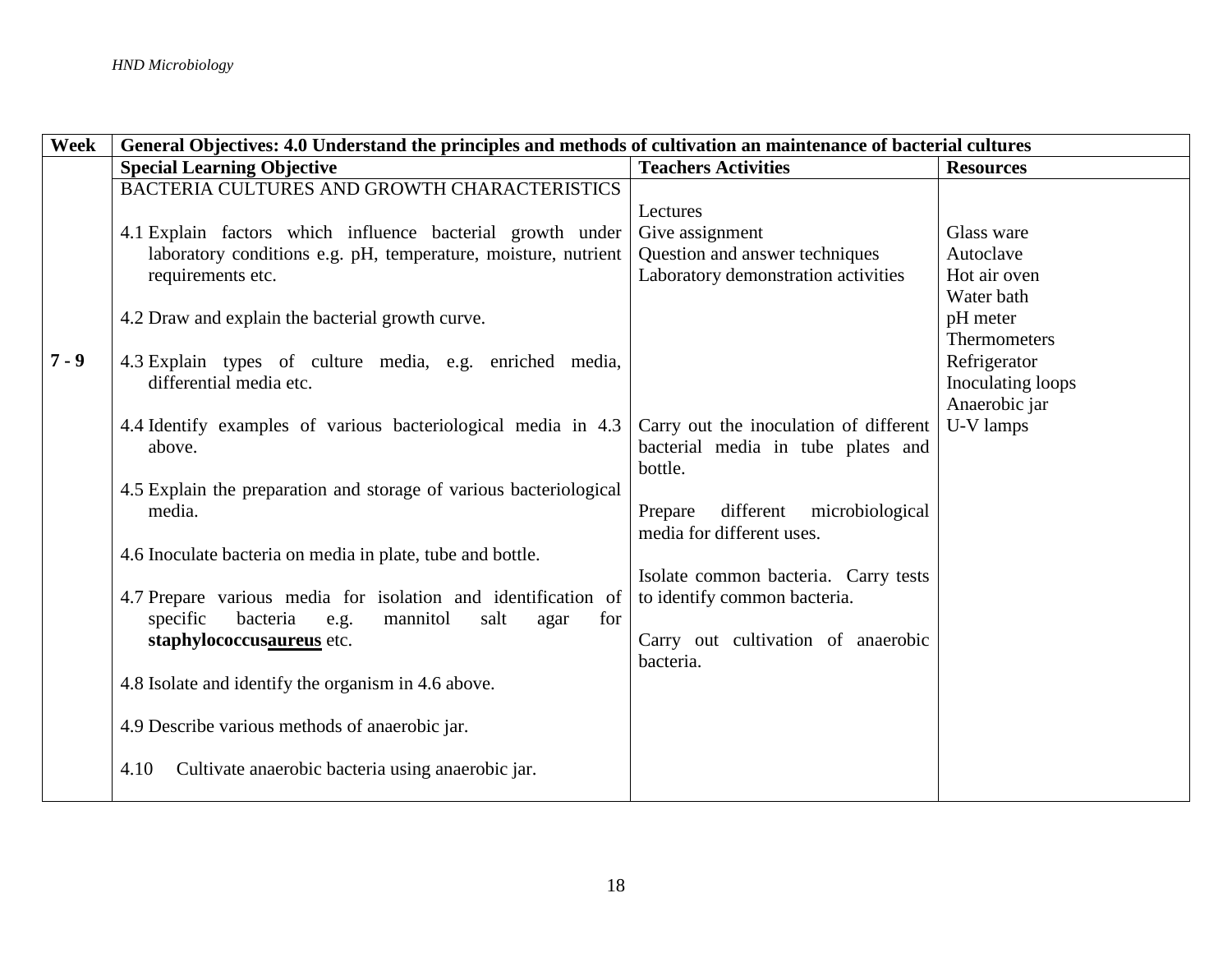| Week | General Objectives: 4.0 Understand the principles and methods of cultivation an maintenance of bacterial cultures | | |
|---|---|---|---|
| | **Special Learning Objective** | **Teachers Activities** | **Resources** |
| 7 - 9 | BACTERIA CULTURES AND GROWTH CHARACTERISTICS<br><br>4.1 Explain factors which influence bacterial growth under laboratory conditions e.g. pH, temperature, moisture, nutrient requirements etc.<br><br>4.2 Draw and explain the bacterial growth curve.<br><br>4.3 Explain types of culture media, e.g. enriched media, differential media etc.<br><br>4.4 Identify examples of various bacteriological media in 4.3 above.<br><br>4.5 Explain the preparation and storage of various bacteriological media.<br><br>4.6 Inoculate bacteria on media in plate, tube and bottle.<br><br>4.7 Prepare various media for isolation and identification of specific bacteria e.g. mannitol salt agar for **staphylococcus<u>aureus</u>** etc.<br><br>4.8 Isolate and identify the organism in 4.6 above.<br><br>4.9 Describe various methods of anaerobic jar.<br><br>4.10 Cultivate anaerobic bacteria using anaerobic jar. | Lectures<br>Give assignment<br>Question and answer techniques<br>Laboratory demonstration activities<br><br>Carry out the inoculation of different bacterial media in tube plates and bottle.<br><br>Prepare different microbiological media for different uses.<br><br>Isolate common bacteria. Carry tests to identify common bacteria.<br><br>Carry out cultivation of anaerobic bacteria. | Glass ware<br>Autoclave<br>Hot air oven<br>Water bath<br>pH meter<br>Thermometers<br>Refrigerator<br>Inoculating loops<br>Anaerobic jar<br>U-V lamps |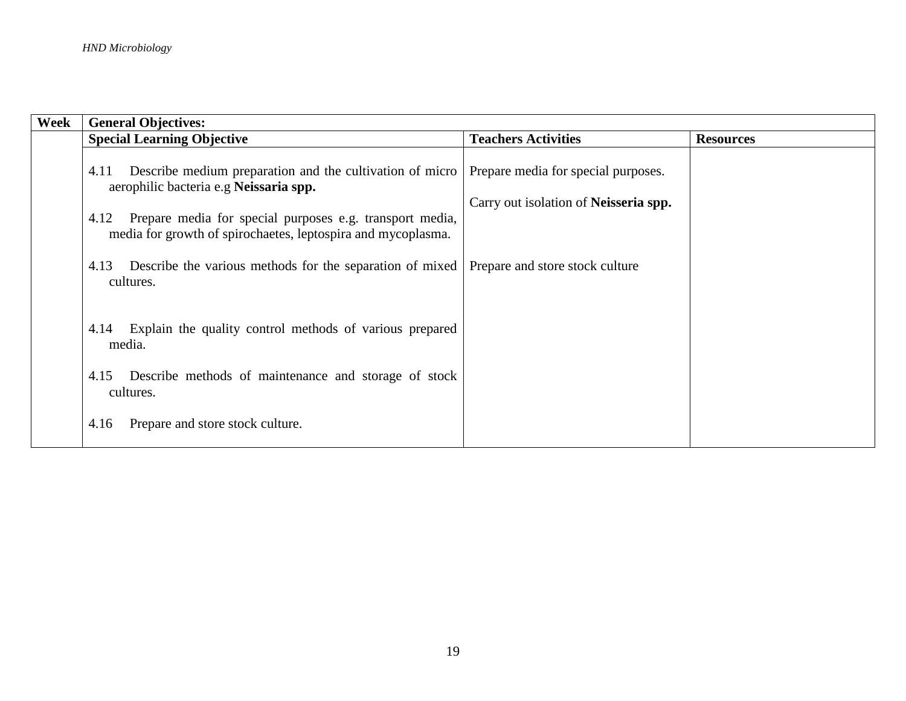| Week | General Objectives: | | |
|---|---|---|---|
| | **Special Learning Objective** | **Teachers Activities** | **Resources** |
| | 4.11 Describe medium preparation and the cultivation of micro aerophilic bacteria e.g **Neissaria spp.**<br><br>4.12 Prepare media for special purposes e.g. transport media, media for growth of spirochaetes, leptospira and mycoplasma.<br><br>4.13 Describe the various methods for the separation of mixed cultures.<br><br>4.14 Explain the quality control methods of various prepared media.<br><br>4.15 Describe methods of maintenance and storage of stock cultures.<br><br>4.16 Prepare and store stock culture. | Prepare media for special purposes.<br><br>Carry out isolation of **Neisseria spp.**<br><br>Prepare and store stock culture | |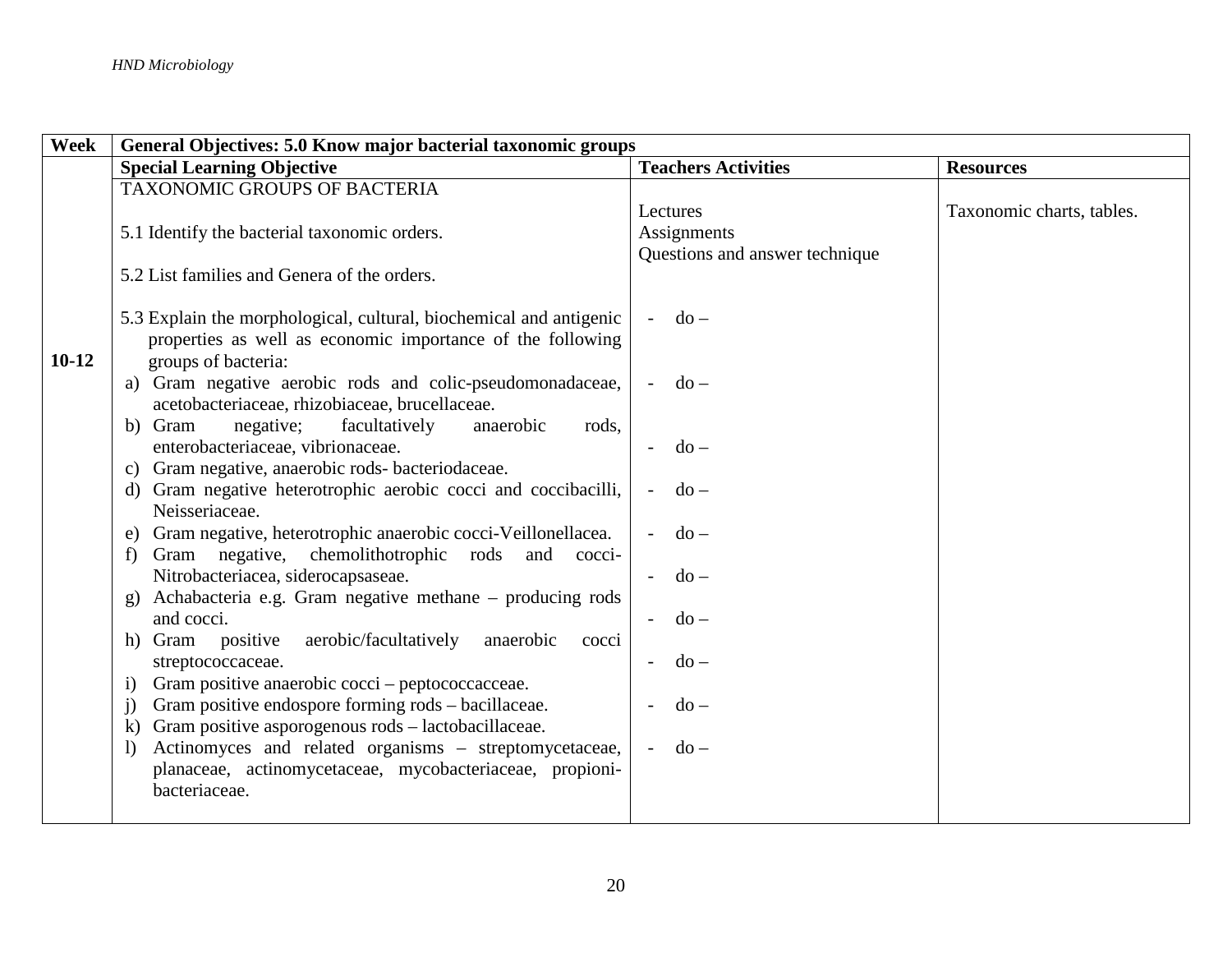| Week | General Objectives: 5.0 Know major bacterial taxonomic groups | | |
|---|---|---|---|
| | **Special Learning Objective** | **Teachers Activities** | **Resources** |
| **10-12** | TAXONOMIC GROUPS OF BACTERIA<br><br>5.1 Identify the bacterial taxonomic orders.<br><br>5.2 List families and Genera of the orders.<br><br>5.3 Explain the morphological, cultural, biochemical and antigenic properties as well as economic importance of the following groups of bacteria:<br>a) Gram negative aerobic rods and colic-pseudomonadaceae, acetobacteriaceae, rhizobiaceae, brucellaceae.<br>b) Gram negative; facultatively anaerobic rods, enterobacteriaceae, vibrionaceae.<br>c) Gram negative, anaerobic rods- bacteriodaceae.<br>d) Gram negative heterotrophic aerobic cocci and coccibacilli, Neisseriaceae.<br>e) Gram negative, heterotrophic anaerobic cocci-Veillonellacea.<br>f) Gram negative, chemolithotrophic rods and cocci-Nitrobacteriacea, siderocapsaseae.<br>g) Achabacteria e.g. Gram negative methane – producing rods and cocci.<br>h) Gram positive aerobic/facultatively anaerobic cocci streptococcaceae.<br>i) Gram positive anaerobic cocci – peptococcacceae.<br>j) Gram positive endospore forming rods – bacillaceae.<br>k) Gram positive asporogenous rods – lactobacillaceae.<br>l) Actinomyces and related organisms – streptomycetaceae, planaceae, actinomycetaceae, mycobacteriaceae, propioni-bacteriaceae. | Lectures<br>Assignments<br>Questions and answer technique<br><br>- do –<br><br>- do –<br><br>- do –<br><br>- do –<br><br>- do –<br><br>- do –<br><br>- do –<br><br>- do –<br><br>- do –<br><br>- do – | Taxonomic charts, tables. |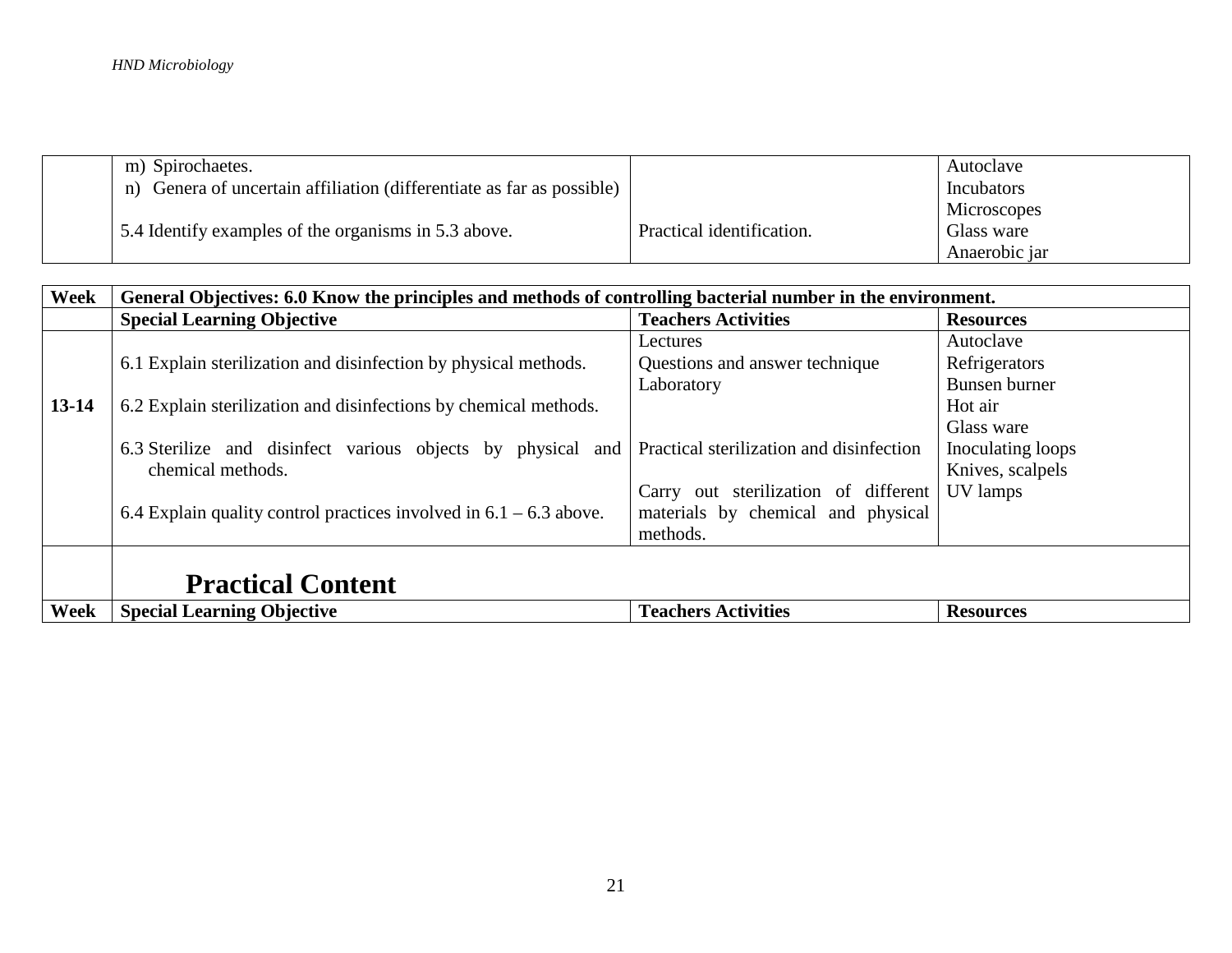| | | | |
|---|---|---|---|
| | m) Spirochaetes.<br>n) Genera of uncertain affiliation (differentiate as far as possible)<br><br>5.4 Identify examples of the organisms in 5.3 above. | <br><br><br>Practical identification. | Autoclave<br>Incubators<br>Microscopes<br>Glass ware<br>Anaerobic jar |

| Week | General Objectives: 6.0 Know the principles and methods of controlling bacterial number in the environment. | | |
|---|---|---|---|
| | **Special Learning Objective** | **Teachers Activities** | **Resources** |
| **13-14** | 6.1 Explain sterilization and disinfection by physical methods.<br><br>6.2 Explain sterilization and disinfections by chemical methods.<br><br>6.3 Sterilize and disinfect various objects by physical and chemical methods.<br><br>6.4 Explain quality control practices involved in 6.1 – 6.3 above. | Lectures<br>Questions and answer technique<br>Laboratory<br><br>Practical sterilization and disinfection<br><br>Carry out sterilization of different materials by chemical and physical methods. | Autoclave<br>Refrigerators<br>Bunsen burner<br>Hot air<br>Glass ware<br>Inoculating loops<br>Knives, scalpels<br>UV lamps |
| | **Practical Content** | | |
| **Week** | **Special Learning Objective** | **Teachers Activities** | **Resources** |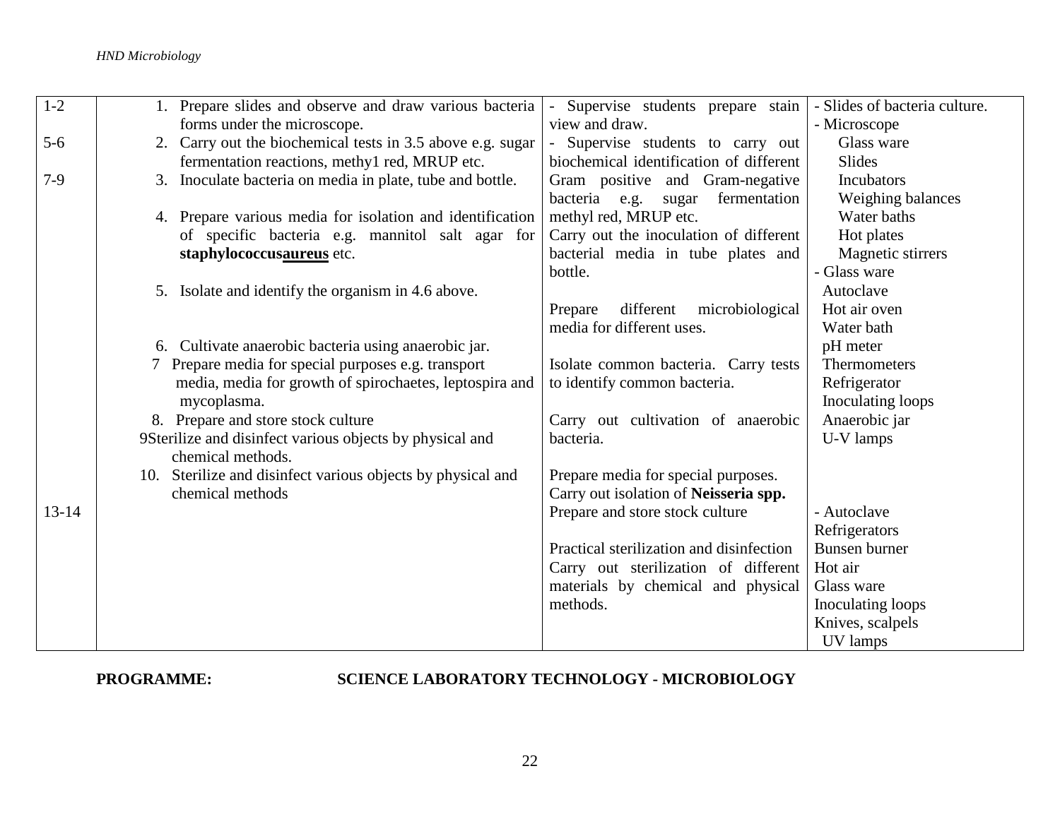| | | | |
|---|---|---|---|
| 1-2<br><br>5-6<br><br>7-9<br><br><br><br><br><br><br><br><br><br><br><br><br><br><br><br><br><br><br><br>13-14 | 1. Prepare slides and observe and draw various bacteria forms under the microscope.<br>2. Carry out the biochemical tests in 3.5 above e.g. sugar fermentation reactions, methy1 red, MRUP etc.<br>3. Inoculate bacteria on media in plate, tube and bottle.<br><br>4. Prepare various media for isolation and identification of specific bacteria e.g. mannitol salt agar for **staphylococcus<u>aureus</u>** etc.<br><br>5. Isolate and identify the organism in 4.6 above.<br><br><br>6. Cultivate anaerobic bacteria using anaerobic jar.<br>7 Prepare media for special purposes e.g. transport media, media for growth of spirochaetes, leptospira and mycoplasma.<br>8. Prepare and store stock culture<br>9Sterilize and disinfect various objects by physical and chemical methods.<br>10. Sterilize and disinfect various objects by physical and chemical methods | - Supervise students prepare stain view and draw.<br>- Supervise students to carry out biochemical identification of different Gram positive and Gram-negative bacteria e.g. sugar fermentation methyl red, MRUP etc.<br>Carry out the inoculation of different bacterial media in tube plates and bottle.<br><br>Prepare different microbiological media for different uses.<br><br>Isolate common bacteria. Carry tests to identify common bacteria.<br><br>Carry out cultivation of anaerobic bacteria.<br><br>Prepare media for special purposes.<br>Carry out isolation of **Neisseria spp.**<br>Prepare and store stock culture<br><br>Practical sterilization and disinfection<br>Carry out sterilization of different materials by chemical and physical methods. | - Slides of bacteria culture.<br>- Microscope<br>Glass ware<br>Slides<br>Incubators<br>Weighing balances<br>Water baths<br>Hot plates<br>Magnetic stirrers<br>- Glass ware<br>Autoclave<br>Hot air oven<br>Water bath<br>pH meter<br>Thermometers<br>Refrigerator<br>Inoculating loops<br>Anaerobic jar<br>U-V lamps<br><br><br>- Autoclave<br>Refrigerators<br>Bunsen burner<br>Hot air<br>Glass ware<br>Inoculating loops<br>Knives, scalpels<br>UV lamps |

**PROGRAMME: SCIENCE LABORATORY TECHNOLOGY - MICROBIOLOGY**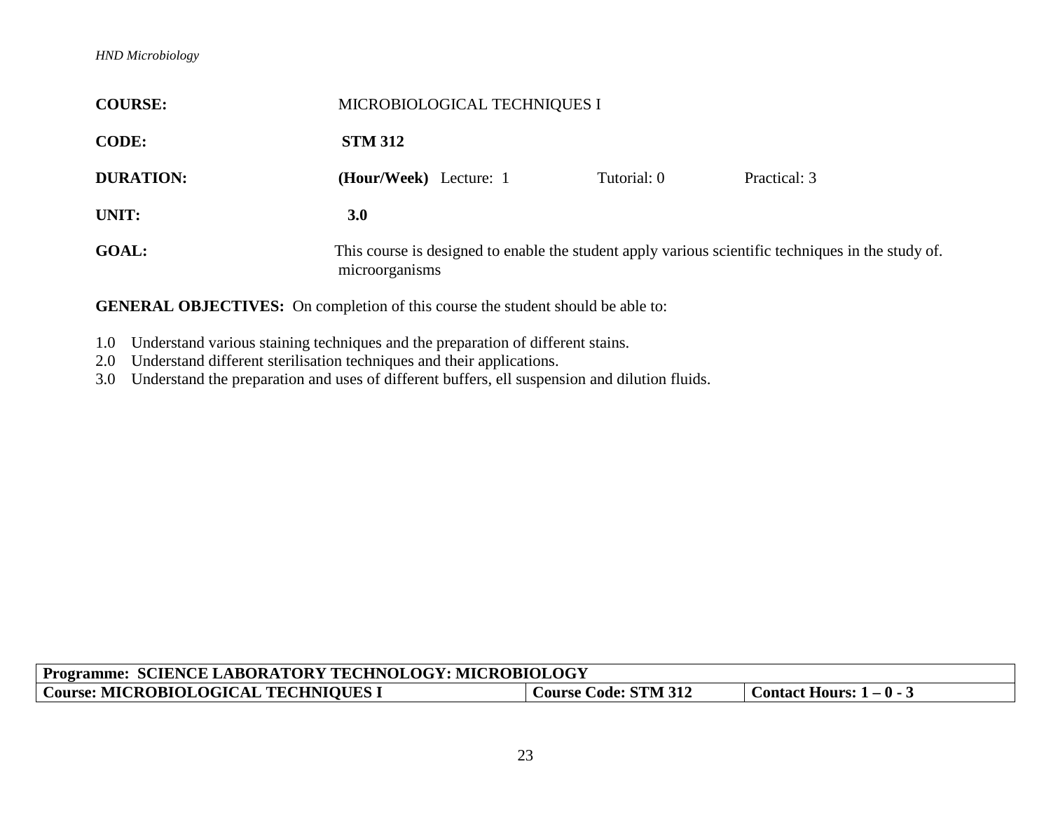**COURSE:** MICROBIOLOGICAL TECHNIQUES I

**CODE:** **STM 312**

**DURATION:** **(Hour/Week)** Lecture: 1 Tutorial: 0 Practical: 3

**UNIT:** **3.0**

**GOAL:** This course is designed to enable the student apply various scientific techniques in the study of. microorganisms

**GENERAL OBJECTIVES:** On completion of this course the student should be able to:

1.0 Understand various staining techniques and the preparation of different stains.
2.0 Understand different sterilisation techniques and their applications.
3.0 Understand the preparation and uses of different buffers, ell suspension and dilution fluids.

| Programme: SCIENCE LABORATORY TECHNOLOGY: MICROBIOLOGY | | |
|---|---|---|
| **Course: MICROBIOLOGICAL TECHNIQUES I** | **Course Code: STM 312** | **Contact Hours: 1 – 0 - 3** |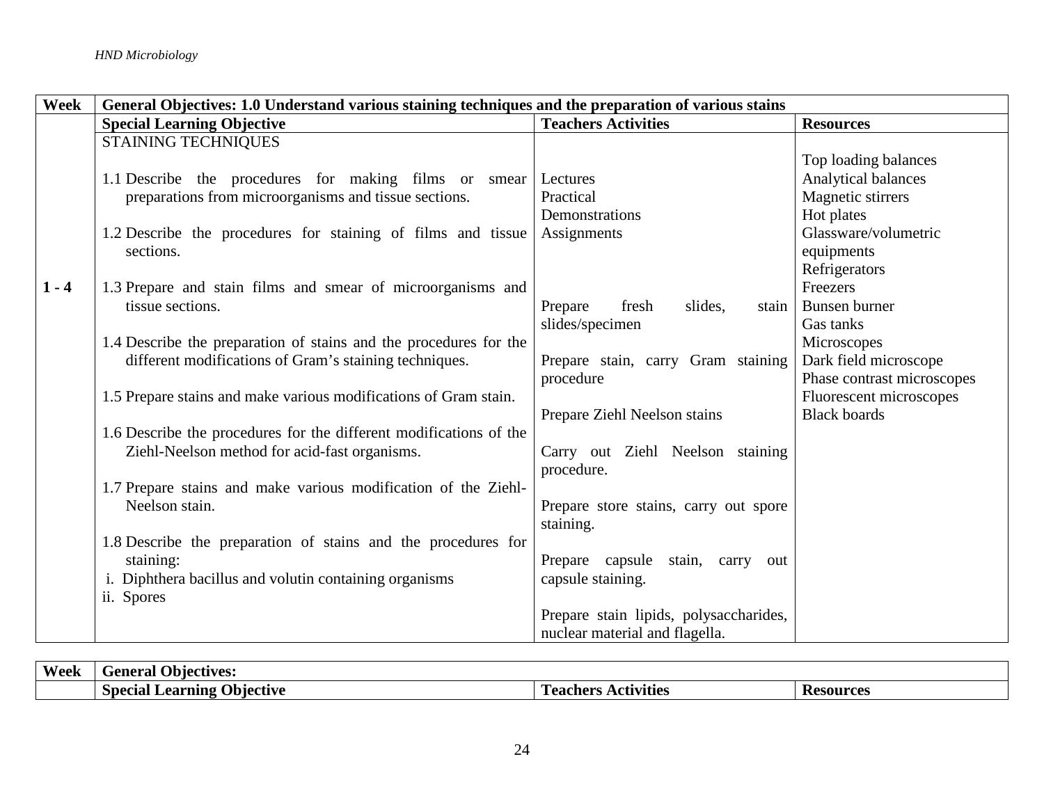| Week | General Objectives: 1.0 Understand various staining techniques and the preparation of various stains | | |
|---|---|---|---|
| | **Special Learning Objective** | **Teachers Activities** | **Resources** |
| 1 - 4 | STAINING TECHNIQUES<br><br>1.1 Describe the procedures for making films or smear preparations from microorganisms and tissue sections.<br><br>1.2 Describe the procedures for staining of films and tissue sections.<br><br>1.3 Prepare and stain films and smear of microorganisms and tissue sections.<br><br>1.4 Describe the preparation of stains and the procedures for the different modifications of Gram's staining techniques.<br><br>1.5 Prepare stains and make various modifications of Gram stain.<br><br>1.6 Describe the procedures for the different modifications of the Ziehl-Neelson method for acid-fast organisms.<br><br>1.7 Prepare stains and make various modification of the Ziehl-Neelson stain.<br><br>1.8 Describe the preparation of stains and the procedures for staining:<br>i. Diphthera bacillus and volutin containing organisms<br>ii. Spores | Lectures<br>Practical<br>Demonstrations<br>Assignments<br><br>Prepare fresh slides, stain slides/specimen<br><br>Prepare stain, carry Gram staining procedure<br><br>Prepare Ziehl Neelson stains<br><br>Carry out Ziehl Neelson staining procedure.<br><br>Prepare store stains, carry out spore staining.<br><br>Prepare capsule stain, carry out capsule staining.<br><br>Prepare stain lipids, polysaccharides, nuclear material and flagella. | Top loading balances<br>Analytical balances<br>Magnetic stirrers<br>Hot plates<br>Glassware/volumetric equipments<br>Refrigerators<br>Freezers<br>Bunsen burner<br>Gas tanks<br>Microscopes<br>Dark field microscope<br>Phase contrast microscopes<br>Fluorescent microscopes<br>Black boards |

| Week | General Objectives: | | |
|---|---|---|---|
| | **Special Learning Objective** | **Teachers Activities** | **Resources** |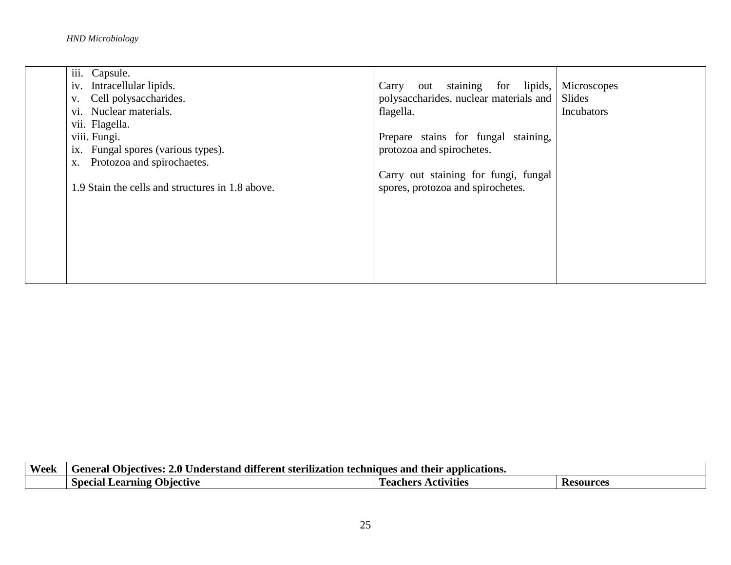| | | | |
|---|---|---|---|
| | iii. Capsule.<br>iv. Intracellular lipids.<br>v. Cell polysaccharides.<br>vi. Nuclear materials.<br>vii. Flagella.<br>viii. Fungi.<br>ix. Fungal spores (various types).<br>x. Protozoa and spirochaetes.<br><br>1.9 Stain the cells and structures in 1.8 above. | Carry out staining for lipids, polysaccharides, nuclear materials and flagella.<br><br>Prepare stains for fungal staining, protozoa and spirochetes.<br><br>Carry out staining for fungi, fungal spores, protozoa and spirochetes. | Microscopes<br>Slides<br>Incubators |

| Week | General Objectives: 2.0 Understand different sterilization techniques and their applications. | | |
|---|---|---|---|
| | **Special Learning Objective** | **Teachers Activities** | **Resources** |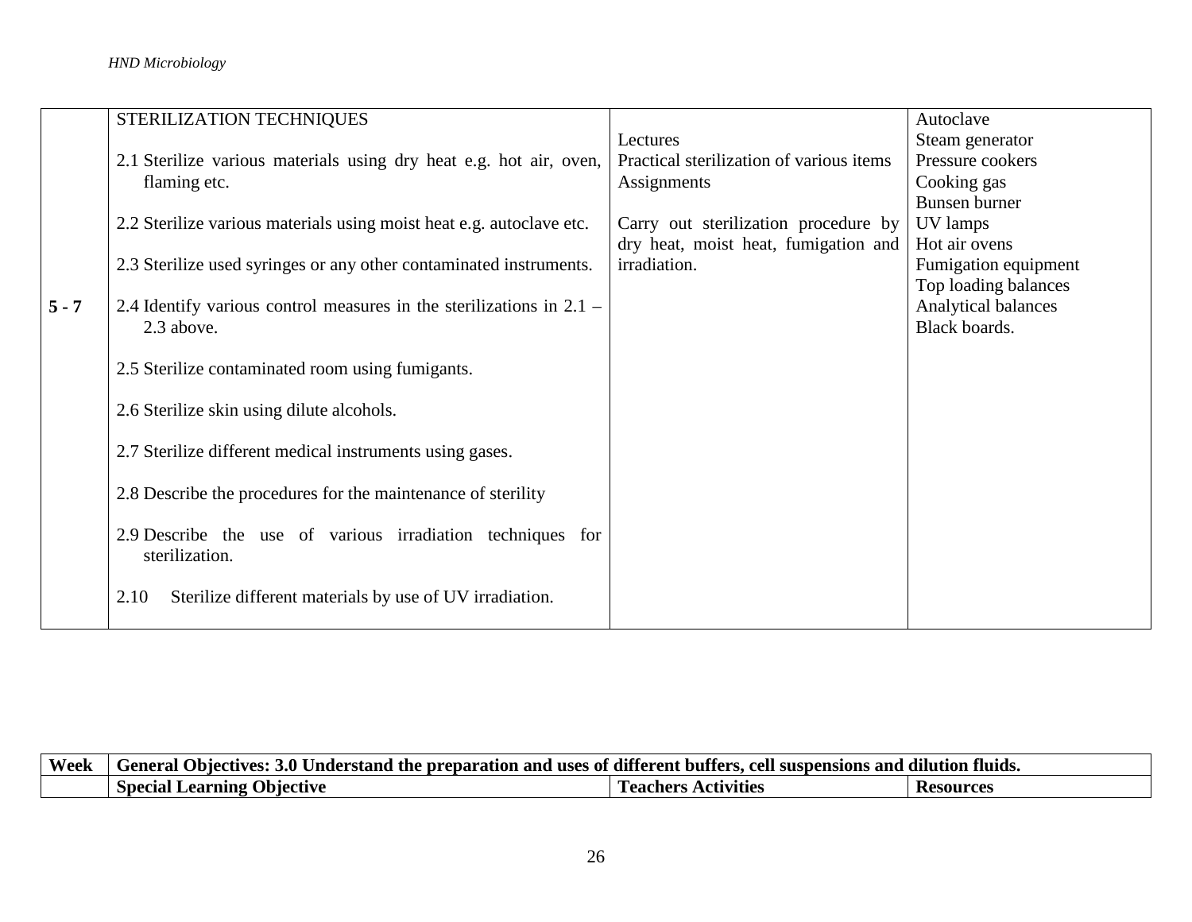| | | | |
|---|---|---|---|
| 5 - 7 | STERILIZATION TECHNIQUES<br><br>2.1 Sterilize various materials using dry heat e.g. hot air, oven, flaming etc.<br><br>2.2 Sterilize various materials using moist heat e.g. autoclave etc.<br><br>2.3 Sterilize used syringes or any other contaminated instruments.<br><br>2.4 Identify various control measures in the sterilizations in 2.1 – 2.3 above.<br><br>2.5 Sterilize contaminated room using fumigants.<br><br>2.6 Sterilize skin using dilute alcohols.<br><br>2.7 Sterilize different medical instruments using gases.<br><br>2.8 Describe the procedures for the maintenance of sterility<br><br>2.9 Describe the use of various irradiation techniques for sterilization.<br><br>2.10 Sterilize different materials by use of UV irradiation. | Lectures<br>Practical sterilization of various items<br>Assignments<br><br>Carry out sterilization procedure by dry heat, moist heat, fumigation and irradiation. | Autoclave<br>Steam generator<br>Pressure cookers<br>Cooking gas<br>Bunsen burner<br>UV lamps<br>Hot air ovens<br>Fumigation equipment<br>Top loading balances<br>Analytical balances<br>Black boards. |

| **Week** | **General Objectives: 3.0 Understand the preparation and uses of different buffers, cell suspensions and dilution fluids.** | | |
|---|---|---|---|
| | **Special Learning Objective** | **Teachers Activities** | **Resources** |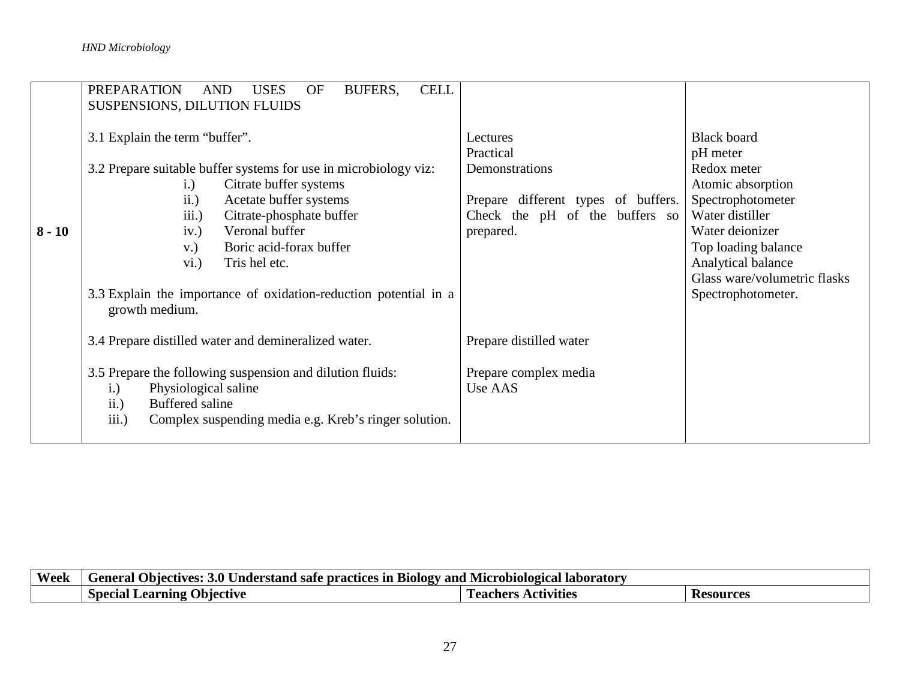| | | | |
|---|---|---|---|
| 8 - 10 | PREPARATION AND USES OF BUFERS, CELL SUSPENSIONS, DILUTION FLUIDS<br><br>3.1 Explain the term "buffer".<br><br>3.2 Prepare suitable buffer systems for use in microbiology viz:<br>i.) Citrate buffer systems<br>ii.) Acetate buffer systems<br>iii.) Citrate-phosphate buffer<br>iv.) Veronal buffer<br>v.) Boric acid-forax buffer<br>vi.) Tris hel etc.<br><br>3.3 Explain the importance of oxidation-reduction potential in a growth medium.<br><br>3.4 Prepare distilled water and demineralized water.<br><br>3.5 Prepare the following suspension and dilution fluids:<br>i.) Physiological saline<br>ii.) Buffered saline<br>iii.) Complex suspending media e.g. Kreb's ringer solution. | Lectures<br>Practical<br>Demonstrations<br><br>Prepare different types of buffers. Check the pH of the buffers so prepared.<br><br>Prepare distilled water<br><br>Prepare complex media<br>Use AAS | Black board<br>pH meter<br>Redox meter<br>Atomic absorption<br>Spectrophotometer<br>Water distiller<br>Water deionizer<br>Top loading balance<br>Analytical balance<br>Glass ware/volumetric flasks<br>Spectrophotometer. |

| Week | General Objectives: 3.0 Understand safe practices in Biology and Microbiological laboratory | | |
|---|---|---|---|
| | **Special Learning Objective** | **Teachers Activities** | **Resources** |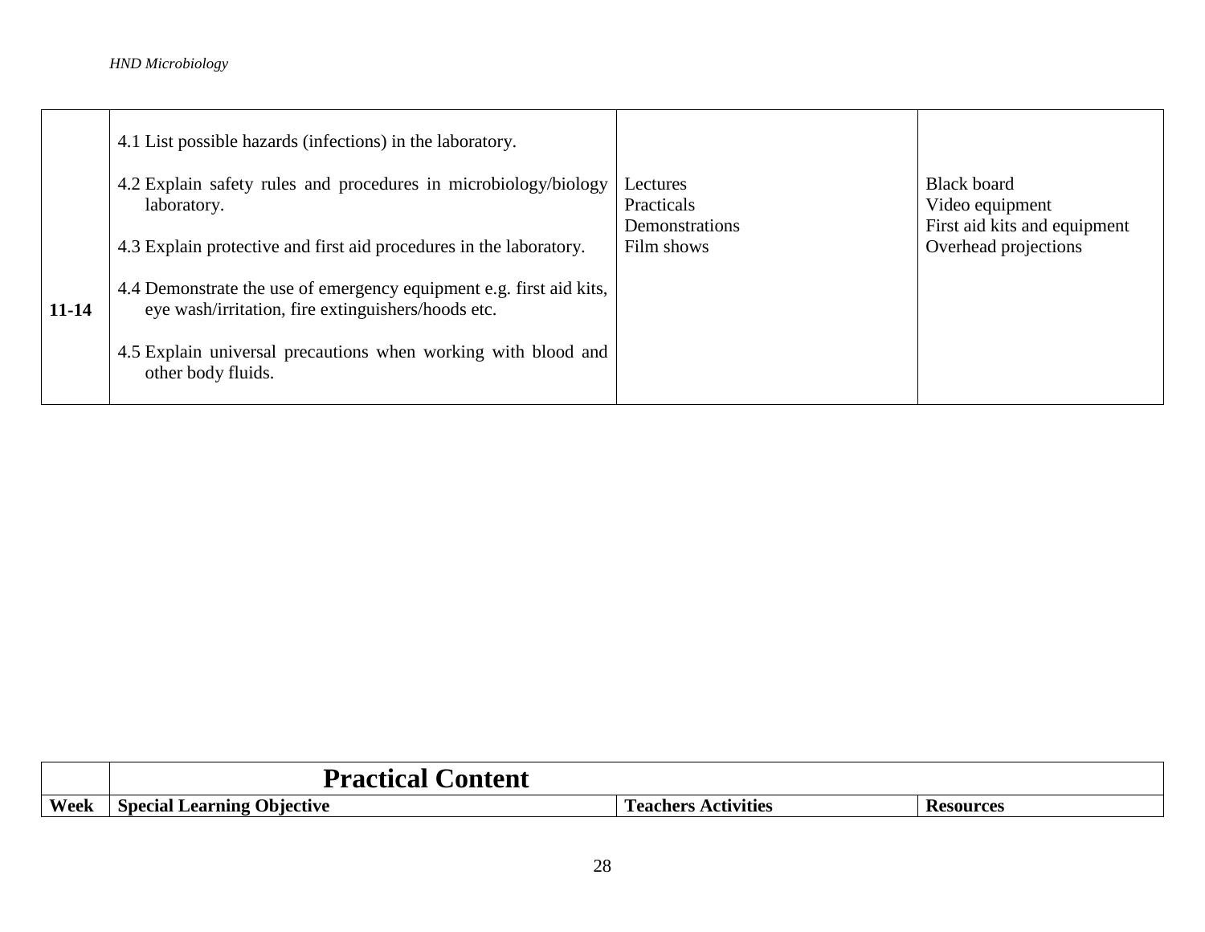| | | | |
|---|---|---|---|
| 11-14 | 4.1 List possible hazards (infections) in the laboratory.<br><br>4.2 Explain safety rules and procedures in microbiology/biology laboratory.<br><br>4.3 Explain protective and first aid procedures in the laboratory.<br><br>4.4 Demonstrate the use of emergency equipment e.g. first aid kits, eye wash/irritation, fire extinguishers/hoods etc.<br><br>4.5 Explain universal precautions when working with blood and other body fluids. | Lectures<br>Practicals<br>Demonstrations<br>Film shows | Black board<br>Video equipment<br>First aid kits and equipment<br>Overhead projections |

| | **Practical Content** | | |
|---|---|---|---|
| **Week** | **Special Learning Objective** | **Teachers Activities** | **Resources** |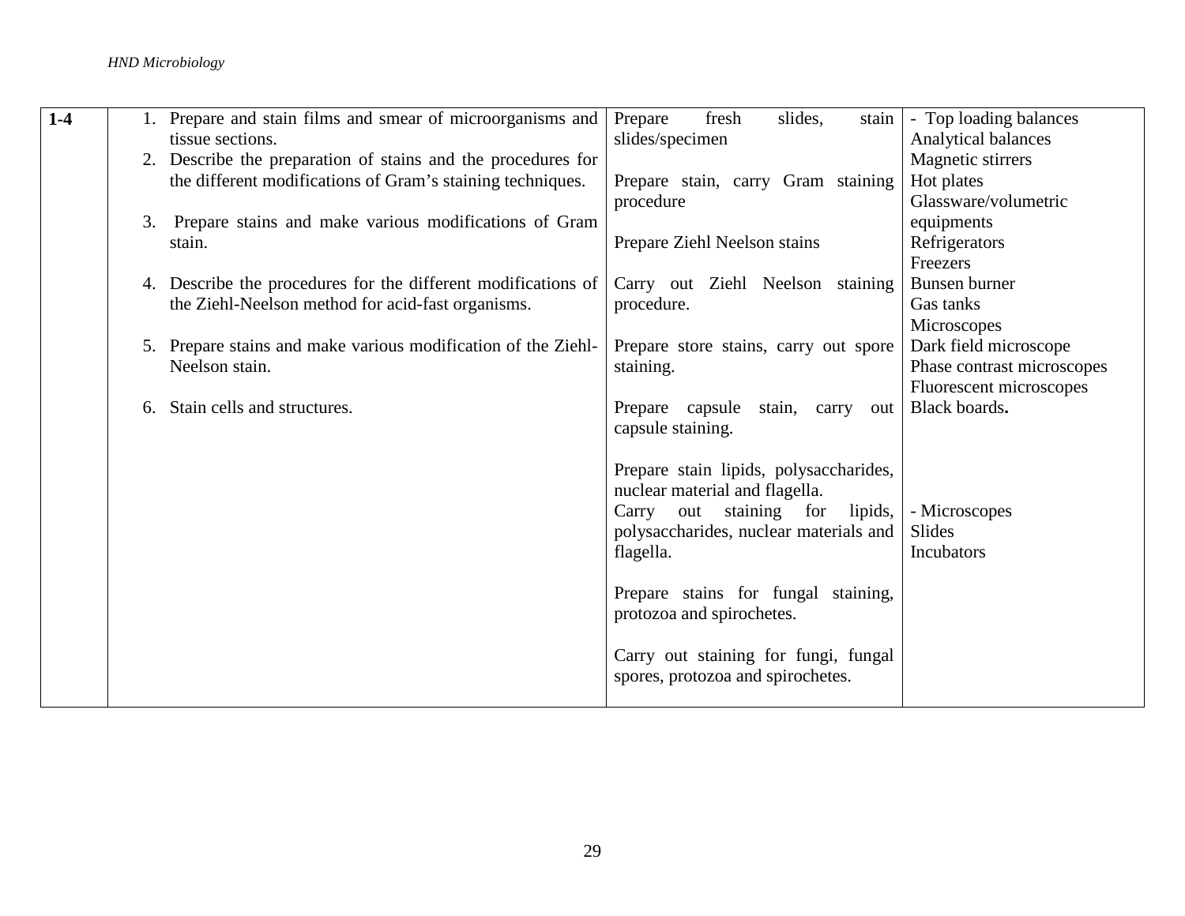| 1-4 | 1. Prepare and stain films and smear of microorganisms and tissue sections.<br>2. Describe the preparation of stains and the procedures for the different modifications of Gram's staining techniques.<br><br>3. Prepare stains and make various modifications of Gram stain.<br><br>4. Describe the procedures for the different modifications of the Ziehl-Neelson method for acid-fast organisms.<br><br>5. Prepare stains and make various modification of the Ziehl-Neelson stain.<br><br>6. Stain cells and structures. | Prepare fresh slides, stain slides/specimen<br><br>Prepare stain, carry Gram staining procedure<br><br>Prepare Ziehl Neelson stains<br><br>Carry out Ziehl Neelson staining procedure.<br><br>Prepare store stains, carry out spore staining.<br><br>Prepare capsule stain, carry out capsule staining.<br><br>Prepare stain lipids, polysaccharides, nuclear material and flagella.<br>Carry out staining for lipids, polysaccharides, nuclear materials and flagella.<br><br>Prepare stains for fungal staining, protozoa and spirochetes.<br><br>Carry out staining for fungi, fungal spores, protozoa and spirochetes. | - Top loading balances<br>Analytical balances<br>Magnetic stirrers<br>Hot plates<br>Glassware/volumetric equipments<br>Refrigerators<br>Freezers<br>Bunsen burner<br>Gas tanks<br>Microscopes<br>Dark field microscope<br>Phase contrast microscopes<br>Fluorescent microscopes<br>Black boards**.**<br><br>- Microscopes<br>Slides<br>Incubators |
|---|---|---|---|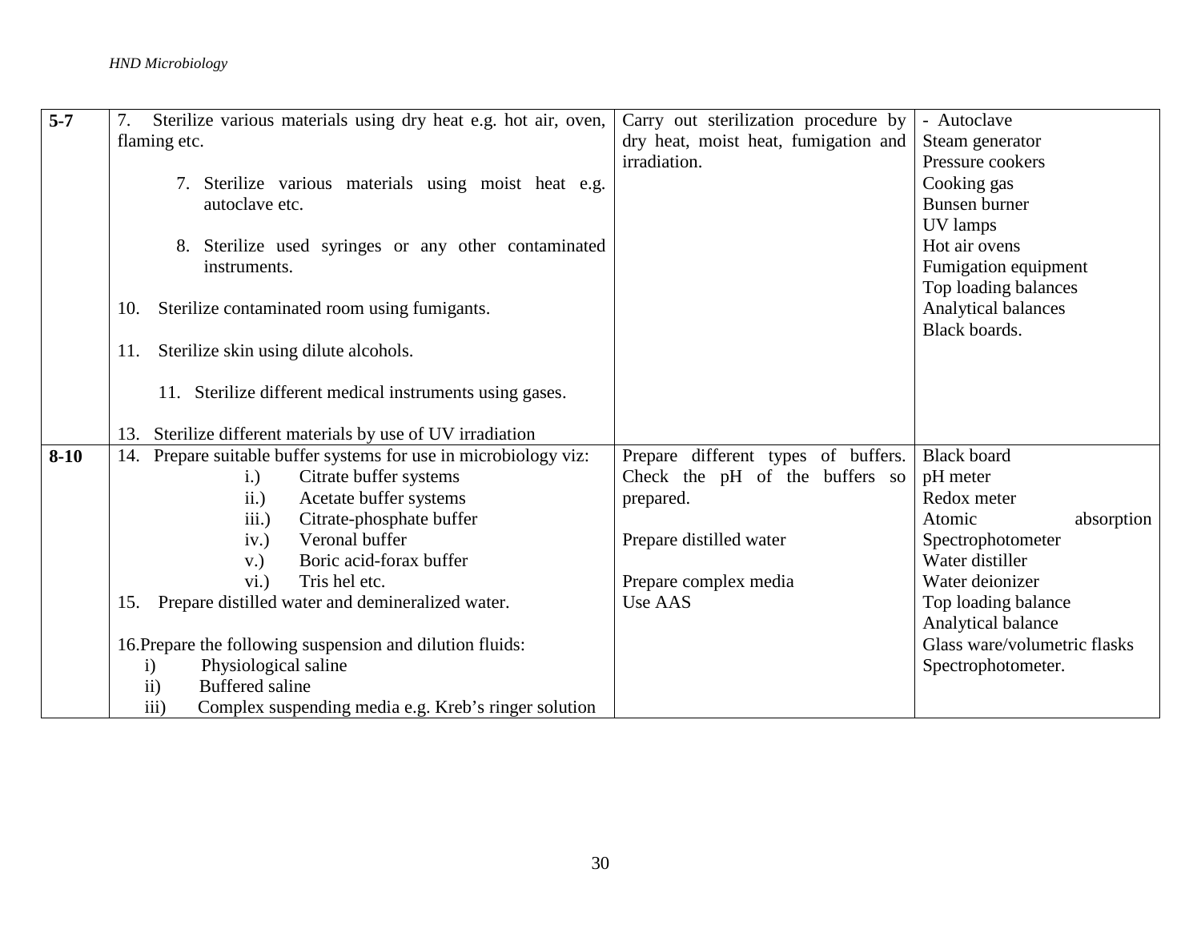| | | | |
|---|---|---|---|
| 5-7 | 7. Sterilize various materials using dry heat e.g. hot air, oven, flaming etc.<br><br>7. Sterilize various materials using moist heat e.g. autoclave etc.<br><br>8. Sterilize used syringes or any other contaminated instruments.<br><br>10. Sterilize contaminated room using fumigants.<br><br>11. Sterilize skin using dilute alcohols.<br><br>11. Sterilize different medical instruments using gases.<br><br>13. Sterilize different materials by use of UV irradiation | Carry out sterilization procedure by dry heat, moist heat, fumigation and irradiation. | - Autoclave<br>Steam generator<br>Pressure cookers<br>Cooking gas<br>Bunsen burner<br>UV lamps<br>Hot air ovens<br>Fumigation equipment<br>Top loading balances<br>Analytical balances<br>Black boards. |
| 8-10 | 14. Prepare suitable buffer systems for use in microbiology viz:<br>i.) Citrate buffer systems<br>ii.) Acetate buffer systems<br>iii.) Citrate-phosphate buffer<br>iv.) Veronal buffer<br>v.) Boric acid-forax buffer<br>vi.) Tris hel etc.<br>15. Prepare distilled water and demineralized water.<br><br>16.Prepare the following suspension and dilution fluids:<br>i) Physiological saline<br>ii) Buffered saline<br>iii) Complex suspending media e.g. Kreb's ringer solution | Prepare different types of buffers. Check the pH of the buffers so prepared.<br><br>Prepare distilled water<br><br>Prepare complex media<br>Use AAS | Black board<br>pH meter<br>Redox meter<br>Atomic absorption Spectrophotometer<br>Water distiller<br>Water deionizer<br>Top loading balance<br>Analytical balance<br>Glass ware/volumetric flasks<br>Spectrophotometer. |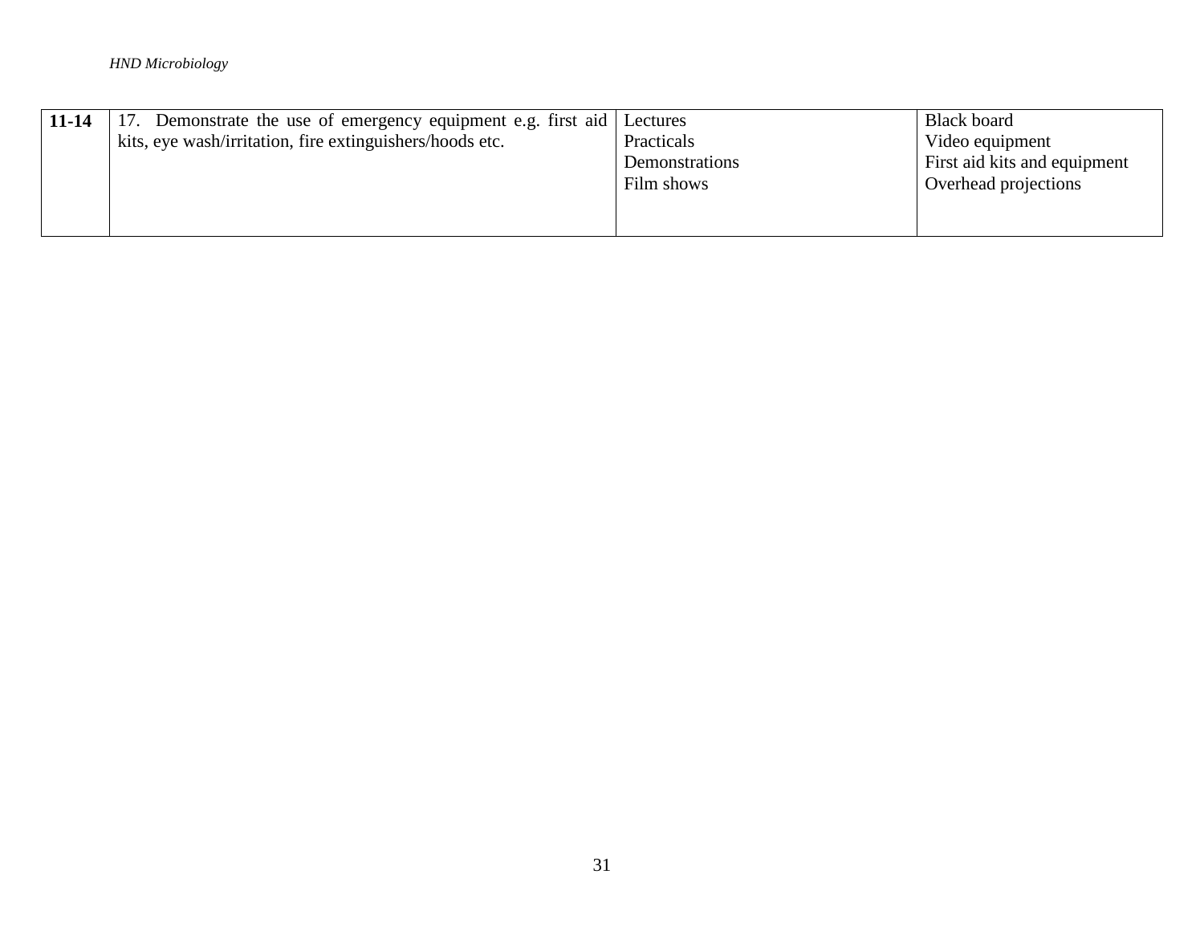| **11-14** | 17. Demonstrate the use of emergency equipment e.g. first aid kits, eye wash/irritation, fire extinguishers/hoods etc. | Lectures<br>Practicals<br>Demonstrations<br>Film shows | Black board<br>Video equipment<br>First aid kits and equipment<br>Overhead projections |
|---|---|---|---|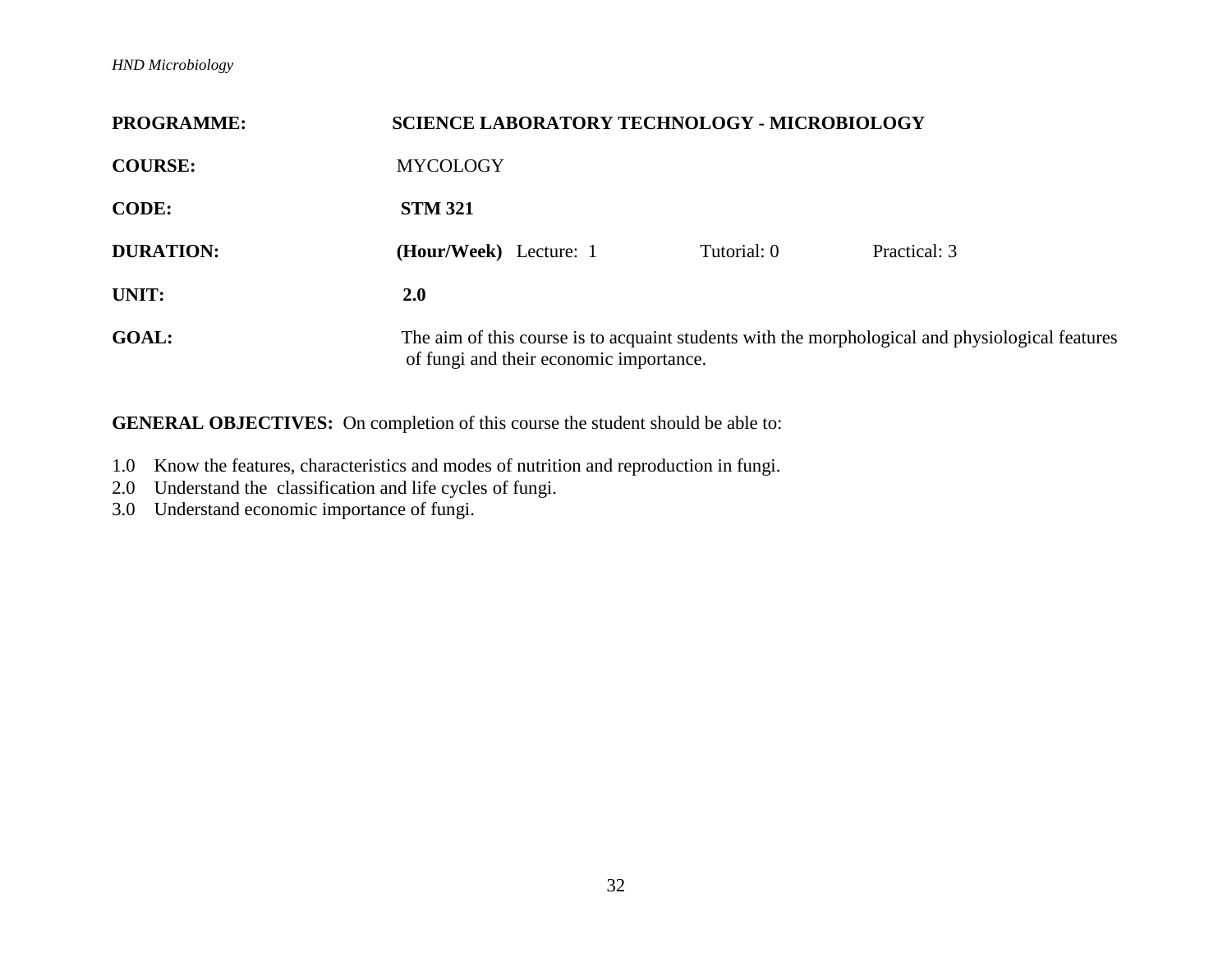**PROGRAMME:** **SCIENCE LABORATORY TECHNOLOGY - MICROBIOLOGY**

**COURSE:** MYCOLOGY

**CODE:** **STM 321**

**DURATION:** **(Hour/Week)** Lecture: 1 Tutorial: 0 Practical: 3

**UNIT:** **2.0**

**GOAL:** The aim of this course is to acquaint students with the morphological and physiological features of fungi and their economic importance.

**GENERAL OBJECTIVES:** On completion of this course the student should be able to:

1.0 Know the features, characteristics and modes of nutrition and reproduction in fungi.
2.0 Understand the classification and life cycles of fungi.
3.0 Understand economic importance of fungi.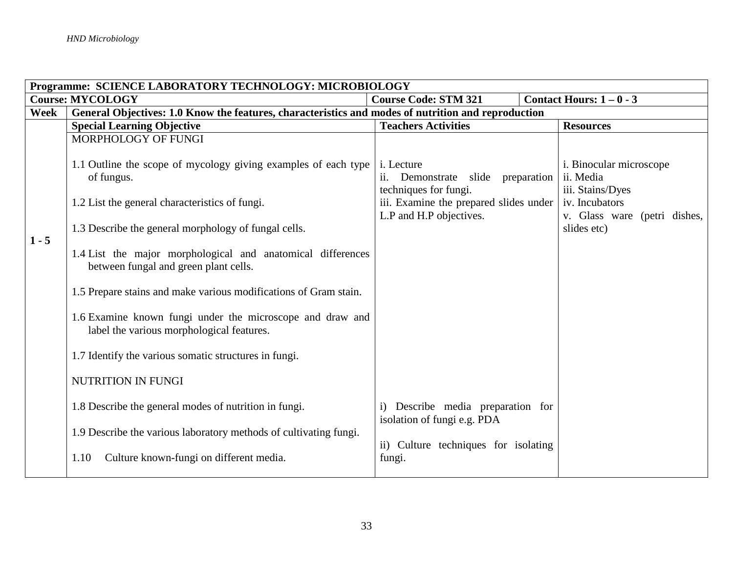| Programme: SCIENCE LABORATORY TECHNOLOGY: MICROBIOLOGY | | | |
|---|---|---|---|
| **Course: MYCOLOGY** | | **Course Code: STM 321** | **Contact Hours: 1 – 0 - 3** |
| **Week** | **General Objectives: 1.0 Know the features, characteristics and modes of nutrition and reproduction** | | |
| | **Special Learning Objective** | **Teachers Activities** | **Resources** |
| 1 - 5 | MORPHOLOGY OF FUNGI<br><br>1.1 Outline the scope of mycology giving examples of each type of fungus.<br><br>1.2 List the general characteristics of fungi.<br><br>1.3 Describe the general morphology of fungal cells.<br><br>1.4 List the major morphological and anatomical differences between fungal and green plant cells.<br><br>1.5 Prepare stains and make various modifications of Gram stain.<br><br>1.6 Examine known fungi under the microscope and draw and label the various morphological features.<br><br>1.7 Identify the various somatic structures in fungi. | i. Lecture<br>ii. Demonstrate slide preparation techniques for fungi.<br>iii. Examine the prepared slides under L.P and H.P objectives. | i. Binocular microscope<br>ii. Media<br>iii. Stains/Dyes<br>iv. Incubators<br>v. Glass ware (petri dishes, slides etc) |
| | NUTRITION IN FUNGI<br><br>1.8 Describe the general modes of nutrition in fungi.<br><br>1.9 Describe the various laboratory methods of cultivating fungi.<br><br>1.10 Culture known-fungi on different media. | i) Describe media preparation for isolation of fungi e.g. PDA<br><br>ii) Culture techniques for isolating fungi. | |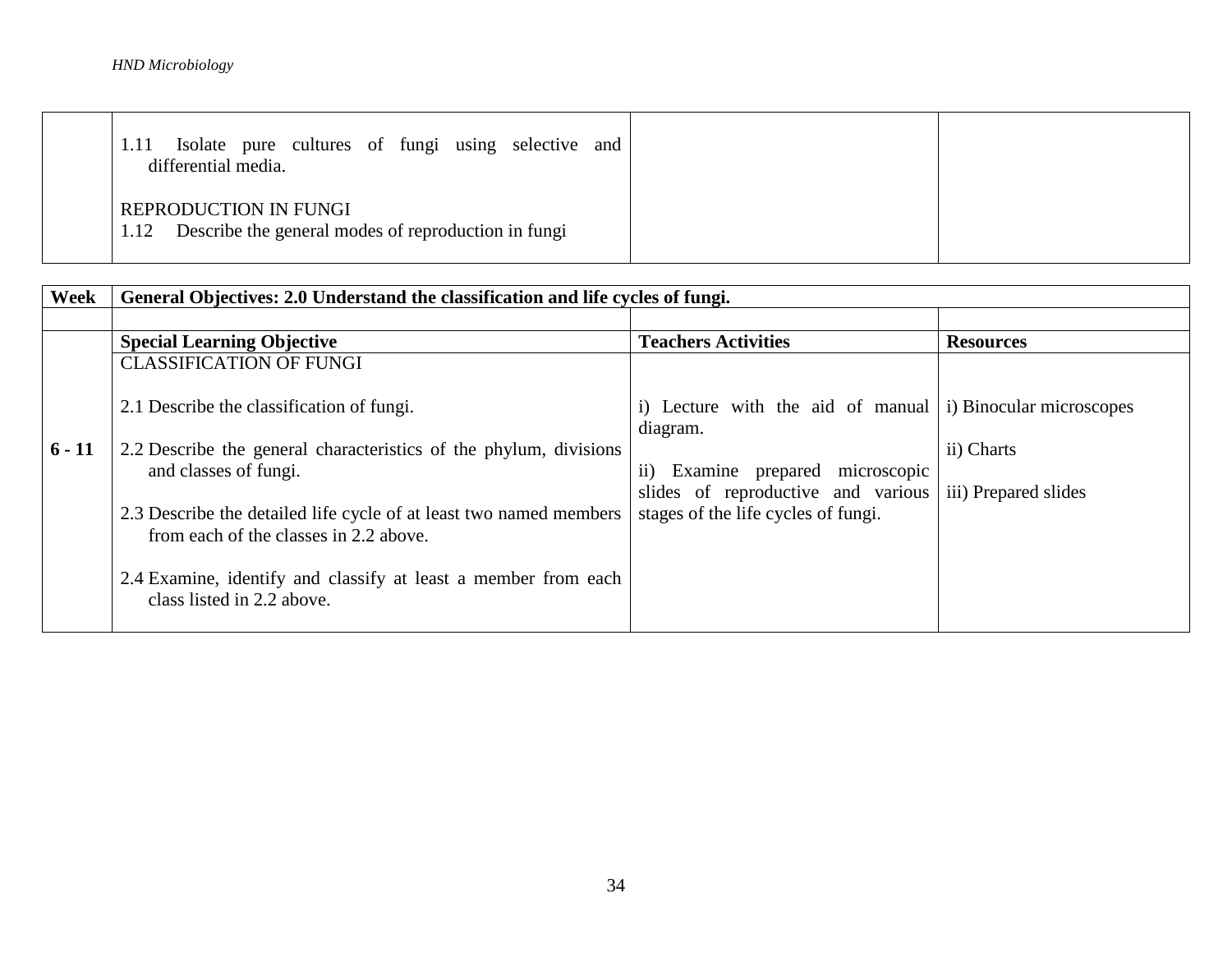| | | | |
|---|---|---|---|
| | 1.11 Isolate pure cultures of fungi using selective and differential media.<br><br>REPRODUCTION IN FUNGI<br>1.12 Describe the general modes of reproduction in fungi | | |

| Week | General Objectives: 2.0 Understand the classification and life cycles of fungi. | | |
|---|---|---|---|
| | | | |
| | **Special Learning Objective** | **Teachers Activities** | **Resources** |
| **6 - 11** | CLASSIFICATION OF FUNGI<br><br>2.1 Describe the classification of fungi.<br><br>2.2 Describe the general characteristics of the phylum, divisions and classes of fungi.<br><br>2.3 Describe the detailed life cycle of at least two named members from each of the classes in 2.2 above.<br><br>2.4 Examine, identify and classify at least a member from each class listed in 2.2 above. | i) Lecture with the aid of manual diagram.<br><br>ii) Examine prepared microscopic slides of reproductive and various stages of the life cycles of fungi. | i) Binocular microscopes<br><br>ii) Charts<br><br>iii) Prepared slides |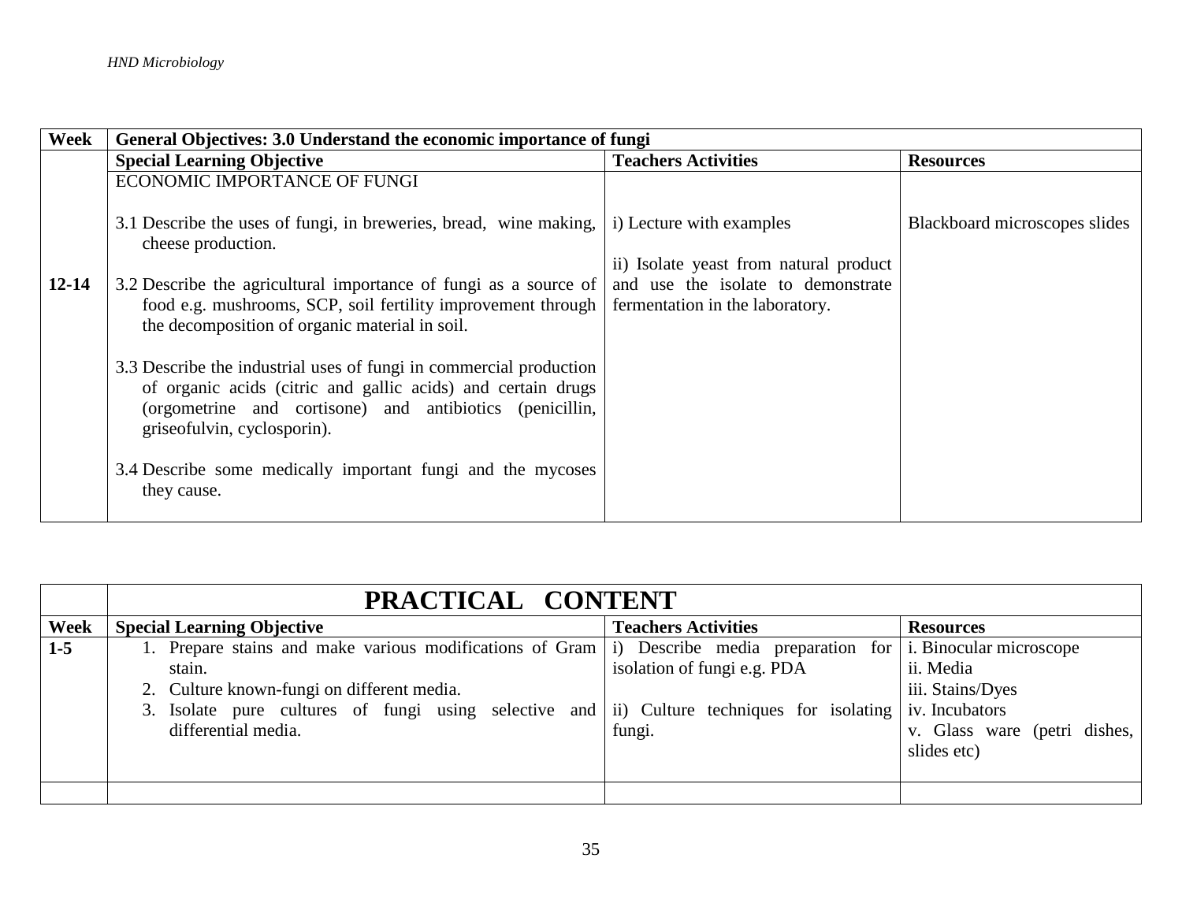| Week | General Objectives: 3.0 Understand the economic importance of fungi | | |
|---|---|---|---|
| | **Special Learning Objective** | **Teachers Activities** | **Resources** |
| 12-14 | ECONOMIC IMPORTANCE OF FUNGI<br><br>3.1 Describe the uses of fungi, in breweries, bread, wine making, cheese production.<br><br>3.2 Describe the agricultural importance of fungi as a source of food e.g. mushrooms, SCP, soil fertility improvement through the decomposition of organic material in soil.<br><br>3.3 Describe the industrial uses of fungi in commercial production of organic acids (citric and gallic acids) and certain drugs (orgometrine and cortisone) and antibiotics (penicillin, griseofulvin, cyclosporin).<br><br>3.4 Describe some medically important fungi and the mycoses they cause. | i) Lecture with examples<br><br>ii) Isolate yeast from natural product and use the isolate to demonstrate fermentation in the laboratory. | Blackboard microscopes slides |

| | **PRACTICAL CONTENT** | | |
|---|---|---|---|
| **Week** | **Special Learning Objective** | **Teachers Activities** | **Resources** |
| **1-5** | 1. Prepare stains and make various modifications of Gram stain.<br>2. Culture known-fungi on different media.<br>3. Isolate pure cultures of fungi using selective and differential media. | i) Describe media preparation for isolation of fungi e.g. PDA<br><br>ii) Culture techniques for isolating fungi. | i. Binocular microscope<br>ii. Media<br>iii. Stains/Dyes<br>iv. Incubators<br>v. Glass ware (petri dishes, slides etc) |
| | | | |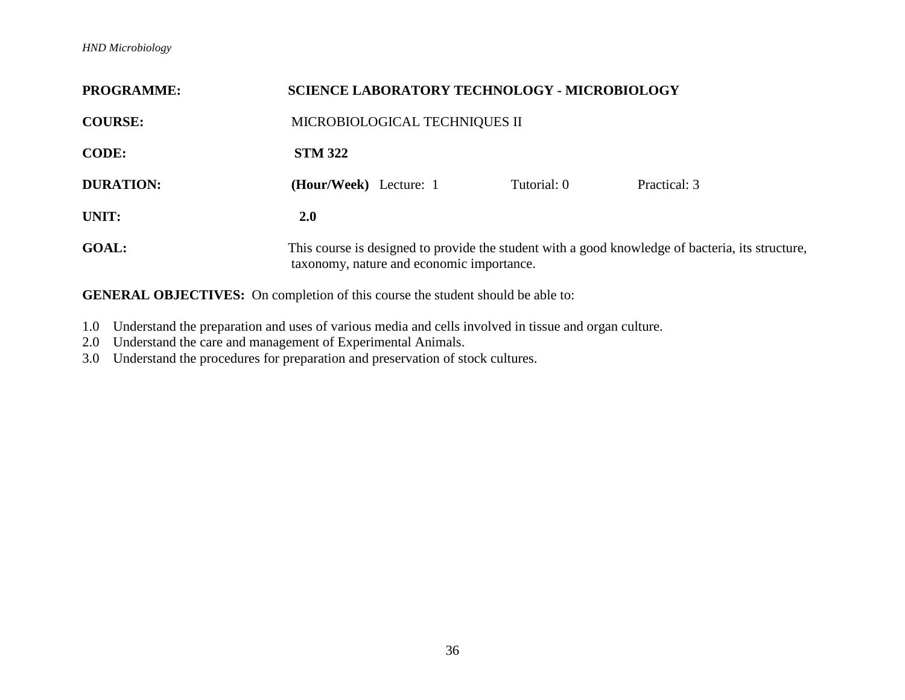**PROGRAMME:** **SCIENCE LABORATORY TECHNOLOGY - MICROBIOLOGY**

**COURSE:** MICROBIOLOGICAL TECHNIQUES II

**CODE:** **STM 322**

**DURATION:** **(Hour/Week)** Lecture: 1 Tutorial: 0 Practical: 3

**UNIT:** **2.0**

**GOAL:** This course is designed to provide the student with a good knowledge of bacteria, its structure, taxonomy, nature and economic importance.

**GENERAL OBJECTIVES:** On completion of this course the student should be able to:

1.0 Understand the preparation and uses of various media and cells involved in tissue and organ culture.
2.0 Understand the care and management of Experimental Animals.
3.0 Understand the procedures for preparation and preservation of stock cultures.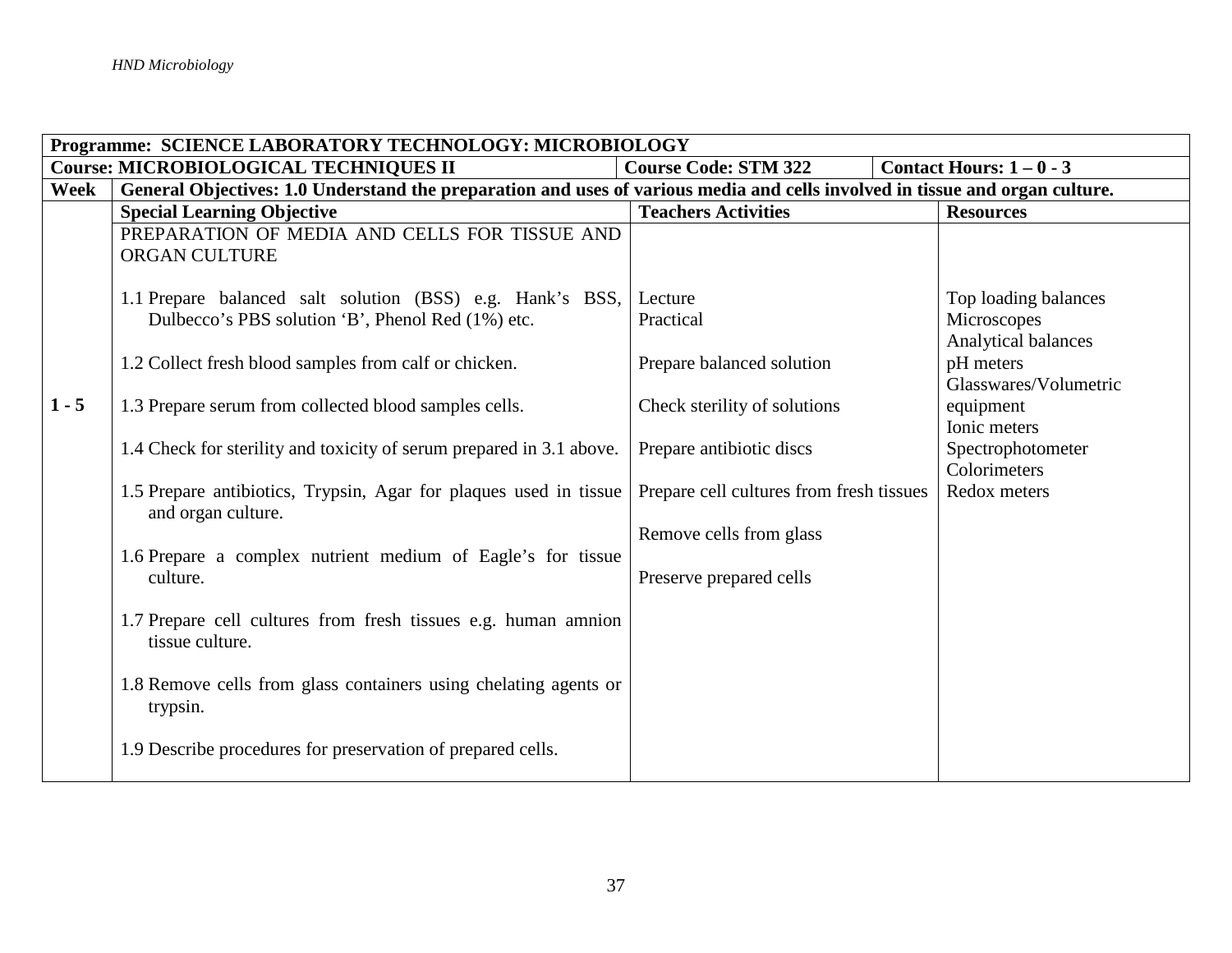| Programme: SCIENCE LABORATORY TECHNOLOGY: MICROBIOLOGY | | | |
|---|---|---|---|
| **Course: MICROBIOLOGICAL TECHNIQUES II** | **Course Code: STM 322** | **Contact Hours: 1 – 0 - 3** | |
| **Week** | **General Objectives: 1.0 Understand the preparation and uses of various media and cells involved in tissue and organ culture.** | | |
| | **Special Learning Objective** | **Teachers Activities** | **Resources** |
| 1 - 5 | PREPARATION OF MEDIA AND CELLS FOR TISSUE AND ORGAN CULTURE<br><br>1.1 Prepare balanced salt solution (BSS) e.g. Hank's BSS, Dulbecco's PBS solution 'B', Phenol Red (1%) etc.<br><br>1.2 Collect fresh blood samples from calf or chicken.<br><br>1.3 Prepare serum from collected blood samples cells.<br><br>1.4 Check for sterility and toxicity of serum prepared in 3.1 above.<br><br>1.5 Prepare antibiotics, Trypsin, Agar for plaques used in tissue and organ culture.<br><br>1.6 Prepare a complex nutrient medium of Eagle's for tissue culture.<br><br>1.7 Prepare cell cultures from fresh tissues e.g. human amnion tissue culture.<br><br>1.8 Remove cells from glass containers using chelating agents or trypsin.<br><br>1.9 Describe procedures for preservation of prepared cells. | Lecture<br>Practical<br><br>Prepare balanced solution<br><br>Check sterility of solutions<br><br>Prepare antibiotic discs<br><br>Prepare cell cultures from fresh tissues<br><br>Remove cells from glass<br><br>Preserve prepared cells | Top loading balances<br>Microscopes<br>Analytical balances<br>pH meters<br>Glasswares/Volumetric equipment<br>Ionic meters<br>Spectrophotometer<br>Colorimeters<br>Redox meters |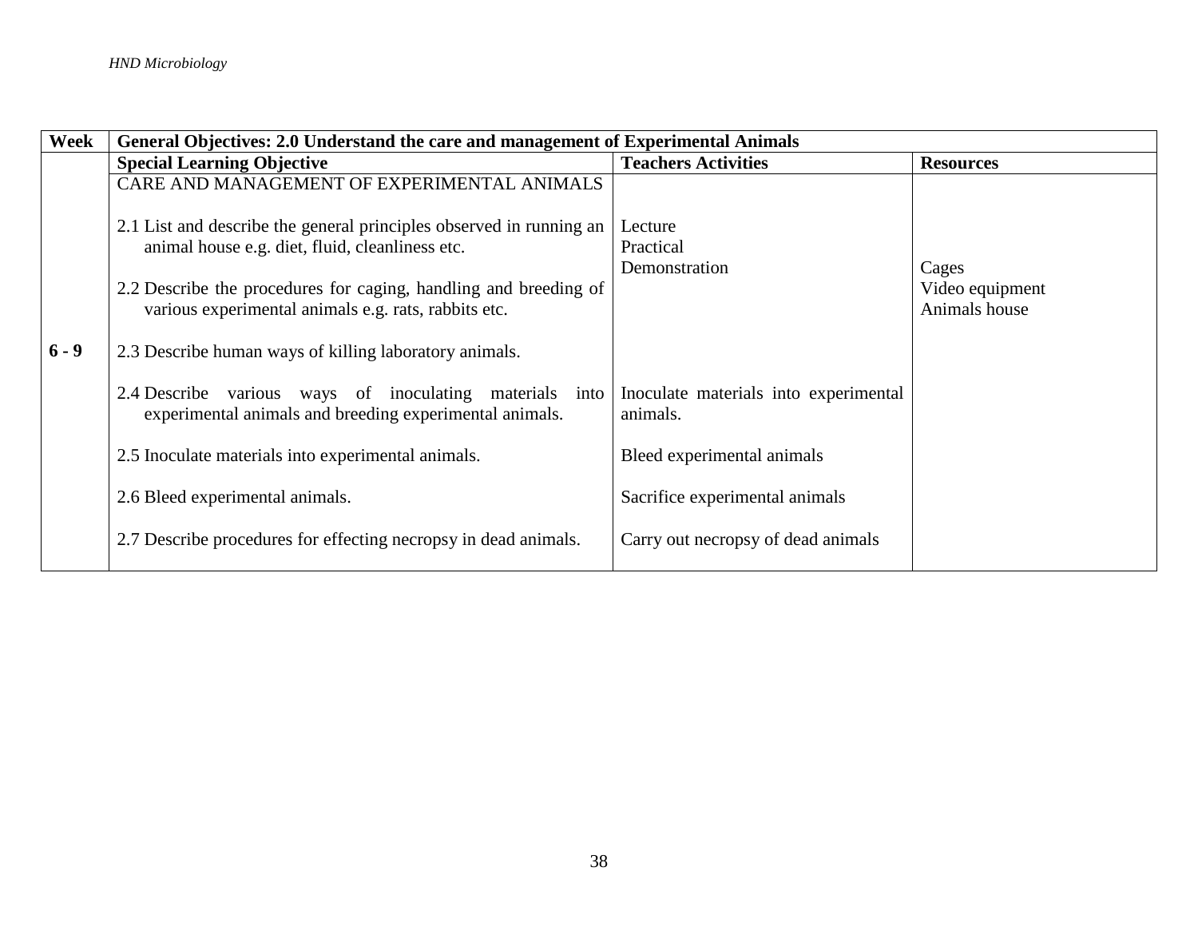| Week | General Objectives: 2.0 Understand the care and management of Experimental Animals | | |
|---|---|---|---|
| | **Special Learning Objective** | **Teachers Activities** | **Resources** |
| **6 - 9** | CARE AND MANAGEMENT OF EXPERIMENTAL ANIMALS<br><br>2.1 List and describe the general principles observed in running an animal house e.g. diet, fluid, cleanliness etc.<br><br>2.2 Describe the procedures for caging, handling and breeding of various experimental animals e.g. rats, rabbits etc.<br><br>2.3 Describe human ways of killing laboratory animals.<br><br>2.4 Describe various ways of inoculating materials into experimental animals and breeding experimental animals.<br><br>2.5 Inoculate materials into experimental animals.<br><br>2.6 Bleed experimental animals.<br><br>2.7 Describe procedures for effecting necropsy in dead animals. | Lecture<br>Practical<br>Demonstration<br><br>Inoculate materials into experimental animals.<br><br>Bleed experimental animals<br><br>Sacrifice experimental animals<br><br>Carry out necropsy of dead animals | Cages<br>Video equipment<br>Animals house |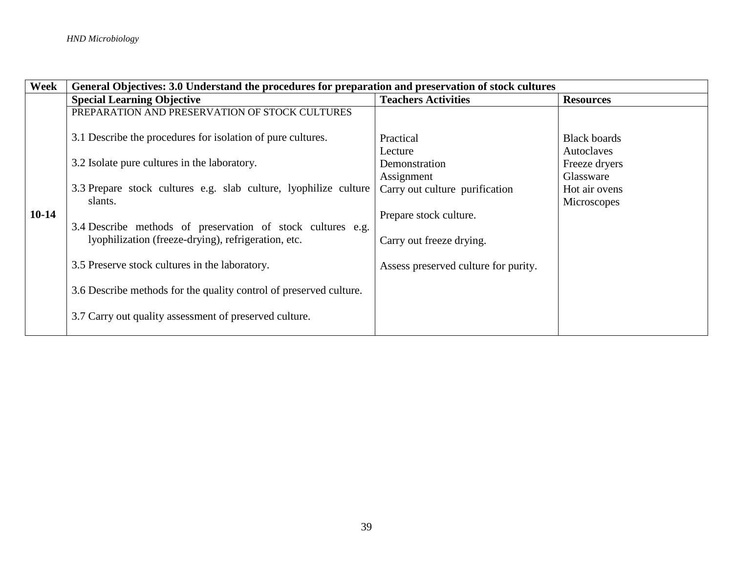| Week | General Objectives: 3.0 Understand the procedures for preparation and preservation of stock cultures | | |
|---|---|---|---|
| | **Special Learning Objective** | **Teachers Activities** | **Resources** |
| **10-14** | PREPARATION AND PRESERVATION OF STOCK CULTURES<br><br>3.1 Describe the procedures for isolation of pure cultures.<br><br>3.2 Isolate pure cultures in the laboratory.<br><br>3.3 Prepare stock cultures e.g. slab culture, lyophilize culture slants.<br><br>3.4 Describe methods of preservation of stock cultures e.g. lyophilization (freeze-drying), refrigeration, etc.<br><br>3.5 Preserve stock cultures in the laboratory.<br><br>3.6 Describe methods for the quality control of preserved culture.<br><br>3.7 Carry out quality assessment of preserved culture. | Practical<br>Lecture<br>Demonstration<br>Assignment<br>Carry out culture purification<br><br>Prepare stock culture.<br><br>Carry out freeze drying.<br><br>Assess preserved culture for purity. | Black boards<br>Autoclaves<br>Freeze dryers<br>Glassware<br>Hot air ovens<br>Microscopes |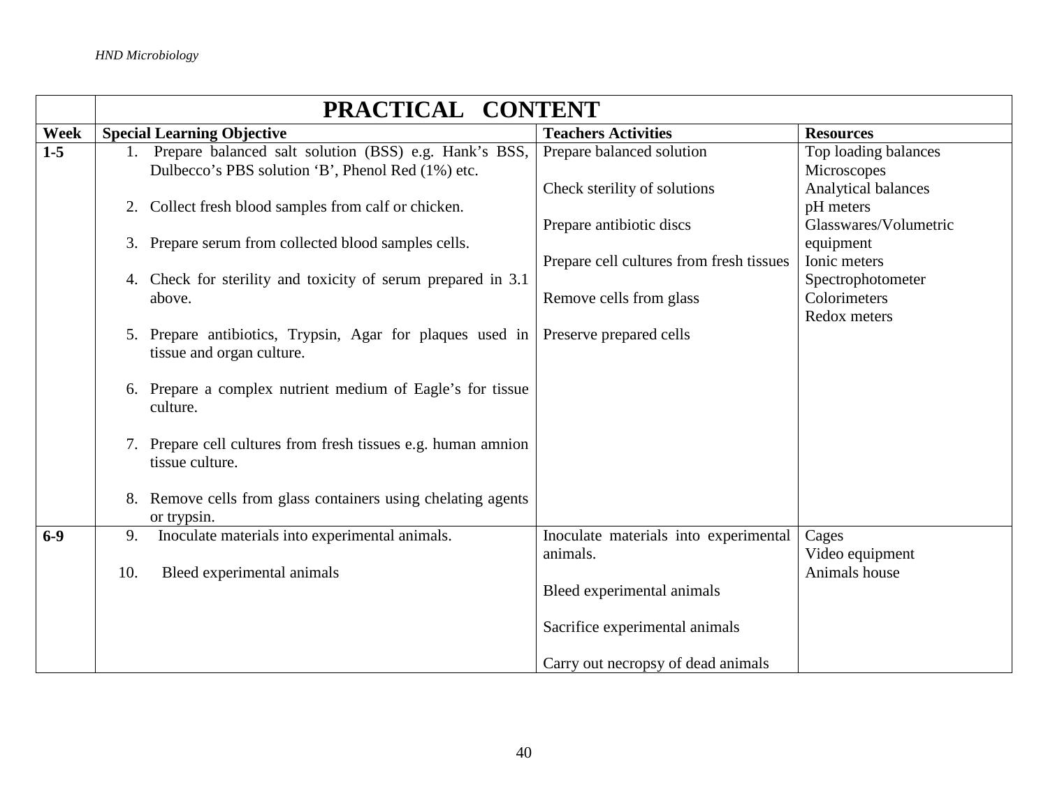| | PRACTICAL CONTENT | | |
|---|---|---|---|
| **Week** | **Special Learning Objective** | **Teachers Activities** | **Resources** |
| **1-5** | 1. Prepare balanced salt solution (BSS) e.g. Hank's BSS, Dulbecco's PBS solution 'B', Phenol Red (1%) etc.<br><br>2. Collect fresh blood samples from calf or chicken.<br><br>3. Prepare serum from collected blood samples cells.<br><br>4. Check for sterility and toxicity of serum prepared in 3.1 above.<br><br>5. Prepare antibiotics, Trypsin, Agar for plaques used in tissue and organ culture.<br><br>6. Prepare a complex nutrient medium of Eagle's for tissue culture.<br><br>7. Prepare cell cultures from fresh tissues e.g. human amnion tissue culture.<br><br>8. Remove cells from glass containers using chelating agents or trypsin. | Prepare balanced solution<br><br>Check sterility of solutions<br><br>Prepare antibiotic discs<br><br>Prepare cell cultures from fresh tissues<br><br>Remove cells from glass<br><br>Preserve prepared cells | Top loading balances<br>Microscopes<br>Analytical balances<br>pH meters<br>Glasswares/Volumetric equipment<br>Ionic meters<br>Spectrophotometer<br>Colorimeters<br>Redox meters |
| **6-9** | 9. Inoculate materials into experimental animals.<br><br>10. Bleed experimental animals | Inoculate materials into experimental animals.<br><br>Bleed experimental animals<br><br>Sacrifice experimental animals<br><br>Carry out necropsy of dead animals | Cages<br>Video equipment<br>Animals house |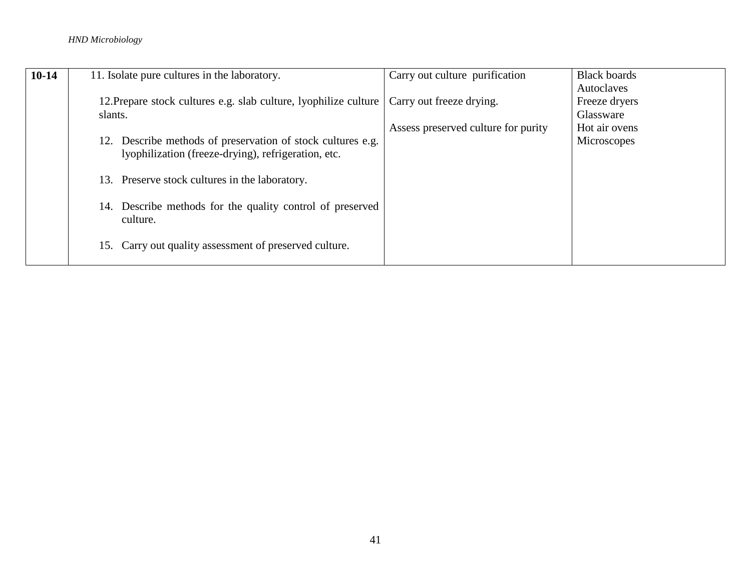| | | | |
|---|---|---|---|
| **10-14** | 11. Isolate pure cultures in the laboratory.<br><br>12.Prepare stock cultures e.g. slab culture, lyophilize culture slants.<br><br>12. Describe methods of preservation of stock cultures e.g. lyophilization (freeze-drying), refrigeration, etc.<br><br>13. Preserve stock cultures in the laboratory.<br><br>14. Describe methods for the quality control of preserved culture.<br><br>15. Carry out quality assessment of preserved culture. | Carry out culture purification<br><br>Carry out freeze drying.<br><br>Assess preserved culture for purity | Black boards<br>Autoclaves<br>Freeze dryers<br>Glassware<br>Hot air ovens<br>Microscopes |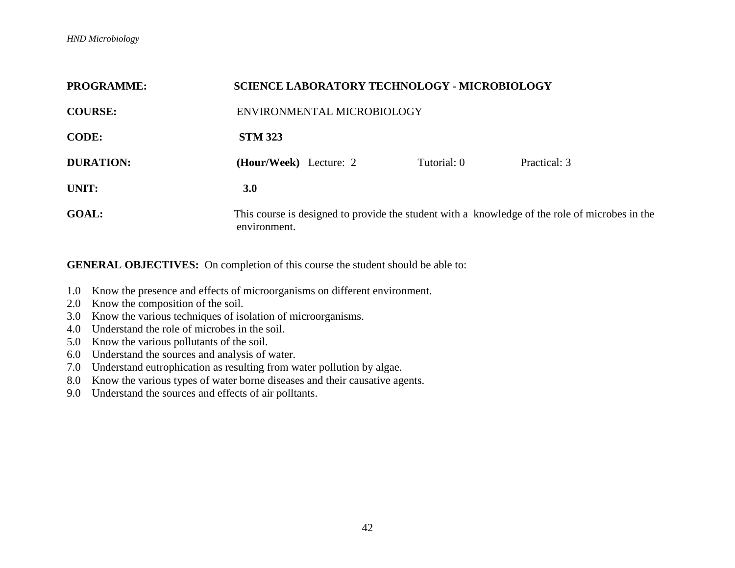**PROGRAMME:** **SCIENCE LABORATORY TECHNOLOGY - MICROBIOLOGY**

**COURSE:** ENVIRONMENTAL MICROBIOLOGY

**CODE:** **STM 323**

**DURATION:** **(Hour/Week)** Lecture: 2 Tutorial: 0 Practical: 3

**UNIT:** **3.0**

**GOAL:** This course is designed to provide the student with a knowledge of the role of microbes in the environment.

**GENERAL OBJECTIVES:** On completion of this course the student should be able to:

1.0 Know the presence and effects of microorganisms on different environment.
2.0 Know the composition of the soil.
3.0 Know the various techniques of isolation of microorganisms.
4.0 Understand the role of microbes in the soil.
5.0 Know the various pollutants of the soil.
6.0 Understand the sources and analysis of water.
7.0 Understand eutrophication as resulting from water pollution by algae.
8.0 Know the various types of water borne diseases and their causative agents.
9.0 Understand the sources and effects of air polltants.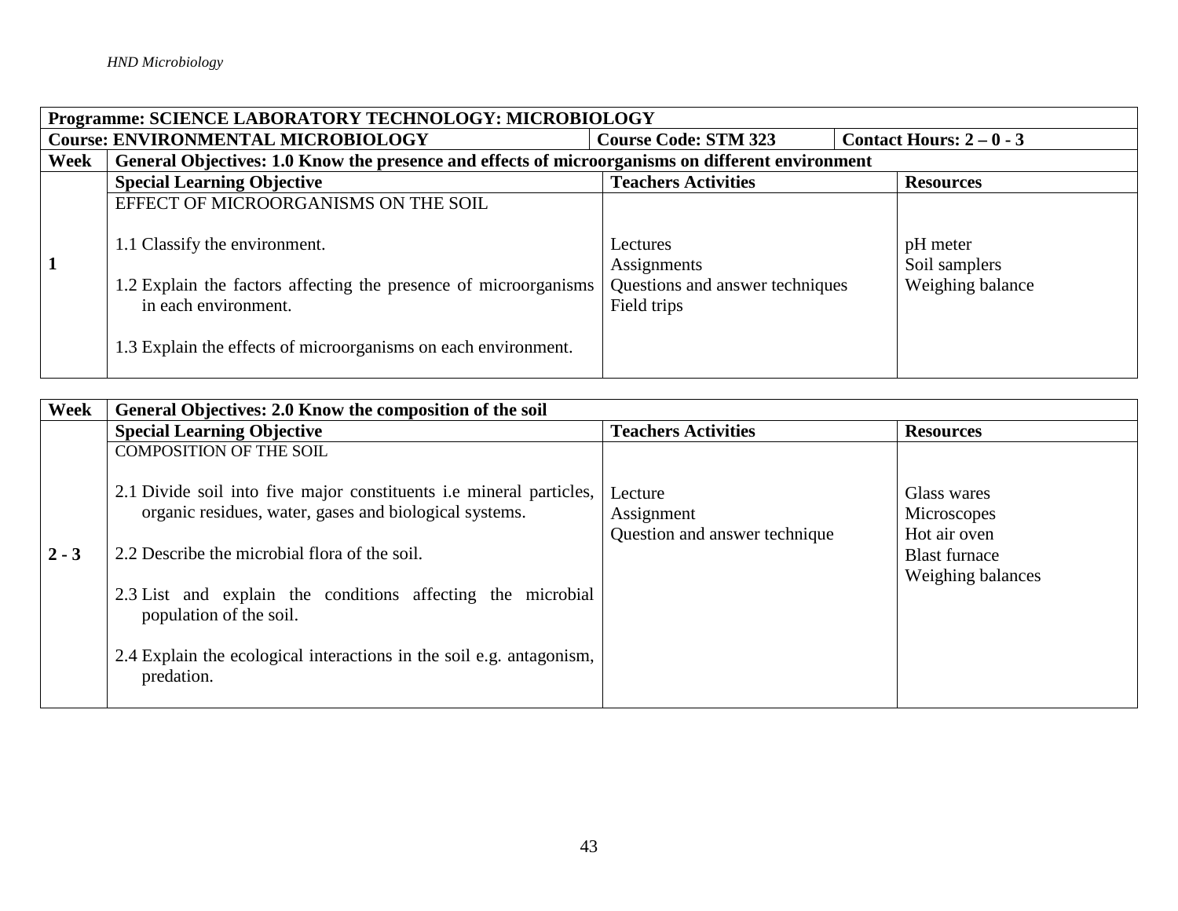| Programme: SCIENCE LABORATORY TECHNOLOGY: MICROBIOLOGY | | | |
|---|---|---|---|
| **Course: ENVIRONMENTAL MICROBIOLOGY** | **Course Code: STM 323** | **Contact Hours: 2 – 0 - 3** | |
| **Week** | **General Objectives: 1.0 Know the presence and effects of microorganisms on different environment** | | |
| | **Special Learning Objective** | **Teachers Activities** | **Resources** |
| **1** | EFFECT OF MICROORGANISMS ON THE SOIL<br><br>1.1 Classify the environment.<br><br>1.2 Explain the factors affecting the presence of microorganisms in each environment.<br><br>1.3 Explain the effects of microorganisms on each environment. | Lectures<br>Assignments<br>Questions and answer techniques<br>Field trips | pH meter<br>Soil samplers<br>Weighing balance |

| Week | General Objectives: 2.0 Know the composition of the soil | | |
|---|---|---|---|
| | **Special Learning Objective** | **Teachers Activities** | **Resources** |
| **2 - 3** | COMPOSITION OF THE SOIL<br><br>2.1 Divide soil into five major constituents i.e mineral particles, organic residues, water, gases and biological systems.<br><br>2.2 Describe the microbial flora of the soil.<br><br>2.3 List and explain the conditions affecting the microbial population of the soil.<br><br>2.4 Explain the ecological interactions in the soil e.g. antagonism, predation. | Lecture<br>Assignment<br>Question and answer technique | Glass wares<br>Microscopes<br>Hot air oven<br>Blast furnace<br>Weighing balances |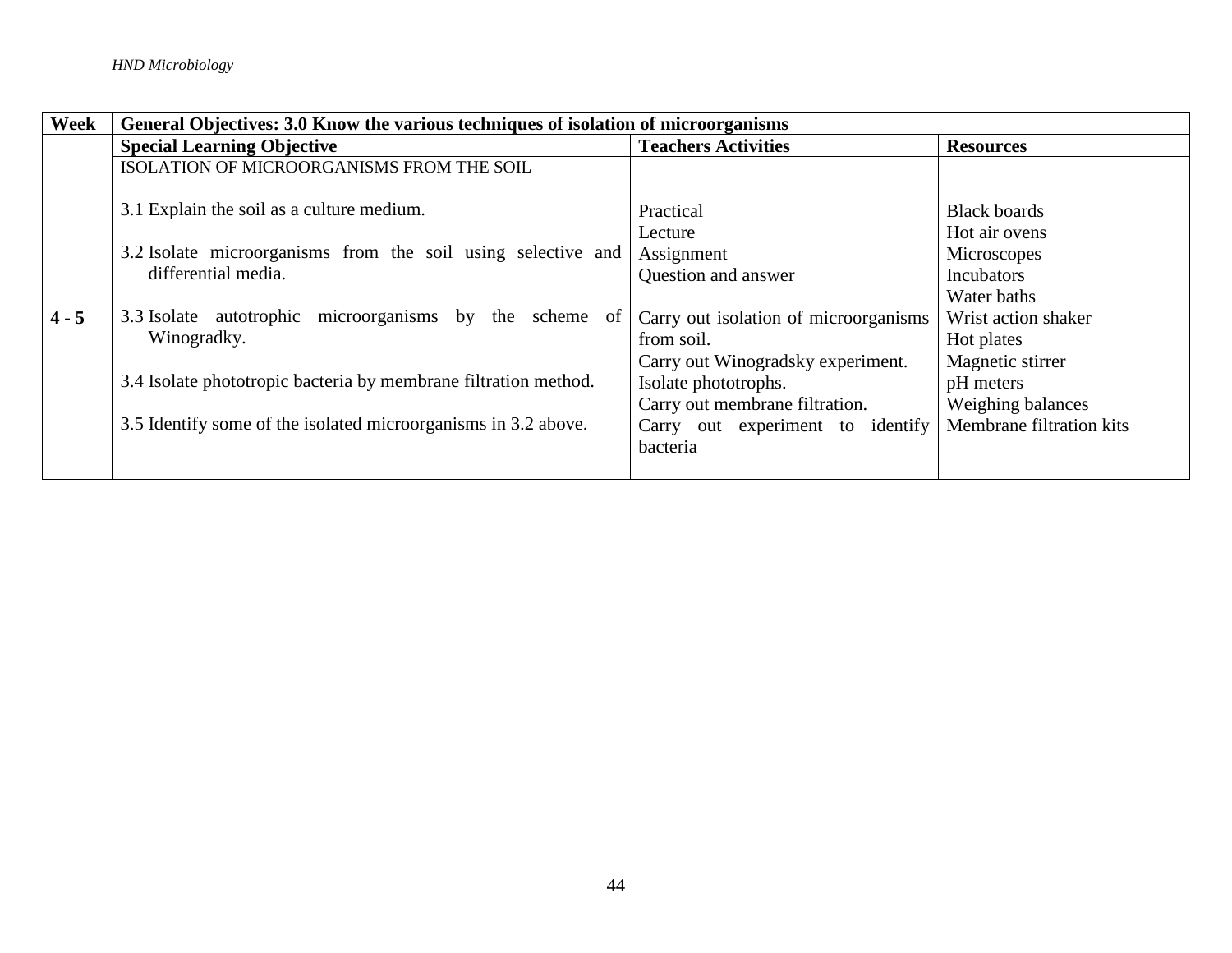| Week | General Objectives: 3.0 Know the various techniques of isolation of microorganisms | | |
|---|---|---|---|
| | **Special Learning Objective** | **Teachers Activities** | **Resources** |
| 4 - 5 | ISOLATION OF MICROORGANISMS FROM THE SOIL<br><br>3.1 Explain the soil as a culture medium.<br><br>3.2 Isolate microorganisms from the soil using selective and differential media.<br><br>3.3 Isolate autotrophic microorganisms by the scheme of Winogradky.<br><br>3.4 Isolate phototropic bacteria by membrane filtration method.<br><br>3.5 Identify some of the isolated microorganisms in 3.2 above. | Practical<br>Lecture<br>Assignment<br>Question and answer<br><br>Carry out isolation of microorganisms from soil.<br>Carry out Winogradsky experiment.<br>Isolate phototrophs.<br>Carry out membrane filtration.<br>Carry out experiment to identify bacteria | Black boards<br>Hot air ovens<br>Microscopes<br>Incubators<br>Water baths<br>Wrist action shaker<br>Hot plates<br>Magnetic stirrer<br>pH meters<br>Weighing balances<br>Membrane filtration kits |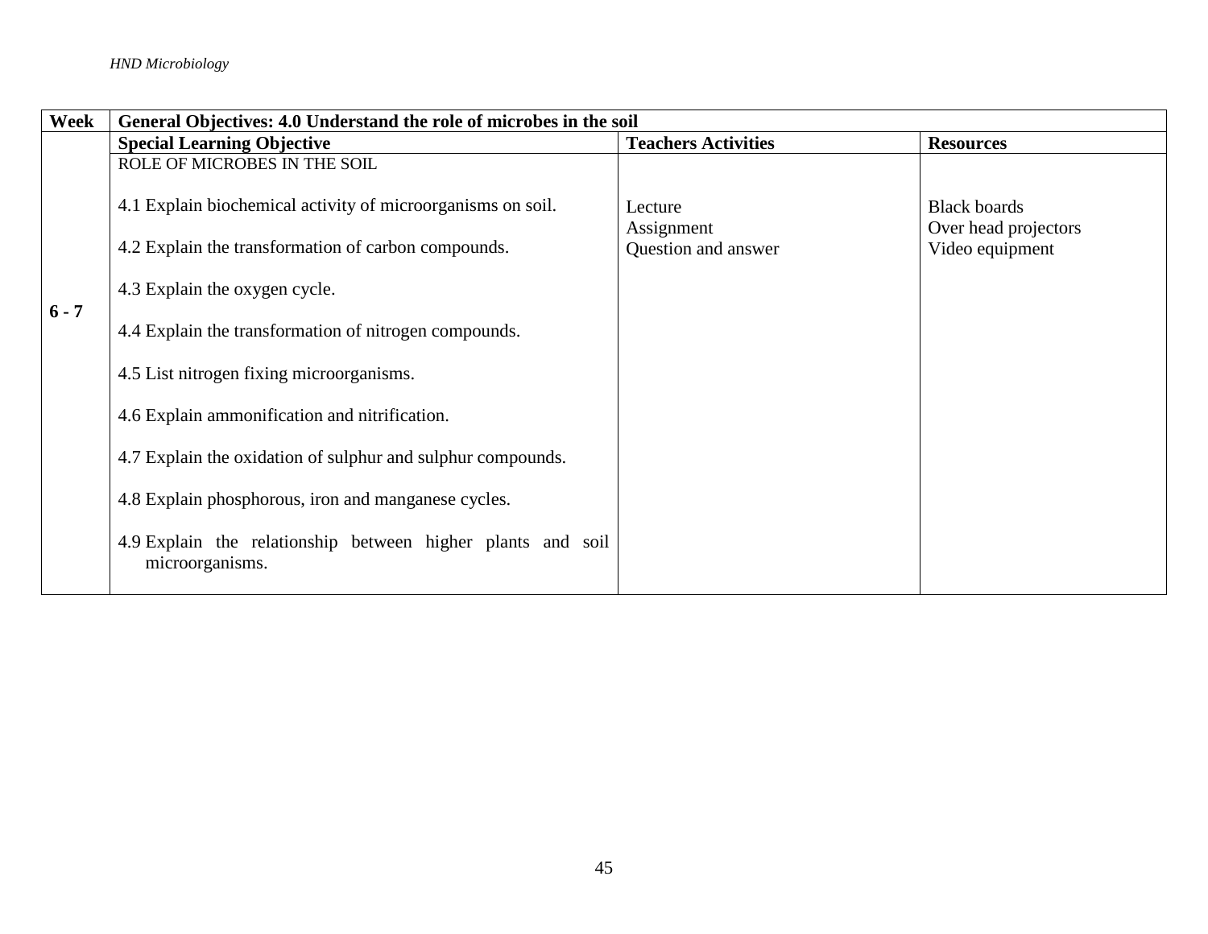| Week | General Objectives: 4.0 Understand the role of microbes in the soil | | |
|---|---|---|---|
| | **Special Learning Objective** | **Teachers Activities** | **Resources** |
| **6 - 7** | ROLE OF MICROBES IN THE SOIL<br><br>4.1 Explain biochemical activity of microorganisms on soil.<br><br>4.2 Explain the transformation of carbon compounds.<br><br>4.3 Explain the oxygen cycle.<br><br>4.4 Explain the transformation of nitrogen compounds.<br><br>4.5 List nitrogen fixing microorganisms.<br><br>4.6 Explain ammonification and nitrification.<br><br>4.7 Explain the oxidation of sulphur and sulphur compounds.<br><br>4.8 Explain phosphorous, iron and manganese cycles.<br><br>4.9 Explain the relationship between higher plants and soil microorganisms. | Lecture<br>Assignment<br>Question and answer | Black boards<br>Over head projectors<br>Video equipment |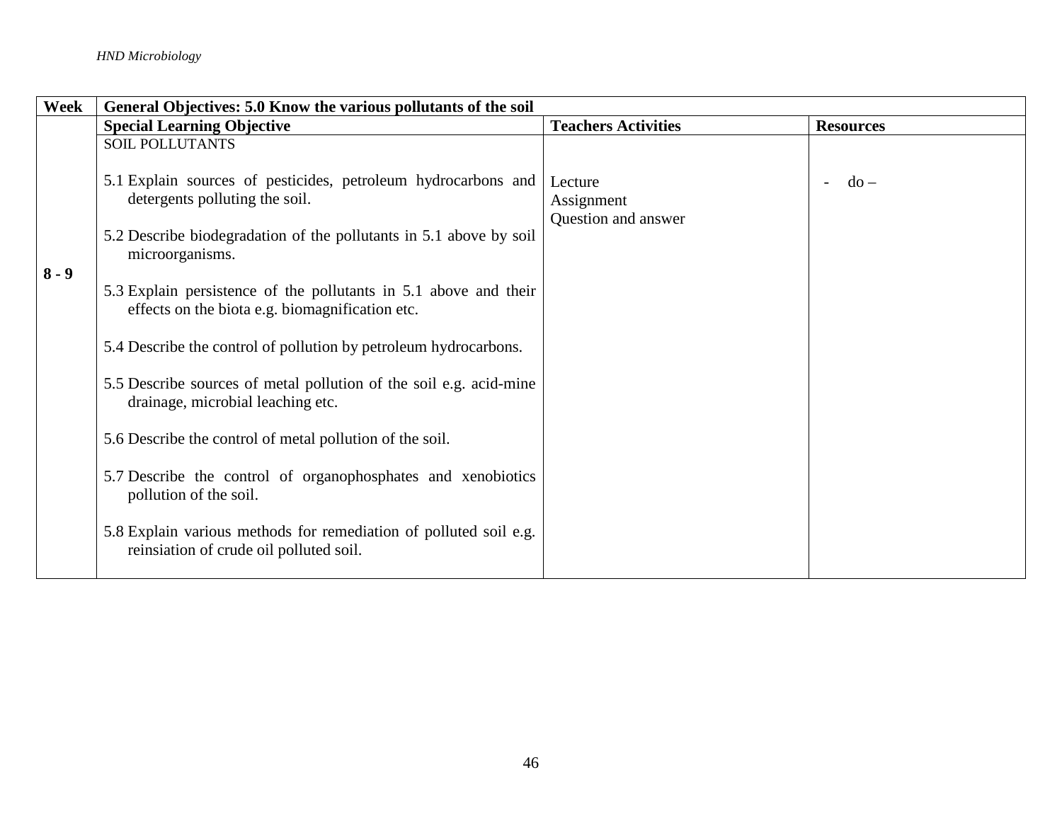| Week | General Objectives: 5.0 Know the various pollutants of the soil | | |
|---|---|---|---|
| | **Special Learning Objective** | **Teachers Activities** | **Resources** |
| 8 - 9 | SOIL POLLUTANTS<br><br>5.1 Explain sources of pesticides, petroleum hydrocarbons and detergents polluting the soil.<br><br>5.2 Describe biodegradation of the pollutants in 5.1 above by soil microorganisms.<br><br>5.3 Explain persistence of the pollutants in 5.1 above and their effects on the biota e.g. biomagnification etc.<br><br>5.4 Describe the control of pollution by petroleum hydrocarbons.<br><br>5.5 Describe sources of metal pollution of the soil e.g. acid-mine drainage, microbial leaching etc.<br><br>5.6 Describe the control of metal pollution of the soil.<br><br>5.7 Describe the control of organophosphates and xenobiotics pollution of the soil.<br><br>5.8 Explain various methods for remediation of polluted soil e.g. reinsiation of crude oil polluted soil. | Lecture<br>Assignment<br>Question and answer | - do – |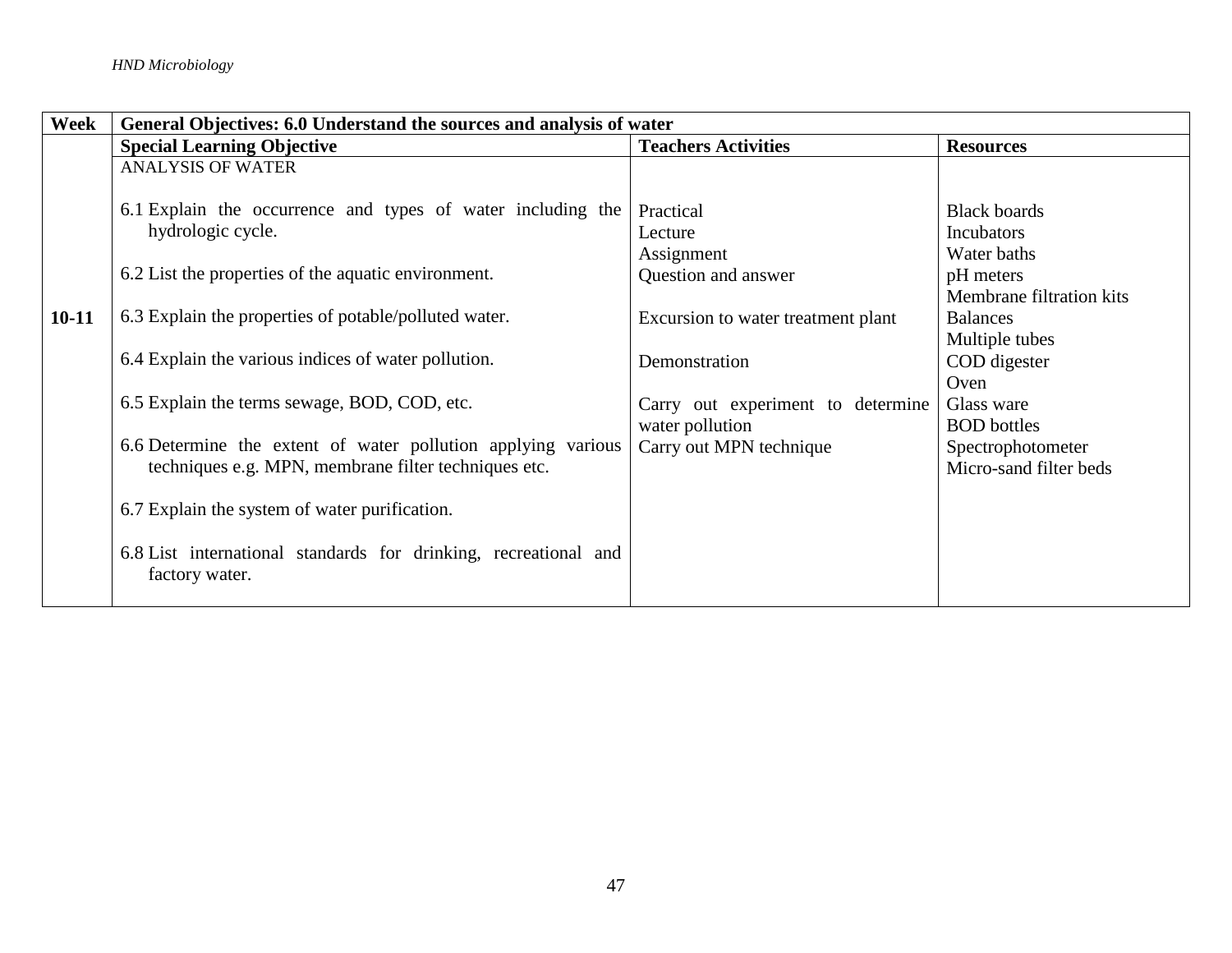| Week | General Objectives: 6.0 Understand the sources and analysis of water | | |
|---|---|---|---|
| | **Special Learning Objective** | **Teachers Activities** | **Resources** |
| 10-11 | ANALYSIS OF WATER<br><br>6.1 Explain the occurrence and types of water including the hydrologic cycle.<br><br>6.2 List the properties of the aquatic environment.<br><br>6.3 Explain the properties of potable/polluted water.<br><br>6.4 Explain the various indices of water pollution.<br><br>6.5 Explain the terms sewage, BOD, COD, etc.<br><br>6.6 Determine the extent of water pollution applying various techniques e.g. MPN, membrane filter techniques etc.<br><br>6.7 Explain the system of water purification.<br><br>6.8 List international standards for drinking, recreational and factory water. | Practical<br>Lecture<br>Assignment<br>Question and answer<br><br>Excursion to water treatment plant<br><br>Demonstration<br><br>Carry out experiment to determine water pollution<br>Carry out MPN technique | Black boards<br>Incubators<br>Water baths<br>pH meters<br>Membrane filtration kits<br>Balances<br>Multiple tubes<br>COD digester<br>Oven<br>Glass ware<br>BOD bottles<br>Spectrophotometer<br>Micro-sand filter beds |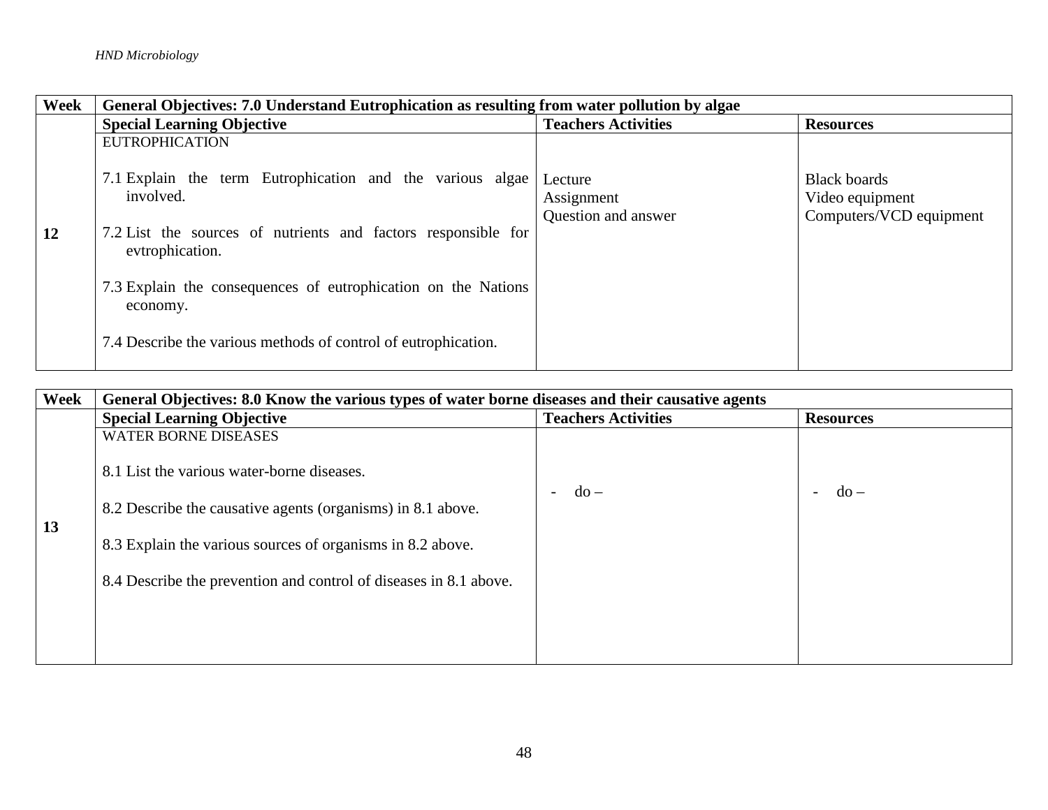| Week | General Objectives: 7.0 Understand Eutrophication as resulting from water pollution by algae | | |
|---|---|---|---|
| | **Special Learning Objective** | **Teachers Activities** | **Resources** |
| 12 | EUTROPHICATION<br><br>7.1 Explain the term Eutrophication and the various algae involved.<br><br>7.2 List the sources of nutrients and factors responsible for evtrophication.<br><br>7.3 Explain the consequences of eutrophication on the Nations economy.<br><br>7.4 Describe the various methods of control of eutrophication. | Lecture<br>Assignment<br>Question and answer | Black boards<br>Video equipment<br>Computers/VCD equipment |

| Week | General Objectives: 8.0 Know the various types of water borne diseases and their causative agents | | |
|---|---|---|---|
| | **Special Learning Objective** | **Teachers Activities** | **Resources** |
| 13 | WATER BORNE DISEASES<br><br>8.1 List the various water-borne diseases.<br><br>8.2 Describe the causative agents (organisms) in 8.1 above.<br><br>8.3 Explain the various sources of organisms in 8.2 above.<br><br>8.4 Describe the prevention and control of diseases in 8.1 above. | - do – | - do – |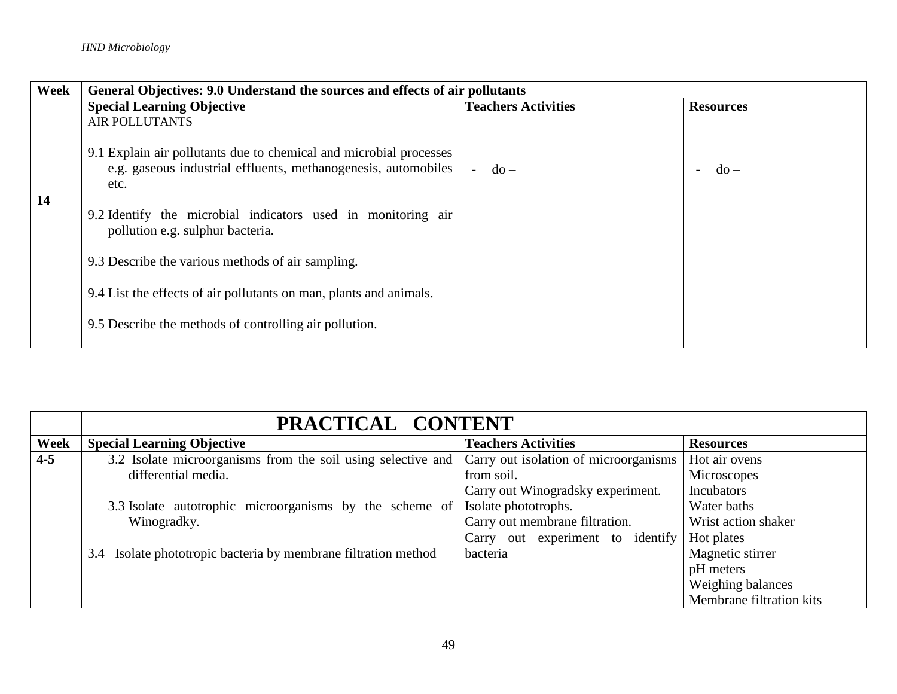| Week | General Objectives: 9.0 Understand the sources and effects of air pollutants | | |
|---|---|---|---|
| | **Special Learning Objective** | **Teachers Activities** | **Resources** |
| **14** | AIR POLLUTANTS<br><br>9.1 Explain air pollutants due to chemical and microbial processes e.g. gaseous industrial effluents, methanogenesis, automobiles etc.<br><br>9.2 Identify the microbial indicators used in monitoring air pollution e.g. sulphur bacteria.<br><br>9.3 Describe the various methods of air sampling.<br><br>9.4 List the effects of air pollutants on man, plants and animals.<br><br>9.5 Describe the methods of controlling air pollution. | - do – | - do – |

| | PRACTICAL CONTENT | | |
|---|---|---|---|
| **Week** | **Special Learning Objective** | **Teachers Activities** | **Resources** |
| **4-5** | 3.2 Isolate microorganisms from the soil using selective and differential media.<br><br>3.3 Isolate autotrophic microorganisms by the scheme of Winogradky.<br><br>3.4 Isolate phototropic bacteria by membrane filtration method | Carry out isolation of microorganisms from soil.<br>Carry out Winogradsky experiment.<br>Isolate phototrophs.<br>Carry out membrane filtration.<br>Carry out experiment to identify bacteria | Hot air ovens<br>Microscopes<br>Incubators<br>Water baths<br>Wrist action shaker<br>Hot plates<br>Magnetic stirrer<br>pH meters<br>Weighing balances<br>Membrane filtration kits |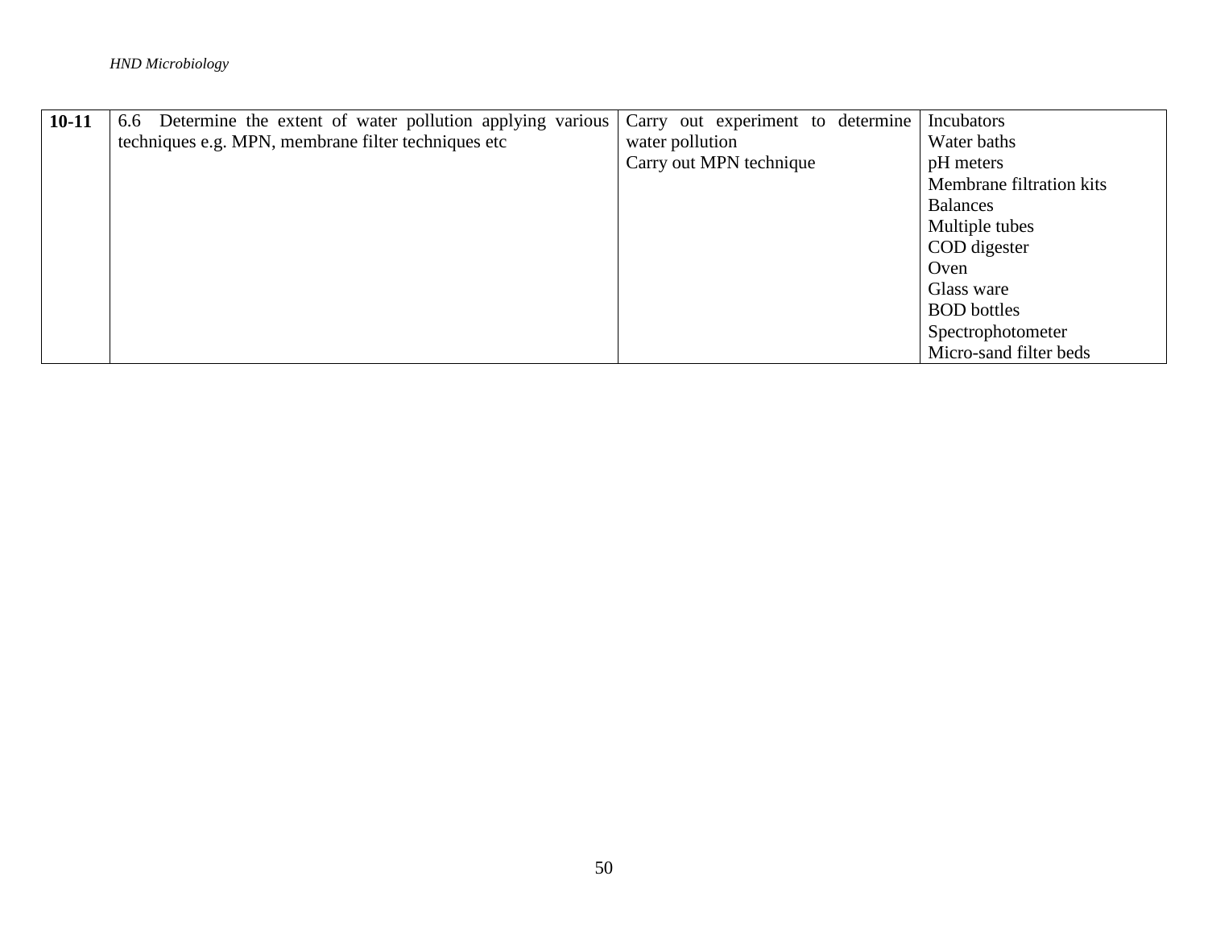| **10-11** | 6.6 Determine the extent of water pollution applying various techniques e.g. MPN, membrane filter techniques etc | Carry out experiment to determine water pollution<br>Carry out MPN technique | Incubators<br>Water baths<br>pH meters<br>Membrane filtration kits<br>Balances<br>Multiple tubes<br>COD digester<br>Oven<br>Glass ware<br>BOD bottles<br>Spectrophotometer<br>Micro-sand filter beds |
|---|---|---|---|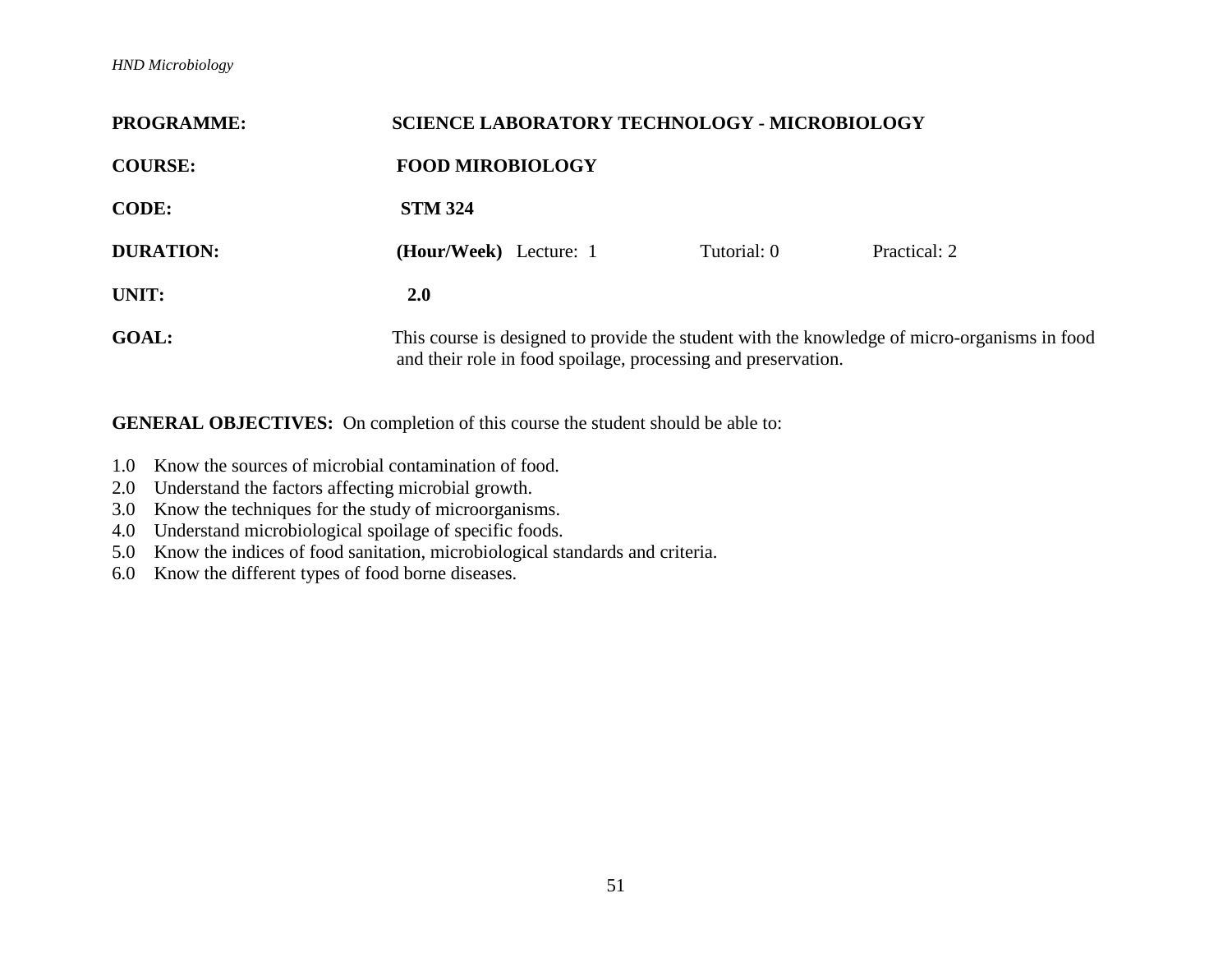**PROGRAMME:** SCIENCE LABORATORY TECHNOLOGY - MICROBIOLOGY

**COURSE:** FOOD MIROBIOLOGY

**CODE:** STM 324

**DURATION:** **(Hour/Week)** Lecture: 1 Tutorial: 0 Practical: 2

**UNIT:** 2.0

**GOAL:** This course is designed to provide the student with the knowledge of micro-organisms in food and their role in food spoilage, processing and preservation.

**GENERAL OBJECTIVES:** On completion of this course the student should be able to:

1.0 Know the sources of microbial contamination of food.
2.0 Understand the factors affecting microbial growth.
3.0 Know the techniques for the study of microorganisms.
4.0 Understand microbiological spoilage of specific foods.
5.0 Know the indices of food sanitation, microbiological standards and criteria.
6.0 Know the different types of food borne diseases.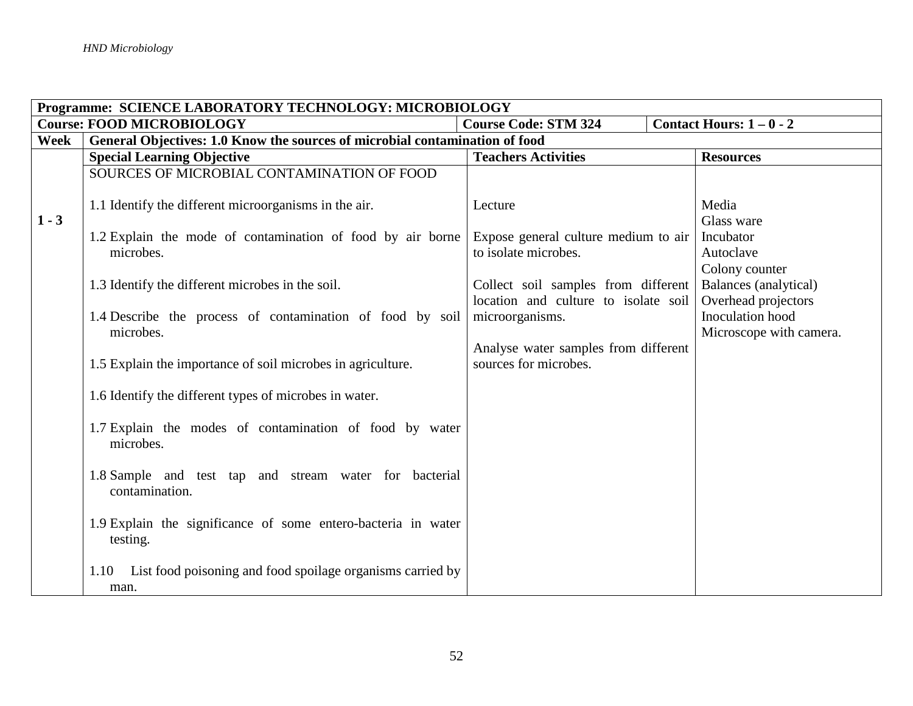| Programme: SCIENCE LABORATORY TECHNOLOGY: MICROBIOLOGY | | | |
|---|---|---|---|
| **Course: FOOD MICROBIOLOGY** | **Course Code: STM 324** | **Contact Hours: 1 – 0 - 2** | |
| **Week** | **General Objectives: 1.0 Know the sources of microbial contamination of food** | | |
| | **Special Learning Objective** | **Teachers Activities** | **Resources** |
| **1 - 3** | SOURCES OF MICROBIAL CONTAMINATION OF FOOD<br><br>1.1 Identify the different microorganisms in the air.<br><br>1.2 Explain the mode of contamination of food by air borne microbes.<br><br>1.3 Identify the different microbes in the soil.<br><br>1.4 Describe the process of contamination of food by soil microbes.<br><br>1.5 Explain the importance of soil microbes in agriculture.<br><br>1.6 Identify the different types of microbes in water.<br><br>1.7 Explain the modes of contamination of food by water microbes.<br><br>1.8 Sample and test tap and stream water for bacterial contamination.<br><br>1.9 Explain the significance of some entero-bacteria in water testing.<br><br>1.10 List food poisoning and food spoilage organisms carried by man. | Lecture<br><br>Expose general culture medium to air to isolate microbes.<br><br>Collect soil samples from different location and culture to isolate soil microorganisms.<br><br>Analyse water samples from different sources for microbes. | Media<br>Glass ware<br>Incubator<br>Autoclave<br>Colony counter<br>Balances (analytical)<br>Overhead projectors<br>Inoculation hood<br>Microscope with camera. |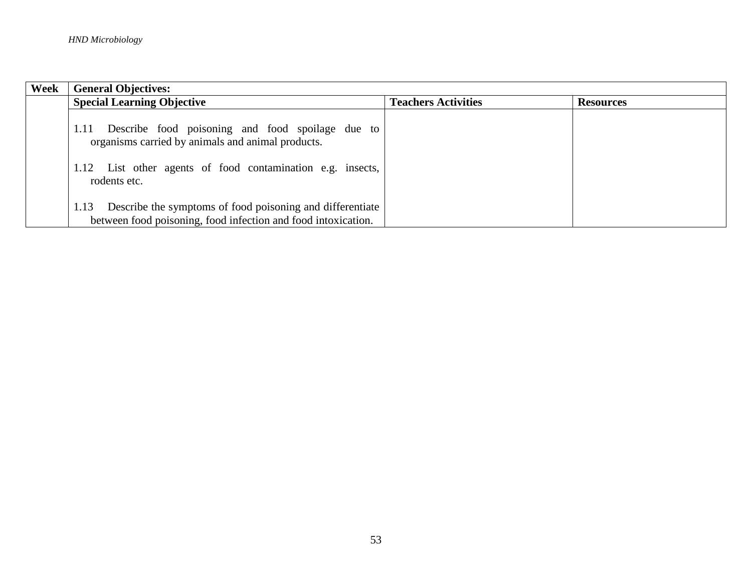| Week | General Objectives: | | |
|---|---|---|---|
| | **Special Learning Objective** | **Teachers Activities** | **Resources** |
| | 1.11 Describe food poisoning and food spoilage due to organisms carried by animals and animal products.<br><br>1.12 List other agents of food contamination e.g. insects, rodents etc.<br><br>1.13 Describe the symptoms of food poisoning and differentiate between food poisoning, food infection and food intoxication. | | |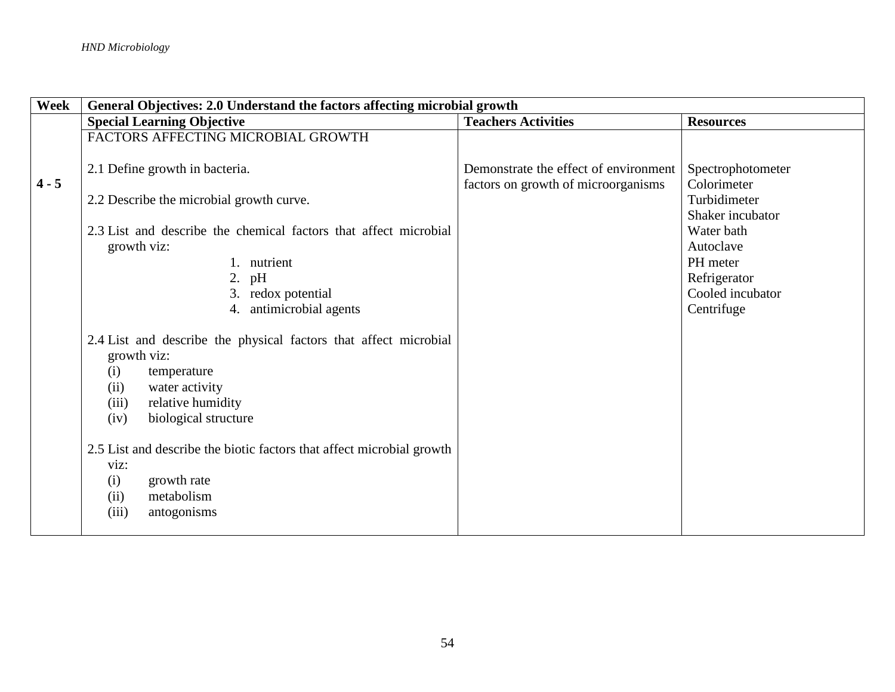| Week | General Objectives: 2.0 Understand the factors affecting microbial growth | | |
|---|---|---|---|
| | **Special Learning Objective** | **Teachers Activities** | **Resources** |
| **4 - 5** | FACTORS AFFECTING MICROBIAL GROWTH<br><br>2.1 Define growth in bacteria.<br><br>2.2 Describe the microbial growth curve.<br><br>2.3 List and describe the chemical factors that affect microbial growth viz:<br>1. nutrient<br>2. pH<br>3. redox potential<br>4. antimicrobial agents<br><br>2.4 List and describe the physical factors that affect microbial growth viz:<br>(i) temperature<br>(ii) water activity<br>(iii) relative humidity<br>(iv) biological structure<br><br>2.5 List and describe the biotic factors that affect microbial growth viz:<br>(i) growth rate<br>(ii) metabolism<br>(iii) antogonisms | Demonstrate the effect of environment factors on growth of microorganisms | Spectrophotometer<br>Colorimeter<br>Turbidimeter<br>Shaker incubator<br>Water bath<br>Autoclave<br>PH meter<br>Refrigerator<br>Cooled incubator<br>Centrifuge |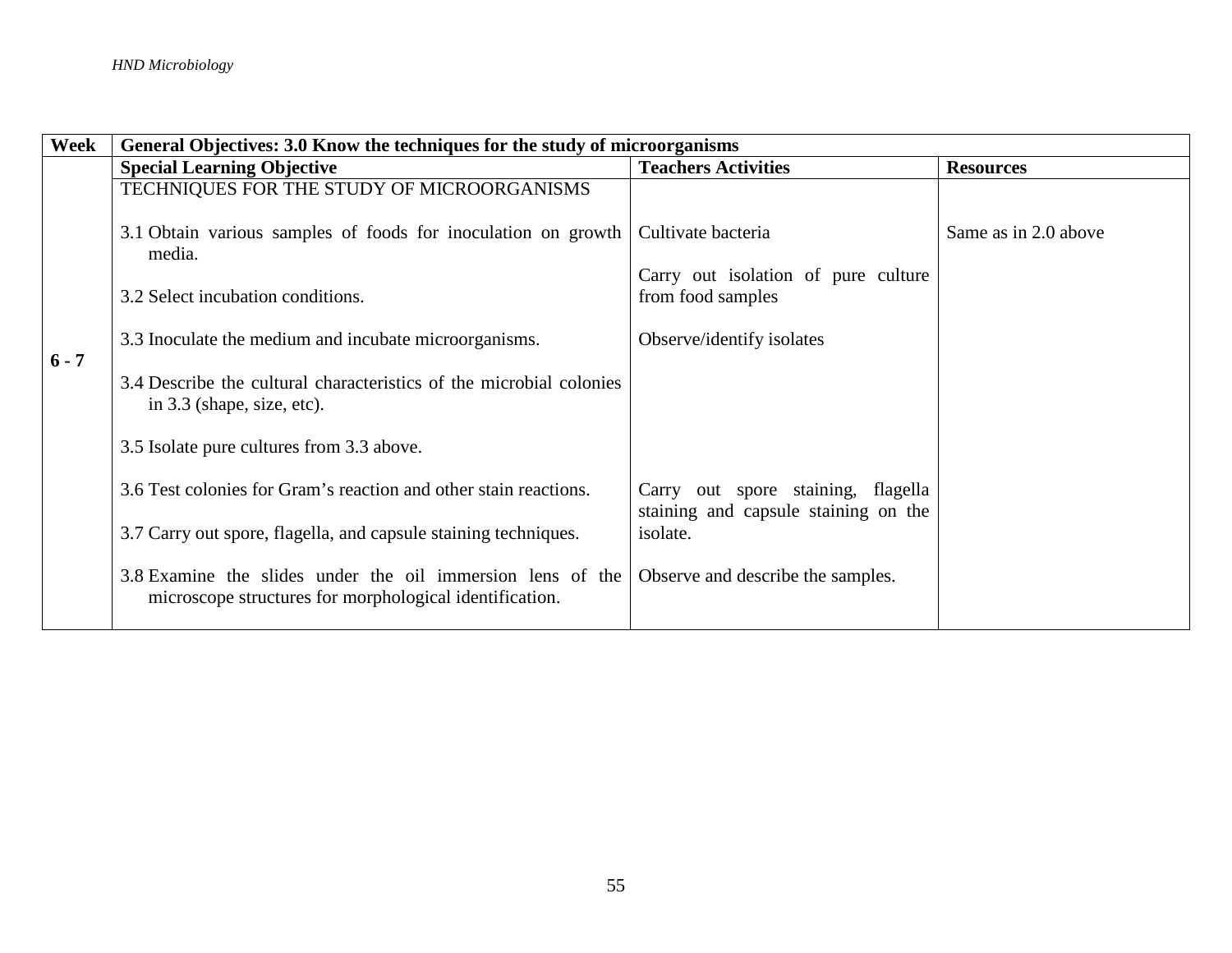| Week | General Objectives: 3.0 Know the techniques for the study of microorganisms | | |
|---|---|---|---|
| | **Special Learning Objective** | **Teachers Activities** | **Resources** |
| 6 - 7 | TECHNIQUES FOR THE STUDY OF MICROORGANISMS<br><br>3.1 Obtain various samples of foods for inoculation on growth media.<br><br>3.2 Select incubation conditions.<br><br>3.3 Inoculate the medium and incubate microorganisms.<br><br>3.4 Describe the cultural characteristics of the microbial colonies in 3.3 (shape, size, etc).<br><br>3.5 Isolate pure cultures from 3.3 above.<br><br>3.6 Test colonies for Gram's reaction and other stain reactions.<br><br>3.7 Carry out spore, flagella, and capsule staining techniques.<br><br>3.8 Examine the slides under the oil immersion lens of the microscope structures for morphological identification. | Cultivate bacteria<br><br>Carry out isolation of pure culture from food samples<br><br>Observe/identify isolates<br><br>Carry out spore staining, flagella staining and capsule staining on the isolate.<br><br>Observe and describe the samples. | Same as in 2.0 above |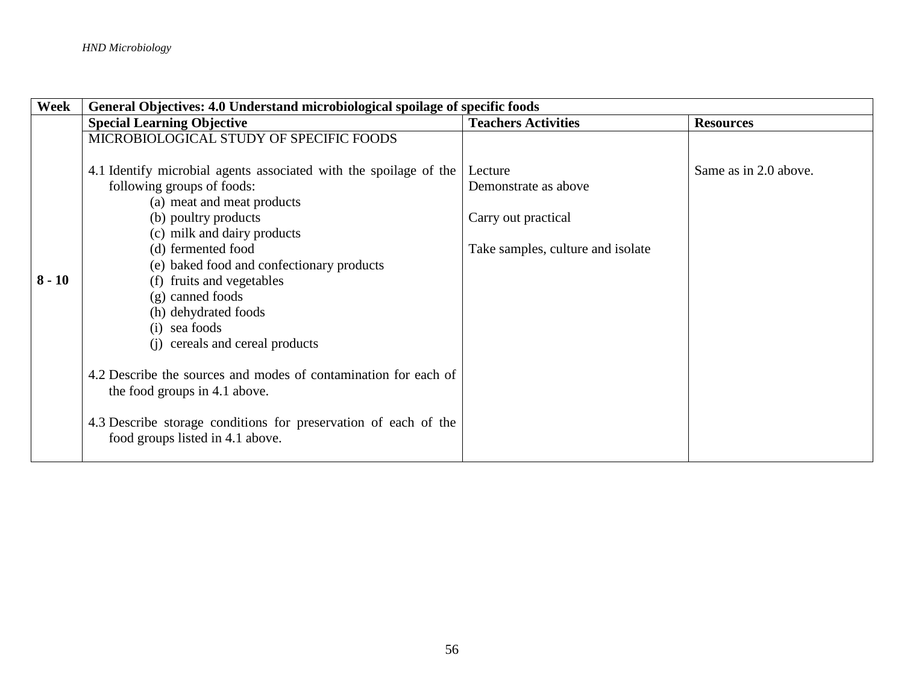| Week | General Objectives: 4.0 Understand microbiological spoilage of specific foods | | |
|---|---|---|---|
| | **Special Learning Objective** | **Teachers Activities** | **Resources** |
| **8 - 10** | MICROBIOLOGICAL STUDY OF SPECIFIC FOODS<br><br>4.1 Identify microbial agents associated with the spoilage of the following groups of foods:<br>(a) meat and meat products<br>(b) poultry products<br>(c) milk and dairy products<br>(d) fermented food<br>(e) baked food and confectionary products<br>(f) fruits and vegetables<br>(g) canned foods<br>(h) dehydrated foods<br>(i) sea foods<br>(j) cereals and cereal products<br><br>4.2 Describe the sources and modes of contamination for each of the food groups in 4.1 above.<br><br>4.3 Describe storage conditions for preservation of each of the food groups listed in 4.1 above. | Lecture<br>Demonstrate as above<br><br>Carry out practical<br><br>Take samples, culture and isolate | Same as in 2.0 above. |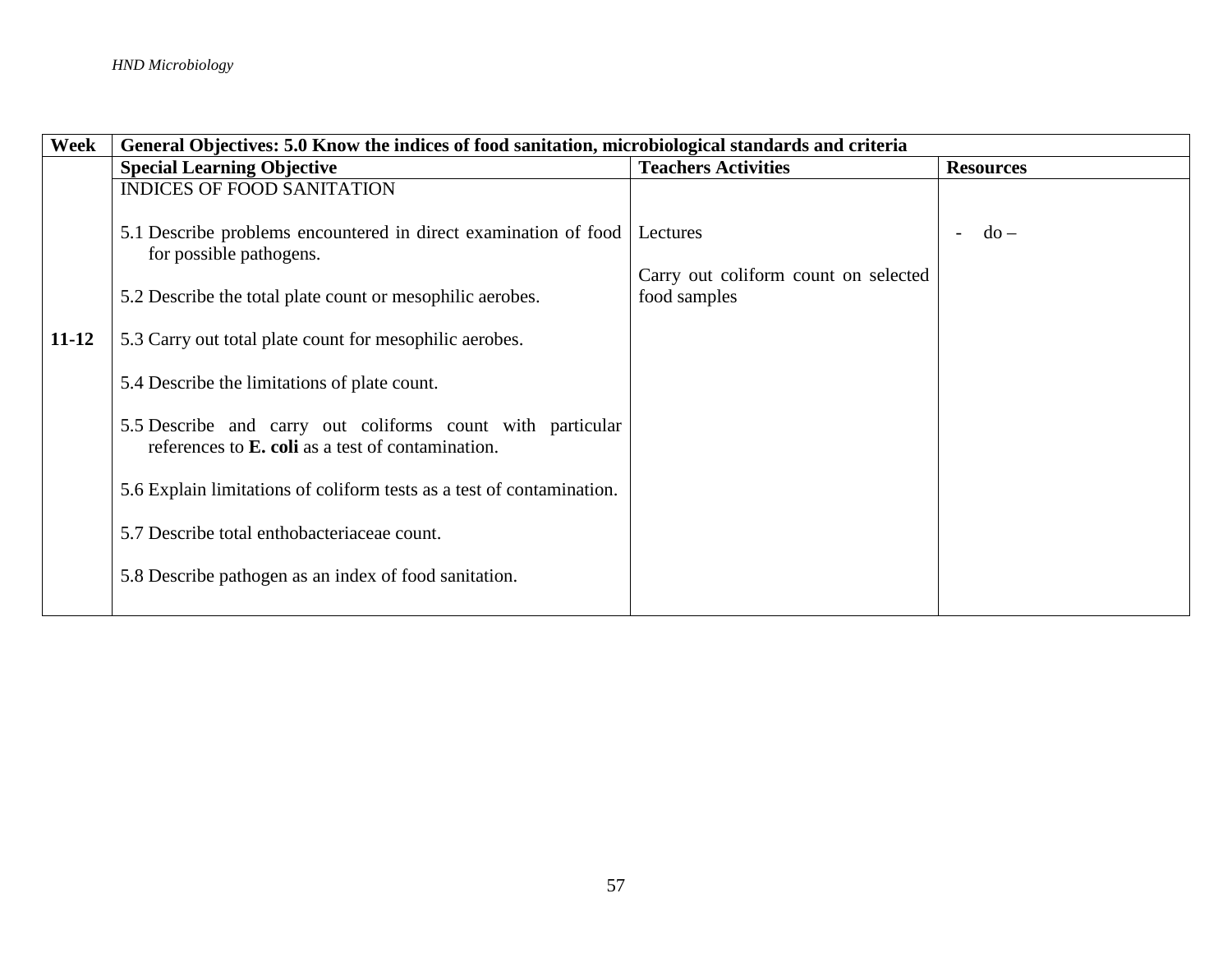| Week | General Objectives: 5.0 Know the indices of food sanitation, microbiological standards and criteria | | |
|---|---|---|---|
| | **Special Learning Objective** | **Teachers Activities** | **Resources** |
| **11-12** | INDICES OF FOOD SANITATION<br><br>5.1 Describe problems encountered in direct examination of food for possible pathogens.<br><br>5.2 Describe the total plate count or mesophilic aerobes.<br><br>5.3 Carry out total plate count for mesophilic aerobes.<br><br>5.4 Describe the limitations of plate count.<br><br>5.5 Describe and carry out coliforms count with particular references to **E. coli** as a test of contamination.<br><br>5.6 Explain limitations of coliform tests as a test of contamination.<br><br>5.7 Describe total enthobacteriaceae count.<br><br>5.8 Describe pathogen as an index of food sanitation. | Lectures<br><br>Carry out coliform count on selected food samples | - do – |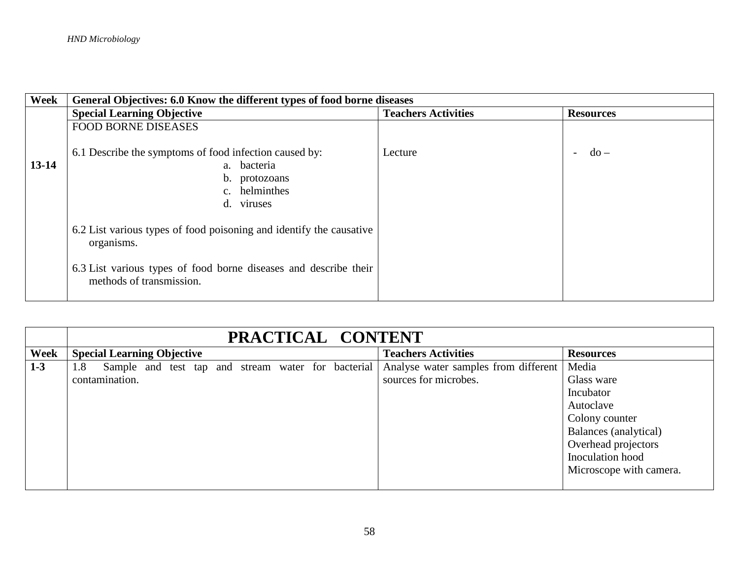| Week | General Objectives: 6.0 Know the different types of food borne diseases | | |
|---|---|---|---|
| | **Special Learning Objective** | **Teachers Activities** | **Resources** |
| 13-14 | FOOD BORNE DISEASES<br><br>6.1 Describe the symptoms of food infection caused by:<br>a. bacteria<br>b. protozoans<br>c. helminthes<br>d. viruses<br><br>6.2 List various types of food poisoning and identify the causative organisms.<br><br>6.3 List various types of food borne diseases and describe their methods of transmission. | Lecture | - do – |

| | PRACTICAL CONTENT | | |
|---|---|---|---|
| **Week** | **Special Learning Objective** | **Teachers Activities** | **Resources** |
| **1-3** | 1.8 Sample and test tap and stream water for bacterial contamination. | Analyse water samples from different sources for microbes. | Media<br>Glass ware<br>Incubator<br>Autoclave<br>Colony counter<br>Balances (analytical)<br>Overhead projectors<br>Inoculation hood<br>Microscope with camera. |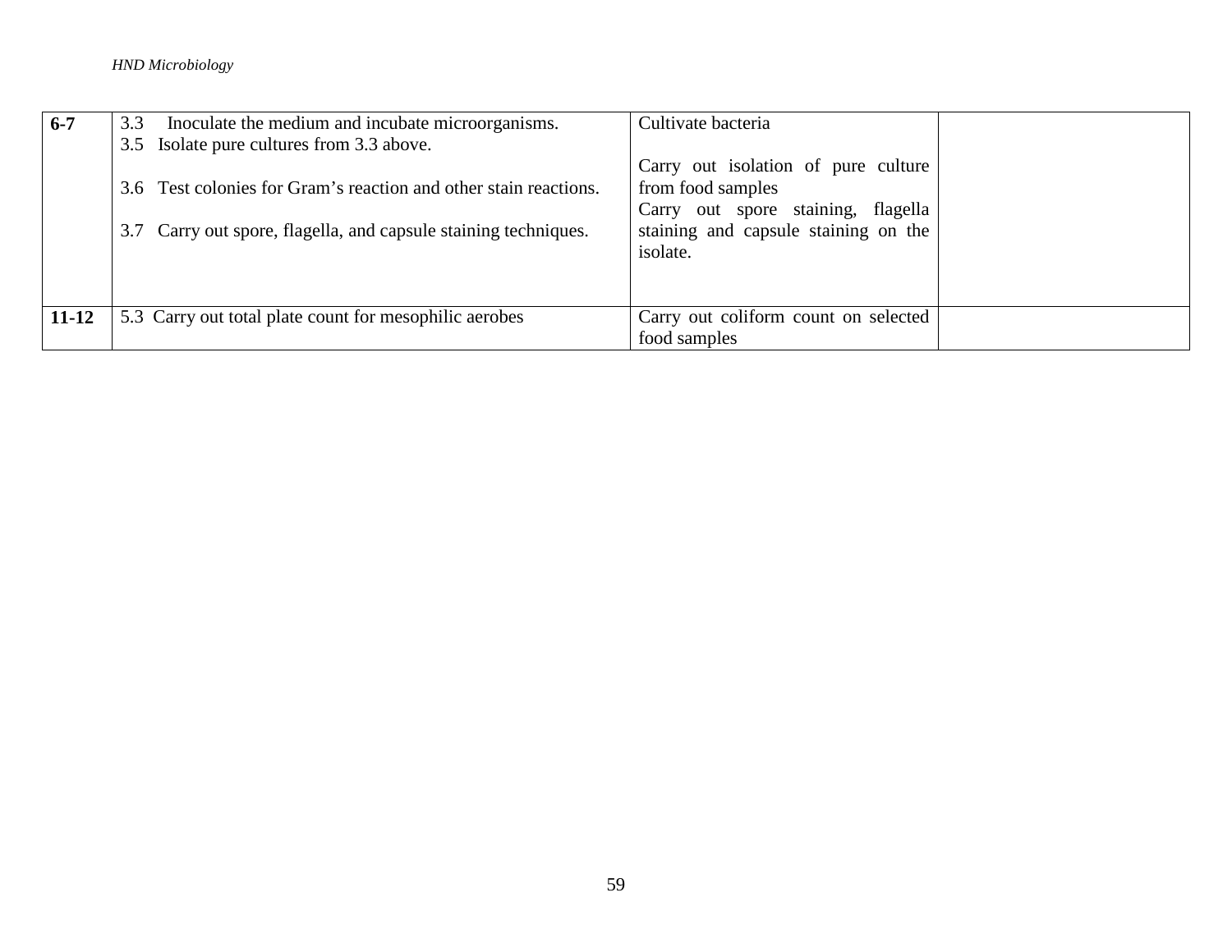| **6-7** | 3.3 Inoculate the medium and incubate microorganisms.<br>3.5 Isolate pure cultures from 3.3 above.<br><br>3.6 Test colonies for Gram's reaction and other stain reactions.<br><br>3.7 Carry out spore, flagella, and capsule staining techniques. | Cultivate bacteria<br><br>Carry out isolation of pure culture from food samples<br>Carry out spore staining, flagella staining and capsule staining on the isolate. | |
|---|---|---|---|
| **11-12** | 5.3 Carry out total plate count for mesophilic aerobes | Carry out coliform count on selected food samples | |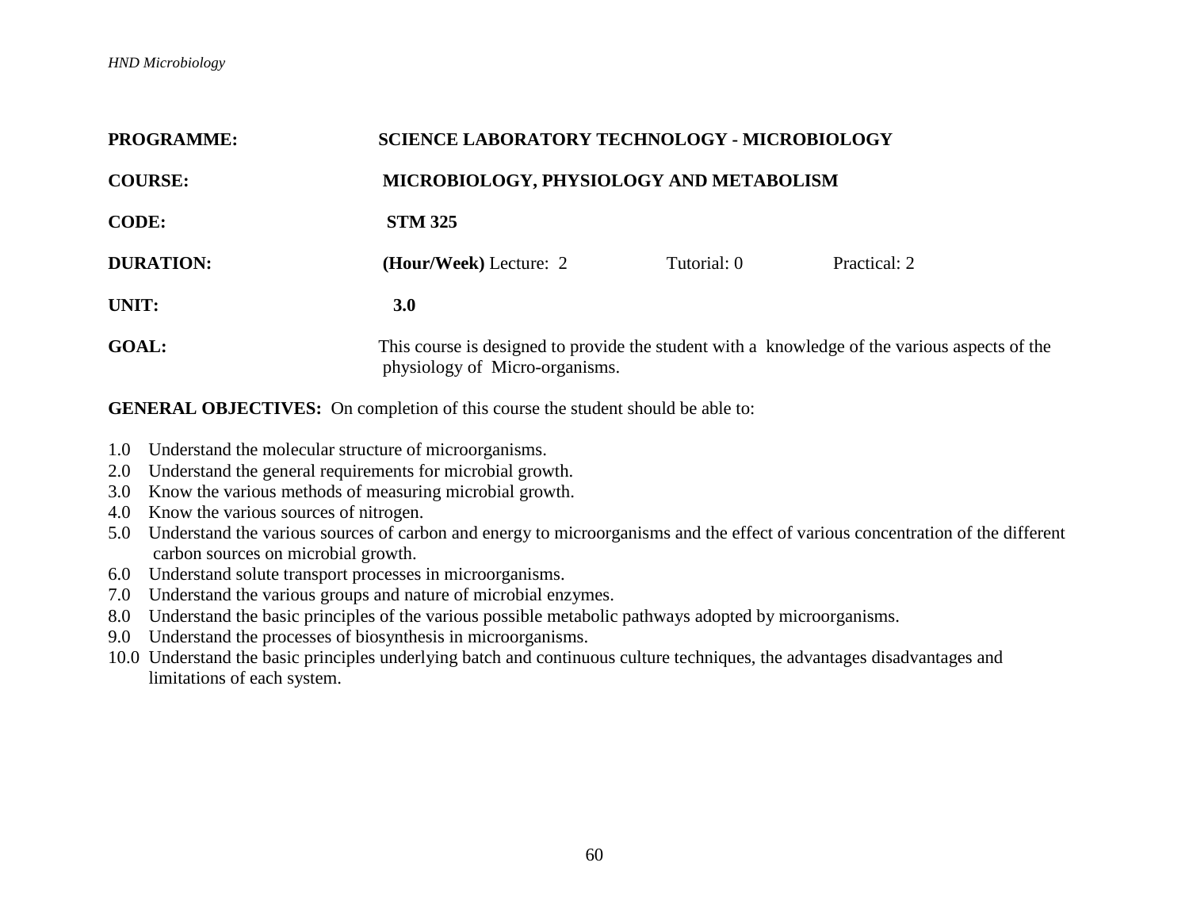**PROGRAMME:** SCIENCE LABORATORY TECHNOLOGY - MICROBIOLOGY

**COURSE:** MICROBIOLOGY, PHYSIOLOGY AND METABOLISM

**CODE:** STM 325

**DURATION:** **(Hour/Week)** Lecture: 2 Tutorial: 0 Practical: 2

**UNIT:** 3.0

**GOAL:** This course is designed to provide the student with a knowledge of the various aspects of the physiology of Micro-organisms.

**GENERAL OBJECTIVES:** On completion of this course the student should be able to:

1.0 Understand the molecular structure of microorganisms.
2.0 Understand the general requirements for microbial growth.
3.0 Know the various methods of measuring microbial growth.
4.0 Know the various sources of nitrogen.
5.0 Understand the various sources of carbon and energy to microorganisms and the effect of various concentration of the different carbon sources on microbial growth.
6.0 Understand solute transport processes in microorganisms.
7.0 Understand the various groups and nature of microbial enzymes.
8.0 Understand the basic principles of the various possible metabolic pathways adopted by microorganisms.
9.0 Understand the processes of biosynthesis in microorganisms.
10.0 Understand the basic principles underlying batch and continuous culture techniques, the advantages disadvantages and limitations of each system.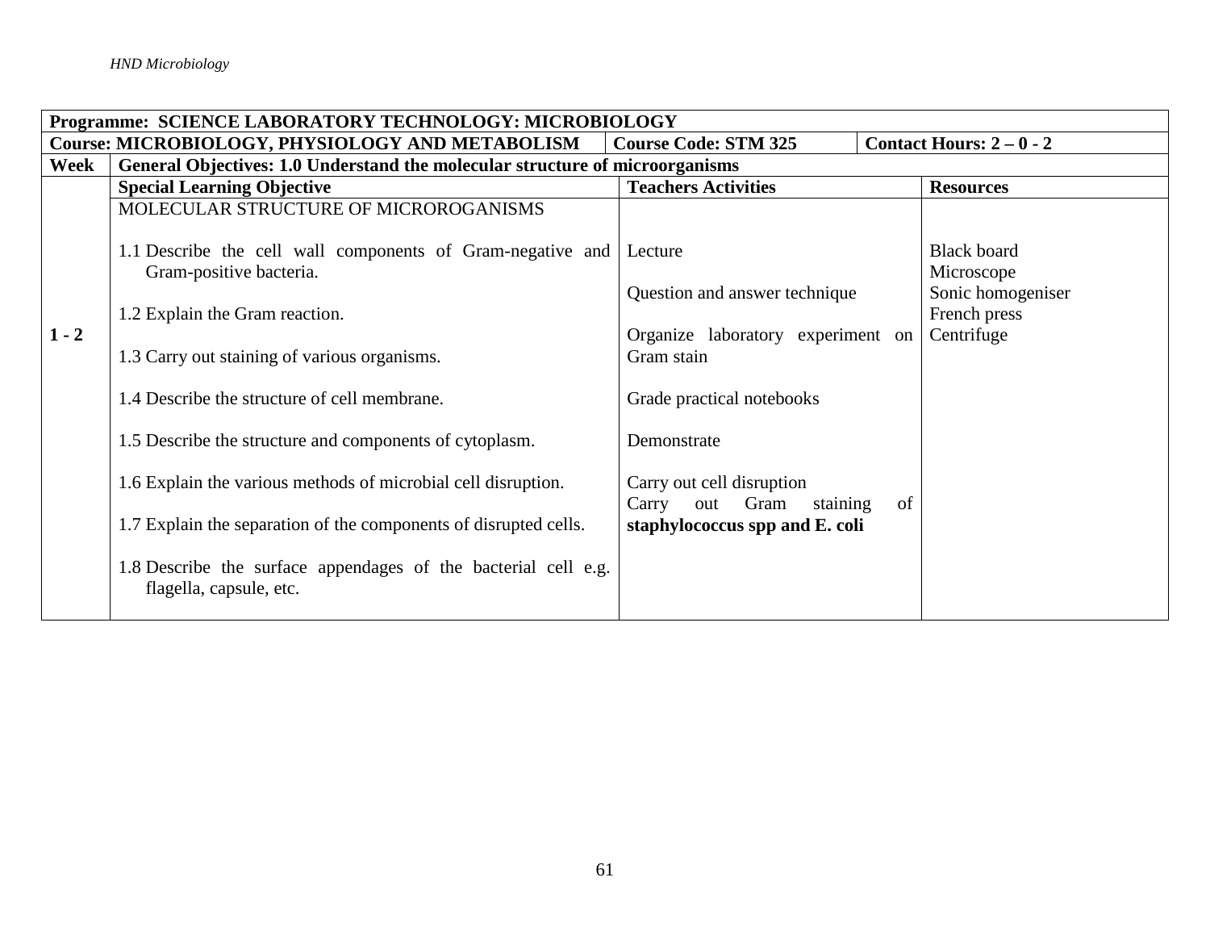| Programme: SCIENCE LABORATORY TECHNOLOGY: MICROBIOLOGY | | | |
|---|---|---|---|
| **Course: MICROBIOLOGY, PHYSIOLOGY AND METABOLISM** | **Course Code: STM 325** | **Contact Hours: 2 – 0 - 2** | |
| **Week** | **General Objectives: 1.0 Understand the molecular structure of microorganisms** | | |
| | **Special Learning Objective** | **Teachers Activities** | **Resources** |
| **1 - 2** | MOLECULAR STRUCTURE OF MICROROGANISMS<br><br>1.1 Describe the cell wall components of Gram-negative and Gram-positive bacteria.<br><br>1.2 Explain the Gram reaction.<br><br>1.3 Carry out staining of various organisms.<br><br>1.4 Describe the structure of cell membrane.<br><br>1.5 Describe the structure and components of cytoplasm.<br><br>1.6 Explain the various methods of microbial cell disruption.<br><br>1.7 Explain the separation of the components of disrupted cells.<br><br>1.8 Describe the surface appendages of the bacterial cell e.g. flagella, capsule, etc. | Lecture<br><br>Question and answer technique<br><br>Organize laboratory experiment on Gram stain<br><br>Grade practical notebooks<br><br>Demonstrate<br><br>Carry out cell disruption<br>Carry out Gram staining of **staphylococcus spp and E. coli** | Black board<br>Microscope<br>Sonic homogeniser<br>French press<br>Centrifuge |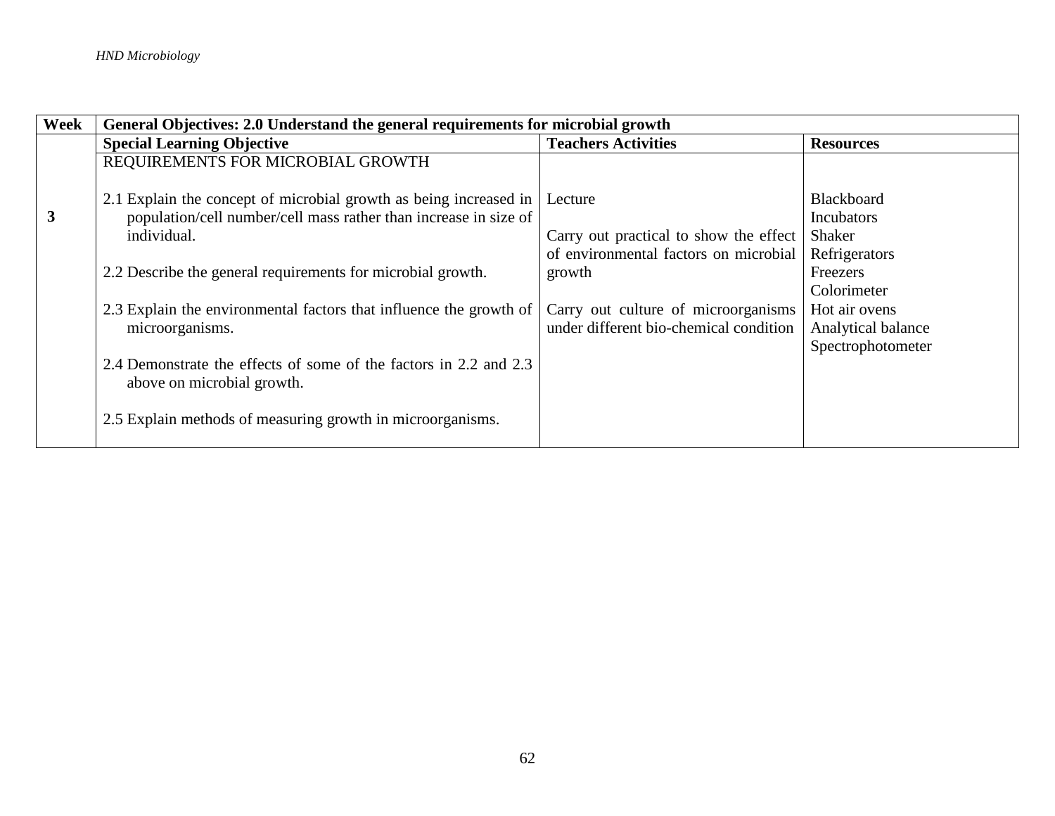| Week | General Objectives: 2.0 Understand the general requirements for microbial growth | | |
|---|---|---|---|
| | **Special Learning Objective** | **Teachers Activities** | **Resources** |
| **3** | REQUIREMENTS FOR MICROBIAL GROWTH<br><br>2.1 Explain the concept of microbial growth as being increased in population/cell number/cell mass rather than increase in size of individual.<br><br>2.2 Describe the general requirements for microbial growth.<br><br>2.3 Explain the environmental factors that influence the growth of microorganisms.<br><br>2.4 Demonstrate the effects of some of the factors in 2.2 and 2.3 above on microbial growth.<br><br>2.5 Explain methods of measuring growth in microorganisms. | Lecture<br><br>Carry out practical to show the effect of environmental factors on microbial growth<br><br>Carry out culture of microorganisms under different bio-chemical condition | Blackboard<br>Incubators<br>Shaker<br>Refrigerators<br>Freezers<br>Colorimeter<br>Hot air ovens<br>Analytical balance<br>Spectrophotometer |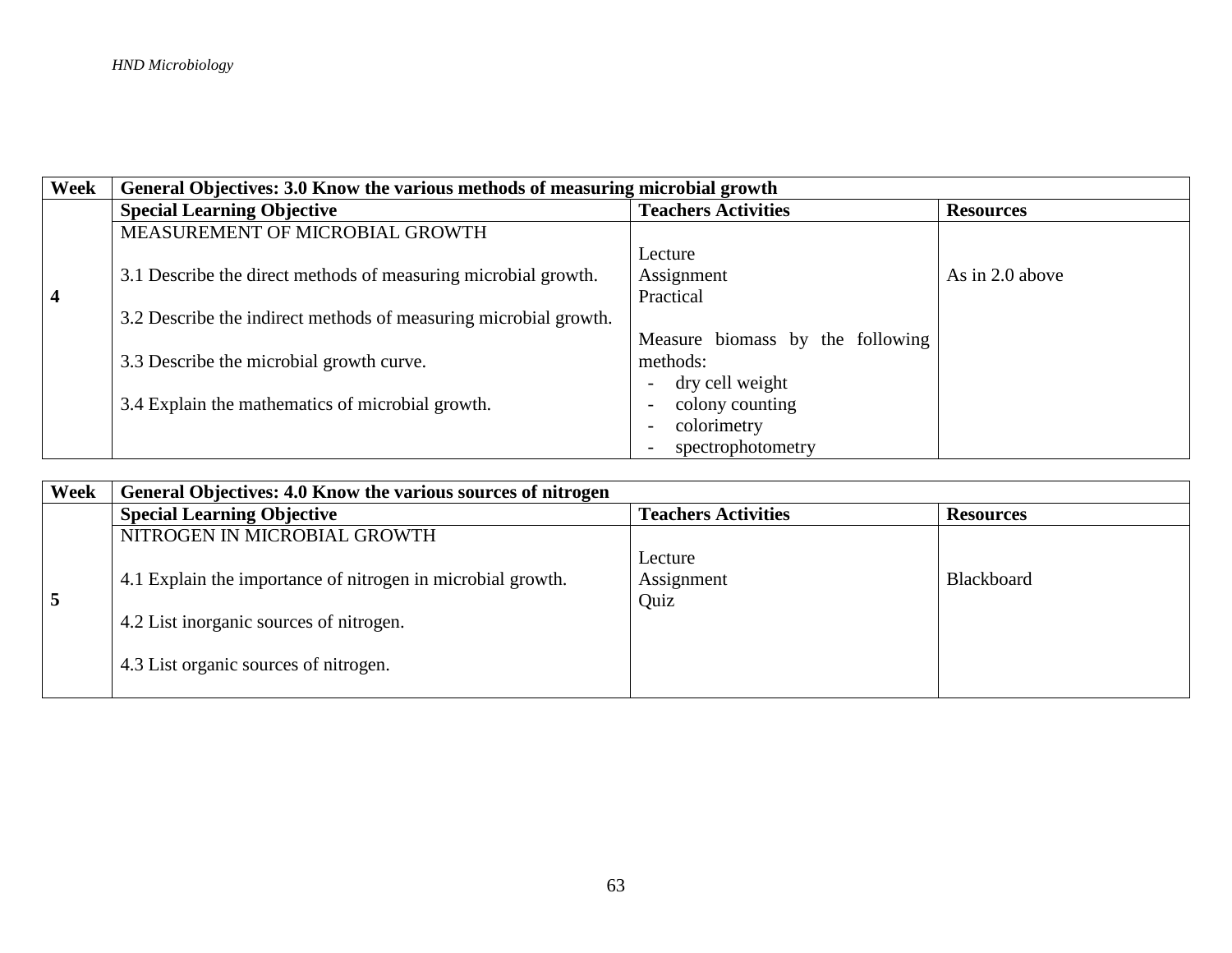| Week | General Objectives: 3.0 Know the various methods of measuring microbial growth | | |
|---|---|---|---|
| | **Special Learning Objective** | **Teachers Activities** | **Resources** |
| **4** | MEASUREMENT OF MICROBIAL GROWTH<br><br>3.1 Describe the direct methods of measuring microbial growth.<br><br>3.2 Describe the indirect methods of measuring microbial growth.<br><br>3.3 Describe the microbial growth curve.<br><br>3.4 Explain the mathematics of microbial growth. | Lecture<br>Assignment<br>Practical<br><br>Measure biomass by the following methods:<br>- dry cell weight<br>- colony counting<br>- colorimetry<br>- spectrophotometry | As in 2.0 above |

| Week | General Objectives: 4.0 Know the various sources of nitrogen | | |
|---|---|---|---|
| | **Special Learning Objective** | **Teachers Activities** | **Resources** |
| **5** | NITROGEN IN MICROBIAL GROWTH<br><br>4.1 Explain the importance of nitrogen in microbial growth.<br><br>4.2 List inorganic sources of nitrogen.<br><br>4.3 List organic sources of nitrogen. | Lecture<br>Assignment<br>Quiz | Blackboard |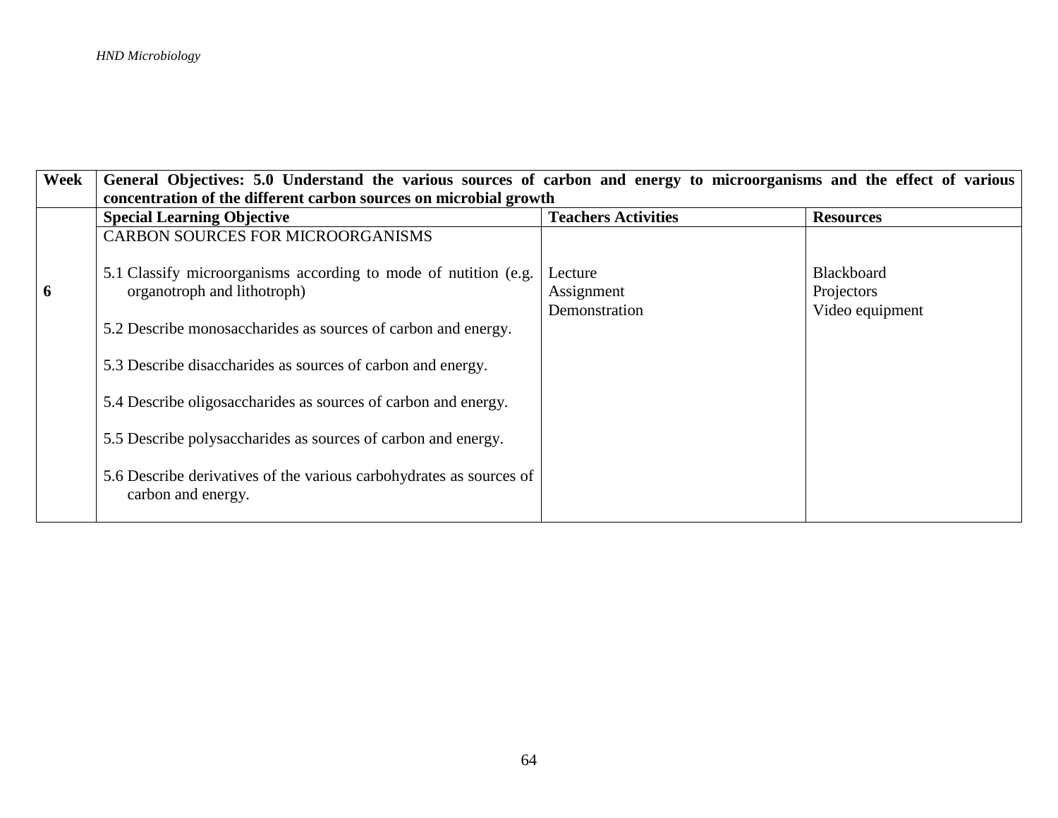| Week | General Objectives: 5.0 Understand the various sources of carbon and energy to microorganisms and the effect of various concentration of the different carbon sources on microbial growth | | |
|---|---|---|---|
| | **Special Learning Objective** | **Teachers Activities** | **Resources** |
| **6** | CARBON SOURCES FOR MICROORGANISMS<br><br>5.1 Classify microorganisms according to mode of nutrition (e.g. organotroph and lithotroph)<br><br>5.2 Describe monosaccharides as sources of carbon and energy.<br><br>5.3 Describe disaccharides as sources of carbon and energy.<br><br>5.4 Describe oligosaccharides as sources of carbon and energy.<br><br>5.5 Describe polysaccharides as sources of carbon and energy.<br><br>5.6 Describe derivatives of the various carbohydrates as sources of carbon and energy. | Lecture<br>Assignment<br>Demonstration | Blackboard<br>Projectors<br>Video equipment |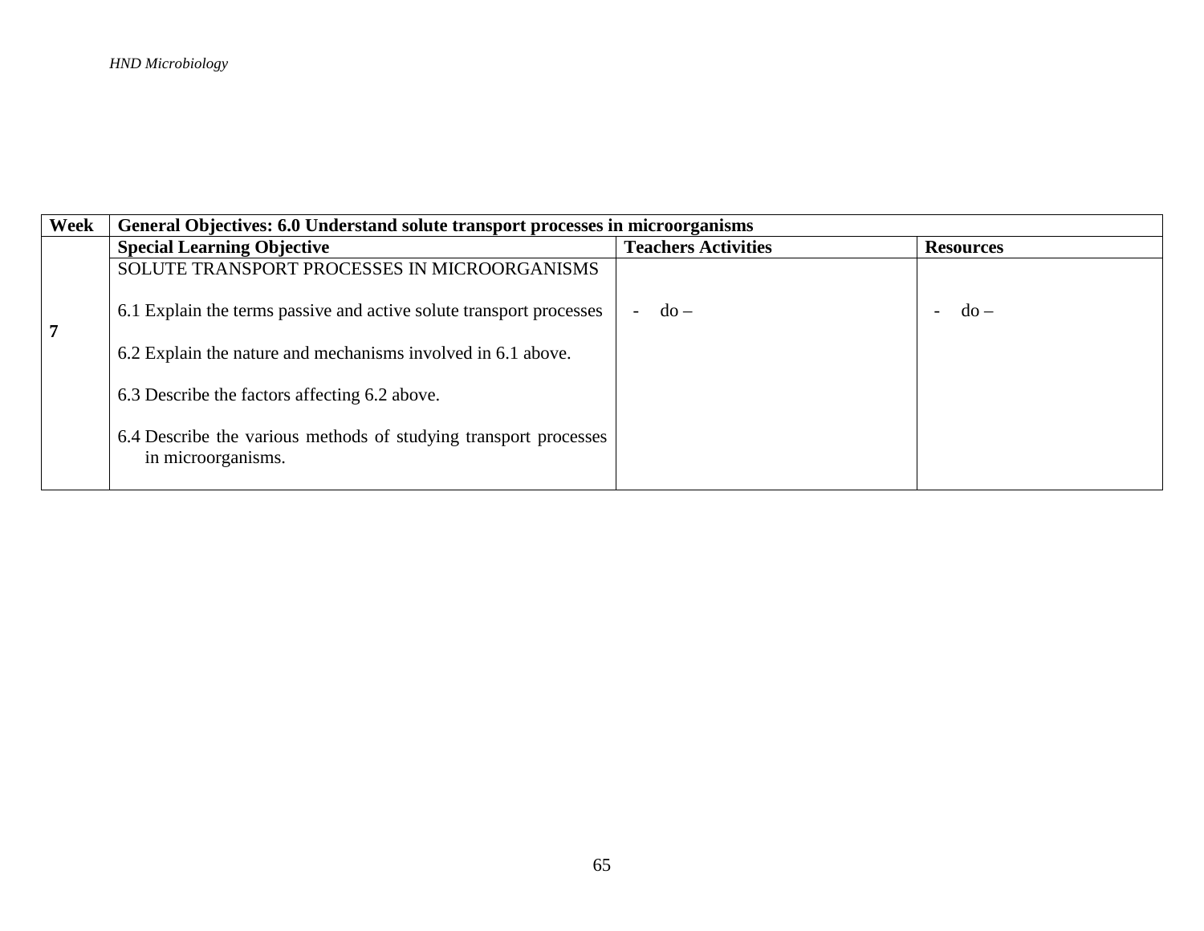| Week | General Objectives: 6.0 Understand solute transport processes in microorganisms | | |
|---|---|---|---|
| | **Special Learning Objective** | **Teachers Activities** | **Resources** |
| **7** | SOLUTE TRANSPORT PROCESSES IN MICROORGANISMS<br><br>6.1 Explain the terms passive and active solute transport processes<br><br>6.2 Explain the nature and mechanisms involved in 6.1 above.<br><br>6.3 Describe the factors affecting 6.2 above.<br><br>6.4 Describe the various methods of studying transport processes in microorganisms. | - do – | - do – |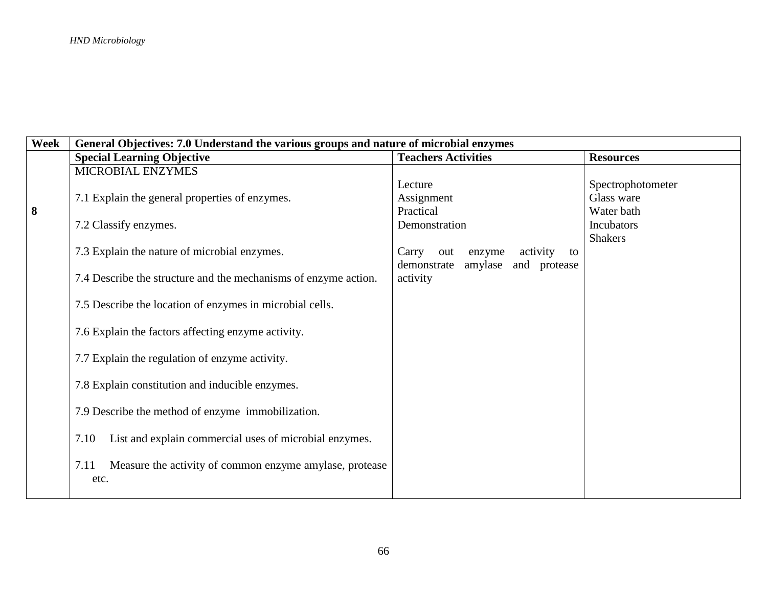| Week | General Objectives: 7.0 Understand the various groups and nature of microbial enzymes | | |
|---|---|---|---|
| | **Special Learning Objective** | **Teachers Activities** | **Resources** |
| 8 | MICROBIAL ENZYMES<br><br>7.1 Explain the general properties of enzymes.<br><br>7.2 Classify enzymes.<br><br>7.3 Explain the nature of microbial enzymes.<br><br>7.4 Describe the structure and the mechanisms of enzyme action.<br><br>7.5 Describe the location of enzymes in microbial cells.<br><br>7.6 Explain the factors affecting enzyme activity.<br><br>7.7 Explain the regulation of enzyme activity.<br><br>7.8 Explain constitution and inducible enzymes.<br><br>7.9 Describe the method of enzyme immobilization.<br><br>7.10 List and explain commercial uses of microbial enzymes.<br><br>7.11 Measure the activity of common enzyme amylase, protease etc. | Lecture<br>Assignment<br>Practical<br>Demonstration<br><br>Carry out enzyme activity to demonstrate amylase and protease activity | Spectrophotometer<br>Glass ware<br>Water bath<br>Incubators<br>Shakers |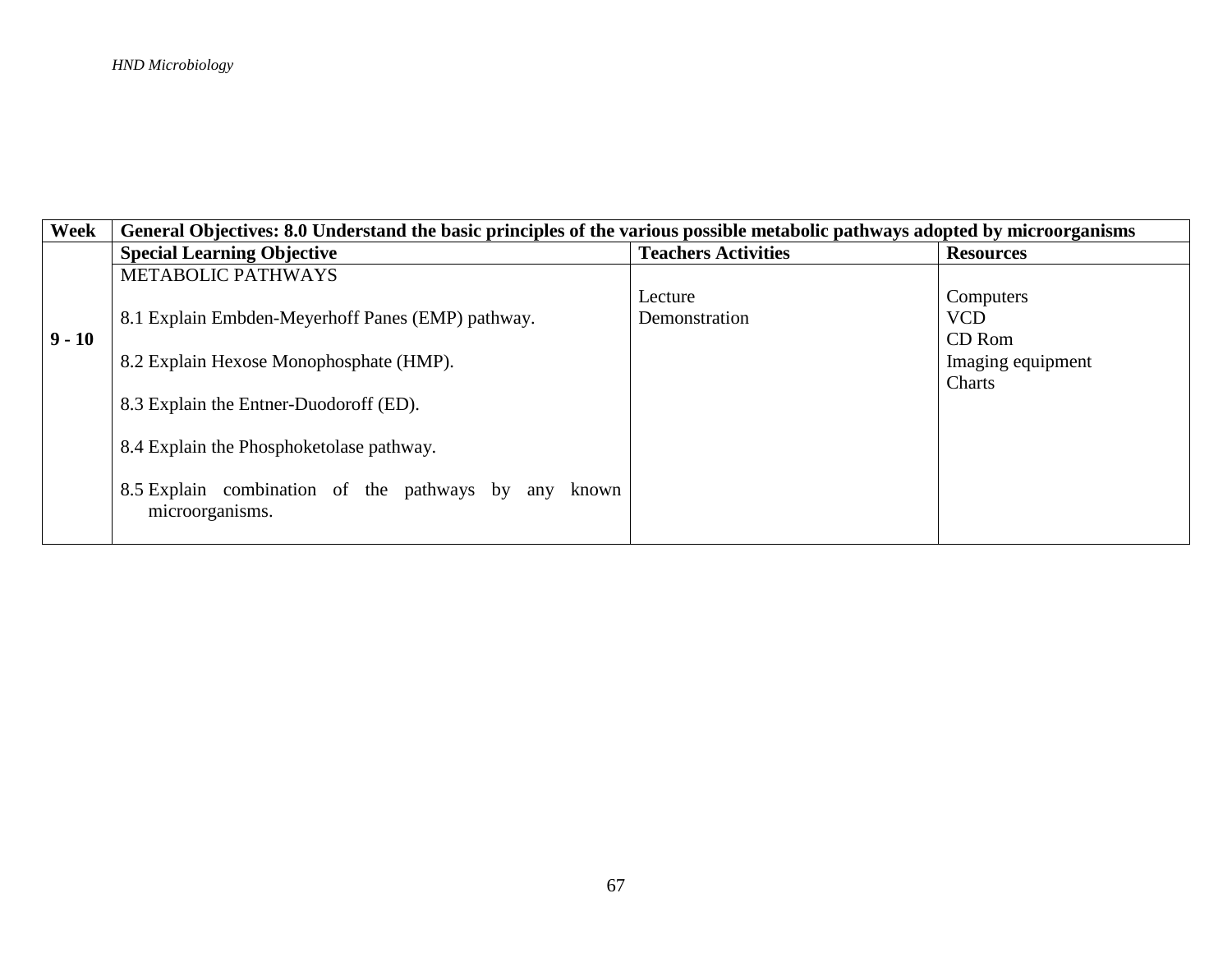| Week | General Objectives: 8.0 Understand the basic principles of the various possible metabolic pathways adopted by microorganisms | | |
|---|---|---|---|
| | **Special Learning Objective** | **Teachers Activities** | **Resources** |
| **9 - 10** | METABOLIC PATHWAYS<br><br>8.1 Explain Embden-Meyerhoff Panes (EMP) pathway.<br><br>8.2 Explain Hexose Monophosphate (HMP).<br><br>8.3 Explain the Entner-Duodoroff (ED).<br><br>8.4 Explain the Phosphoketolase pathway.<br><br>8.5 Explain combination of the pathways by any known microorganisms. | Lecture<br>Demonstration | Computers<br>VCD<br>CD Rom<br>Imaging equipment<br>Charts |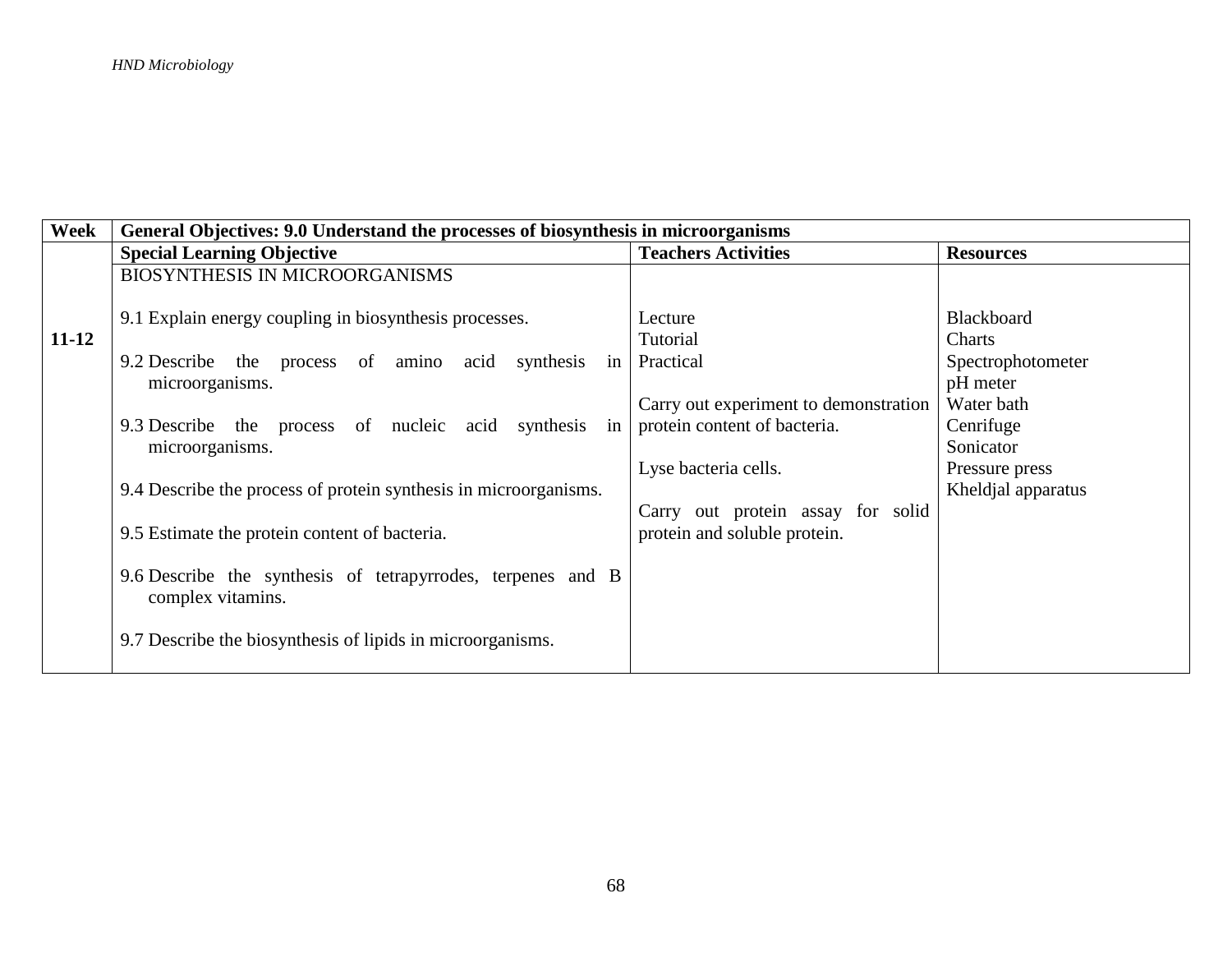| Week | General Objectives: 9.0 Understand the processes of biosynthesis in microorganisms | | |
|---|---|---|---|
| | **Special Learning Objective** | **Teachers Activities** | **Resources** |
| 11-12 | BIOSYNTHESIS IN MICROORGANISMS<br><br>9.1 Explain energy coupling in biosynthesis processes.<br><br>9.2 Describe the process of amino acid synthesis in microorganisms.<br><br>9.3 Describe the process of nucleic acid synthesis in microorganisms.<br><br>9.4 Describe the process of protein synthesis in microorganisms.<br><br>9.5 Estimate the protein content of bacteria.<br><br>9.6 Describe the synthesis of tetrapyrrodes, terpenes and B complex vitamins.<br><br>9.7 Describe the biosynthesis of lipids in microorganisms. | Lecture<br>Tutorial<br>Practical<br><br>Carry out experiment to demonstration protein content of bacteria.<br><br>Lyse bacteria cells.<br><br>Carry out protein assay for solid protein and soluble protein. | Blackboard<br>Charts<br>Spectrophotometer<br>pH meter<br>Water bath<br>Cenrifuge<br>Sonicator<br>Pressure press<br>Kheldjal apparatus |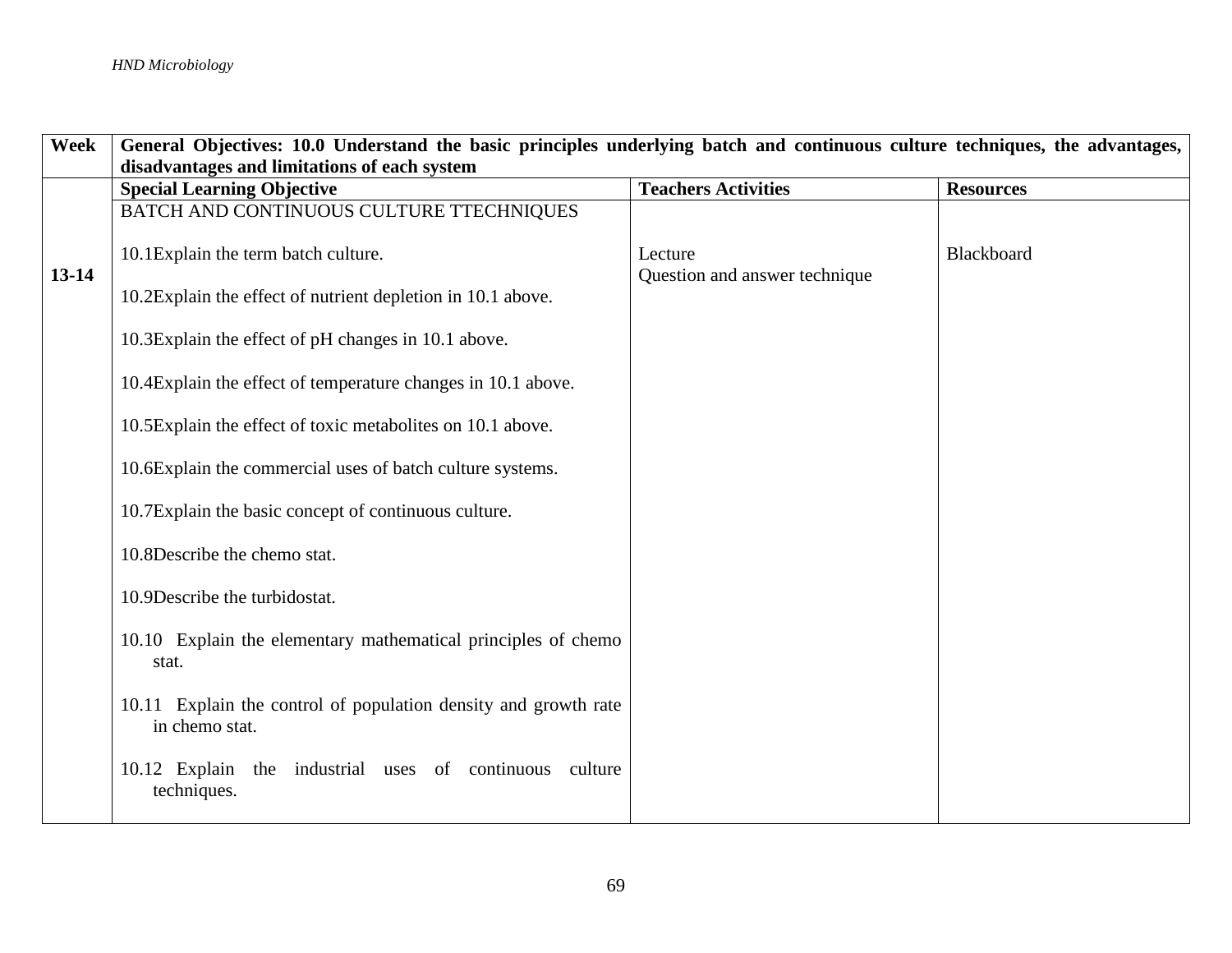| Week | General Objectives: 10.0 Understand the basic principles underlying batch and continuous culture techniques, the advantages, disadvantages and limitations of each system | | |
|---|---|---|---|
| | **Special Learning Objective** | **Teachers Activities** | **Resources** |
| 13-14 | BATCH AND CONTINUOUS CULTURE TTECHNIQUES<br><br>10.1Explain the term batch culture.<br><br>10.2Explain the effect of nutrient depletion in 10.1 above.<br><br>10.3Explain the effect of pH changes in 10.1 above.<br><br>10.4Explain the effect of temperature changes in 10.1 above.<br><br>10.5Explain the effect of toxic metabolites on 10.1 above.<br><br>10.6Explain the commercial uses of batch culture systems.<br><br>10.7Explain the basic concept of continuous culture.<br><br>10.8Describe the chemo stat.<br><br>10.9Describe the turbidostat.<br><br>10.10 Explain the elementary mathematical principles of chemo stat.<br><br>10.11 Explain the control of population density and growth rate in chemo stat.<br><br>10.12 Explain the industrial uses of continuous culture techniques. | Lecture<br>Question and answer technique | Blackboard |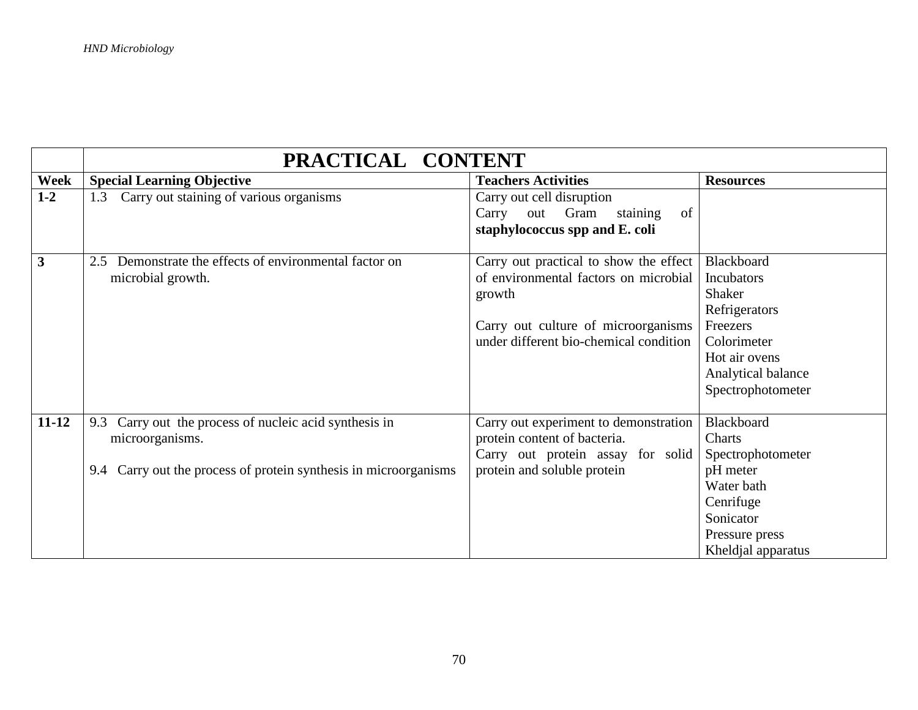| | PRACTICAL CONTENT | | |
|---|---|---|---|
| **Week** | **Special Learning Objective** | **Teachers Activities** | **Resources** |
| **1-2** | 1.3 Carry out staining of various organisms | Carry out cell disruption<br>Carry out Gram staining of **staphylococcus spp and E. coli** | |
| **3** | 2.5 Demonstrate the effects of environmental factor on microbial growth. | Carry out practical to show the effect of environmental factors on microbial growth<br><br>Carry out culture of microorganisms under different bio-chemical condition | Blackboard<br>Incubators<br>Shaker<br>Refrigerators<br>Freezers<br>Colorimeter<br>Hot air ovens<br>Analytical balance<br>Spectrophotometer |
| **11-12** | 9.3 Carry out the process of nucleic acid synthesis in microorganisms.<br><br>9.4 Carry out the process of protein synthesis in microorganisms | Carry out experiment to demonstration protein content of bacteria.<br>Carry out protein assay for solid protein and soluble protein | Blackboard<br>Charts<br>Spectrophotometer<br>pH meter<br>Water bath<br>Cenrifuge<br>Sonicator<br>Pressure press<br>Kheldjal apparatus |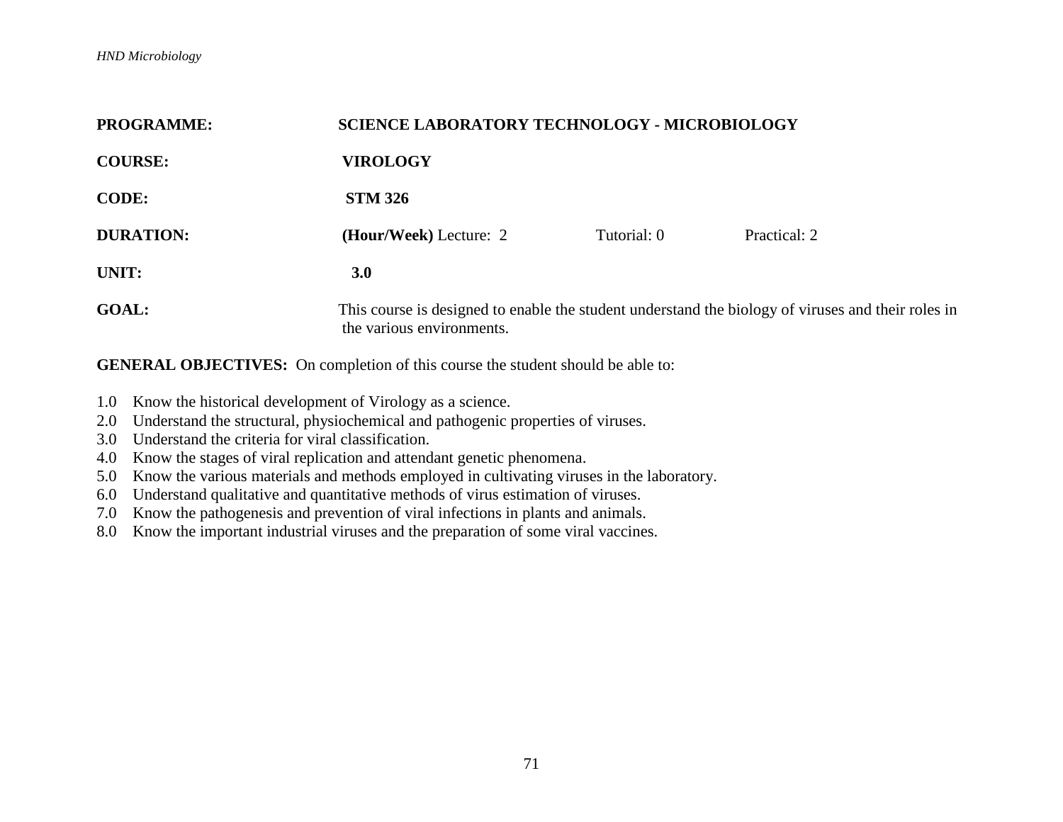**PROGRAMME:** SCIENCE LABORATORY TECHNOLOGY - MICROBIOLOGY

**COURSE:** VIROLOGY

**CODE:** STM 326

**DURATION:** **(Hour/Week)** Lecture: 2 Tutorial: 0 Practical: 2

**UNIT:** 3.0

**GOAL:** This course is designed to enable the student understand the biology of viruses and their roles in the various environments.

**GENERAL OBJECTIVES:** On completion of this course the student should be able to:

1.0 Know the historical development of Virology as a science.
2.0 Understand the structural, physiochemical and pathogenic properties of viruses.
3.0 Understand the criteria for viral classification.
4.0 Know the stages of viral replication and attendant genetic phenomena.
5.0 Know the various materials and methods employed in cultivating viruses in the laboratory.
6.0 Understand qualitative and quantitative methods of virus estimation of viruses.
7.0 Know the pathogenesis and prevention of viral infections in plants and animals.
8.0 Know the important industrial viruses and the preparation of some viral vaccines.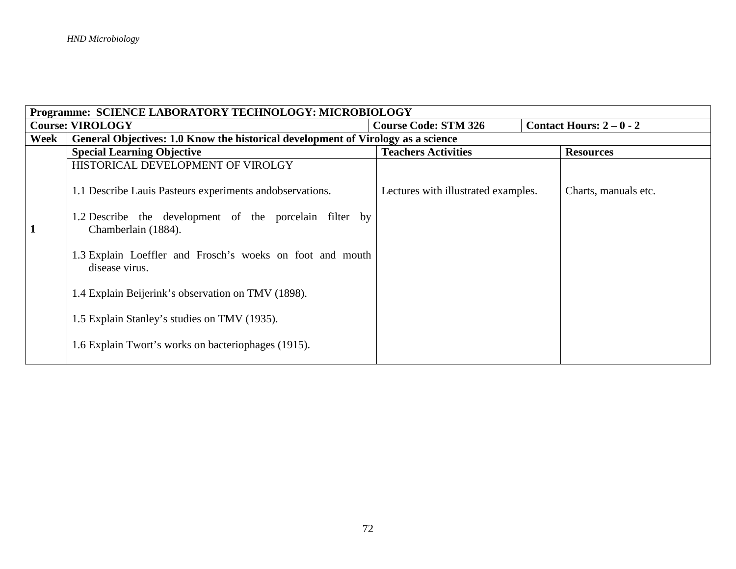| Programme: SCIENCE LABORATORY TECHNOLOGY: MICROBIOLOGY | | | |
|---|---|---|---|
| **Course: VIROLOGY** | | **Course Code: STM 326** | **Contact Hours: 2 – 0 - 2** |
| **Week** | **General Objectives: 1.0 Know the historical development of Virology as a science** | | |
| | **Special Learning Objective** | **Teachers Activities** | **Resources** |
| 1 | HISTORICAL DEVELOPMENT OF VIROLGY<br><br>1.1 Describe Lauis Pasteurs experiments andobservations.<br><br>1.2 Describe the development of the porcelain filter by Chamberlain (1884).<br><br>1.3 Explain Loeffler and Frosch's woeks on foot and mouth disease virus.<br><br>1.4 Explain Beijerink's observation on TMV (1898).<br><br>1.5 Explain Stanley's studies on TMV (1935).<br><br>1.6 Explain Twort's works on bacteriophages (1915). | Lectures with illustrated examples. | Charts, manuals etc. |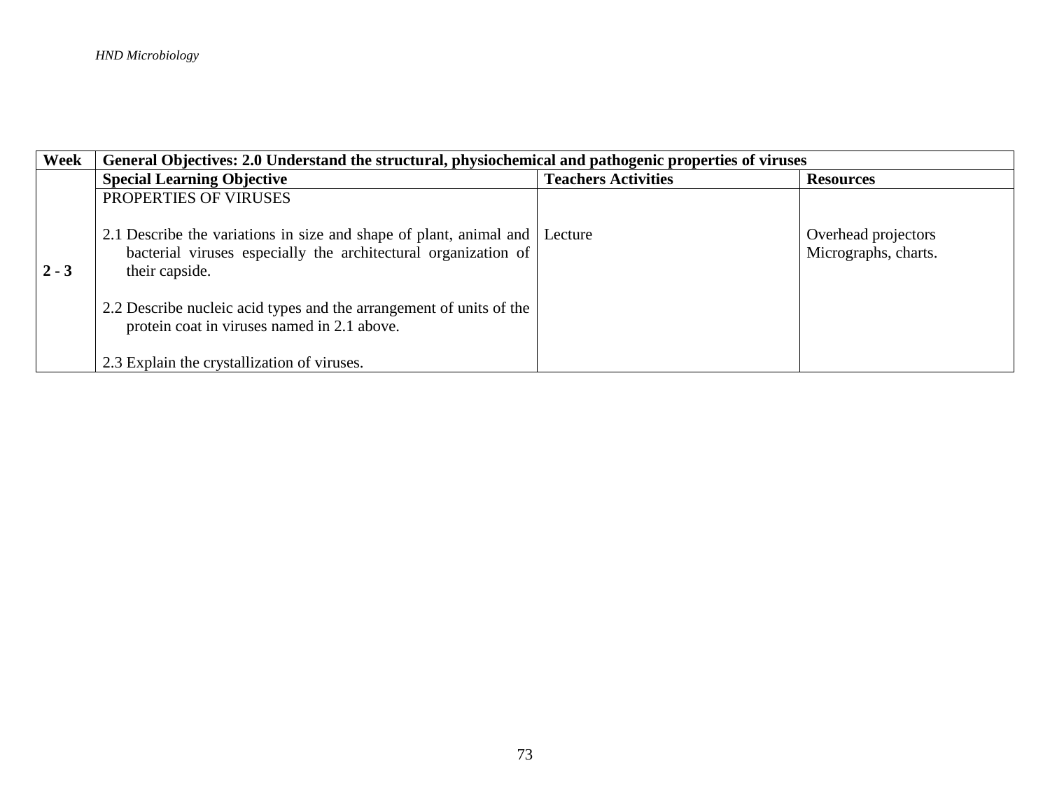| Week | General Objectives: 2.0 Understand the structural, physiochemical and pathogenic properties of viruses | | |
|---|---|---|---|
| | **Special Learning Objective** | **Teachers Activities** | **Resources** |
| 2 - 3 | PROPERTIES OF VIRUSES<br><br>2.1 Describe the variations in size and shape of plant, animal and bacterial viruses especially the architectural organization of their capside.<br><br>2.2 Describe nucleic acid types and the arrangement of units of the protein coat in viruses named in 2.1 above.<br><br>2.3 Explain the crystallization of viruses. | Lecture | Overhead projectors<br>Micrographs, charts. |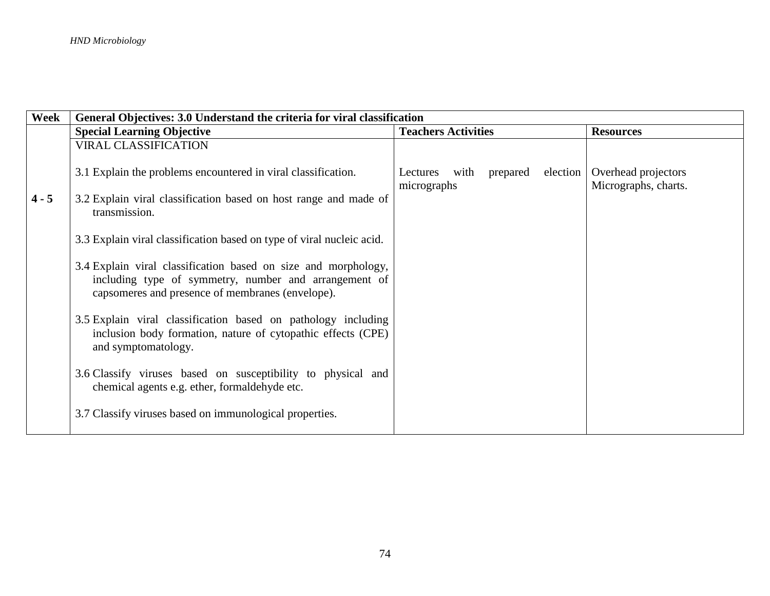| Week | General Objectives: 3.0 Understand the criteria for viral classification | | |
|---|---|---|---|
| | **Special Learning Objective** | **Teachers Activities** | **Resources** |
| 4 - 5 | VIRAL CLASSIFICATION<br><br>3.1 Explain the problems encountered in viral classification.<br><br>3.2 Explain viral classification based on host range and made of transmission.<br><br>3.3 Explain viral classification based on type of viral nucleic acid.<br><br>3.4 Explain viral classification based on size and morphology, including type of symmetry, number and arrangement of capsomeres and presence of membranes (envelope).<br><br>3.5 Explain viral classification based on pathology including inclusion body formation, nature of cytopathic effects (CPE) and symptomatology.<br><br>3.6 Classify viruses based on susceptibility to physical and chemical agents e.g. ether, formaldehyde etc.<br><br>3.7 Classify viruses based on immunological properties. | Lectures with prepared election micrographs | Overhead projectors Micrographs, charts. |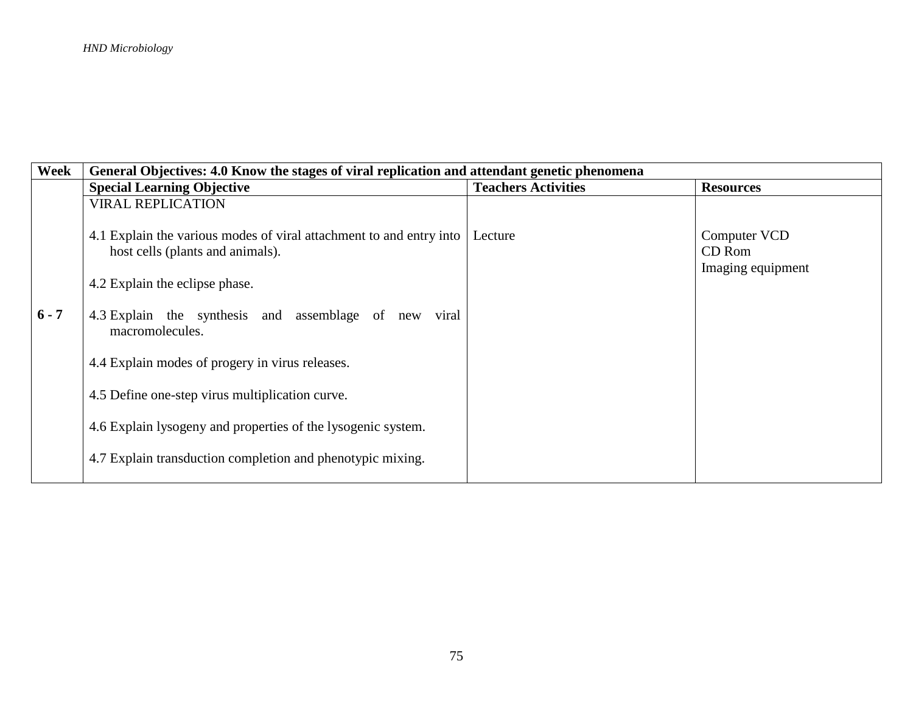| Week | General Objectives: 4.0 Know the stages of viral replication and attendant genetic phenomena | | |
|---|---|---|---|
| | **Special Learning Objective** | **Teachers Activities** | **Resources** |
| **6 - 7** | VIRAL REPLICATION<br><br>4.1 Explain the various modes of viral attachment to and entry into host cells (plants and animals).<br><br>4.2 Explain the eclipse phase.<br><br>4.3 Explain the synthesis and assemblage of new viral macromolecules.<br><br>4.4 Explain modes of progery in virus releases.<br><br>4.5 Define one-step virus multiplication curve.<br><br>4.6 Explain lysogeny and properties of the lysogenic system.<br><br>4.7 Explain transduction completion and phenotypic mixing. | Lecture | Computer VCD<br>CD Rom<br>Imaging equipment |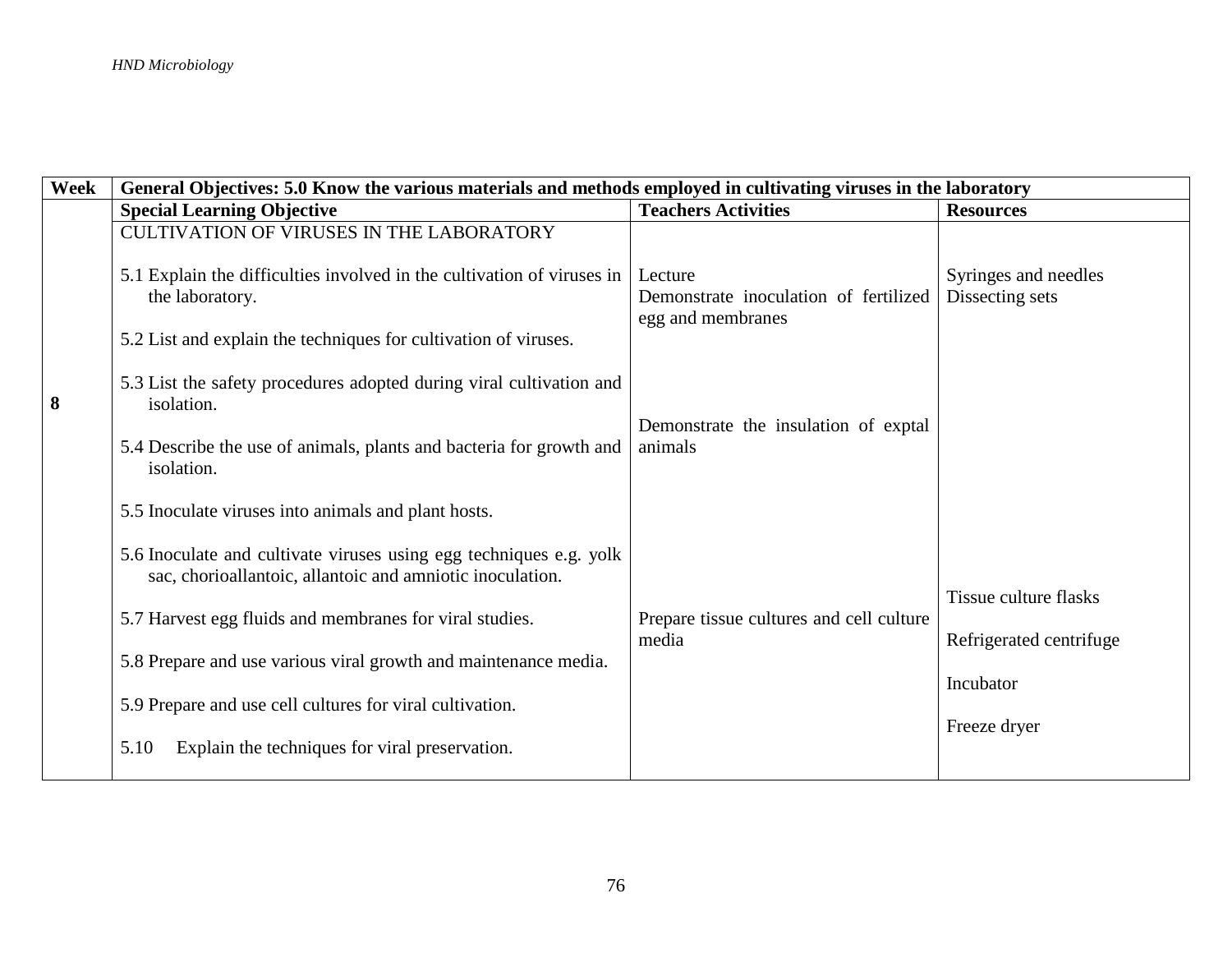| Week | General Objectives: 5.0 Know the various materials and methods employed in cultivating viruses in the laboratory | | |
|---|---|---|---|
| | **Special Learning Objective** | **Teachers Activities** | **Resources** |
| 8 | CULTIVATION OF VIRUSES IN THE LABORATORY<br><br>5.1 Explain the difficulties involved in the cultivation of viruses in the laboratory.<br><br>5.2 List and explain the techniques for cultivation of viruses.<br><br>5.3 List the safety procedures adopted during viral cultivation and isolation.<br><br>5.4 Describe the use of animals, plants and bacteria for growth and isolation.<br><br>5.5 Inoculate viruses into animals and plant hosts.<br><br>5.6 Inoculate and cultivate viruses using egg techniques e.g. yolk sac, chorioallantoic, allantoic and amniotic inoculation.<br><br>5.7 Harvest egg fluids and membranes for viral studies.<br><br>5.8 Prepare and use various viral growth and maintenance media.<br><br>5.9 Prepare and use cell cultures for viral cultivation.<br><br>5.10 Explain the techniques for viral preservation. | Lecture<br>Demonstrate inoculation of fertilized egg and membranes<br><br>Demonstrate the insulation of exptal animals<br><br>Prepare tissue cultures and cell culture media | Syringes and needles<br>Dissecting sets<br><br>Tissue culture flasks<br><br>Refrigerated centrifuge<br><br>Incubator<br><br>Freeze dryer |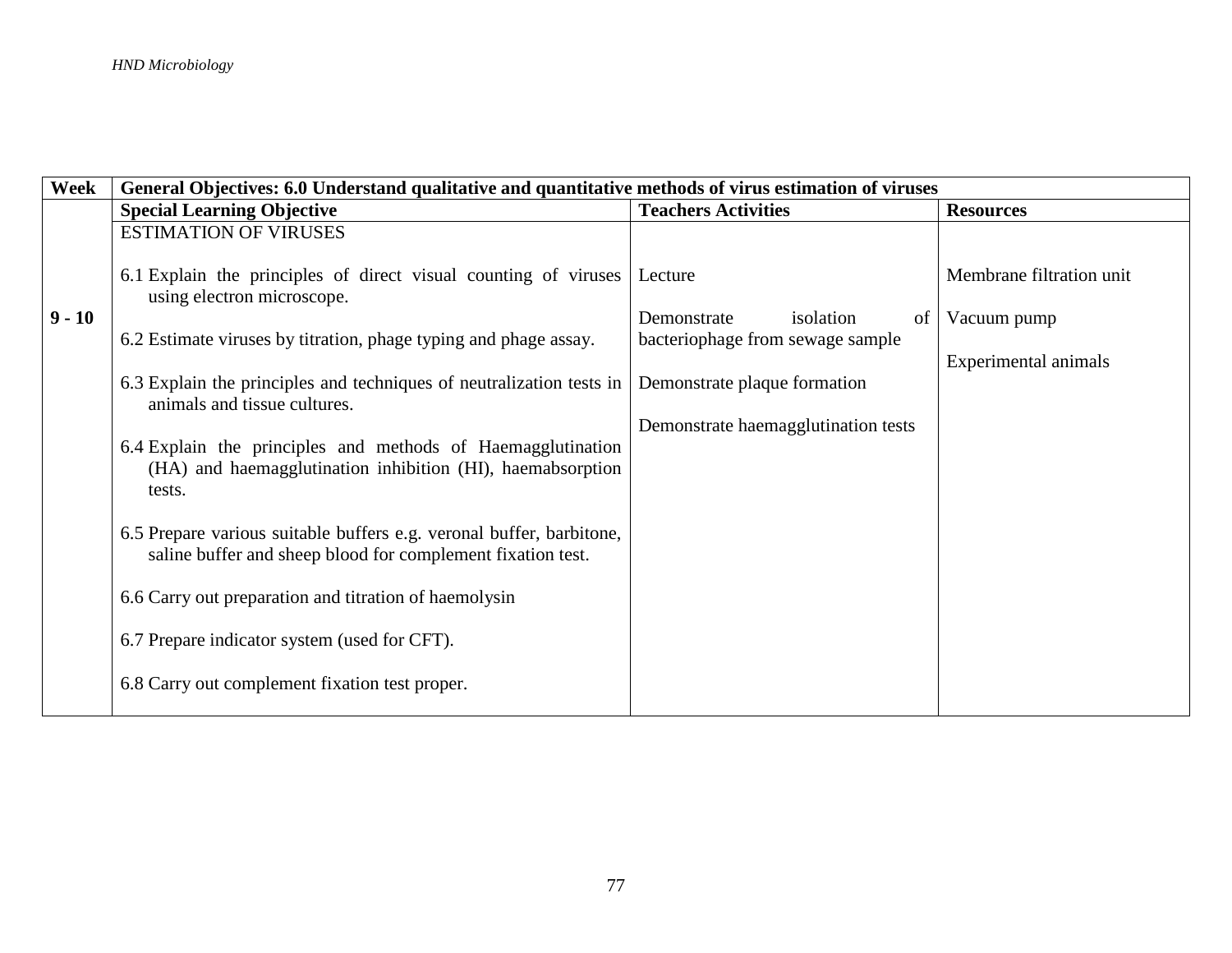| Week | General Objectives: 6.0 Understand qualitative and quantitative methods of virus estimation of viruses | | |
|---|---|---|---|
| | **Special Learning Objective** | **Teachers Activities** | **Resources** |
| **9 - 10** | ESTIMATION OF VIRUSES<br><br>6.1 Explain the principles of direct visual counting of viruses using electron microscope.<br><br>6.2 Estimate viruses by titration, phage typing and phage assay.<br><br>6.3 Explain the principles and techniques of neutralization tests in animals and tissue cultures.<br><br>6.4 Explain the principles and methods of Haemagglutination (HA) and haemagglutination inhibition (HI), haemabsorption tests.<br><br>6.5 Prepare various suitable buffers e.g. veronal buffer, barbitone, saline buffer and sheep blood for complement fixation test.<br><br>6.6 Carry out preparation and titration of haemolysin<br><br>6.7 Prepare indicator system (used for CFT).<br><br>6.8 Carry out complement fixation test proper. | Lecture<br><br>Demonstrate isolation of bacteriophage from sewage sample<br><br>Demonstrate plaque formation<br><br>Demonstrate haemagglutination tests | Membrane filtration unit<br><br>Vacuum pump<br><br>Experimental animals |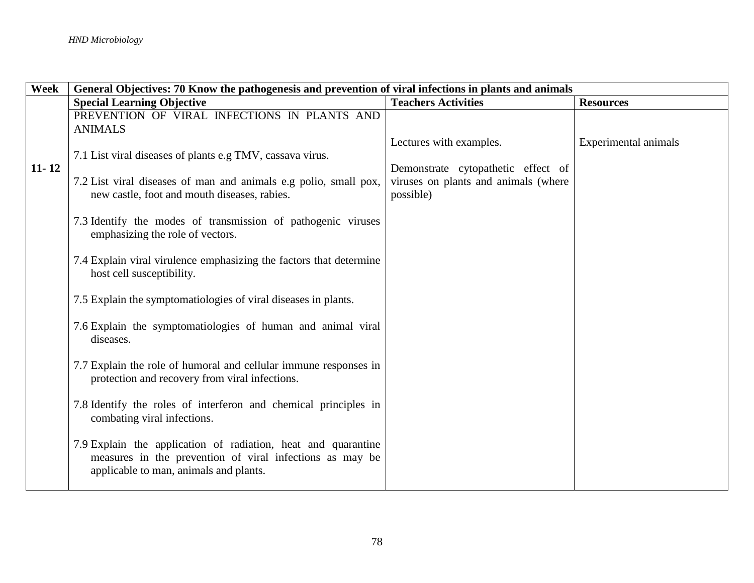| Week | General Objectives: 70 Know the pathogenesis and prevention of viral infections in plants and animals | | |
|---|---|---|---|
| | **Special Learning Objective** | **Teachers Activities** | **Resources** |
| 11- 12 | PREVENTION OF VIRAL INFECTIONS IN PLANTS AND ANIMALS<br><br>7.1 List viral diseases of plants e.g TMV, cassava virus.<br><br>7.2 List viral diseases of man and animals e.g polio, small pox, new castle, foot and mouth diseases, rabies.<br><br>7.3 Identify the modes of transmission of pathogenic viruses emphasizing the role of vectors.<br><br>7.4 Explain viral virulence emphasizing the factors that determine host cell susceptibility.<br><br>7.5 Explain the symptomatiologies of viral diseases in plants.<br><br>7.6 Explain the symptomatiologies of human and animal viral diseases.<br><br>7.7 Explain the role of humoral and cellular immune responses in protection and recovery from viral infections.<br><br>7.8 Identify the roles of interferon and chemical principles in combating viral infections.<br><br>7.9 Explain the application of radiation, heat and quarantine measures in the prevention of viral infections as may be applicable to man, animals and plants. | Lectures with examples.<br><br>Demonstrate cytopathetic effect of viruses on plants and animals (where possible) | Experimental animals |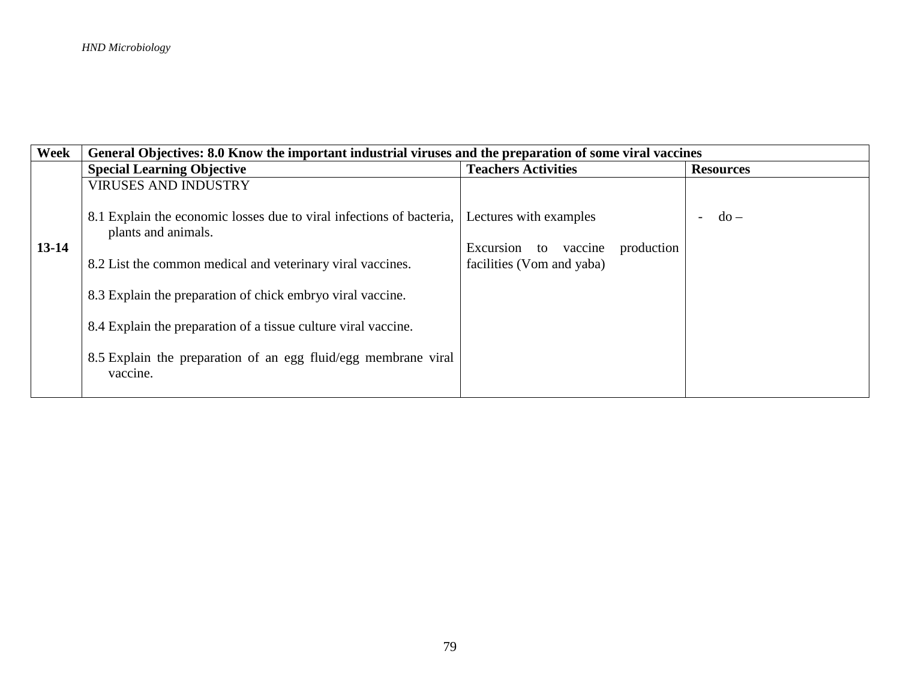| Week | General Objectives: 8.0 Know the important industrial viruses and the preparation of some viral vaccines | | |
|---|---|---|---|
| | **Special Learning Objective** | **Teachers Activities** | **Resources** |
| **13-14** | VIRUSES AND INDUSTRY<br><br>8.1 Explain the economic losses due to viral infections of bacteria, plants and animals.<br><br>8.2 List the common medical and veterinary viral vaccines.<br><br>8.3 Explain the preparation of chick embryo viral vaccine.<br><br>8.4 Explain the preparation of a tissue culture viral vaccine.<br><br>8.5 Explain the preparation of an egg fluid/egg membrane viral vaccine. | Lectures with examples<br><br>Excursion to vaccine production facilities (Vom and yaba) | - do – |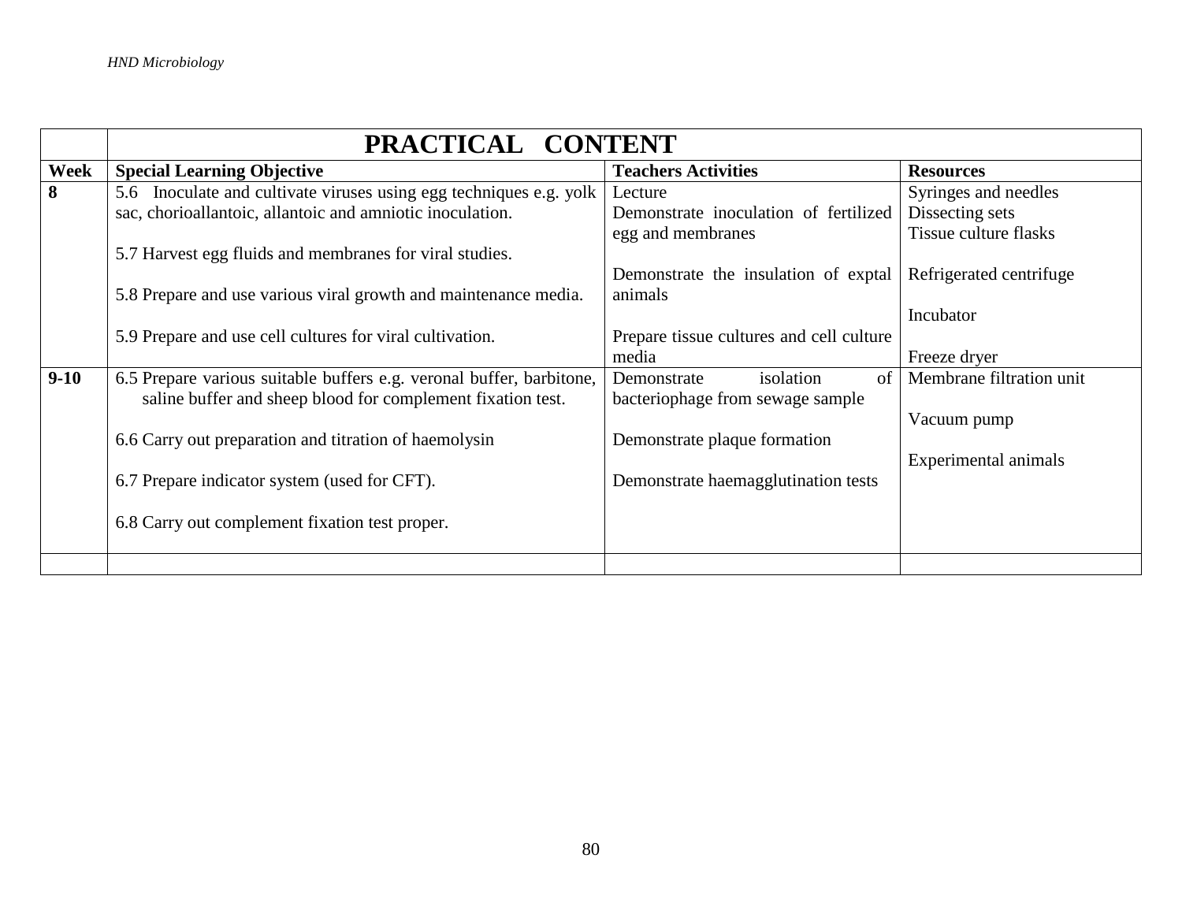| | PRACTICAL CONTENT | | |
|---|---|---|---|
| **Week** | **Special Learning Objective** | **Teachers Activities** | **Resources** |
| **8** | 5.6 Inoculate and cultivate viruses using egg techniques e.g. yolk sac, chorioallantoic, allantoic and amniotic inoculation.<br><br>5.7 Harvest egg fluids and membranes for viral studies.<br><br>5.8 Prepare and use various viral growth and maintenance media.<br><br>5.9 Prepare and use cell cultures for viral cultivation. | Lecture<br>Demonstrate inoculation of fertilized egg and membranes<br><br>Demonstrate the insulation of exptal animals<br><br>Prepare tissue cultures and cell culture media | Syringes and needles<br>Dissecting sets<br>Tissue culture flasks<br><br>Refrigerated centrifuge<br><br>Incubator<br><br>Freeze dryer |
| **9-10** | 6.5 Prepare various suitable buffers e.g. veronal buffer, barbitone, saline buffer and sheep blood for complement fixation test.<br><br>6.6 Carry out preparation and titration of haemolysin<br><br>6.7 Prepare indicator system (used for CFT).<br><br>6.8 Carry out complement fixation test proper. | Demonstrate isolation of bacteriophage from sewage sample<br><br>Demonstrate plaque formation<br><br>Demonstrate haemagglutination tests | Membrane filtration unit<br><br>Vacuum pump<br><br>Experimental animals |
| | | | |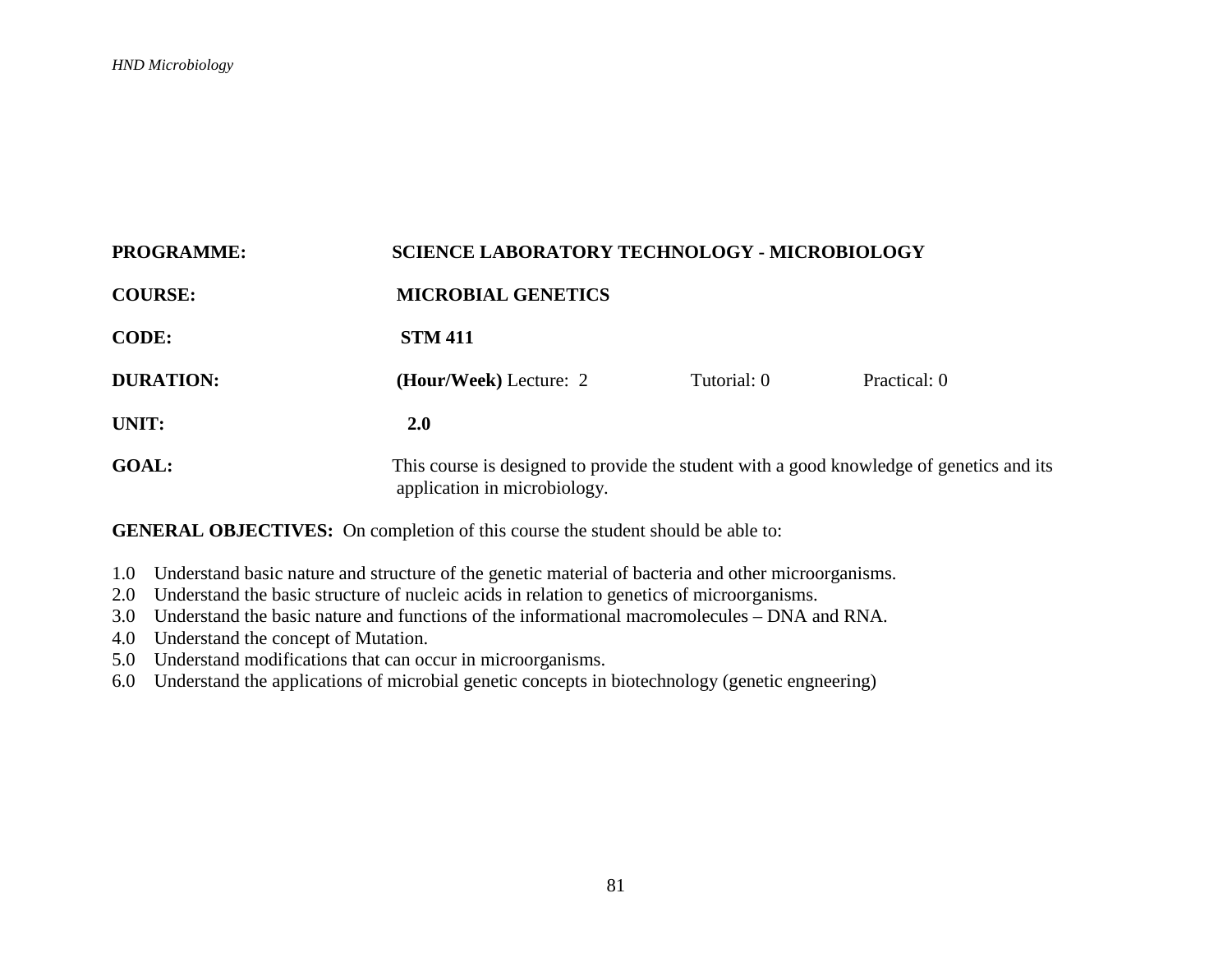**PROGRAMME:** SCIENCE LABORATORY TECHNOLOGY - MICROBIOLOGY

**COURSE:** MICROBIAL GENETICS

**CODE:** STM 411

**DURATION:** **(Hour/Week)** Lecture: 2 Tutorial: 0 Practical: 0

**UNIT:** **2.0**

**GOAL:** This course is designed to provide the student with a good knowledge of genetics and its application in microbiology.

**GENERAL OBJECTIVES:** On completion of this course the student should be able to:

1.0 Understand basic nature and structure of the genetic material of bacteria and other microorganisms.
2.0 Understand the basic structure of nucleic acids in relation to genetics of microorganisms.
3.0 Understand the basic nature and functions of the informational macromolecules – DNA and RNA.
4.0 Understand the concept of Mutation.
5.0 Understand modifications that can occur in microorganisms.
6.0 Understand the applications of microbial genetic concepts in biotechnology (genetic engneering)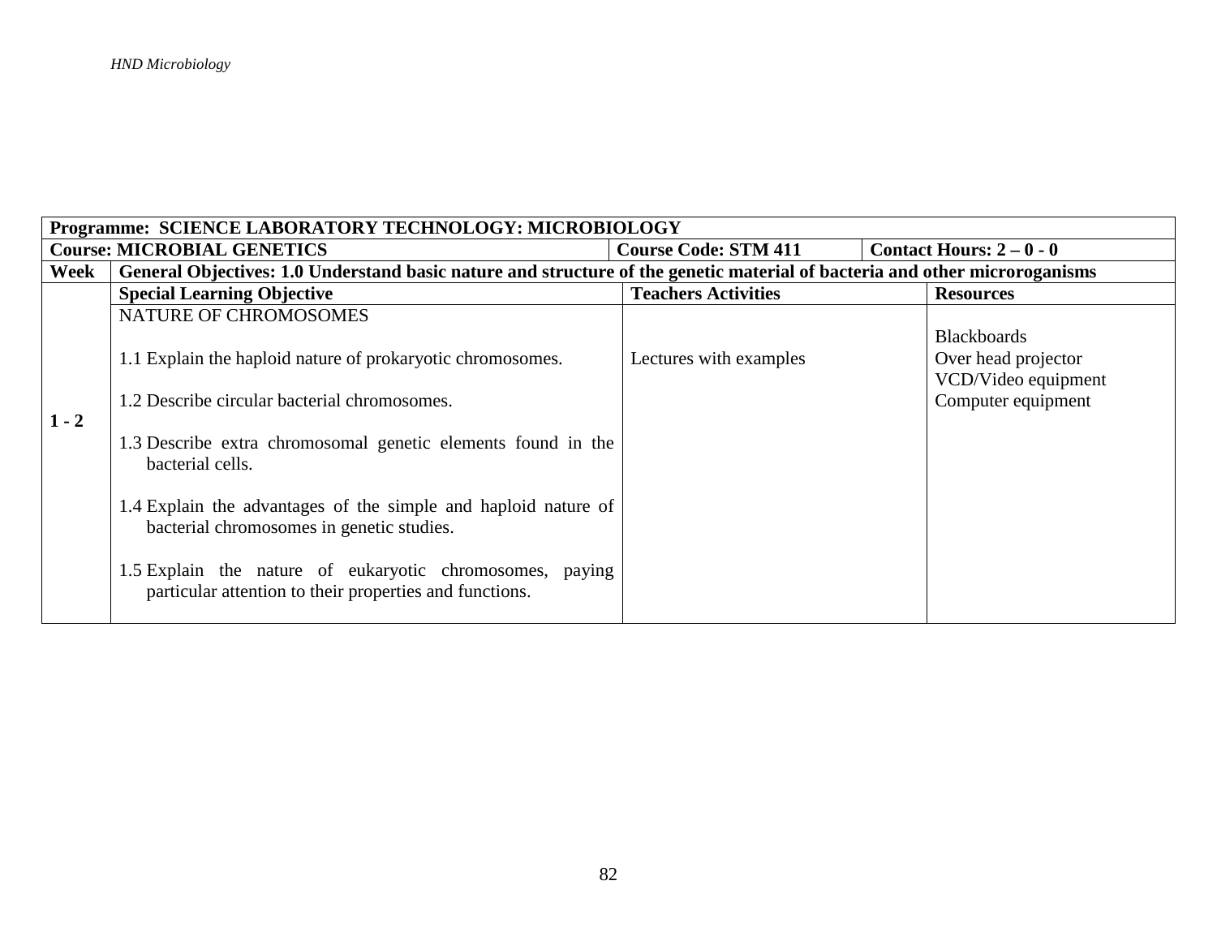| Programme: SCIENCE LABORATORY TECHNOLOGY: MICROBIOLOGY | | | |
|---|---|---|---|
| **Course: MICROBIAL GENETICS** | **Course Code: STM 411** | **Contact Hours: 2 – 0 - 0** | |
| **Week** | **General Objectives: 1.0 Understand basic nature and structure of the genetic material of bacteria and other microroganisms** | | |
| | **Special Learning Objective** | **Teachers Activities** | **Resources** |
| **1 - 2** | NATURE OF CHROMOSOMES<br><br>1.1 Explain the haploid nature of prokaryotic chromosomes.<br><br>1.2 Describe circular bacterial chromosomes.<br><br>1.3 Describe extra chromosomal genetic elements found in the bacterial cells.<br><br>1.4 Explain the advantages of the simple and haploid nature of bacterial chromosomes in genetic studies.<br><br>1.5 Explain the nature of eukaryotic chromosomes, paying particular attention to their properties and functions. | Lectures with examples | Blackboards<br>Over head projector<br>VCD/Video equipment<br>Computer equipment |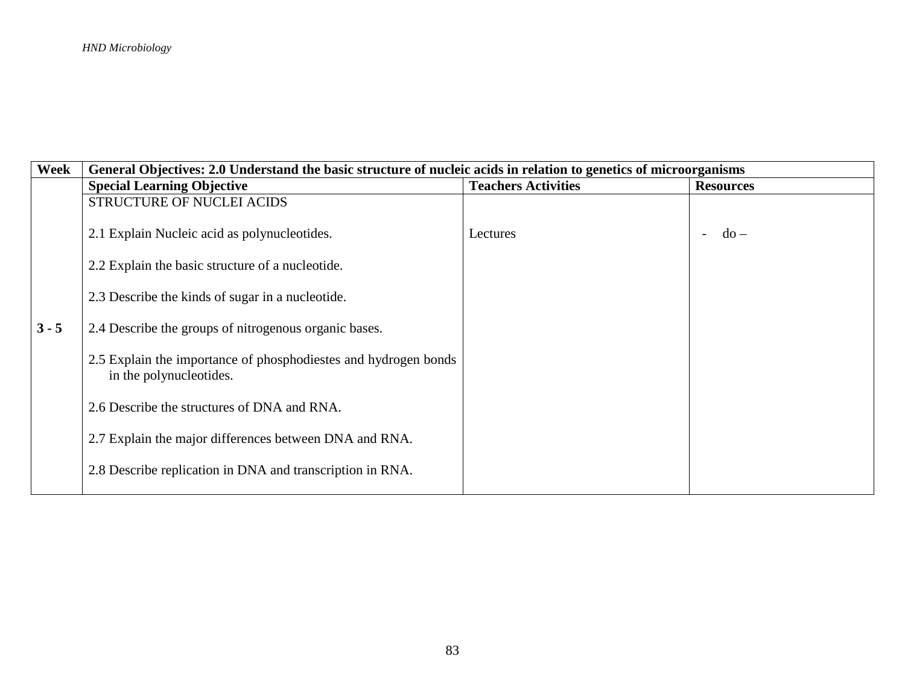| Week | General Objectives: 2.0 Understand the basic structure of nucleic acids in relation to genetics of microorganisms | | |
|---|---|---|---|
| | **Special Learning Objective** | **Teachers Activities** | **Resources** |
| **3 - 5** | STRUCTURE OF NUCLEI ACIDS<br><br>2.1 Explain Nucleic acid as polynucleotides.<br><br>2.2 Explain the basic structure of a nucleotide.<br><br>2.3 Describe the kinds of sugar in a nucleotide.<br><br>2.4 Describe the groups of nitrogenous organic bases.<br><br>2.5 Explain the importance of phosphodiestes and hydrogen bonds in the polynucleotides.<br><br>2.6 Describe the structures of DNA and RNA.<br><br>2.7 Explain the major differences between DNA and RNA.<br><br>2.8 Describe replication in DNA and transcription in RNA. | Lectures | - do – |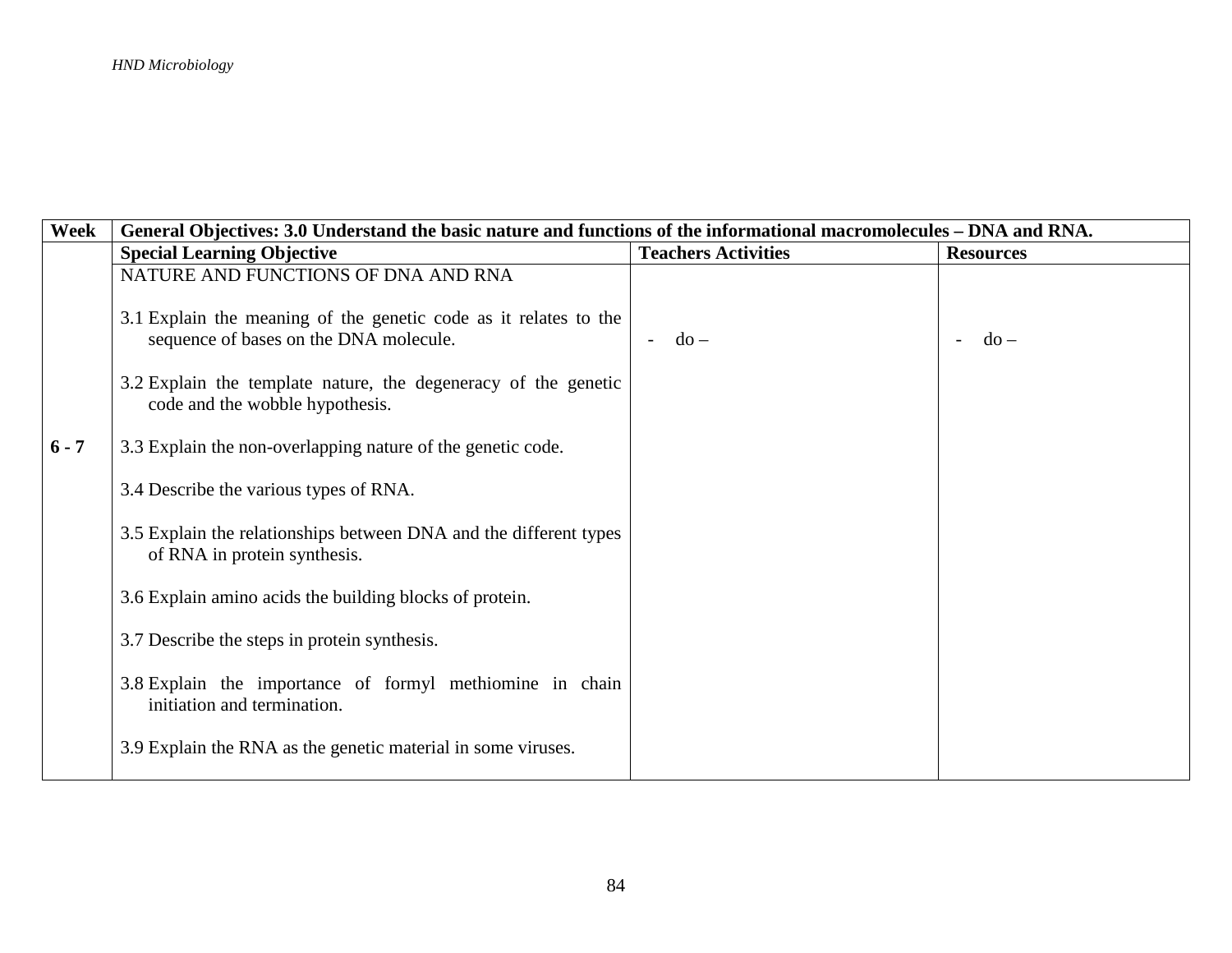| Week | General Objectives: 3.0 Understand the basic nature and functions of the informational macromolecules – DNA and RNA. | | |
|---|---|---|---|
| | **Special Learning Objective** | **Teachers Activities** | **Resources** |
| **6 - 7** | NATURE AND FUNCTIONS OF DNA AND RNA<br><br>3.1 Explain the meaning of the genetic code as it relates to the sequence of bases on the DNA molecule.<br><br>3.2 Explain the template nature, the degeneracy of the genetic code and the wobble hypothesis.<br><br>3.3 Explain the non-overlapping nature of the genetic code.<br><br>3.4 Describe the various types of RNA.<br><br>3.5 Explain the relationships between DNA and the different types of RNA in protein synthesis.<br><br>3.6 Explain amino acids the building blocks of protein.<br><br>3.7 Describe the steps in protein synthesis.<br><br>3.8 Explain the importance of formyl methiomine in chain initiation and termination.<br><br>3.9 Explain the RNA as the genetic material in some viruses. | - do – | - do – |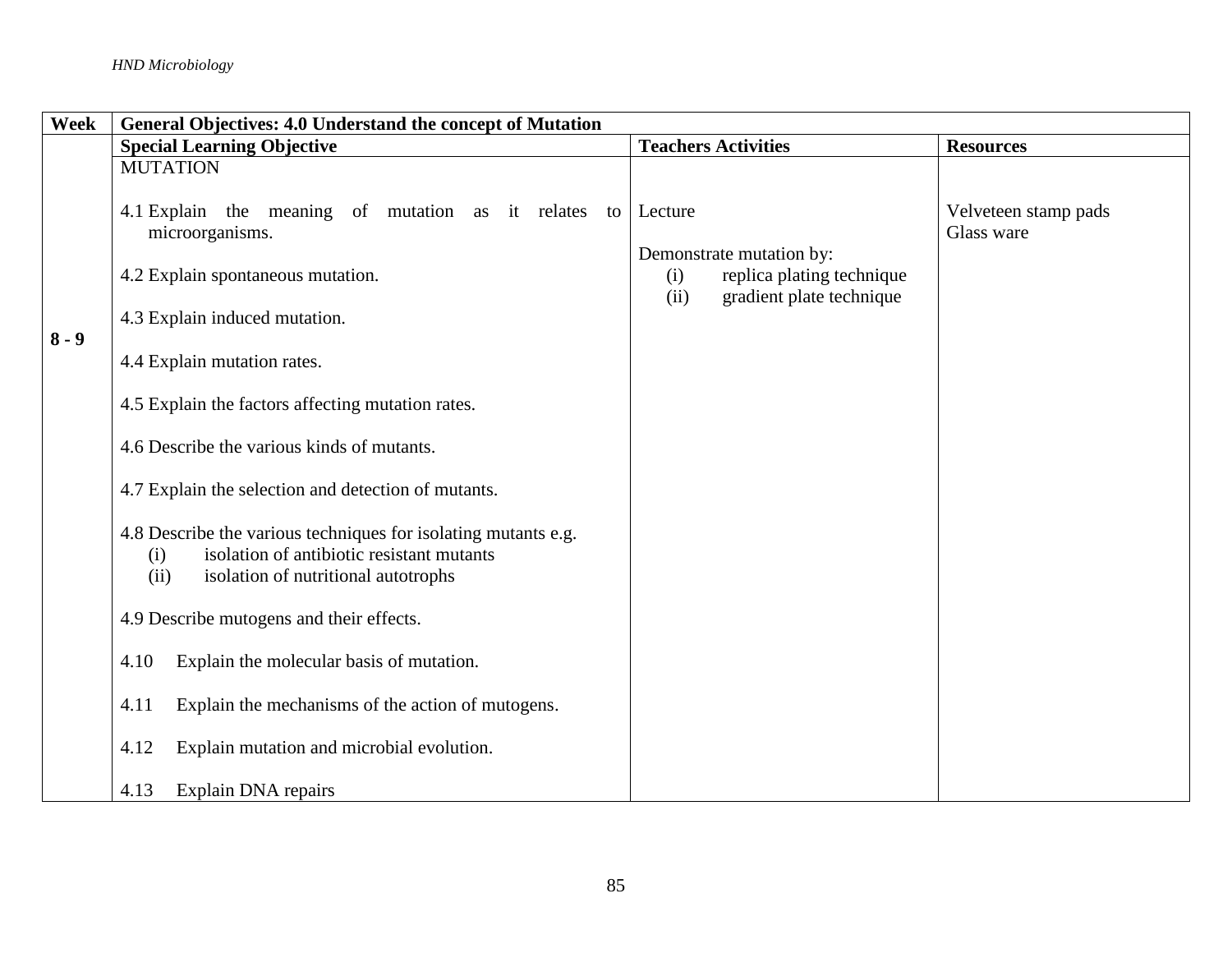| Week | General Objectives: 4.0 Understand the concept of Mutation | | |
|---|---|---|---|
| | **Special Learning Objective** | **Teachers Activities** | **Resources** |
| 8 - 9 | MUTATION<br><br>4.1 Explain the meaning of mutation as it relates to microorganisms.<br><br>4.2 Explain spontaneous mutation.<br><br>4.3 Explain induced mutation.<br><br>4.4 Explain mutation rates.<br><br>4.5 Explain the factors affecting mutation rates.<br><br>4.6 Describe the various kinds of mutants.<br><br>4.7 Explain the selection and detection of mutants.<br><br>4.8 Describe the various techniques for isolating mutants e.g.<br>(i) isolation of antibiotic resistant mutants<br>(ii) isolation of nutritional autotrophs<br><br>4.9 Describe mutogens and their effects.<br><br>4.10 Explain the molecular basis of mutation.<br><br>4.11 Explain the mechanisms of the action of mutogens.<br><br>4.12 Explain mutation and microbial evolution.<br><br>4.13 Explain DNA repairs | Lecture<br><br>Demonstrate mutation by:<br>(i) replica plating technique<br>(ii) gradient plate technique | Velveteen stamp pads<br>Glass ware |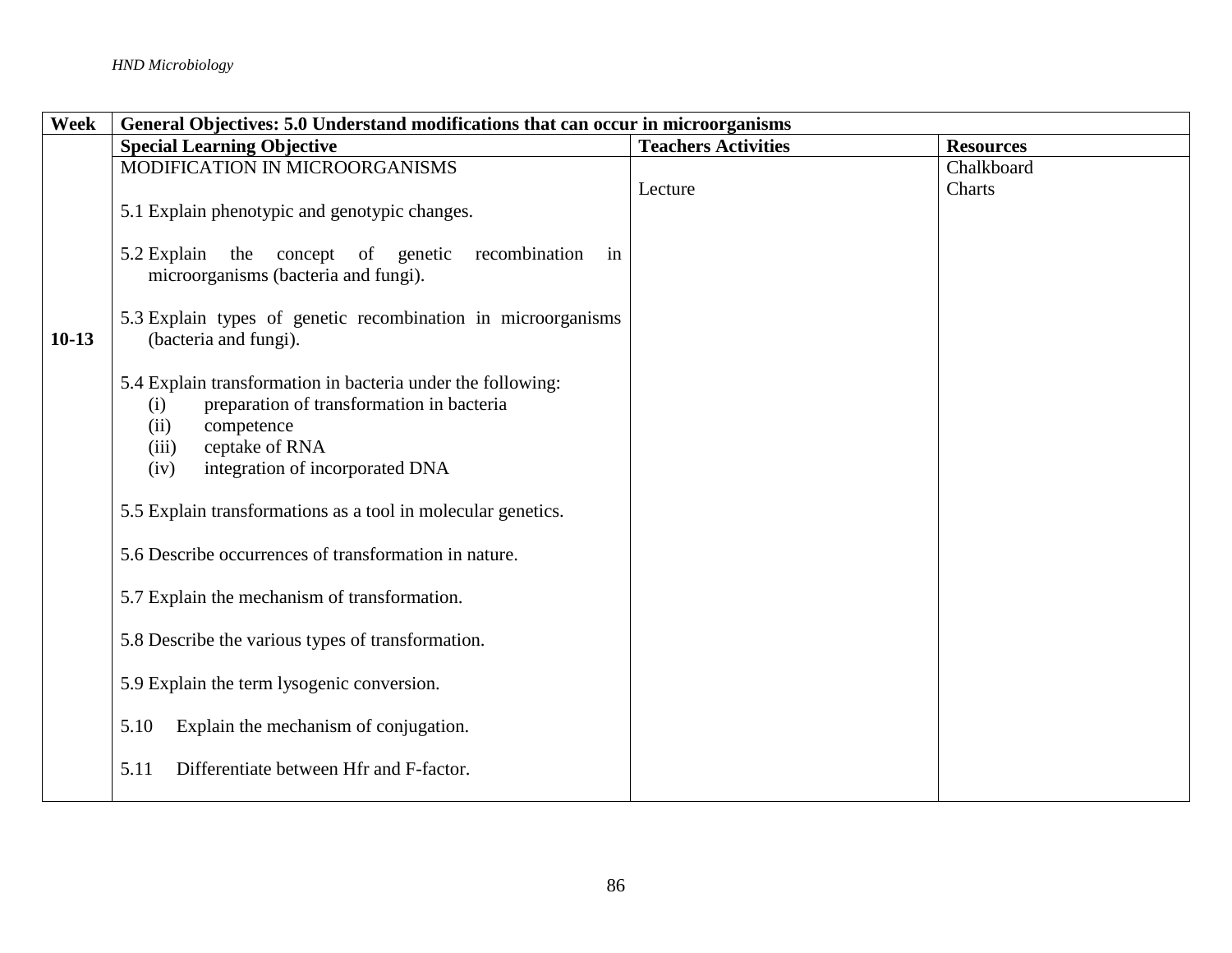| Week | General Objectives: 5.0 Understand modifications that can occur in microorganisms | | |
|---|---|---|---|
| | **Special Learning Objective** | **Teachers Activities** | **Resources** |
| 10-13 | MODIFICATION IN MICROORGANISMS<br><br>5.1 Explain phenotypic and genotypic changes.<br><br>5.2 Explain the concept of genetic recombination in microorganisms (bacteria and fungi).<br><br>5.3 Explain types of genetic recombination in microorganisms (bacteria and fungi).<br><br>5.4 Explain transformation in bacteria under the following:<br>(i) preparation of transformation in bacteria<br>(ii) competence<br>(iii) ceptake of RNA<br>(iv) integration of incorporated DNA<br><br>5.5 Explain transformations as a tool in molecular genetics.<br><br>5.6 Describe occurrences of transformation in nature.<br><br>5.7 Explain the mechanism of transformation.<br><br>5.8 Describe the various types of transformation.<br><br>5.9 Explain the term lysogenic conversion.<br><br>5.10 Explain the mechanism of conjugation.<br><br>5.11 Differentiate between Hfr and F-factor. | Lecture | Chalkboard<br>Charts |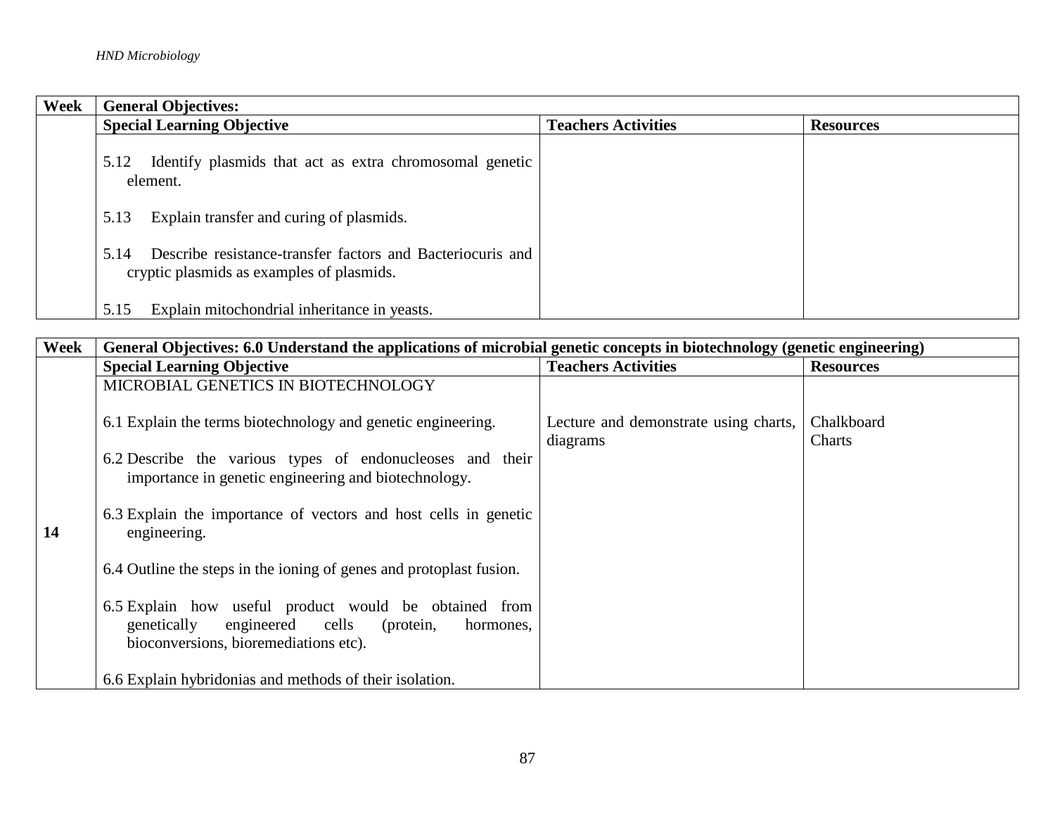| Week | General Objectives: | | |
|---|---|---|---|
| | **Special Learning Objective** | **Teachers Activities** | **Resources** |
| | 5.12 Identify plasmids that act as extra chromosomal genetic element.<br><br>5.13 Explain transfer and curing of plasmids.<br><br>5.14 Describe resistance-transfer factors and Bacteriocuris and cryptic plasmids as examples of plasmids.<br><br>5.15 Explain mitochondrial inheritance in yeasts. | | |

| Week | General Objectives: 6.0 Understand the applications of microbial genetic concepts in biotechnology (genetic engineering) | | |
|---|---|---|---|
| | **Special Learning Objective** | **Teachers Activities** | **Resources** |
| **14** | MICROBIAL GENETICS IN BIOTECHNOLOGY<br><br>6.1 Explain the terms biotechnology and genetic engineering.<br><br>6.2 Describe the various types of endonucleoses and their importance in genetic engineering and biotechnology.<br><br>6.3 Explain the importance of vectors and host cells in genetic engineering.<br><br>6.4 Outline the steps in the ioning of genes and protoplast fusion.<br><br>6.5 Explain how useful product would be obtained from genetically engineered cells (protein, hormones, bioconversions, bioremediations etc).<br><br>6.6 Explain hybridonias and methods of their isolation. | Lecture and demonstrate using charts, diagrams | Chalkboard<br>Charts |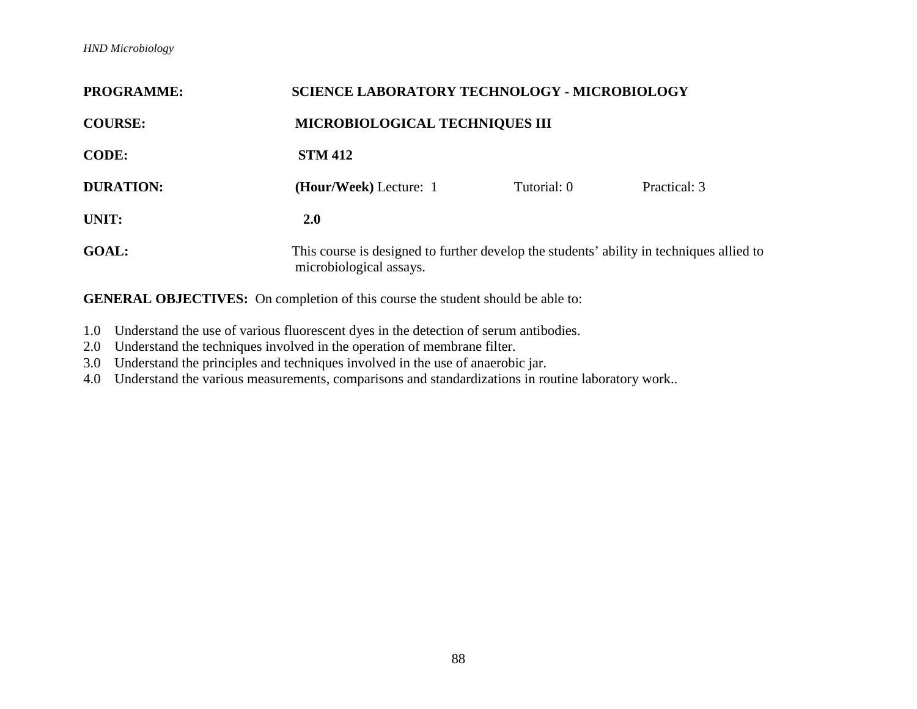**PROGRAMME:** SCIENCE LABORATORY TECHNOLOGY - MICROBIOLOGY

**COURSE:** MICROBIOLOGICAL TECHNIQUES III

**CODE:** STM 412

**DURATION:** **(Hour/Week)** Lecture: 1 Tutorial: 0 Practical: 3

**UNIT:** **2.0**

**GOAL:** This course is designed to further develop the students' ability in techniques allied to microbiological assays.

**GENERAL OBJECTIVES:** On completion of this course the student should be able to:

1.0 Understand the use of various fluorescent dyes in the detection of serum antibodies.
2.0 Understand the techniques involved in the operation of membrane filter.
3.0 Understand the principles and techniques involved in the use of anaerobic jar.
4.0 Understand the various measurements, comparisons and standardizations in routine laboratory work..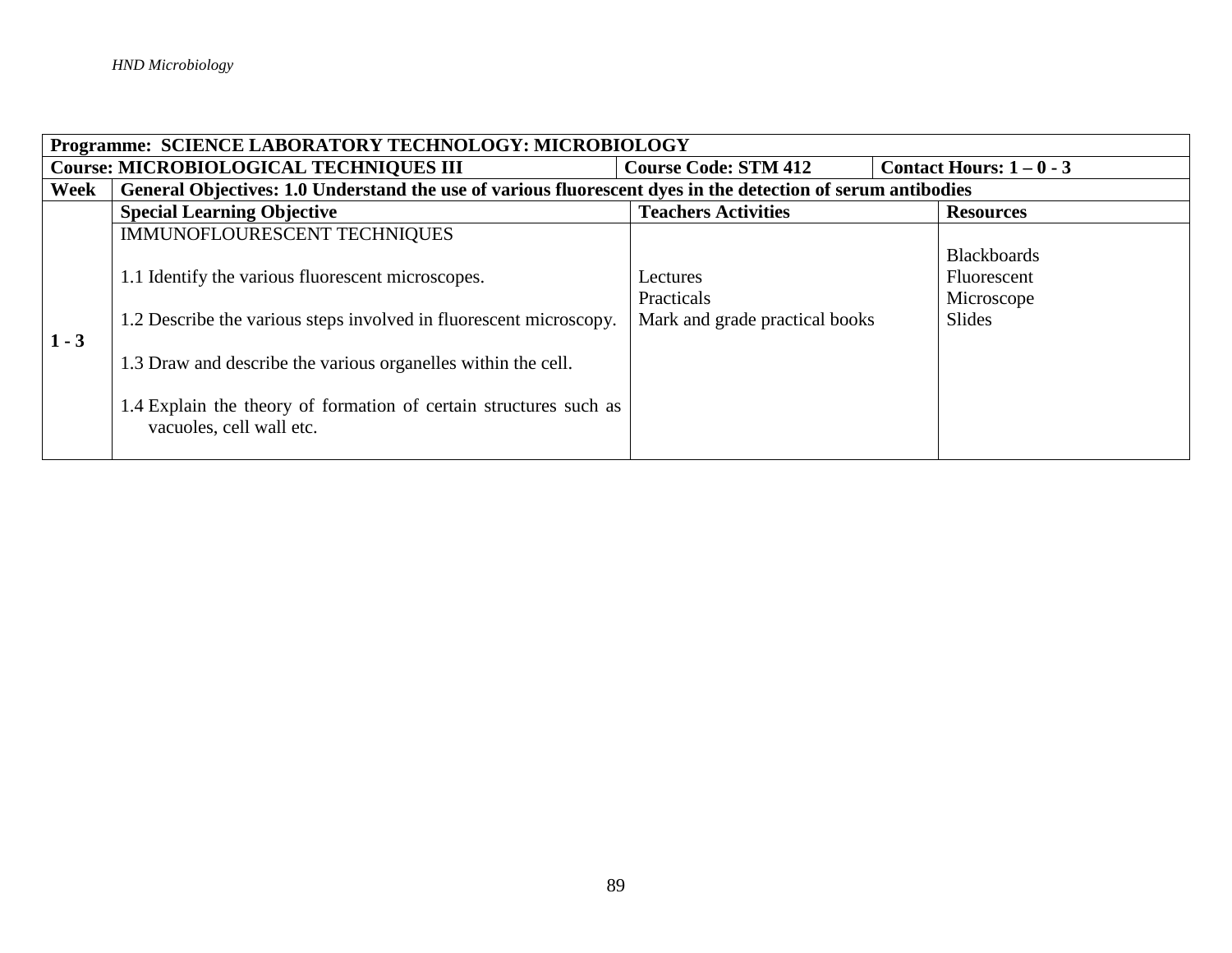| Programme: SCIENCE LABORATORY TECHNOLOGY: MICROBIOLOGY | | | |
|---|---|---|---|
| **Course: MICROBIOLOGICAL TECHNIQUES III** | | **Course Code: STM 412** | **Contact Hours: 1 – 0 - 3** |
| **Week** | **General Objectives: 1.0 Understand the use of various fluorescent dyes in the detection of serum antibodies** | | |
| | **Special Learning Objective** | **Teachers Activities** | **Resources** |
| **1 - 3** | IMMUNOFLOURESCENT TECHNIQUES<br><br>1.1 Identify the various fluorescent microscopes.<br><br>1.2 Describe the various steps involved in fluorescent microscopy.<br><br>1.3 Draw and describe the various organelles within the cell.<br><br>1.4 Explain the theory of formation of certain structures such as vacuoles, cell wall etc. | Lectures<br>Practicals<br>Mark and grade practical books | Blackboards<br>Fluorescent<br>Microscope<br>Slides |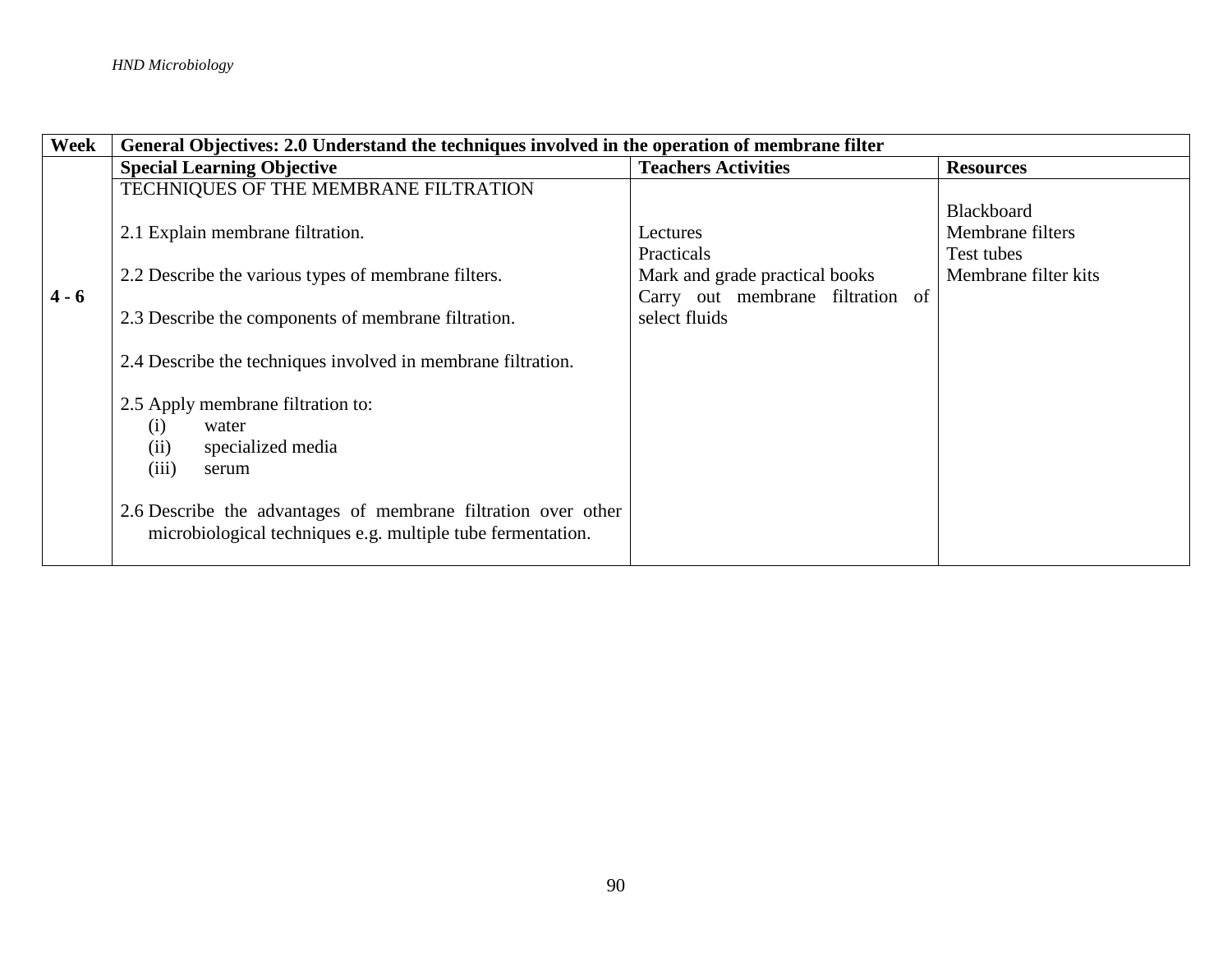| Week | General Objectives: 2.0 Understand the techniques involved in the operation of membrane filter | | |
|---|---|---|---|
| | **Special Learning Objective** | **Teachers Activities** | **Resources** |
| 4 - 6 | TECHNIQUES OF THE MEMBRANE FILTRATION<br><br>2.1 Explain membrane filtration.<br><br>2.2 Describe the various types of membrane filters.<br><br>2.3 Describe the components of membrane filtration.<br><br>2.4 Describe the techniques involved in membrane filtration.<br><br>2.5 Apply membrane filtration to:<br>(i) water<br>(ii) specialized media<br>(iii) serum<br><br>2.6 Describe the advantages of membrane filtration over other microbiological techniques e.g. multiple tube fermentation. | Lectures<br>Practicals<br>Mark and grade practical books<br>Carry out membrane filtration of select fluids | Blackboard<br>Membrane filters<br>Test tubes<br>Membrane filter kits |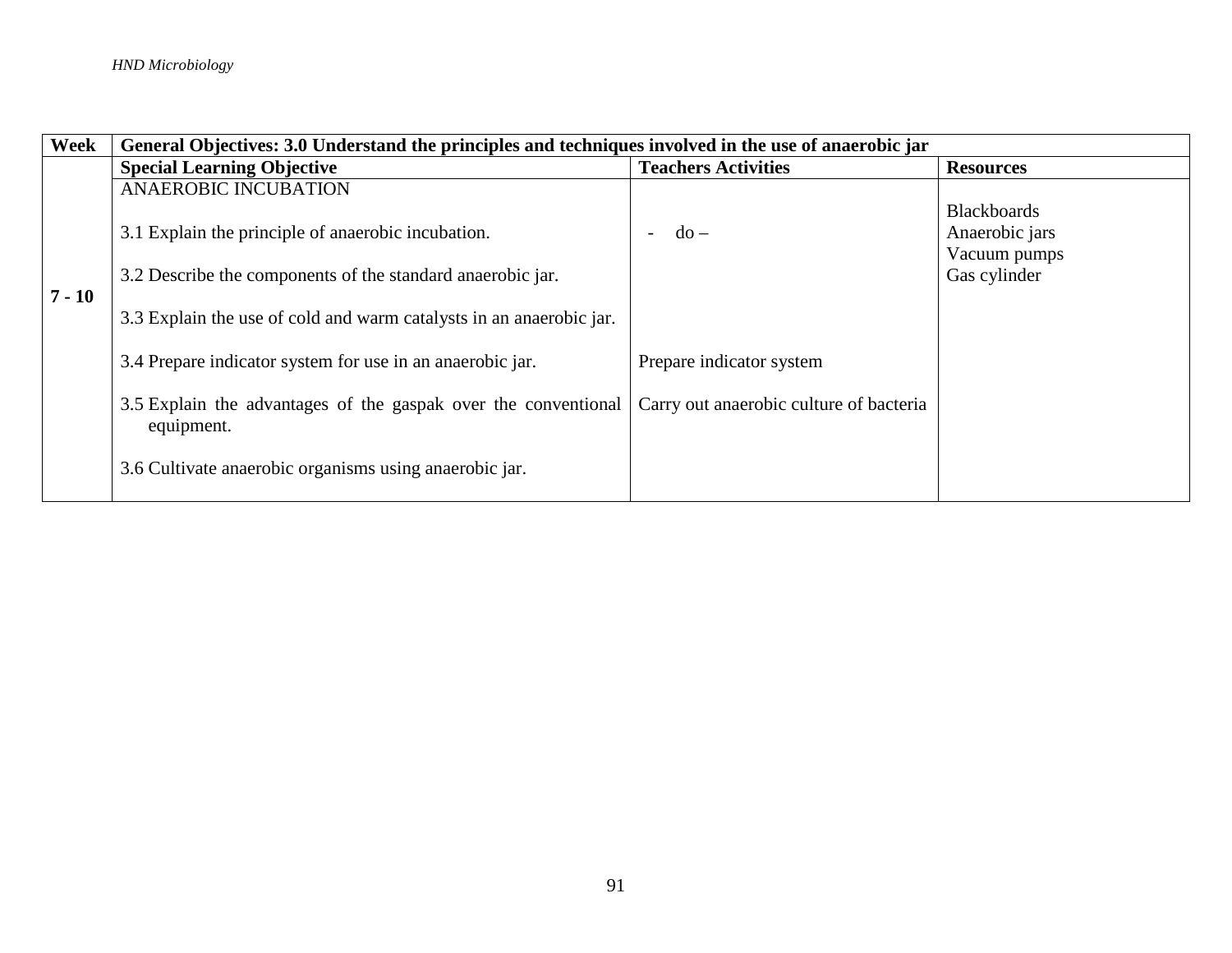| Week | General Objectives: 3.0 Understand the principles and techniques involved in the use of anaerobic jar | | |
|---|---|---|---|
| | **Special Learning Objective** | **Teachers Activities** | **Resources** |
| **7 - 10** | ANAEROBIC INCUBATION<br><br>3.1 Explain the principle of anaerobic incubation.<br><br>3.2 Describe the components of the standard anaerobic jar.<br><br>3.3 Explain the use of cold and warm catalysts in an anaerobic jar.<br><br>3.4 Prepare indicator system for use in an anaerobic jar.<br><br>3.5 Explain the advantages of the gaspak over the conventional equipment.<br><br>3.6 Cultivate anaerobic organisms using anaerobic jar. | - do –<br><br>Prepare indicator system<br><br>Carry out anaerobic culture of bacteria | Blackboards<br>Anaerobic jars<br>Vacuum pumps<br>Gas cylinder |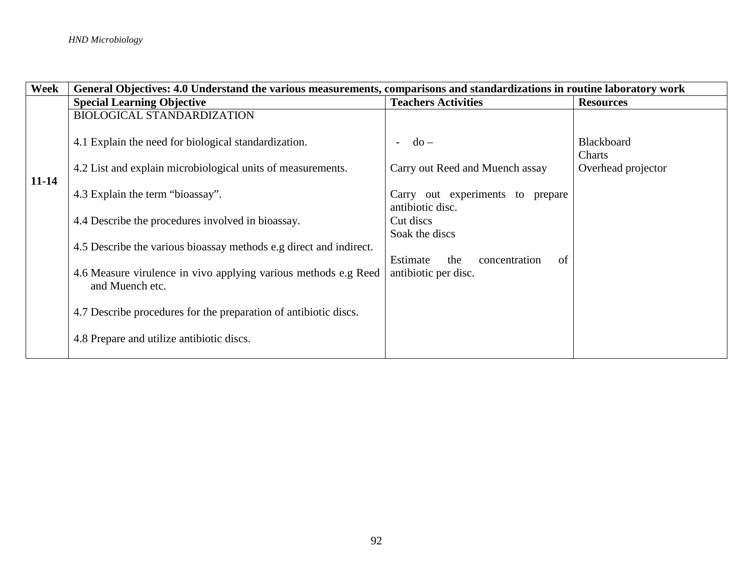| Week | General Objectives: 4.0 Understand the various measurements, comparisons and standardizations in routine laboratory work | | |
|---|---|---|---|
| | **Special Learning Objective** | **Teachers Activities** | **Resources** |
| 11-14 | BIOLOGICAL STANDARDIZATION<br><br>4.1 Explain the need for biological standardization.<br><br>4.2 List and explain microbiological units of measurements.<br><br>4.3 Explain the term "bioassay".<br><br>4.4 Describe the procedures involved in bioassay.<br><br>4.5 Describe the various bioassay methods e.g direct and indirect.<br><br>4.6 Measure virulence in vivo applying various methods e.g Reed and Muench etc.<br><br>4.7 Describe procedures for the preparation of antibiotic discs.<br><br>4.8 Prepare and utilize antibiotic discs. | - do –<br><br>Carry out Reed and Muench assay<br><br>Carry out experiments to prepare antibiotic disc.<br>Cut discs<br>Soak the discs<br><br>Estimate the concentration of antibiotic per disc. | Blackboard<br>Charts<br>Overhead projector |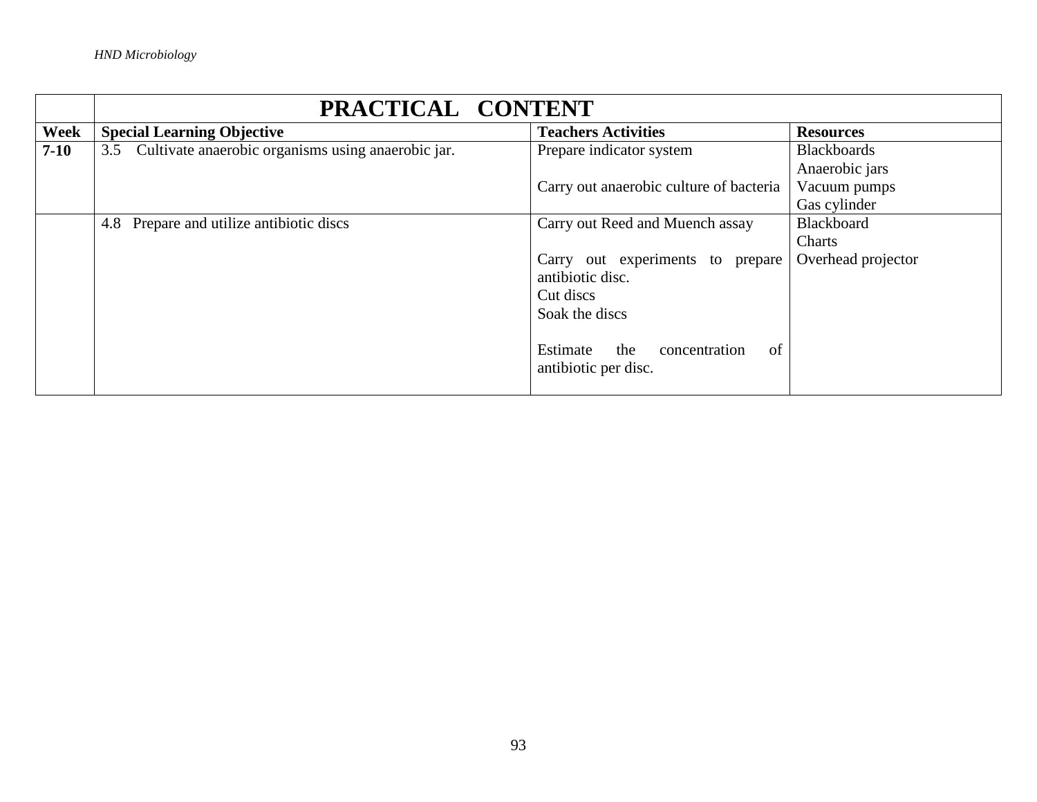| | PRACTICAL CONTENT | | |
|---|---|---|---|
| **Week** | **Special Learning Objective** | **Teachers Activities** | **Resources** |
| **7-10** | 3.5 Cultivate anaerobic organisms using anaerobic jar. | Prepare indicator system<br><br>Carry out anaerobic culture of bacteria | Blackboards<br>Anaerobic jars<br>Vacuum pumps<br>Gas cylinder |
| | 4.8 Prepare and utilize antibiotic discs | Carry out Reed and Muench assay<br><br>Carry out experiments to prepare antibiotic disc.<br>Cut discs<br>Soak the discs<br><br>Estimate the concentration of antibiotic per disc. | Blackboard<br>Charts<br>Overhead projector |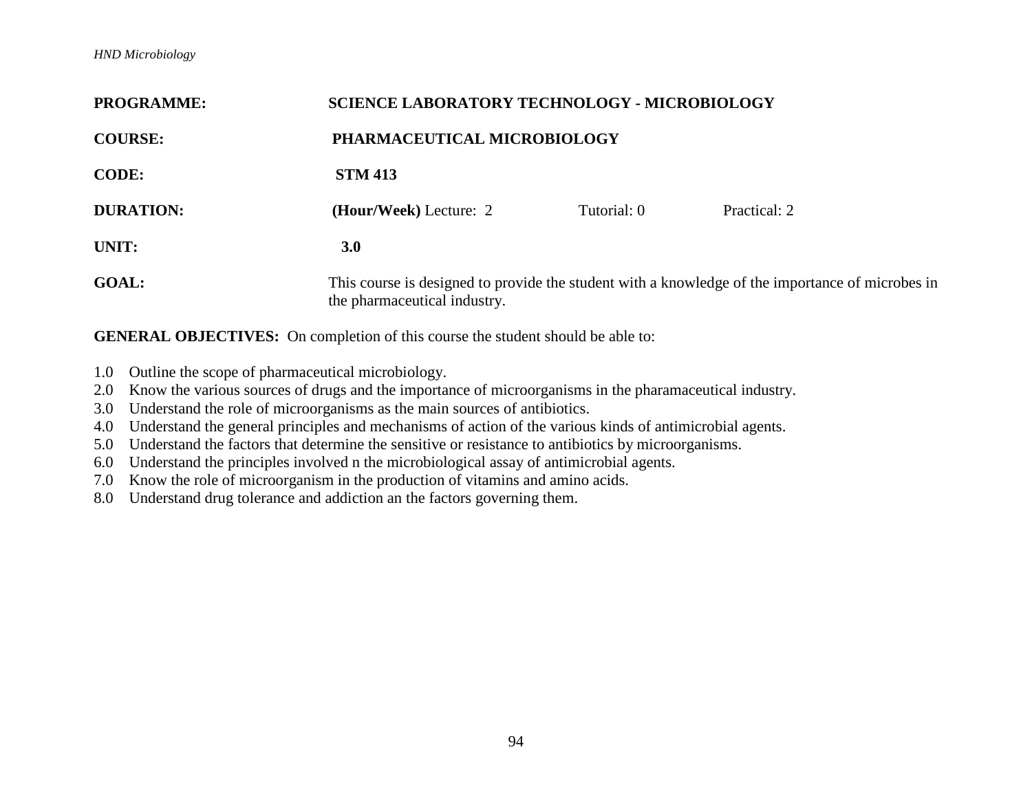**PROGRAMME:** SCIENCE LABORATORY TECHNOLOGY - MICROBIOLOGY

**COURSE:** PHARMACEUTICAL MICROBIOLOGY

**CODE:** STM 413

**DURATION:** **(Hour/Week)** Lecture: 2 Tutorial: 0 Practical: 2

**UNIT:** **3.0**

**GOAL:** This course is designed to provide the student with a knowledge of the importance of microbes in the pharmaceutical industry.

**GENERAL OBJECTIVES:** On completion of this course the student should be able to:

1.0 Outline the scope of pharmaceutical microbiology.
2.0 Know the various sources of drugs and the importance of microorganisms in the pharamaceutical industry.
3.0 Understand the role of microorganisms as the main sources of antibiotics.
4.0 Understand the general principles and mechanisms of action of the various kinds of antimicrobial agents.
5.0 Understand the factors that determine the sensitive or resistance to antibiotics by microorganisms.
6.0 Understand the principles involved n the microbiological assay of antimicrobial agents.
7.0 Know the role of microorganism in the production of vitamins and amino acids.
8.0 Understand drug tolerance and addiction an the factors governing them.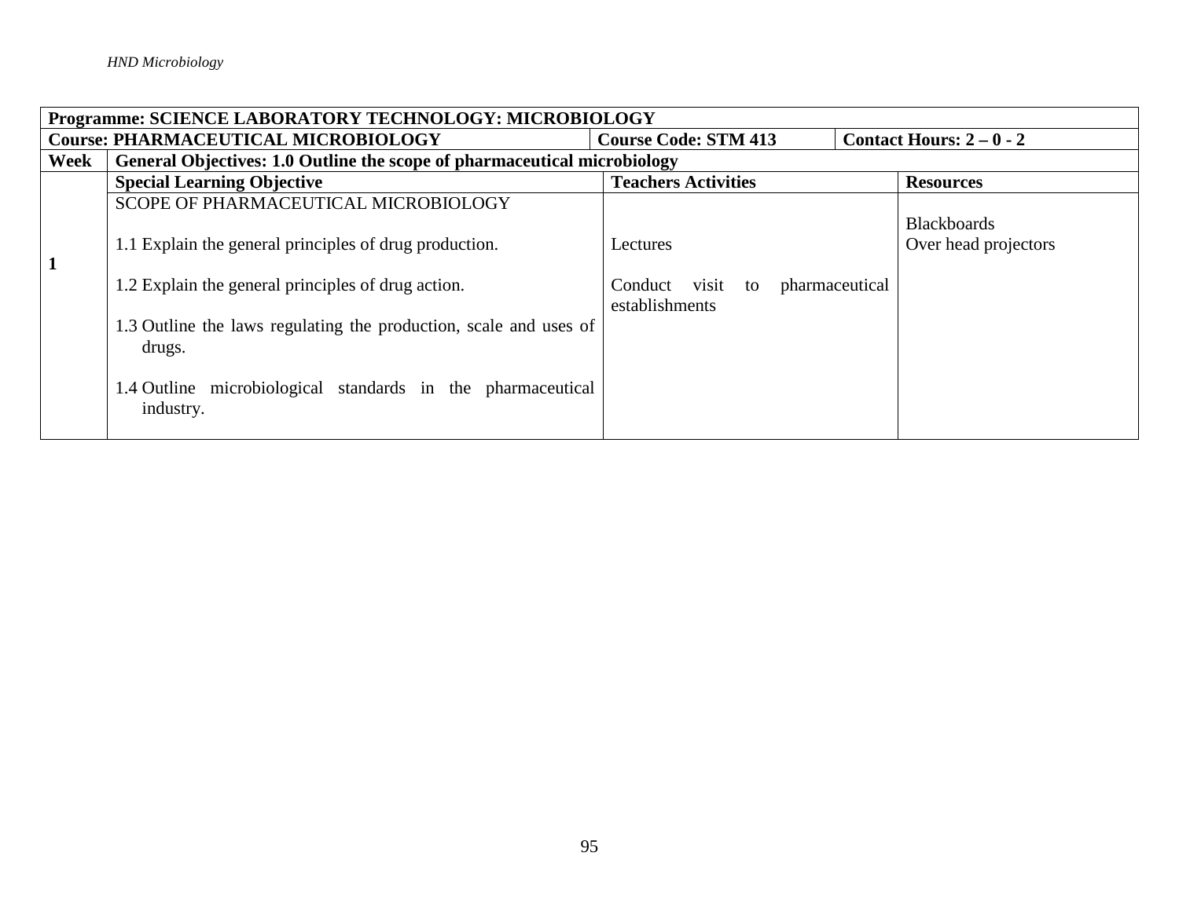| Programme: SCIENCE LABORATORY TECHNOLOGY: MICROBIOLOGY | | | |
|---|---|---|---|
| **Course: PHARMACEUTICAL MICROBIOLOGY** | | **Course Code: STM 413** | **Contact Hours: 2 – 0 - 2** |
| **Week** | **General Objectives: 1.0 Outline the scope of pharmaceutical microbiology** | | |
| | **Special Learning Objective** | **Teachers Activities** | **Resources** |
| **1** | SCOPE OF PHARMACEUTICAL MICROBIOLOGY<br><br>1.1 Explain the general principles of drug production.<br><br>1.2 Explain the general principles of drug action.<br><br>1.3 Outline the laws regulating the production, scale and uses of drugs.<br><br>1.4 Outline microbiological standards in the pharmaceutical industry. | Lectures<br><br>Conduct visit to pharmaceutical establishments | Blackboards<br>Over head projectors |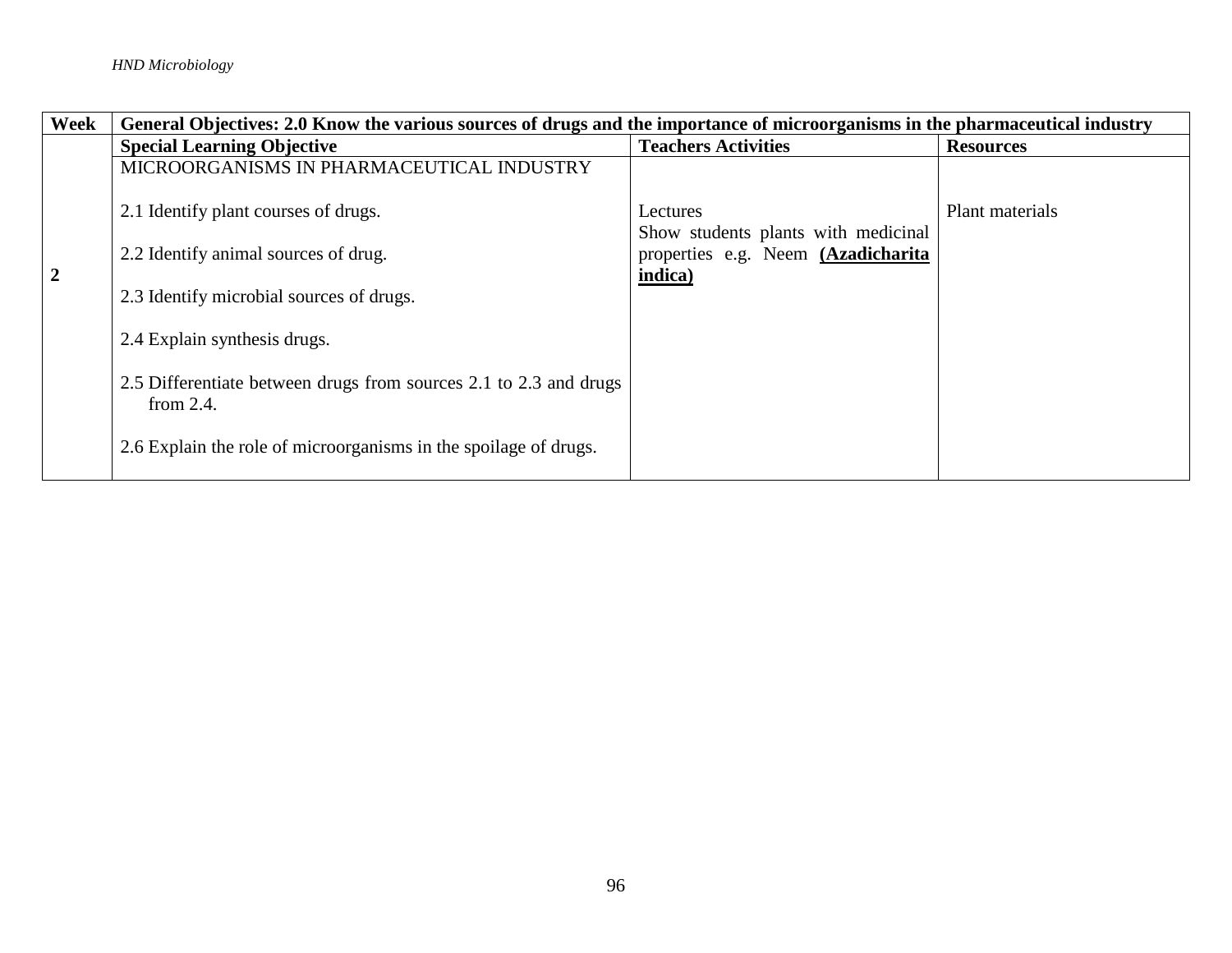| Week | General Objectives: 2.0 Know the various sources of drugs and the importance of microorganisms in the pharmaceutical industry | | |
|---|---|---|---|
| | **Special Learning Objective** | **Teachers Activities** | **Resources** |
| **2** | MICROORGANISMS IN PHARMACEUTICAL INDUSTRY<br><br>2.1 Identify plant courses of drugs.<br><br>2.2 Identify animal sources of drug.<br><br>2.3 Identify microbial sources of drugs.<br><br>2.4 Explain synthesis drugs.<br><br>2.5 Differentiate between drugs from sources 2.1 to 2.3 and drugs from 2.4.<br><br>2.6 Explain the role of microorganisms in the spoilage of drugs. | Lectures<br>Show students plants with medicinal properties e.g. Neem **(Azadicharita indica)** | Plant materials |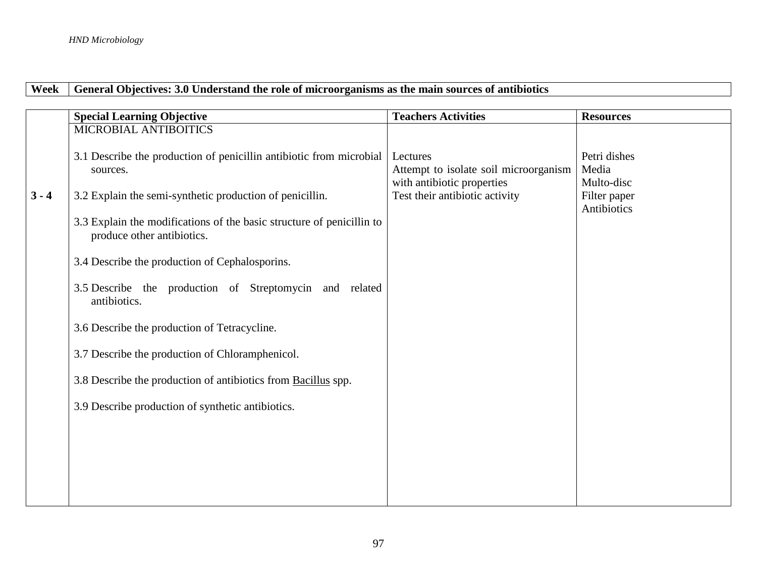| Week | General Objectives: 3.0 Understand the role of microorganisms as the main sources of antibiotics | | |
|---|---|---|---|
| | **Special Learning Objective** | **Teachers Activities** | **Resources** |
| 3 - 4 | MICROBIAL ANTIBOITICS<br><br>3.1 Describe the production of penicillin antibiotic from microbial sources.<br><br>3.2 Explain the semi-synthetic production of penicillin.<br><br>3.3 Explain the modifications of the basic structure of penicillin to produce other antibiotics.<br><br>3.4 Describe the production of Cephalosporins.<br><br>3.5 Describe the production of Streptomycin and related antibiotics.<br><br>3.6 Describe the production of Tetracycline.<br><br>3.7 Describe the production of Chloramphenicol.<br><br>3.8 Describe the production of antibiotics from Bacillus spp.<br><br>3.9 Describe production of synthetic antibiotics. | Lectures<br>Attempt to isolate soil microorganism with antibiotic properties<br>Test their antibiotic activity | Petri dishes<br>Media<br>Multo-disc<br>Filter paper<br>Antibiotics |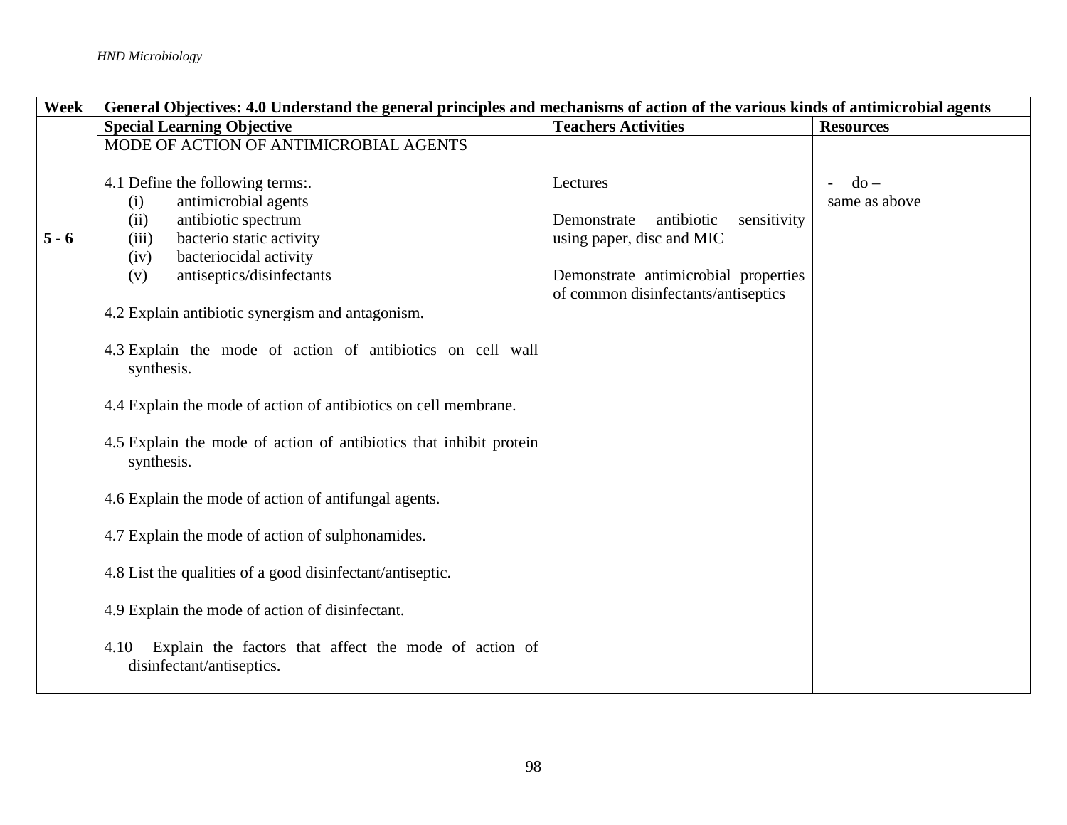| Week | General Objectives: 4.0 Understand the general principles and mechanisms of action of the various kinds of antimicrobial agents | | |
|---|---|---|---|
| | **Special Learning Objective** | **Teachers Activities** | **Resources** |
| 5 - 6 | MODE OF ACTION OF ANTIMICROBIAL AGENTS<br><br>4.1 Define the following terms:.<br>(i) antimicrobial agents<br>(ii) antibiotic spectrum<br>(iii) bacterio static activity<br>(iv) bacteriocidal activity<br>(v) antiseptics/disinfectants<br><br>4.2 Explain antibiotic synergism and antagonism.<br><br>4.3 Explain the mode of action of antibiotics on cell wall synthesis.<br><br>4.4 Explain the mode of action of antibiotics on cell membrane.<br><br>4.5 Explain the mode of action of antibiotics that inhibit protein synthesis.<br><br>4.6 Explain the mode of action of antifungal agents.<br><br>4.7 Explain the mode of action of sulphonamides.<br><br>4.8 List the qualities of a good disinfectant/antiseptic.<br><br>4.9 Explain the mode of action of disinfectant.<br><br>4.10 Explain the factors that affect the mode of action of disinfectant/antiseptics. | Lectures<br><br>Demonstrate antibiotic sensitivity using paper, disc and MIC<br><br>Demonstrate antimicrobial properties of common disinfectants/antiseptics | - do –<br>same as above |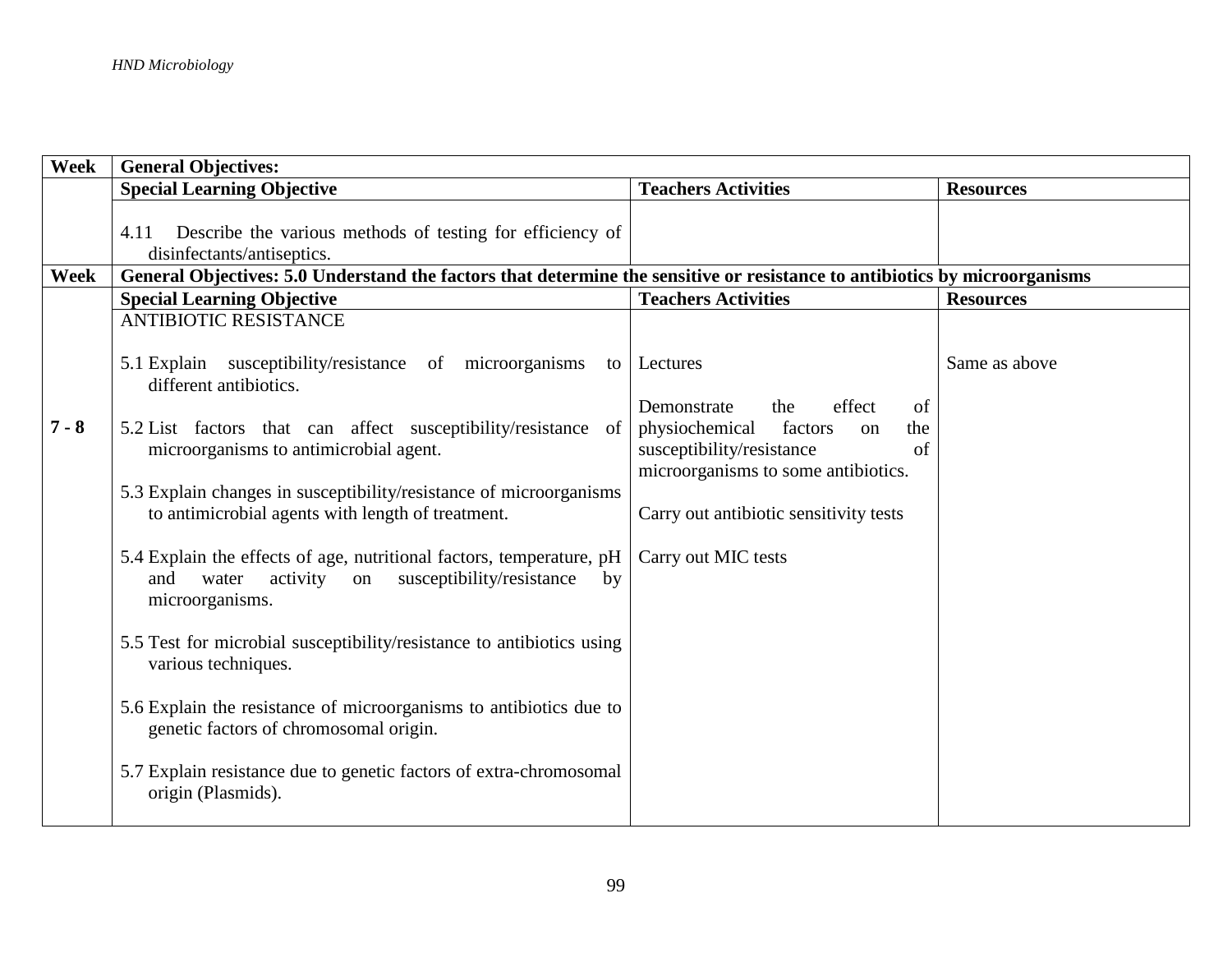| Week | General Objectives: | | |
|---|---|---|---|
| | **Special Learning Objective** | **Teachers Activities** | **Resources** |
| | 4.11 Describe the various methods of testing for efficiency of disinfectants/antiseptics. | | |
| **Week** | **General Objectives: 5.0 Understand the factors that determine the sensitive or resistance to antibiotics by microorganisms** | | |
| | **Special Learning Objective** | **Teachers Activities** | **Resources** |
| **7 - 8** | ANTIBIOTIC RESISTANCE<br><br>5.1 Explain susceptibility/resistance of microorganisms to different antibiotics.<br><br>5.2 List factors that can affect susceptibility/resistance of microorganisms to antimicrobial agent.<br><br>5.3 Explain changes in susceptibility/resistance of microorganisms to antimicrobial agents with length of treatment.<br><br>5.4 Explain the effects of age, nutritional factors, temperature, pH and water activity on susceptibility/resistance by microorganisms.<br><br>5.5 Test for microbial susceptibility/resistance to antibiotics using various techniques.<br><br>5.6 Explain the resistance of microorganisms to antibiotics due to genetic factors of chromosomal origin.<br><br>5.7 Explain resistance due to genetic factors of extra-chromosomal origin (Plasmids). | Lectures<br><br>Demonstrate the effect of physiochemical factors on the susceptibility/resistance of microorganisms to some antibiotics.<br><br>Carry out antibiotic sensitivity tests<br><br>Carry out MIC tests | Same as above |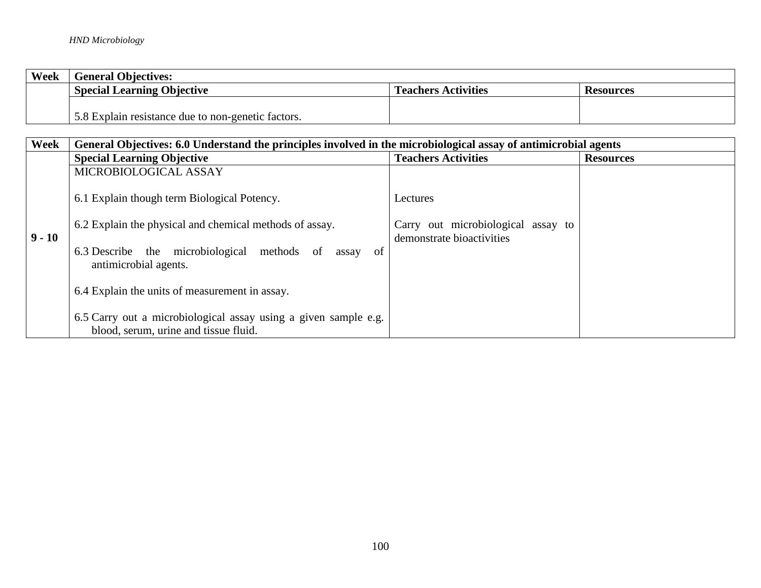| Week | General Objectives: | | |
|---|---|---|---|
| | **Special Learning Objective** | **Teachers Activities** | **Resources** |
| | 5.8 Explain resistance due to non-genetic factors. | | |

| Week | General Objectives: 6.0 Understand the principles involved in the microbiological assay of antimicrobial agents | | |
|---|---|---|---|
| | **Special Learning Objective** | **Teachers Activities** | **Resources** |
| **9 - 10** | MICROBIOLOGICAL ASSAY<br><br>6.1 Explain though term Biological Potency.<br><br>6.2 Explain the physical and chemical methods of assay.<br><br>6.3 Describe the microbiological methods of assay of antimicrobial agents.<br><br>6.4 Explain the units of measurement in assay.<br><br>6.5 Carry out a microbiological assay using a given sample e.g. blood, serum, urine and tissue fluid. | Lectures<br><br>Carry out microbiological assay to demonstrate bioactivities | |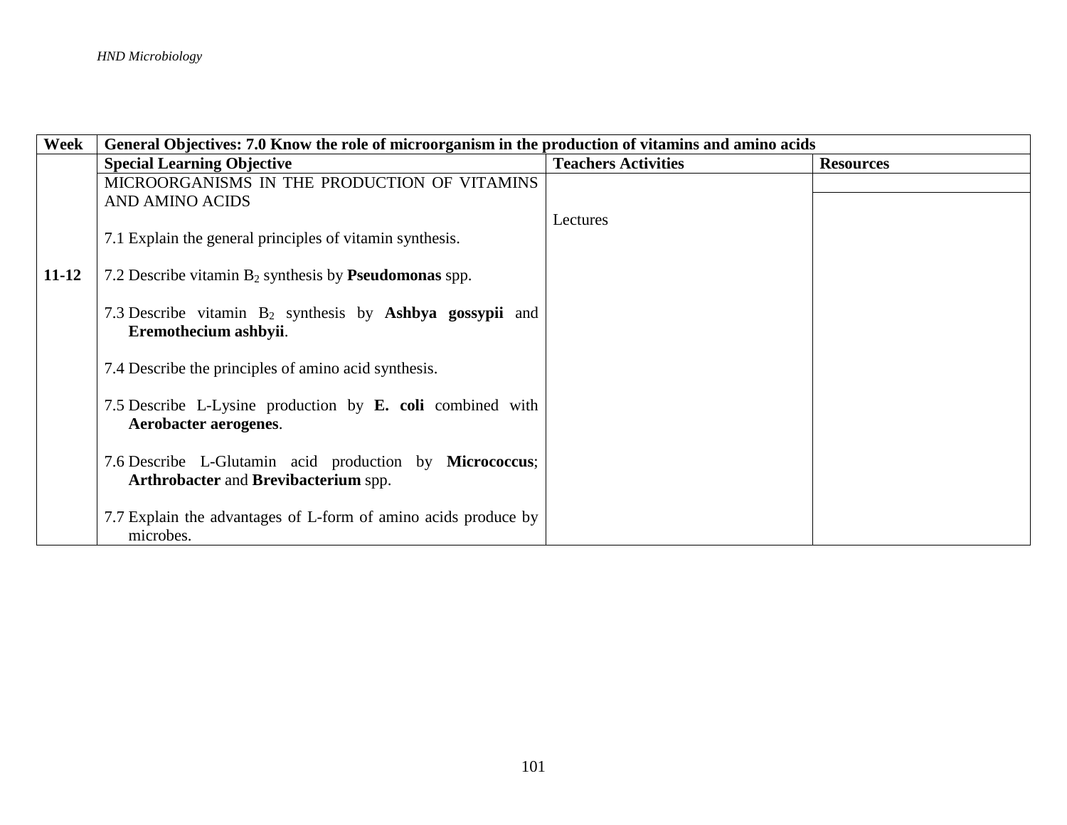| Week | General Objectives: 7.0 Know the role of microorganism in the production of vitamins and amino acids | | |
|---|---|---|---|
| | **Special Learning Objective** | **Teachers Activities** | **Resources** |
| 11-12 | MICROORGANISMS IN THE PRODUCTION OF VITAMINS AND AMINO ACIDS<br><br>7.1 Explain the general principles of vitamin synthesis.<br><br>7.2 Describe vitamin $B_2$ synthesis by **Pseudomonas** spp.<br><br>7.3 Describe vitamin $B_2$ synthesis by **Ashbya gossypii** and **Eremothecium ashbyii**.<br><br>7.4 Describe the principles of amino acid synthesis.<br><br>7.5 Describe L-Lysine production by **E. coli** combined with **Aerobacter aerogenes**.<br><br>7.6 Describe L-Glutamin acid production by **Micrococcus**; **Arthrobacter** and **Brevibacterium** spp.<br><br>7.7 Explain the advantages of L-form of amino acids produce by microbes. | Lectures | |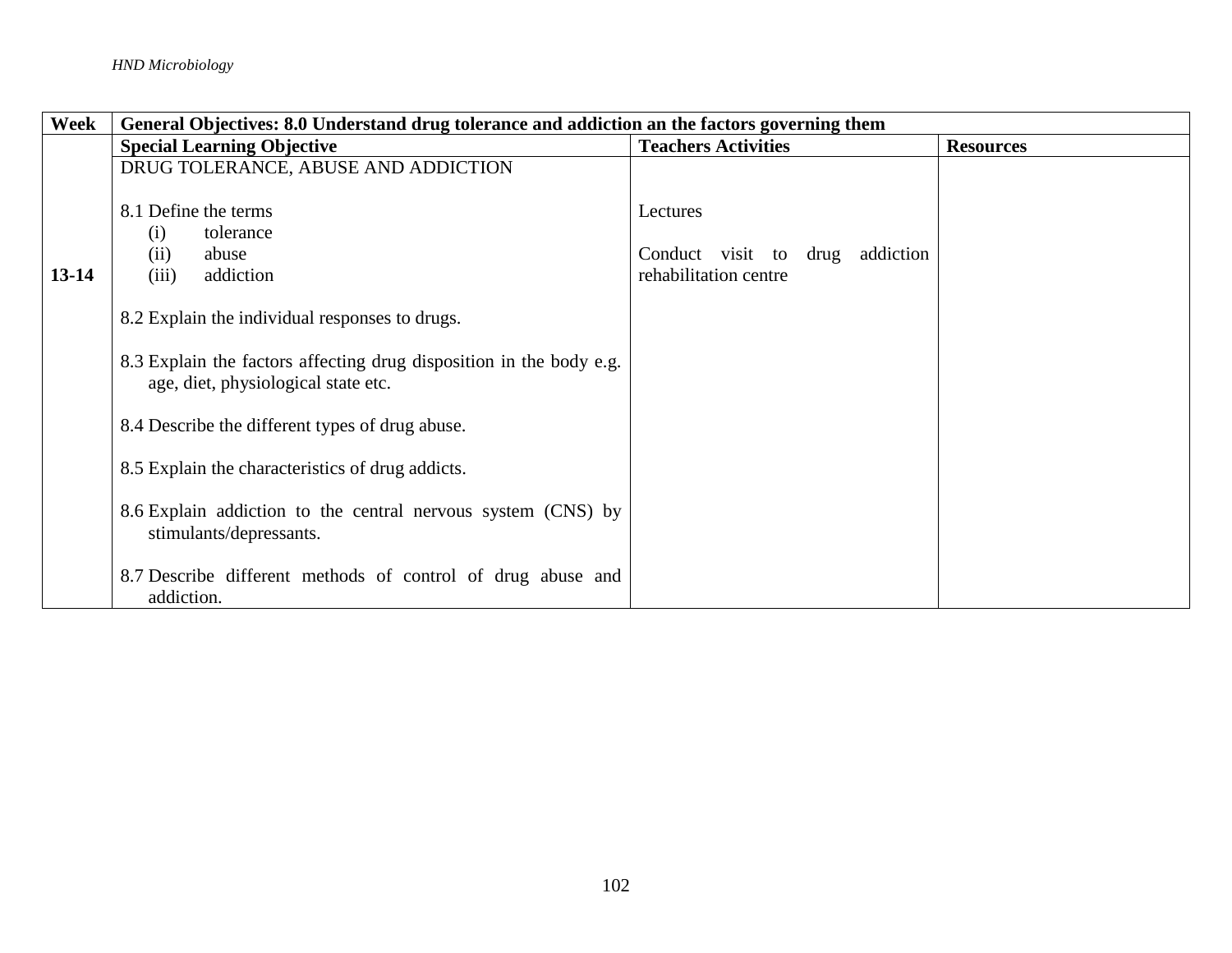| Week | General Objectives: 8.0 Understand drug tolerance and addiction an the factors governing them | | |
|---|---|---|---|
| | **Special Learning Objective** | **Teachers Activities** | **Resources** |
| 13-14 | DRUG TOLERANCE, ABUSE AND ADDICTION<br><br>8.1 Define the terms<br>(i) tolerance<br>(ii) abuse<br>(iii) addiction<br><br>8.2 Explain the individual responses to drugs.<br><br>8.3 Explain the factors affecting drug disposition in the body e.g. age, diet, physiological state etc.<br><br>8.4 Describe the different types of drug abuse.<br><br>8.5 Explain the characteristics of drug addicts.<br><br>8.6 Explain addiction to the central nervous system (CNS) by stimulants/depressants.<br><br>8.7 Describe different methods of control of drug abuse and addiction. | Lectures<br><br>Conduct visit to drug addiction rehabilitation centre | |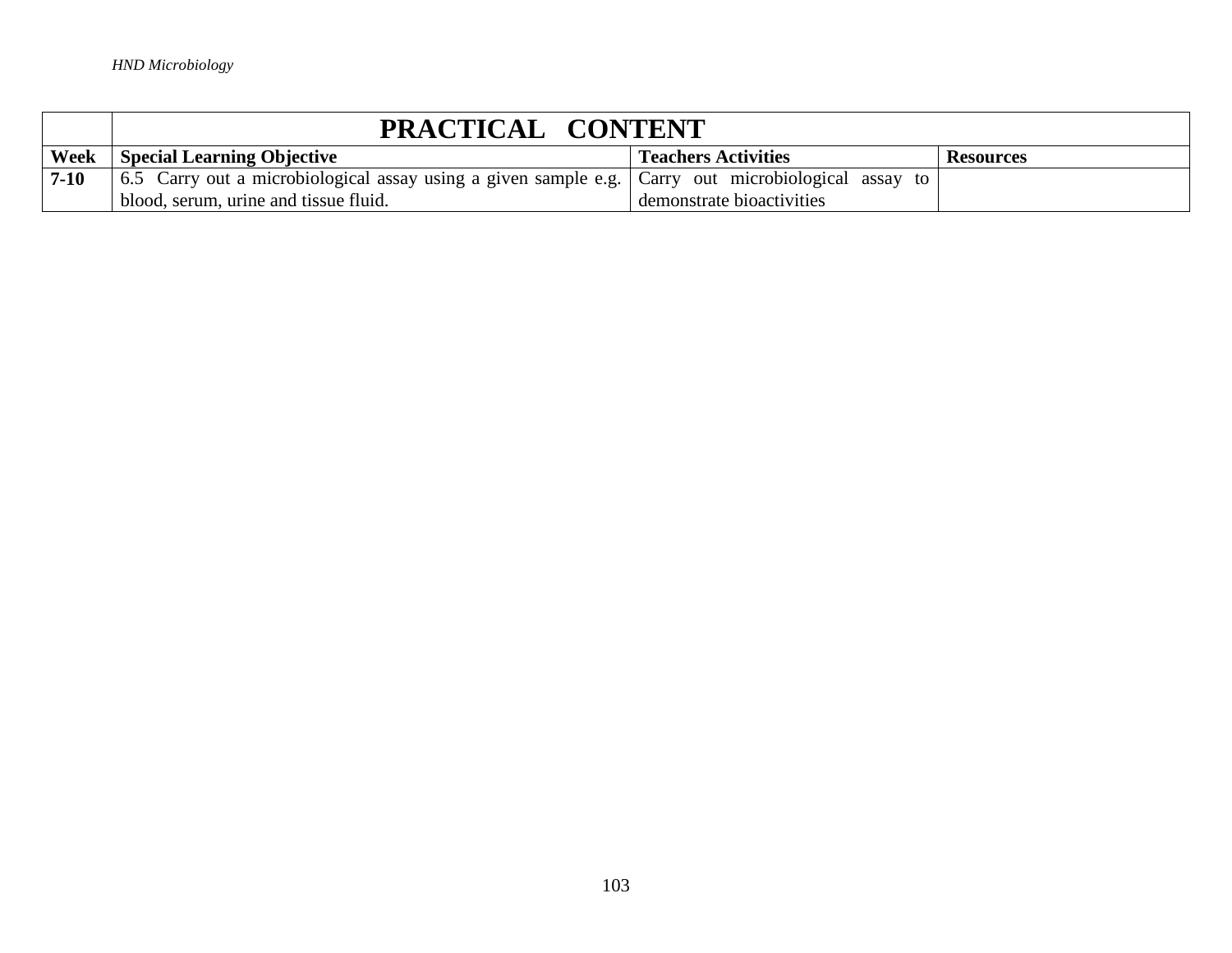| | PRACTICAL CONTENT | | |
|---|---|---|---|
| **Week** | **Special Learning Objective** | **Teachers Activities** | **Resources** |
| **7-10** | 6.5 Carry out a microbiological assay using a given sample e.g. blood, serum, urine and tissue fluid. | Carry out microbiological assay to demonstrate bioactivities | |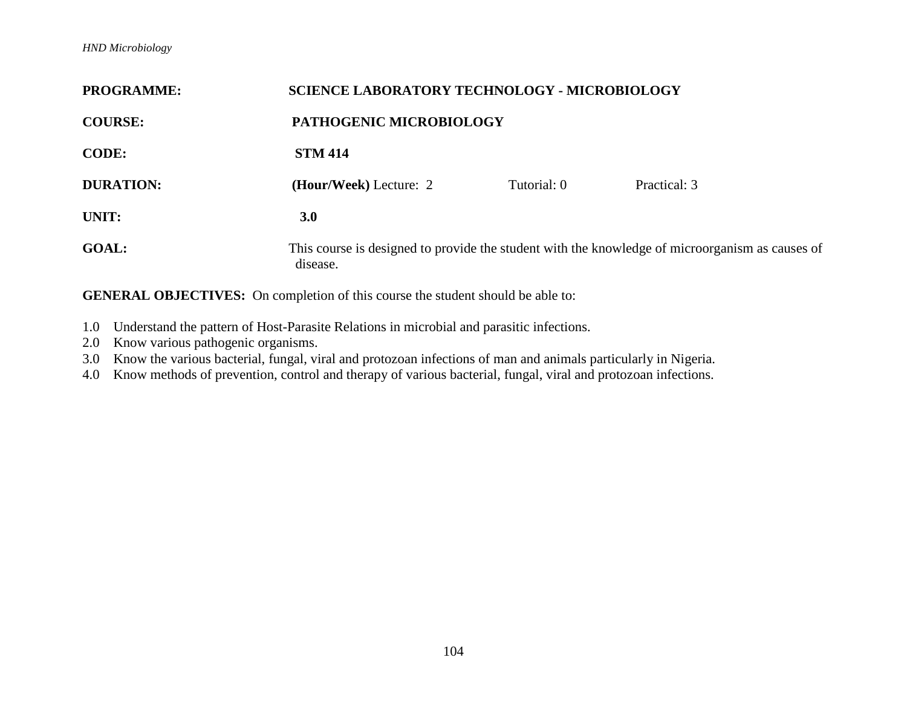**PROGRAMME:** SCIENCE LABORATORY TECHNOLOGY - MICROBIOLOGY

**COURSE:** PATHOGENIC MICROBIOLOGY

**CODE:** STM 414

**DURATION:** **(Hour/Week)** Lecture: 2 Tutorial: 0 Practical: 3

**UNIT:** **3.0**

**GOAL:** This course is designed to provide the student with the knowledge of microorganism as causes of disease.

**GENERAL OBJECTIVES:** On completion of this course the student should be able to:

1.0 Understand the pattern of Host-Parasite Relations in microbial and parasitic infections.
2.0 Know various pathogenic organisms.
3.0 Know the various bacterial, fungal, viral and protozoan infections of man and animals particularly in Nigeria.
4.0 Know methods of prevention, control and therapy of various bacterial, fungal, viral and protozoan infections.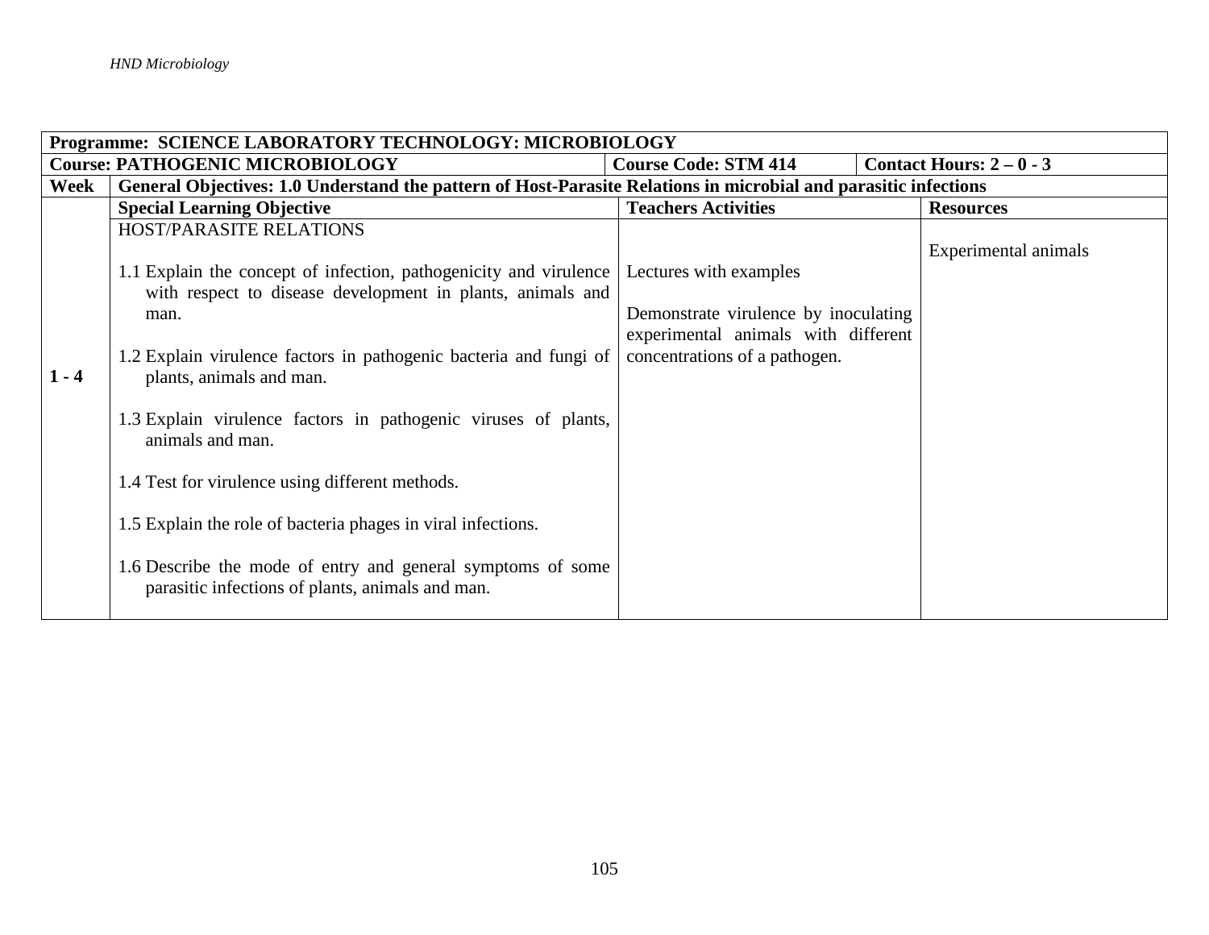| Programme: SCIENCE LABORATORY TECHNOLOGY: MICROBIOLOGY | | | |
|---|---|---|---|
| **Course: PATHOGENIC MICROBIOLOGY** | **Course Code: STM 414** | | **Contact Hours: 2 – 0 - 3** |
| **Week** | **General Objectives: 1.0 Understand the pattern of Host-Parasite Relations in microbial and parasitic infections** | | |
| | **Special Learning Objective** | **Teachers Activities** | **Resources** |
| **1 - 4** | HOST/PARASITE RELATIONS<br><br>1.1 Explain the concept of infection, pathogenicity and virulence with respect to disease development in plants, animals and man.<br><br>1.2 Explain virulence factors in pathogenic bacteria and fungi of plants, animals and man.<br><br>1.3 Explain virulence factors in pathogenic viruses of plants, animals and man.<br><br>1.4 Test for virulence using different methods.<br><br>1.5 Explain the role of bacteria phages in viral infections.<br><br>1.6 Describe the mode of entry and general symptoms of some parasitic infections of plants, animals and man. | Lectures with examples<br><br>Demonstrate virulence by inoculating experimental animals with different concentrations of a pathogen. | Experimental animals |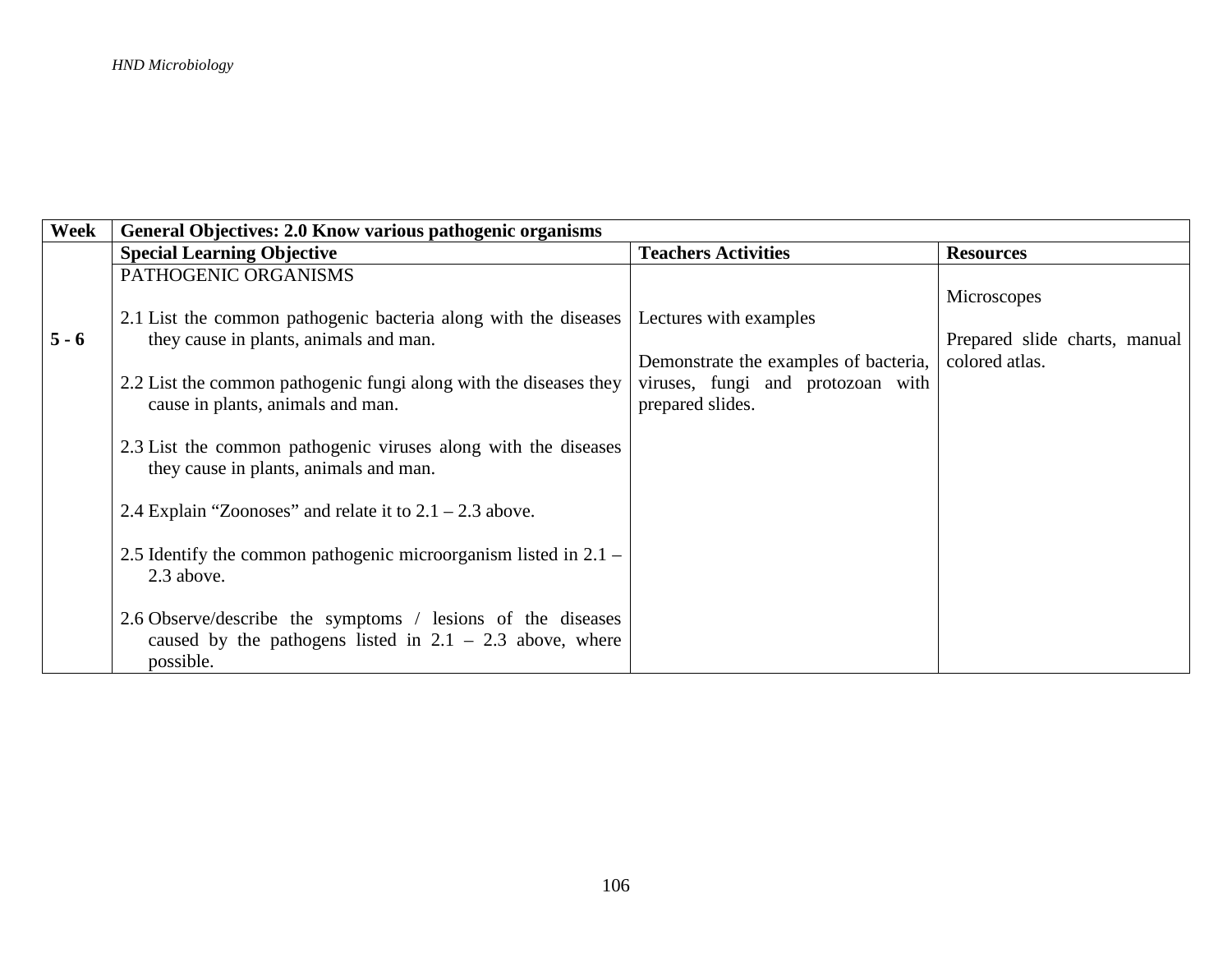| Week | General Objectives: 2.0 Know various pathogenic organisms | | |
|---|---|---|---|
| | **Special Learning Objective** | **Teachers Activities** | **Resources** |
| **5 - 6** | PATHOGENIC ORGANISMS<br><br>2.1 List the common pathogenic bacteria along with the diseases they cause in plants, animals and man.<br><br>2.2 List the common pathogenic fungi along with the diseases they cause in plants, animals and man.<br><br>2.3 List the common pathogenic viruses along with the diseases they cause in plants, animals and man.<br><br>2.4 Explain "Zoonoses" and relate it to 2.1 – 2.3 above.<br><br>2.5 Identify the common pathogenic microorganism listed in 2.1 – 2.3 above.<br><br>2.6 Observe/describe the symptoms / lesions of the diseases caused by the pathogens listed in 2.1 – 2.3 above, where possible. | Lectures with examples<br><br>Demonstrate the examples of bacteria, viruses, fungi and protozoan with prepared slides. | Microscopes<br><br>Prepared slide charts, manual colored atlas. |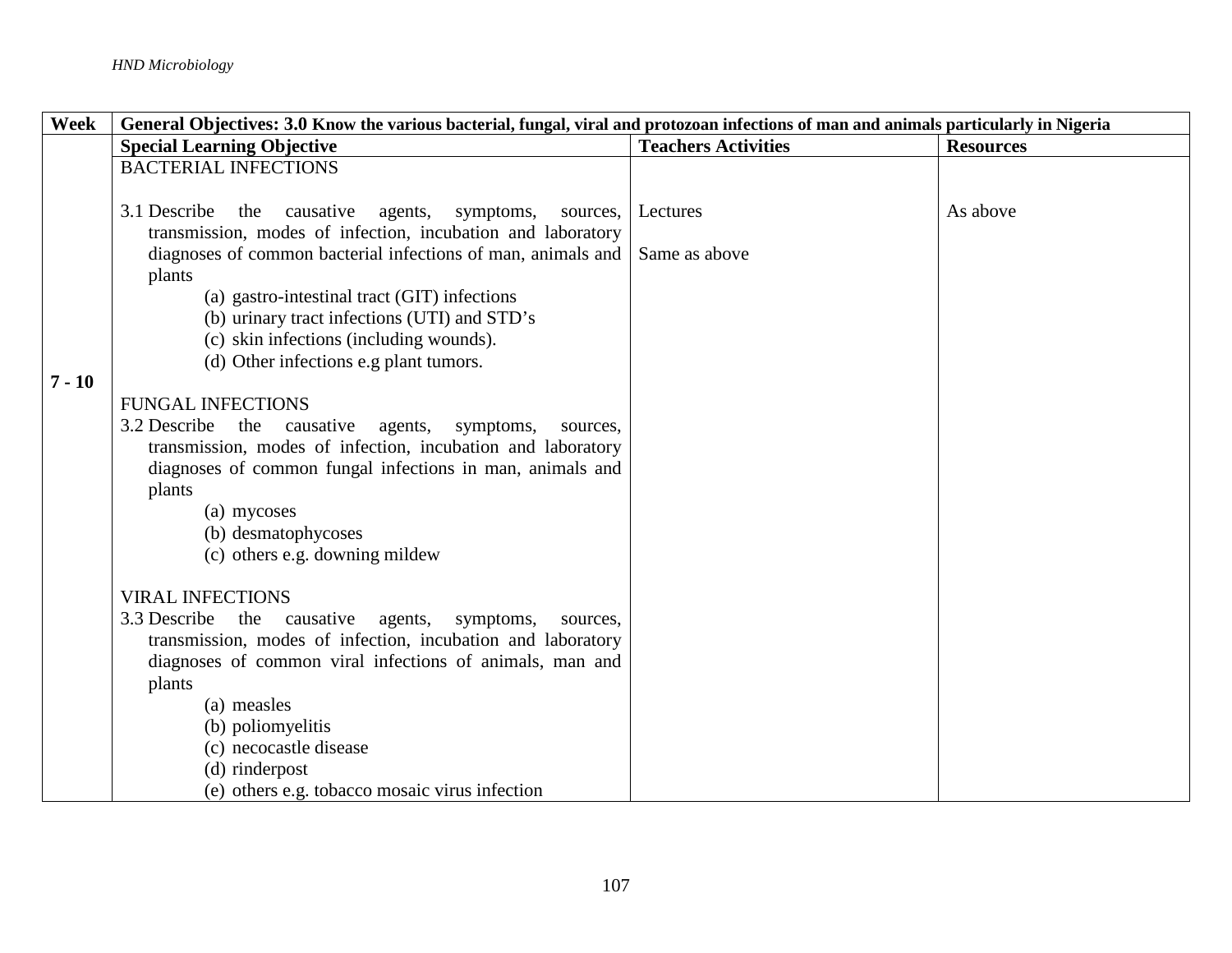| Week | General Objectives: 3.0 Know the various bacterial, fungal, viral and protozoan infections of man and animals particularly in Nigeria | | |
|---|---|---|---|
| | **Special Learning Objective** | **Teachers Activities** | **Resources** |
| 7 - 10 | BACTERIAL INFECTIONS<br><br>3.1 Describe the causative agents, symptoms, sources, transmission, modes of infection, incubation and laboratory diagnoses of common bacterial infections of man, animals and plants<br>(a) gastro-intestinal tract (GIT) infections<br>(b) urinary tract infections (UTI) and STD's<br>(c) skin infections (including wounds).<br>(d) Other infections e.g plant tumors.<br><br>FUNGAL INFECTIONS<br>3.2 Describe the causative agents, symptoms, sources, transmission, modes of infection, incubation and laboratory diagnoses of common fungal infections in man, animals and plants<br>(a) mycoses<br>(b) desmatophycoses<br>(c) others e.g. downing mildew<br><br>VIRAL INFECTIONS<br>3.3 Describe the causative agents, symptoms, sources, transmission, modes of infection, incubation and laboratory diagnoses of common viral infections of animals, man and plants<br>(a) measles<br>(b) poliomyelitis<br>(c) necocastle disease<br>(d) rinderpost<br>(e) others e.g. tobacco mosaic virus infection | Lectures<br><br>Same as above | As above |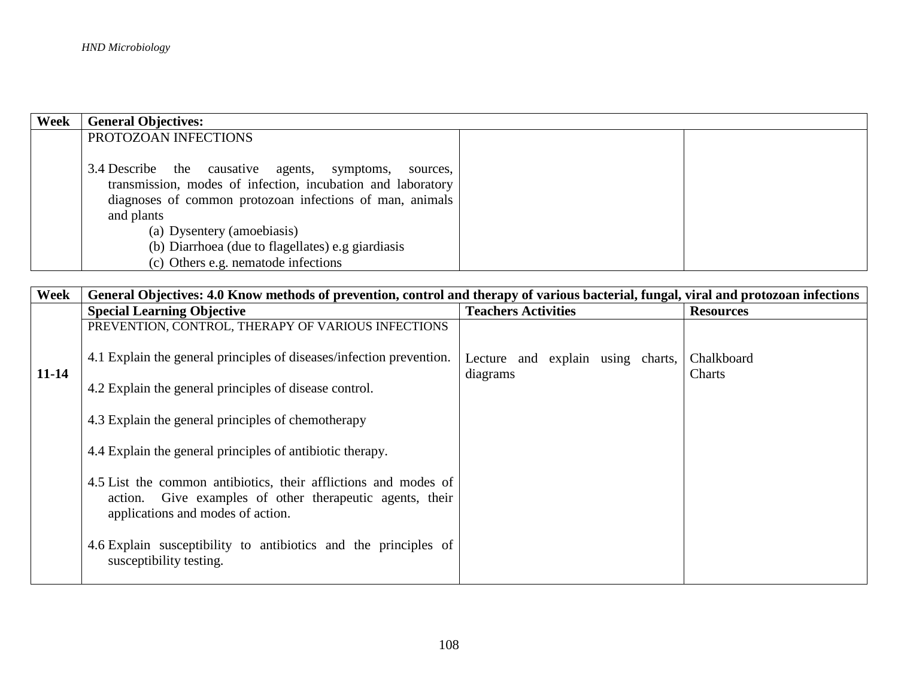| Week | General Objectives: | | |
|---|---|---|---|
| | PROTOZOAN INFECTIONS<br><br>3.4 Describe the causative agents, symptoms, sources, transmission, modes of infection, incubation and laboratory diagnoses of common protozoan infections of man, animals and plants<br>(a) Dysentery (amoebiasis)<br>(b) Diarrhoea (due to flagellates) e.g giardiasis<br>(c) Others e.g. nematode infections | | |

| Week | General Objectives: 4.0 Know methods of prevention, control and therapy of various bacterial, fungal, viral and protozoan infections | | |
|---|---|---|---|
| | **Special Learning Objective** | **Teachers Activities** | **Resources** |
| 11-14 | PREVENTION, CONTROL, THERAPY OF VARIOUS INFECTIONS<br><br>4.1 Explain the general principles of diseases/infection prevention.<br><br>4.2 Explain the general principles of disease control.<br><br>4.3 Explain the general principles of chemotherapy<br><br>4.4 Explain the general principles of antibiotic therapy.<br><br>4.5 List the common antibiotics, their afflictions and modes of action. Give examples of other therapeutic agents, their applications and modes of action.<br><br>4.6 Explain susceptibility to antibiotics and the principles of susceptibility testing. | Lecture and explain using charts, diagrams | Chalkboard<br>Charts |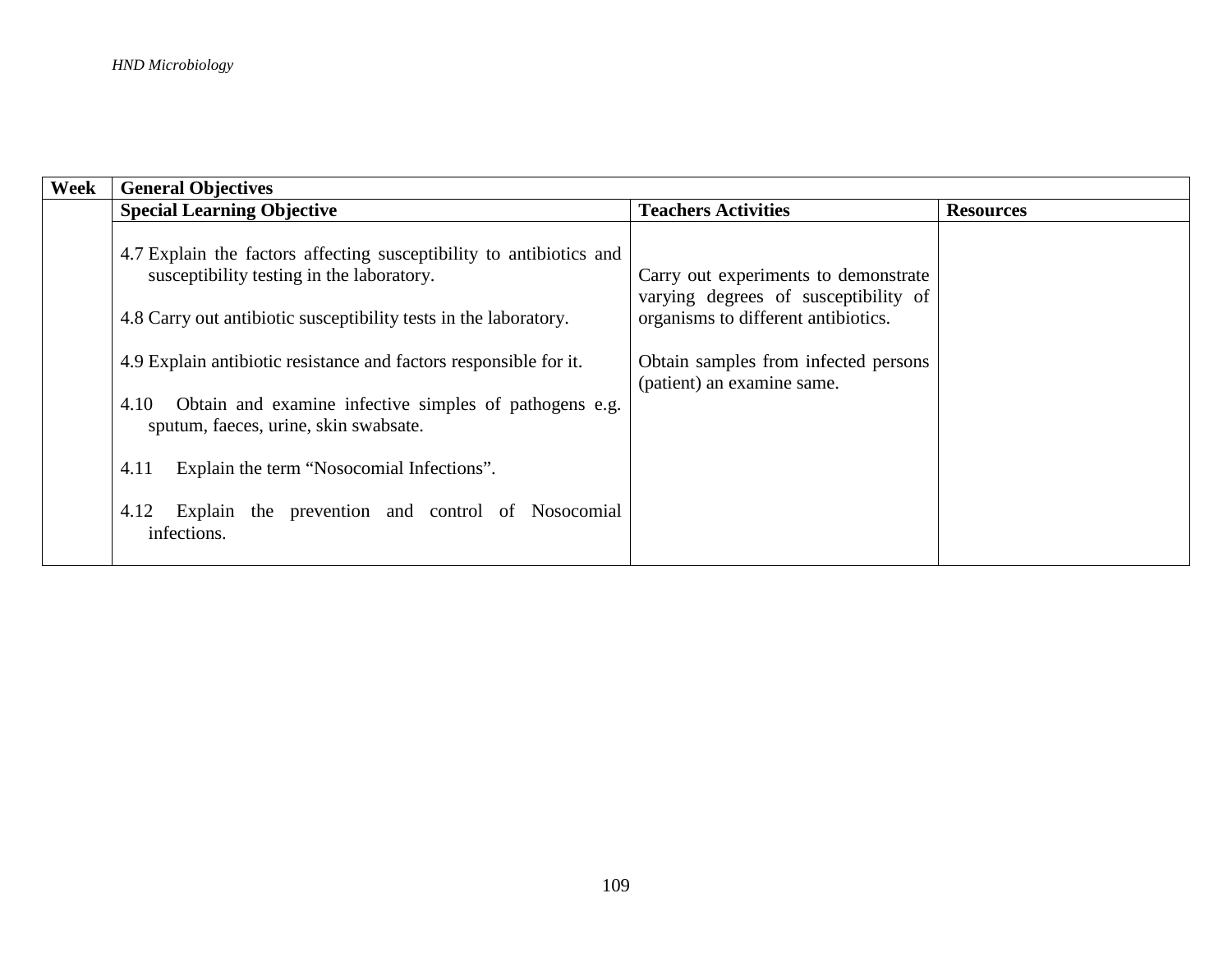| Week | General Objectives | | |
|---|---|---|---|
| | **Special Learning Objective** | **Teachers Activities** | **Resources** |
| | 4.7 Explain the factors affecting susceptibility to antibiotics and susceptibility testing in the laboratory.<br><br>4.8 Carry out antibiotic susceptibility tests in the laboratory.<br><br>4.9 Explain antibiotic resistance and factors responsible for it.<br><br>4.10 Obtain and examine infective simples of pathogens e.g. sputum, faeces, urine, skin swabsate.<br><br>4.11 Explain the term "Nosocomial Infections".<br><br>4.12 Explain the prevention and control of Nosocomial infections. | Carry out experiments to demonstrate varying degrees of susceptibility of organisms to different antibiotics.<br><br>Obtain samples from infected persons (patient) an examine same. | |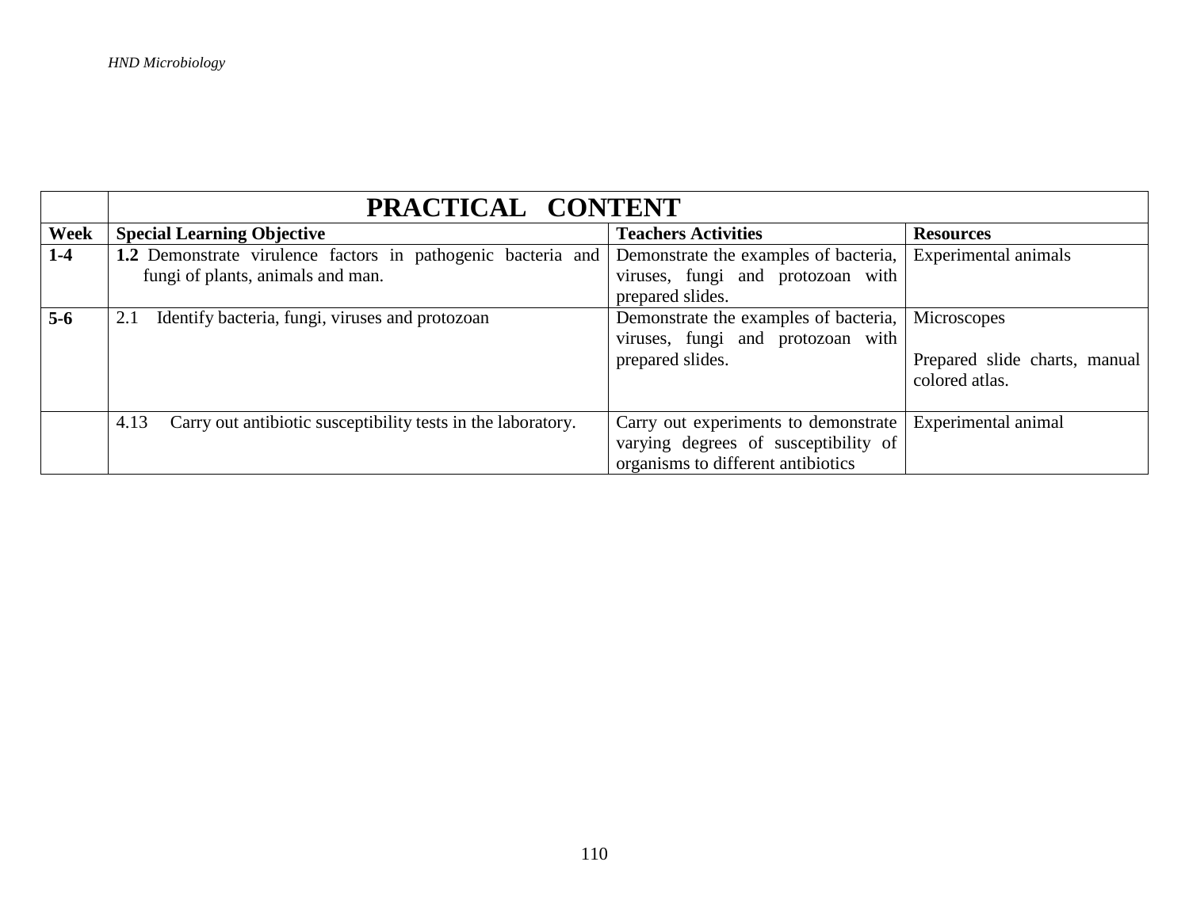| | **PRACTICAL CONTENT** | | |
|---|---|---|---|
| **Week** | **Special Learning Objective** | **Teachers Activities** | **Resources** |
| **1-4** | **1.2** Demonstrate virulence factors in pathogenic bacteria and fungi of plants, animals and man. | Demonstrate the examples of bacteria, viruses, fungi and protozoan with prepared slides. | Experimental animals |
| **5-6** | 2.1 Identify bacteria, fungi, viruses and protozoan | Demonstrate the examples of bacteria, viruses, fungi and protozoan with prepared slides. | Microscopes<br><br>Prepared slide charts, manual colored atlas. |
| | 4.13 Carry out antibiotic susceptibility tests in the laboratory. | Carry out experiments to demonstrate varying degrees of susceptibility of organisms to different antibiotics | Experimental animal |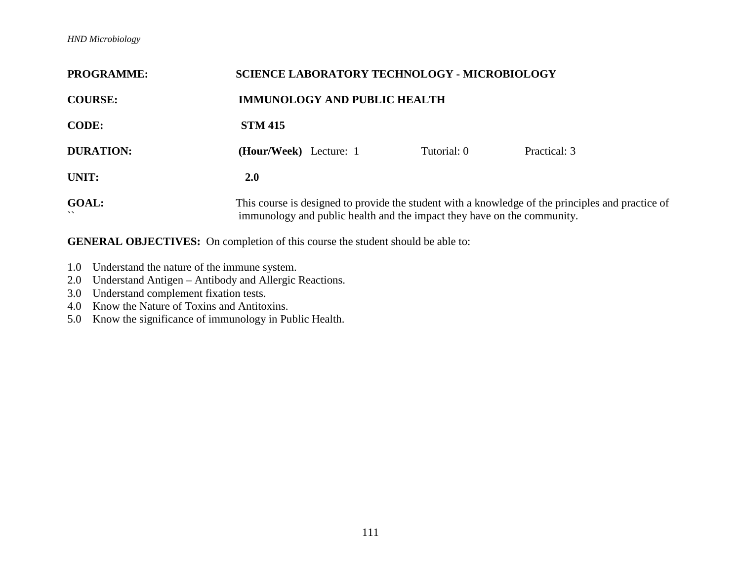**PROGRAMME:** SCIENCE LABORATORY TECHNOLOGY - MICROBIOLOGY

**COURSE:** IMMUNOLOGY AND PUBLIC HEALTH

**CODE:** STM 415

**DURATION:** **(Hour/Week)** Lecture: 1 Tutorial: 0 Practical: 3

**UNIT:** 2.0

**GOAL:** This course is designed to provide the student with a knowledge of the principles and practice of immunology and public health and the impact they have on the community.

**GENERAL OBJECTIVES:** On completion of this course the student should be able to:

1.0 Understand the nature of the immune system.
2.0 Understand Antigen – Antibody and Allergic Reactions.
3.0 Understand complement fixation tests.
4.0 Know the Nature of Toxins and Antitoxins.
5.0 Know the significance of immunology in Public Health.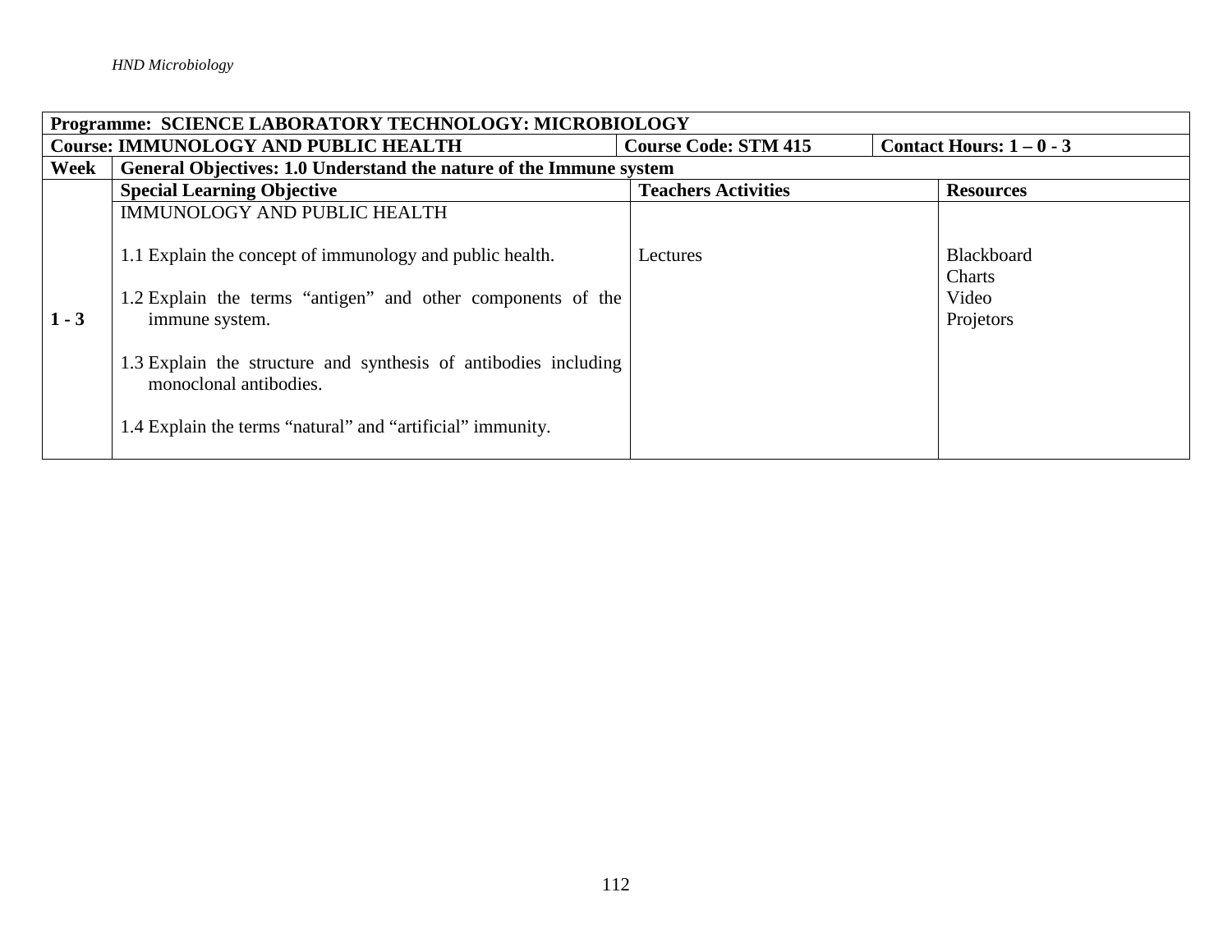| Programme: SCIENCE LABORATORY TECHNOLOGY: MICROBIOLOGY | | | |
|---|---|---|---|
| **Course: IMMUNOLOGY AND PUBLIC HEALTH** | **Course Code: STM 415** | **Contact Hours: 1 – 0 - 3** | |
| **Week** | **General Objectives: 1.0 Understand the nature of the Immune system** | | |
| | **Special Learning Objective** | **Teachers Activities** | **Resources** |
| **1 - 3** | IMMUNOLOGY AND PUBLIC HEALTH<br><br>1.1 Explain the concept of immunology and public health.<br><br>1.2 Explain the terms “antigen” and other components of the immune system.<br><br>1.3 Explain the structure and synthesis of antibodies including monoclonal antibodies.<br><br>1.4 Explain the terms “natural” and “artificial” immunity. | Lectures | Blackboard<br>Charts<br>Video<br>Projetors |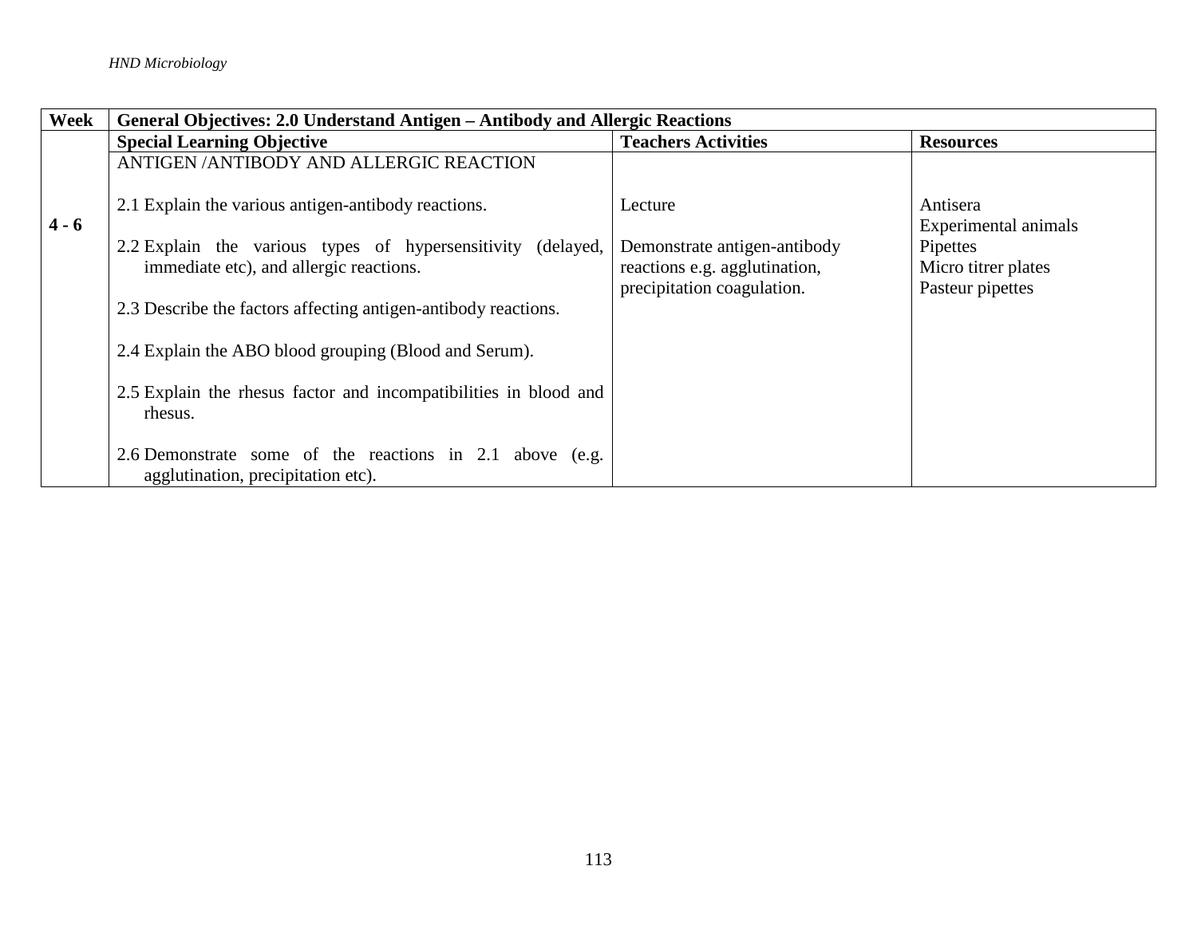| Week | General Objectives: 2.0 Understand Antigen – Antibody and Allergic Reactions | | |
|---|---|---|---|
| | **Special Learning Objective** | **Teachers Activities** | **Resources** |
| 4 - 6 | ANTIGEN /ANTIBODY AND ALLERGIC REACTION<br><br>2.1 Explain the various antigen-antibody reactions.<br><br>2.2 Explain the various types of hypersensitivity (delayed, immediate etc), and allergic reactions.<br><br>2.3 Describe the factors affecting antigen-antibody reactions.<br><br>2.4 Explain the ABO blood grouping (Blood and Serum).<br><br>2.5 Explain the rhesus factor and incompatibilities in blood and rhesus.<br><br>2.6 Demonstrate some of the reactions in 2.1 above (e.g. agglutination, precipitation etc). | Lecture<br><br>Demonstrate antigen-antibody reactions e.g. agglutination, precipitation coagulation. | Antisera<br>Experimental animals<br>Pipettes<br>Micro titrer plates<br>Pasteur pipettes |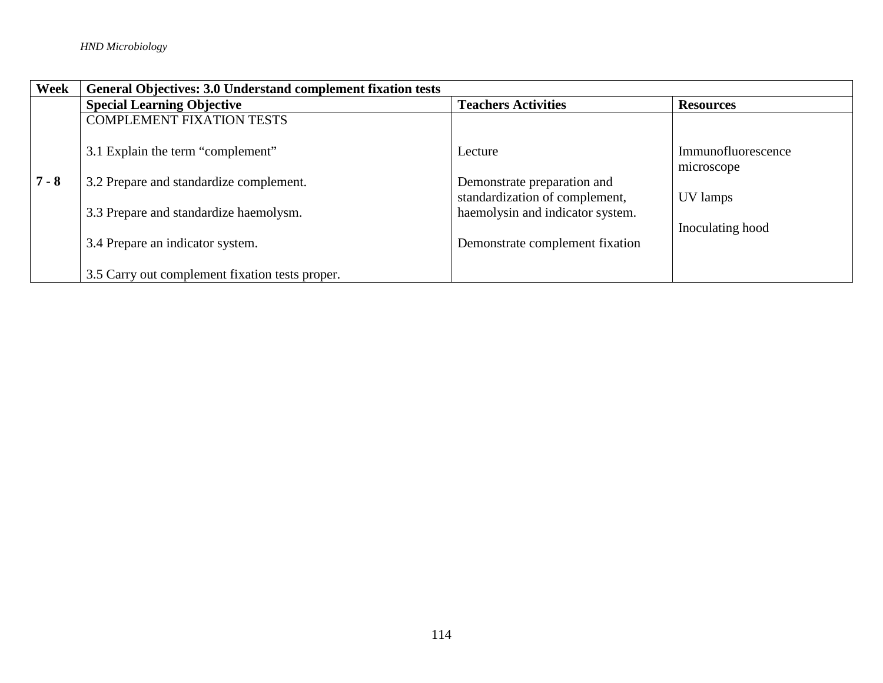| Week | General Objectives: 3.0 Understand complement fixation tests | | |
|---|---|---|---|
| | **Special Learning Objective** | **Teachers Activities** | **Resources** |
| **7 - 8** | COMPLEMENT FIXATION TESTS<br><br>3.1 Explain the term "complement"<br><br>3.2 Prepare and standardize complement.<br><br>3.3 Prepare and standardize haemolysm.<br><br>3.4 Prepare an indicator system.<br><br>3.5 Carry out complement fixation tests proper. | Lecture<br><br>Demonstrate preparation and standardization of complement, haemolysin and indicator system.<br><br>Demonstrate complement fixation | Immunofluorescence microscope<br><br>UV lamps<br><br>Inoculating hood |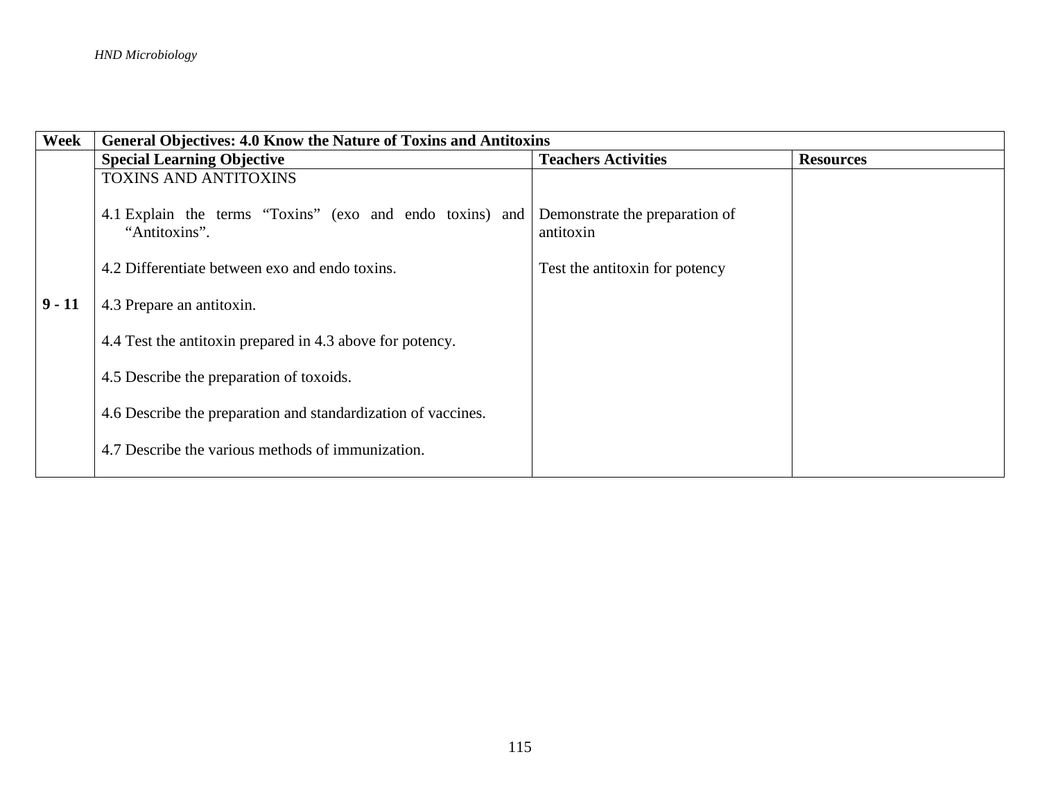| Week | General Objectives: 4.0 Know the Nature of Toxins and Antitoxins | | |
|---|---|---|---|
| | **Special Learning Objective** | **Teachers Activities** | **Resources** |
| **9 - 11** | TOXINS AND ANTITOXINS<br><br>4.1 Explain the terms "Toxins" (exo and endo toxins) and "Antitoxins".<br><br>4.2 Differentiate between exo and endo toxins.<br><br>4.3 Prepare an antitoxin.<br><br>4.4 Test the antitoxin prepared in 4.3 above for potency.<br><br>4.5 Describe the preparation of toxoids.<br><br>4.6 Describe the preparation and standardization of vaccines.<br><br>4.7 Describe the various methods of immunization. | Demonstrate the preparation of antitoxin<br><br>Test the antitoxin for potency | |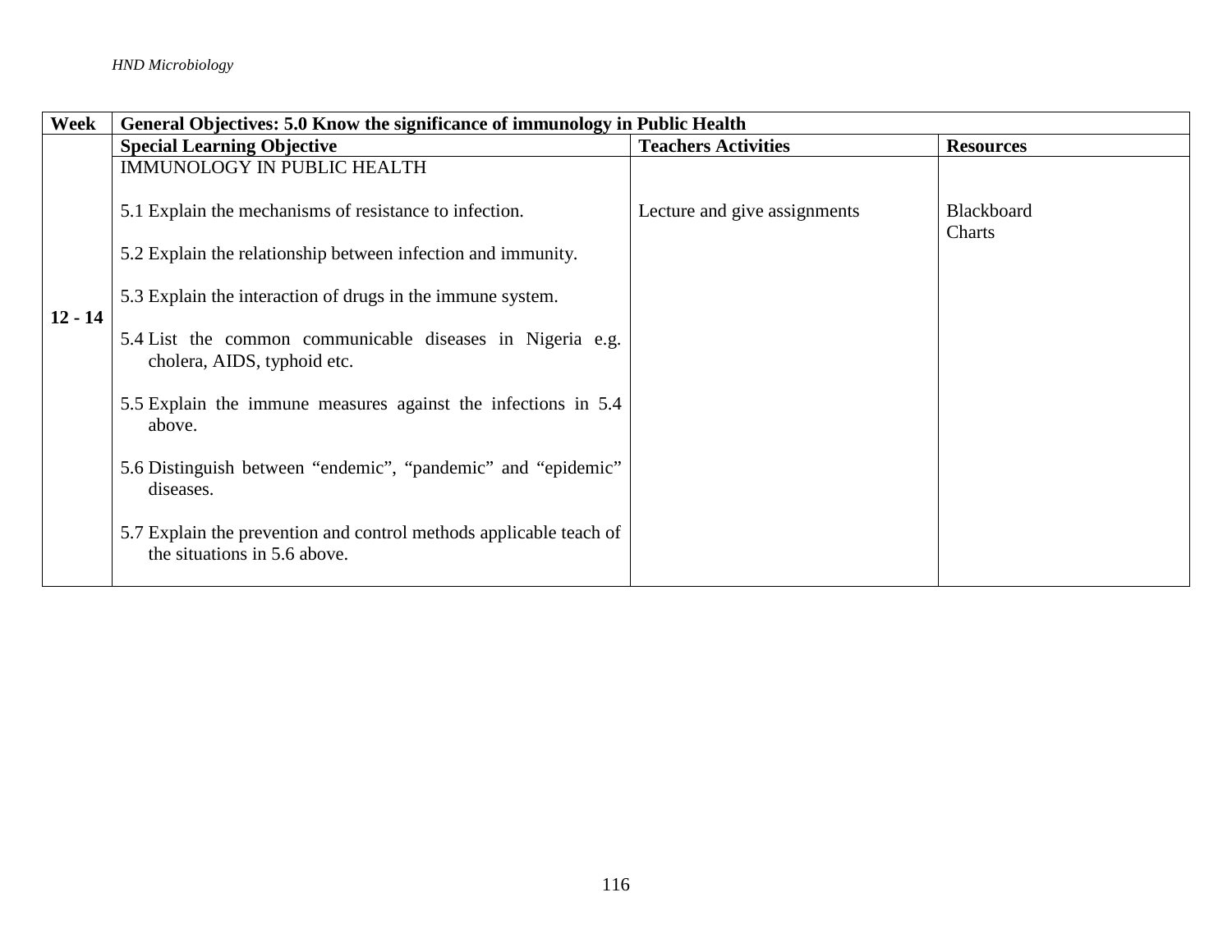| Week | General Objectives: 5.0 Know the significance of immunology in Public Health | | |
|---|---|---|---|
| | **Special Learning Objective** | **Teachers Activities** | **Resources** |
| 12 - 14 | IMMUNOLOGY IN PUBLIC HEALTH<br><br>5.1 Explain the mechanisms of resistance to infection.<br><br>5.2 Explain the relationship between infection and immunity.<br><br>5.3 Explain the interaction of drugs in the immune system.<br><br>5.4 List the common communicable diseases in Nigeria e.g. cholera, AIDS, typhoid etc.<br><br>5.5 Explain the immune measures against the infections in 5.4 above.<br><br>5.6 Distinguish between "endemic", "pandemic" and "epidemic" diseases.<br><br>5.7 Explain the prevention and control methods applicable teach of the situations in 5.6 above. | Lecture and give assignments | Blackboard<br>Charts |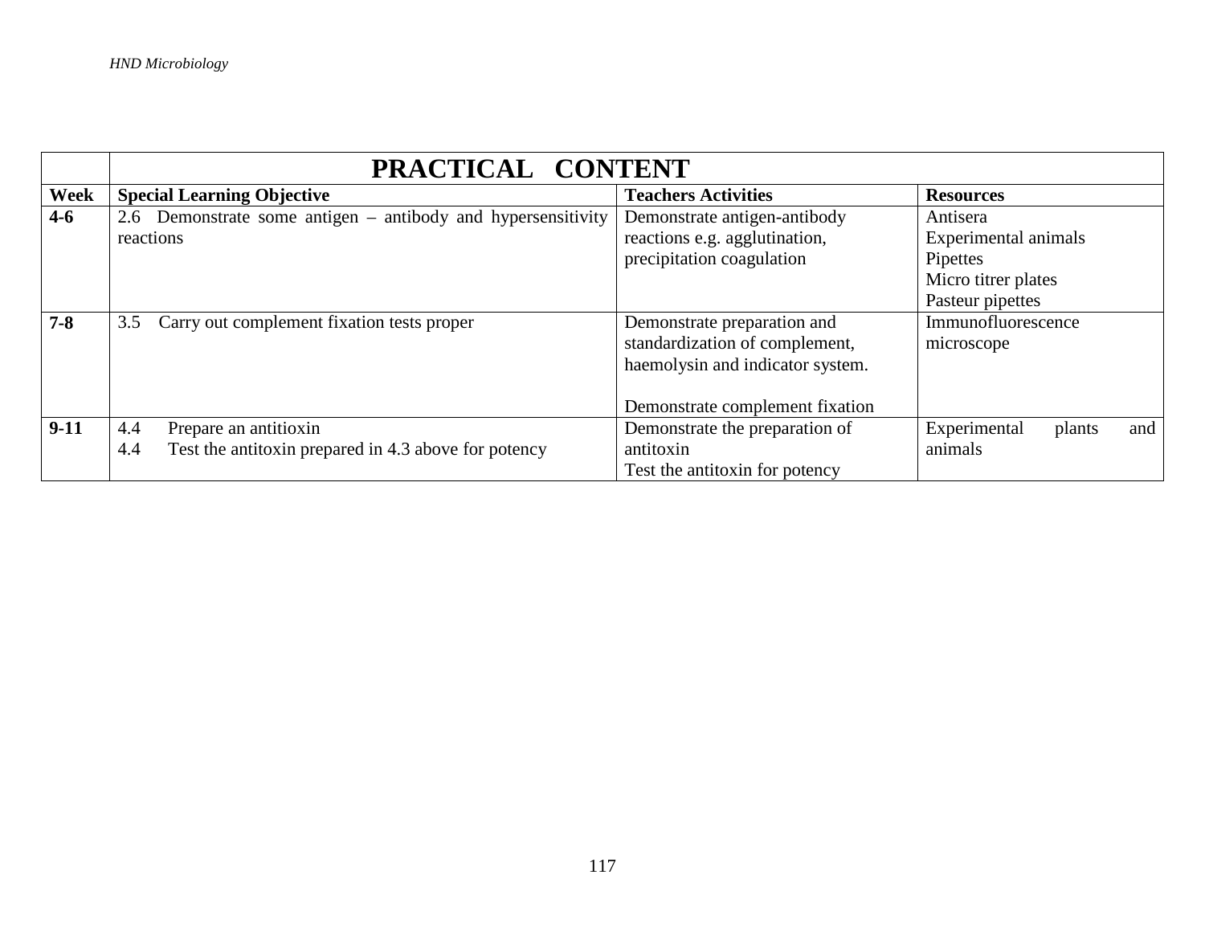| | PRACTICAL CONTENT | | |
|---|---|---|---|
| **Week** | **Special Learning Objective** | **Teachers Activities** | **Resources** |
| **4-6** | 2.6 Demonstrate some antigen – antibody and hypersensitivity reactions | Demonstrate antigen-antibody reactions e.g. agglutination, precipitation coagulation | Antisera<br>Experimental animals<br>Pipettes<br>Micro titrer plates<br>Pasteur pipettes |
| **7-8** | 3.5 Carry out complement fixation tests proper | Demonstrate preparation and standardization of complement, haemolysin and indicator system.<br><br>Demonstrate complement fixation | Immunofluorescence microscope |
| **9-11** | 4.4 Prepare an antitioxin<br>4.4 Test the antitoxin prepared in 4.3 above for potency | Demonstrate the preparation of antitoxin<br>Test the antitoxin for potency | Experimental plants and animals |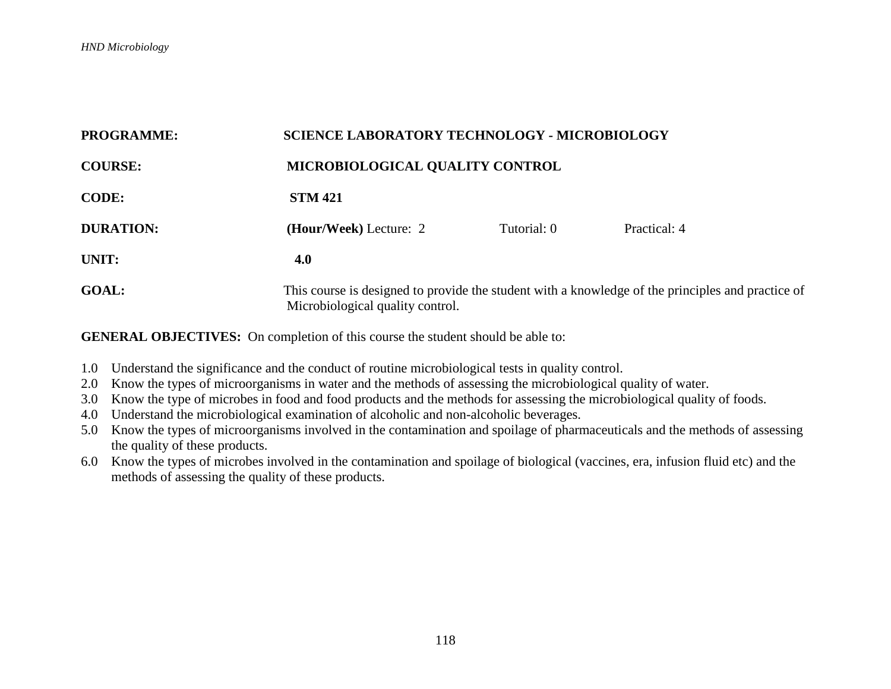**PROGRAMME:** SCIENCE LABORATORY TECHNOLOGY - MICROBIOLOGY

**COURSE:** MICROBIOLOGICAL QUALITY CONTROL

**CODE:** STM 421

**DURATION:** **(Hour/Week)** Lecture: 2 Tutorial: 0 Practical: 4

**UNIT:** 4.0

**GOAL:** This course is designed to provide the student with a knowledge of the principles and practice of Microbiological quality control.

**GENERAL OBJECTIVES:** On completion of this course the student should be able to:

1.0 Understand the significance and the conduct of routine microbiological tests in quality control.
2.0 Know the types of microorganisms in water and the methods of assessing the microbiological quality of water.
3.0 Know the type of microbes in food and food products and the methods for assessing the microbiological quality of foods.
4.0 Understand the microbiological examination of alcoholic and non-alcoholic beverages.
5.0 Know the types of microorganisms involved in the contamination and spoilage of pharmaceuticals and the methods of assessing the quality of these products.
6.0 Know the types of microbes involved in the contamination and spoilage of biological (vaccines, era, infusion fluid etc) and the methods of assessing the quality of these products.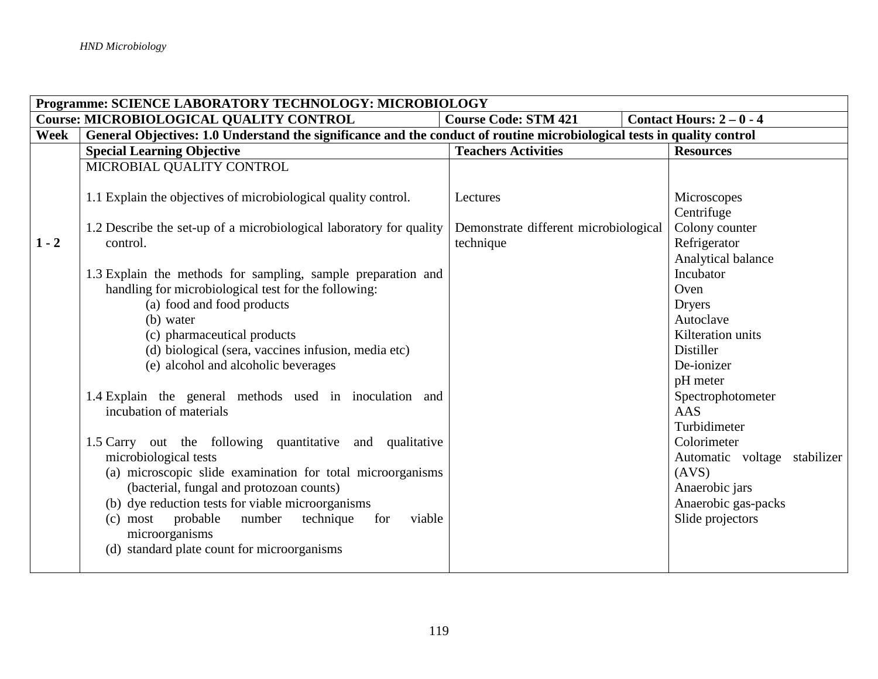| Programme: SCIENCE LABORATORY TECHNOLOGY: MICROBIOLOGY | | | |
|---|---|---|---|
| **Course: MICROBIOLOGICAL QUALITY CONTROL** | | **Course Code: STM 421** | **Contact Hours: 2 – 0 - 4** |
| **Week** | **General Objectives: 1.0 Understand the significance and the conduct of routine microbiological tests in quality control** | | |
| | **Special Learning Objective** | **Teachers Activities** | **Resources** |
| **1 - 2** | MICROBIAL QUALITY CONTROL<br><br>1.1 Explain the objectives of microbiological quality control.<br><br>1.2 Describe the set-up of a microbiological laboratory for quality control.<br><br>1.3 Explain the methods for sampling, sample preparation and handling for microbiological test for the following:<br>(a) food and food products<br>(b) water<br>(c) pharmaceutical products<br>(d) biological (sera, vaccines infusion, media etc)<br>(e) alcohol and alcoholic beverages<br><br>1.4 Explain the general methods used in inoculation and incubation of materials<br><br>1.5 Carry out the following quantitative and qualitative microbiological tests<br>(a) microscopic slide examination for total microorganisms (bacterial, fungal and protozoan counts)<br>(b) dye reduction tests for viable microorganisms<br>(c) most probable number technique for viable microorganisms<br>(d) standard plate count for microorganisms | Lectures<br><br>Demonstrate different microbiological technique | Microscopes<br>Centrifuge<br>Colony counter<br>Refrigerator<br>Analytical balance<br>Incubator<br>Oven<br>Dryers<br>Autoclave<br>Kilteration units<br>Distiller<br>De-ionizer<br>pH meter<br>Spectrophotometer<br>AAS<br>Turbidimeter<br>Colorimeter<br>Automatic voltage stabilizer (AVS)<br>Anaerobic jars<br>Anaerobic gas-packs<br>Slide projectors |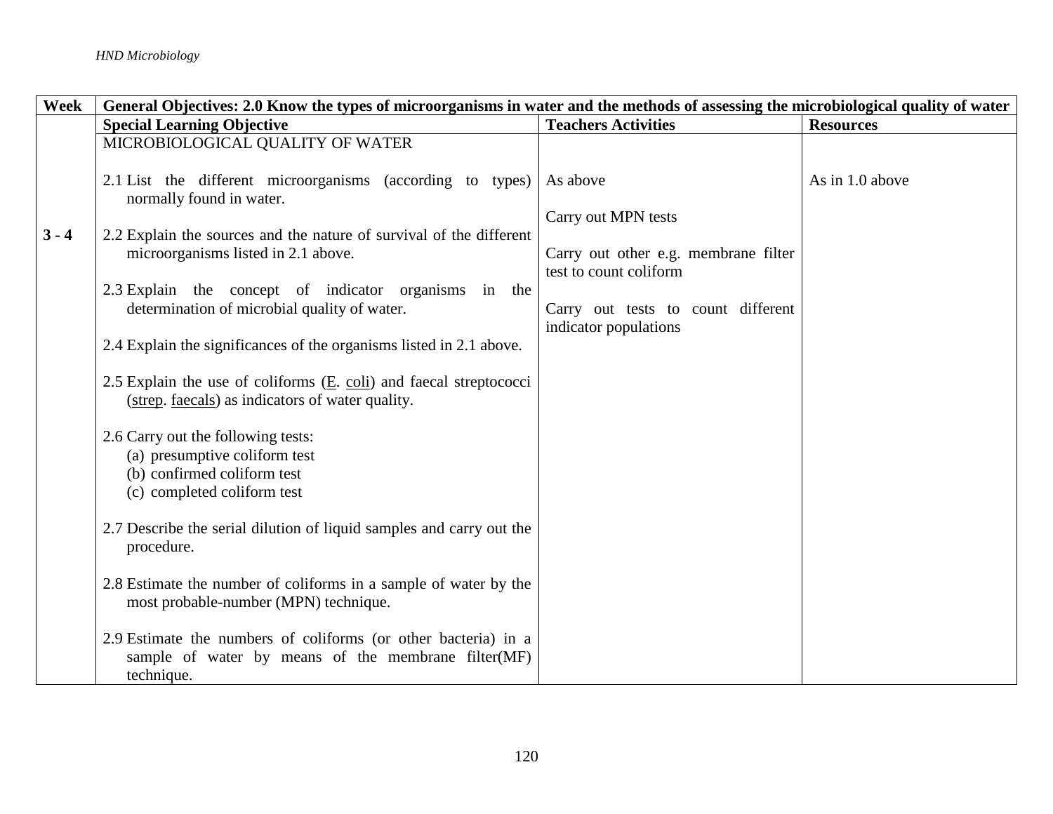| Week | General Objectives: 2.0 Know the types of microorganisms in water and the methods of assessing the microbiological quality of water | | |
|---|---|---|---|
| | **Special Learning Objective** | **Teachers Activities** | **Resources** |
| 3 - 4 | MICROBIOLOGICAL QUALITY OF WATER<br><br>2.1 List the different microorganisms (according to types) normally found in water.<br><br>2.2 Explain the sources and the nature of survival of the different microorganisms listed in 2.1 above.<br><br>2.3 Explain the concept of indicator organisms in the determination of microbial quality of water.<br><br>2.4 Explain the significances of the organisms listed in 2.1 above.<br><br>2.5 Explain the use of coliforms (E. coli) and faecal streptococci (strep. faecals) as indicators of water quality.<br><br>2.6 Carry out the following tests:<br>(a) presumptive coliform test<br>(b) confirmed coliform test<br>(c) completed coliform test<br><br>2.7 Describe the serial dilution of liquid samples and carry out the procedure.<br><br>2.8 Estimate the number of coliforms in a sample of water by the most probable-number (MPN) technique.<br><br>2.9 Estimate the numbers of coliforms (or other bacteria) in a sample of water by means of the membrane filter(MF) technique. | As above<br><br>Carry out MPN tests<br><br>Carry out other e.g. membrane filter test to count coliform<br><br>Carry out tests to count different indicator populations | As in 1.0 above |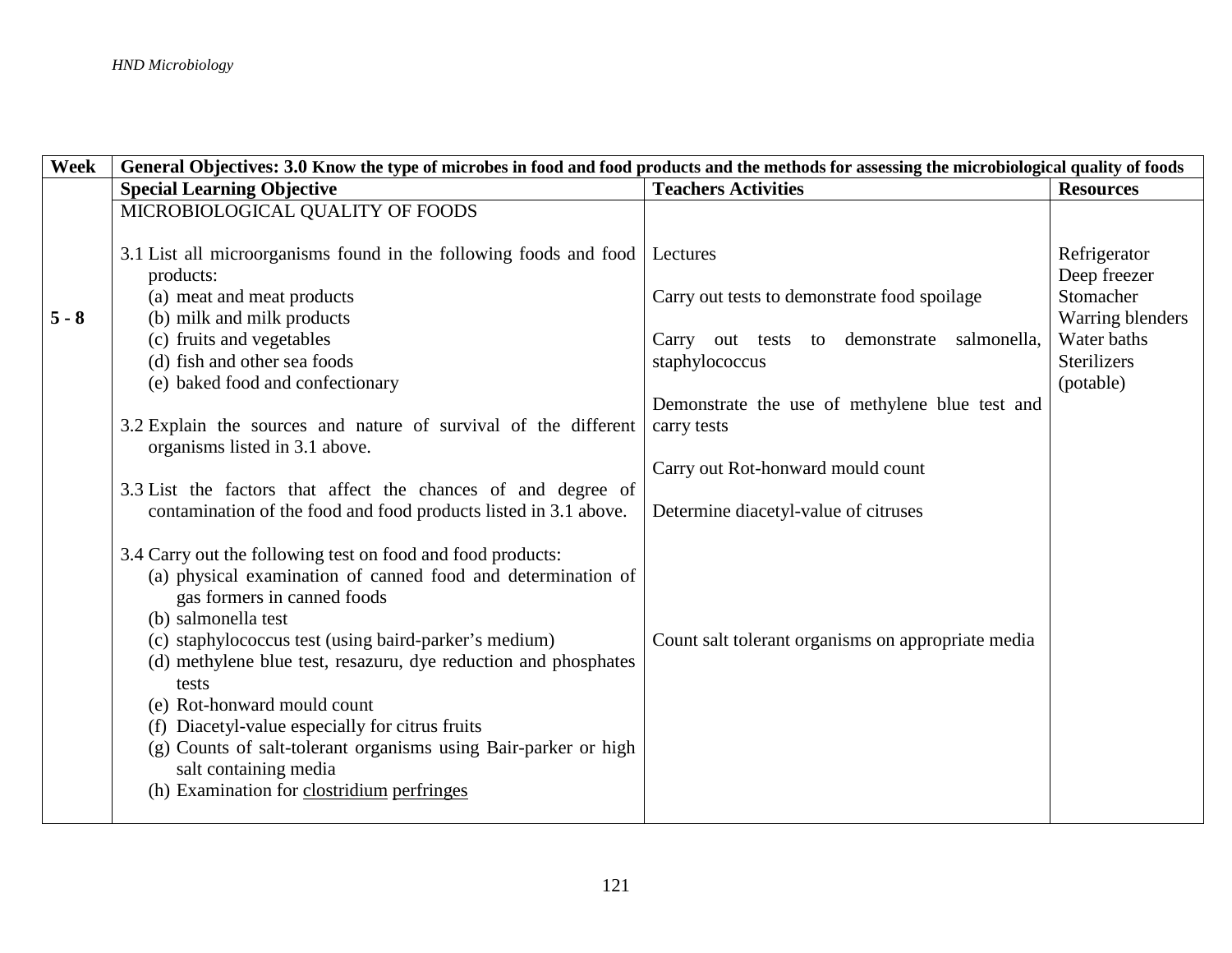| Week | General Objectives: 3.0 Know the type of microbes in food and food products and the methods for assessing the microbiological quality of foods | | |
|---|---|---|---|
| | **Special Learning Objective** | **Teachers Activities** | **Resources** |
| 5 - 8 | MICROBIOLOGICAL QUALITY OF FOODS<br><br>3.1 List all microorganisms found in the following foods and food products:<br>(a) meat and meat products<br>(b) milk and milk products<br>(c) fruits and vegetables<br>(d) fish and other sea foods<br>(e) baked food and confectionary<br><br>3.2 Explain the sources and nature of survival of the different organisms listed in 3.1 above.<br><br>3.3 List the factors that affect the chances of and degree of contamination of the food and food products listed in 3.1 above.<br><br>3.4 Carry out the following test on food and food products:<br>(a) physical examination of canned food and determination of gas formers in canned foods<br>(b) salmonella test<br>(c) staphylococcus test (using baird-parker's medium)<br>(d) methylene blue test, resazuru, dye reduction and phosphates tests<br>(e) Rot-honward mould count<br>(f) Diacetyl-value especially for citrus fruits<br>(g) Counts of salt-tolerant organisms using Bair-parker or high salt containing media<br>(h) Examination for clostridium perfringes | Lectures<br><br>Carry out tests to demonstrate food spoilage<br><br>Carry out tests to demonstrate salmonella, staphylococcus<br><br>Demonstrate the use of methylene blue test and carry tests<br><br>Carry out Rot-honward mould count<br><br>Determine diacetyl-value of citruses<br><br>Count salt tolerant organisms on appropriate media | Refrigerator<br>Deep freezer<br>Stomacher<br>Warring blenders<br>Water baths<br>Sterilizers (potable) |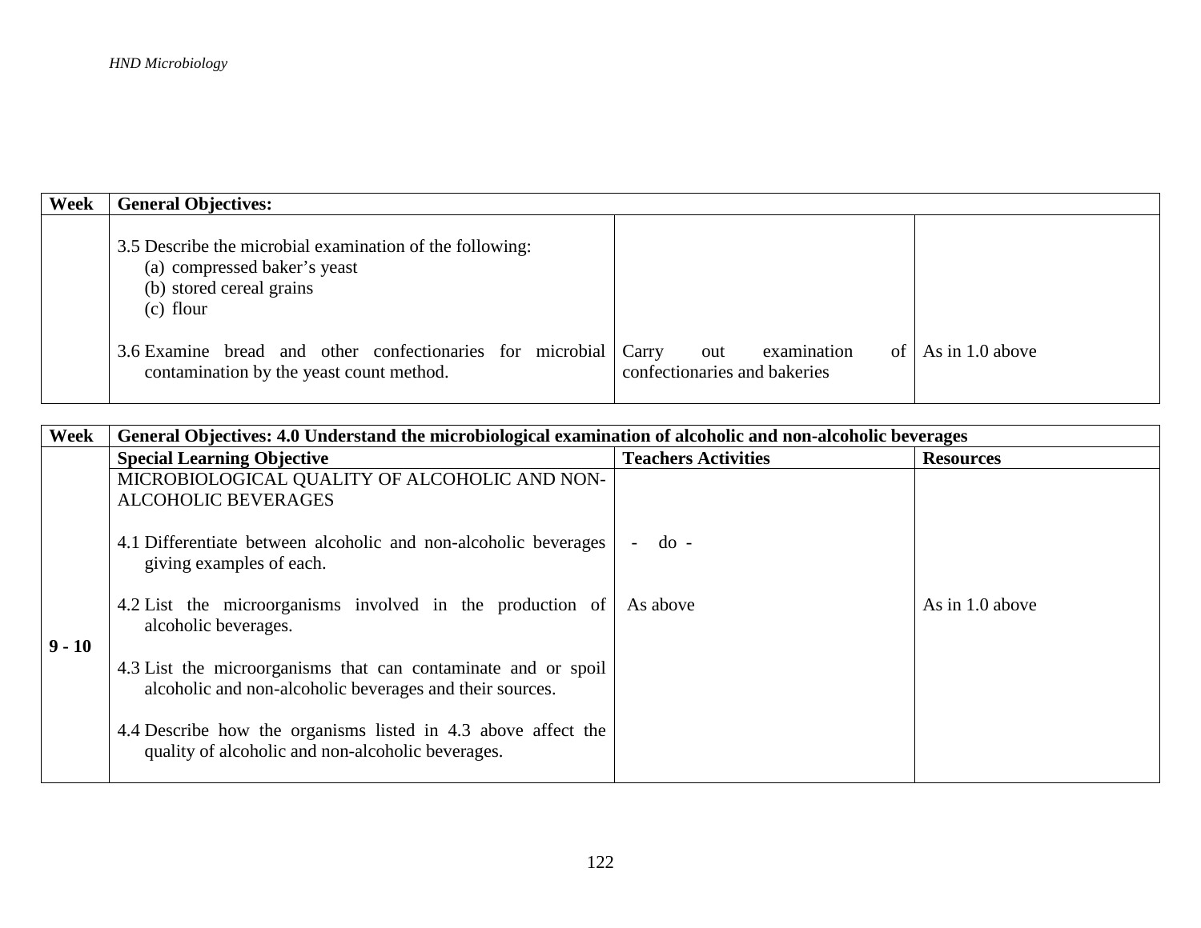| Week | General Objectives: | | |
|---|---|---|---|
| | 3.5 Describe the microbial examination of the following:<br>(a) compressed baker's yeast<br>(b) stored cereal grains<br>(c) flour<br><br>3.6 Examine bread and other confectionaries for microbial contamination by the yeast count method. | Carry out examination of confectionaries and bakeries | As in 1.0 above |

| Week | General Objectives: 4.0 Understand the microbiological examination of alcoholic and non-alcoholic beverages | | |
|---|---|---|---|
| | **Special Learning Objective** | **Teachers Activities** | **Resources** |
| 9 - 10 | MICROBIOLOGICAL QUALITY OF ALCOHOLIC AND NON-ALCOHOLIC BEVERAGES<br><br>4.1 Differentiate between alcoholic and non-alcoholic beverages giving examples of each.<br><br>4.2 List the microorganisms involved in the production of alcoholic beverages.<br><br>4.3 List the microorganisms that can contaminate and or spoil alcoholic and non-alcoholic beverages and their sources.<br><br>4.4 Describe how the organisms listed in 4.3 above affect the quality of alcoholic and non-alcoholic beverages. | - do -<br><br>As above | As in 1.0 above |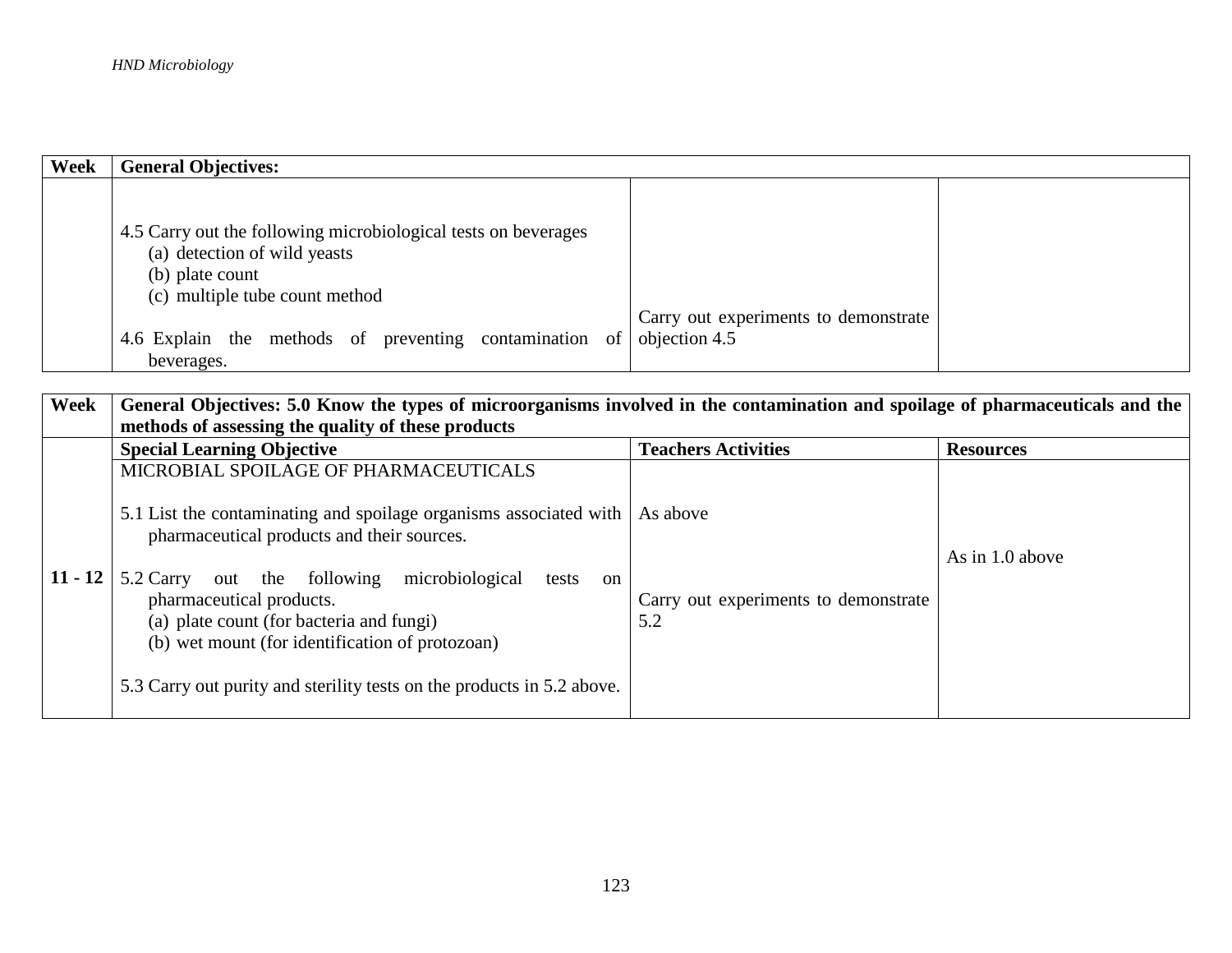| Week | General Objectives: | | |
|---|---|---|---|
| | 4.5 Carry out the following microbiological tests on beverages<br>(a) detection of wild yeasts<br>(b) plate count<br>(c) multiple tube count method<br><br>4.6 Explain the methods of preventing contamination of beverages. | Carry out experiments to demonstrate objection 4.5 | |

| Week | General Objectives: 5.0 Know the types of microorganisms involved in the contamination and spoilage of pharmaceuticals and the methods of assessing the quality of these products | | |
|---|---|---|---|
| | **Special Learning Objective** | **Teachers Activities** | **Resources** |
| **11 - 12** | MICROBIAL SPOILAGE OF PHARMACEUTICALS<br><br>5.1 List the contaminating and spoilage organisms associated with pharmaceutical products and their sources.<br><br>5.2 Carry out the following microbiological tests on pharmaceutical products.<br>(a) plate count (for bacteria and fungi)<br>(b) wet mount (for identification of protozoan)<br><br>5.3 Carry out purity and sterility tests on the products in 5.2 above. | As above<br><br>Carry out experiments to demonstrate 5.2 | As in 1.0 above |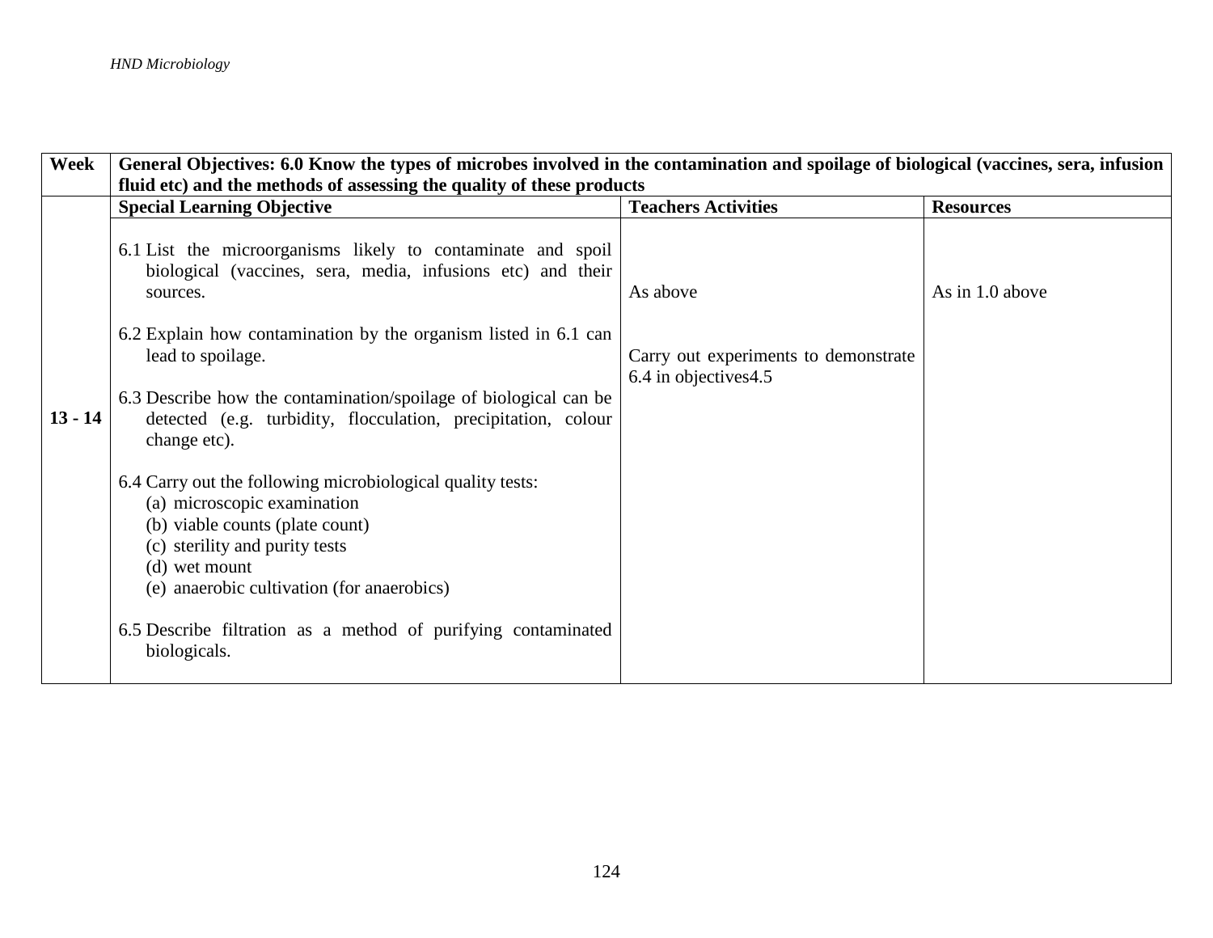| Week | General Objectives: 6.0 Know the types of microbes involved in the contamination and spoilage of biological (vaccines, sera, infusion fluid etc) and the methods of assessing the quality of these products | | |
|---|---|---|---|
| | **Special Learning Objective** | **Teachers Activities** | **Resources** |
| **13 - 14** | 6.1 List the microorganisms likely to contaminate and spoil biological (vaccines, sera, media, infusions etc) and their sources.<br><br>6.2 Explain how contamination by the organism listed in 6.1 can lead to spoilage.<br><br>6.3 Describe how the contamination/spoilage of biological can be detected (e.g. turbidity, flocculation, precipitation, colour change etc).<br><br>6.4 Carry out the following microbiological quality tests:<br>(a) microscopic examination<br>(b) viable counts (plate count)<br>(c) sterility and purity tests<br>(d) wet mount<br>(e) anaerobic cultivation (for anaerobics)<br><br>6.5 Describe filtration as a method of purifying contaminated biologicals. | As above<br><br>Carry out experiments to demonstrate 6.4 in objectives4.5 | As in 1.0 above |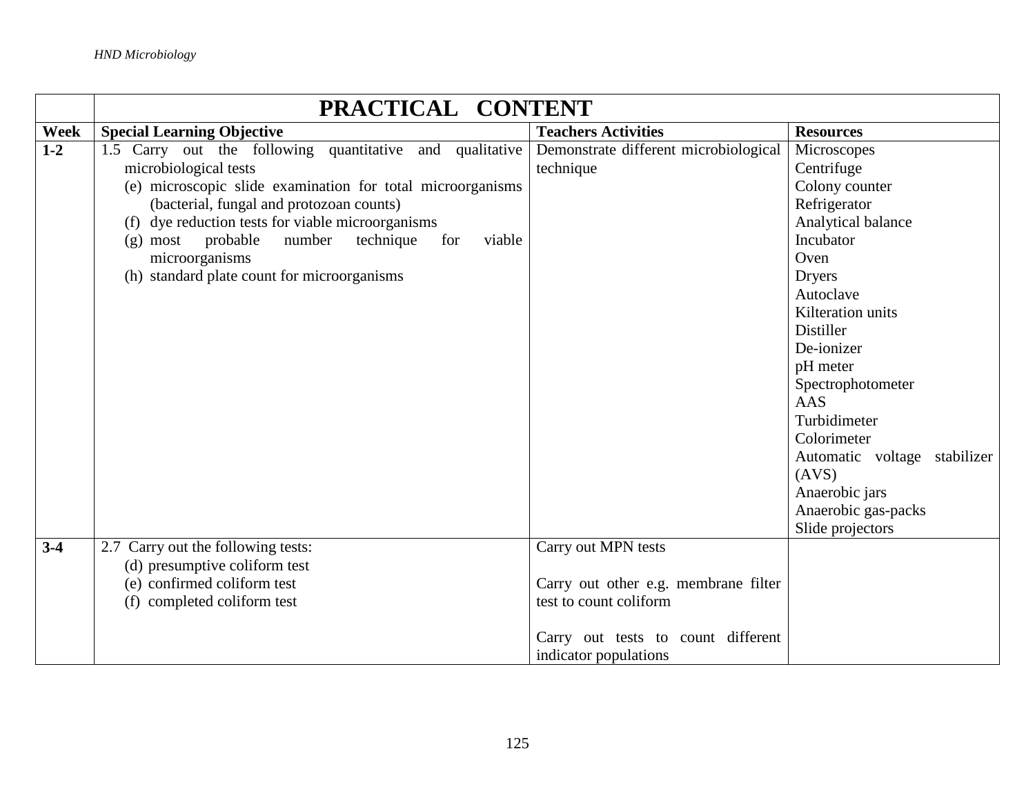| | **PRACTICAL CONTENT** | | |
|---|---|---|---|
| **Week** | **Special Learning Objective** | **Teachers Activities** | **Resources** |
| **1-2** | 1.5 Carry out the following quantitative and qualitative microbiological tests<br>(e) microscopic slide examination for total microorganisms (bacterial, fungal and protozoan counts)<br>(f) dye reduction tests for viable microorganisms<br>(g) most probable number technique for viable microorganisms<br>(h) standard plate count for microorganisms | Demonstrate different microbiological technique | Microscopes<br>Centrifuge<br>Colony counter<br>Refrigerator<br>Analytical balance<br>Incubator<br>Oven<br>Dryers<br>Autoclave<br>Kilteration units<br>Distiller<br>De-ionizer<br>pH meter<br>Spectrophotometer<br>AAS<br>Turbidimeter<br>Colorimeter<br>Automatic voltage stabilizer (AVS)<br>Anaerobic jars<br>Anaerobic gas-packs<br>Slide projectors |
| **3-4** | 2.7 Carry out the following tests:<br>(d) presumptive coliform test<br>(e) confirmed coliform test<br>(f) completed coliform test | Carry out MPN tests<br><br>Carry out other e.g. membrane filter test to count coliform<br><br>Carry out tests to count different indicator populations | |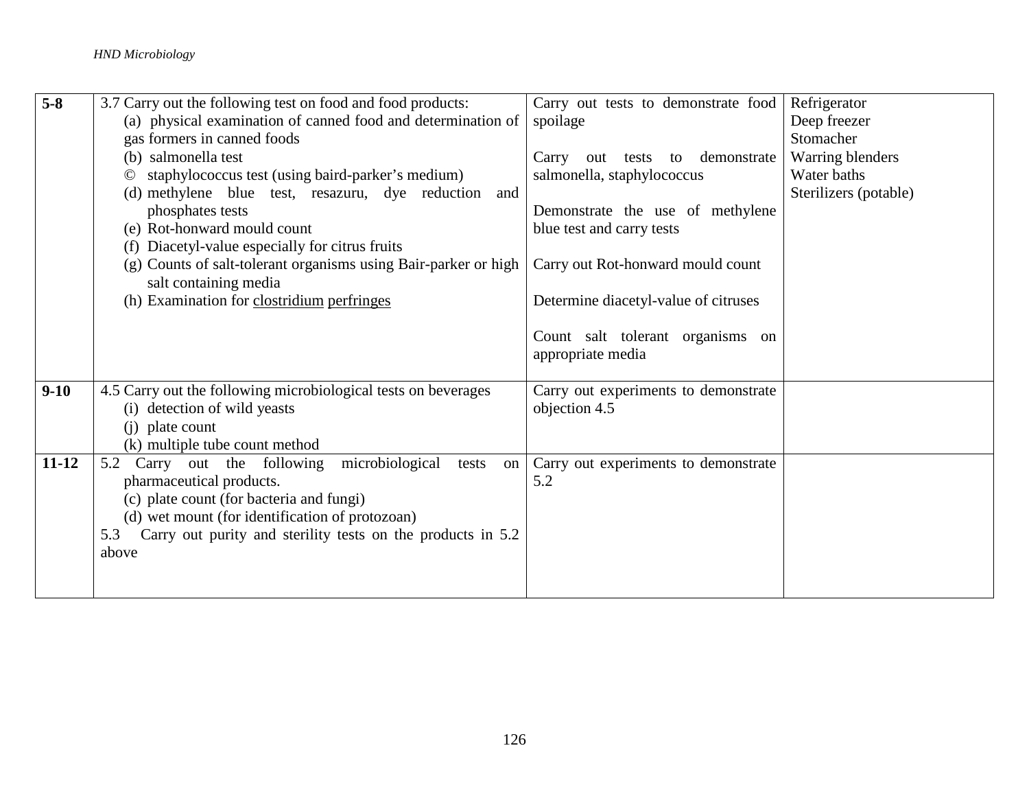| 5-8 | 3.7 Carry out the following test on food and food products:<br>(a) physical examination of canned food and determination of gas formers in canned foods<br>(b) salmonella test<br>© staphylococcus test (using baird-parker's medium)<br>(d) methylene blue test, resazuru, dye reduction and phosphates tests<br>(e) Rot-honward mould count<br>(f) Diacetyl-value especially for citrus fruits<br>(g) Counts of salt-tolerant organisms using Bair-parker or high salt containing media<br>(h) Examination for clostridium perfringes | Carry out tests to demonstrate food spoilage<br><br>Carry out tests to demonstrate salmonella, staphylococcus<br><br>Demonstrate the use of methylene blue test and carry tests<br><br>Carry out Rot-honward mould count<br><br>Determine diacetyl-value of citruses<br><br>Count salt tolerant organisms on appropriate media | Refrigerator<br>Deep freezer<br>Stomacher<br>Warring blenders<br>Water baths<br>Sterilizers (potable) |
|---|---|---|---|
| 9-10 | 4.5 Carry out the following microbiological tests on beverages<br>(i) detection of wild yeasts<br>(j) plate count<br>(k) multiple tube count method | Carry out experiments to demonstrate objection 4.5 | |
| 11-12 | 5.2 Carry out the following microbiological tests on pharmaceutical products.<br>(c) plate count (for bacteria and fungi)<br>(d) wet mount (for identification of protozoan)<br>5.3 Carry out purity and sterility tests on the products in 5.2 above | Carry out experiments to demonstrate 5.2 | |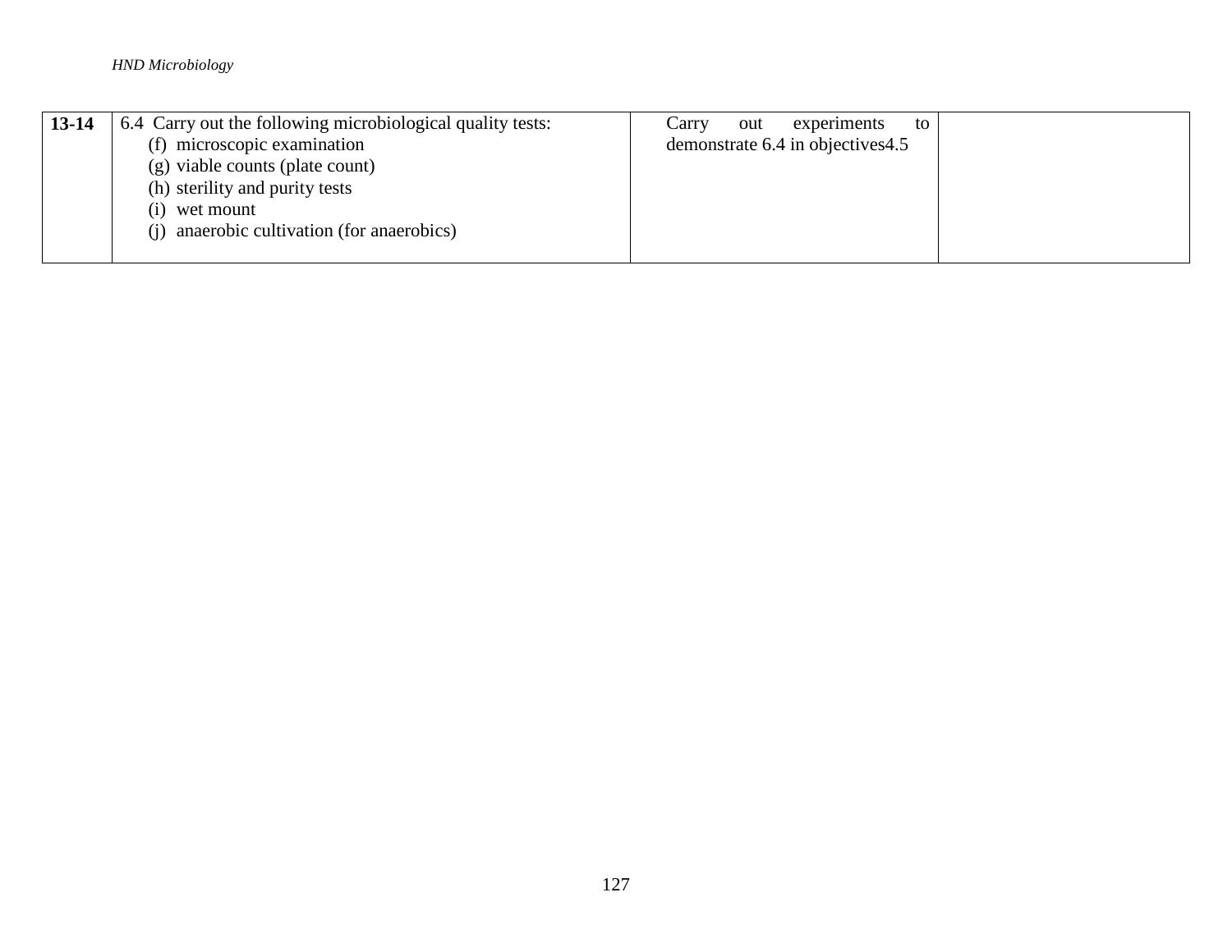| 13-14 | 6.4 Carry out the following microbiological quality tests:<br>(f) microscopic examination<br>(g) viable counts (plate count)<br>(h) sterility and purity tests<br>(i) wet mount<br>(j) anaerobic cultivation (for anaerobics) | Carry out experiments to demonstrate 6.4 in objectives4.5 | |
|---|---|---|---|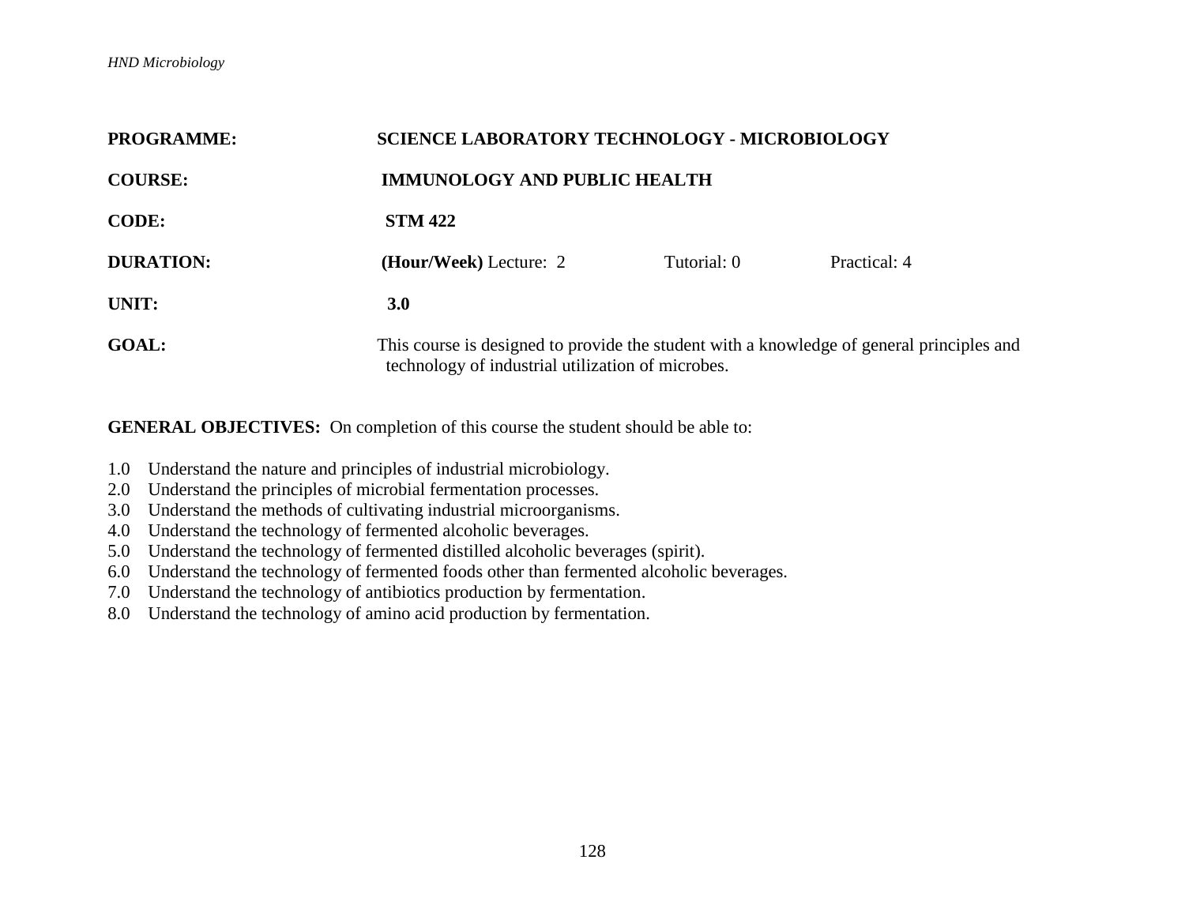**PROGRAMME:** SCIENCE LABORATORY TECHNOLOGY - MICROBIOLOGY

**COURSE:** IMMUNOLOGY AND PUBLIC HEALTH

**CODE:** STM 422

**DURATION:** **(Hour/Week)** Lecture: 2 Tutorial: 0 Practical: 4

**UNIT:** 3.0

**GOAL:** This course is designed to provide the student with a knowledge of general principles and technology of industrial utilization of microbes.

**GENERAL OBJECTIVES:** On completion of this course the student should be able to:

1.0 Understand the nature and principles of industrial microbiology.
2.0 Understand the principles of microbial fermentation processes.
3.0 Understand the methods of cultivating industrial microorganisms.
4.0 Understand the technology of fermented alcoholic beverages.
5.0 Understand the technology of fermented distilled alcoholic beverages (spirit).
6.0 Understand the technology of fermented foods other than fermented alcoholic beverages.
7.0 Understand the technology of antibiotics production by fermentation.
8.0 Understand the technology of amino acid production by fermentation.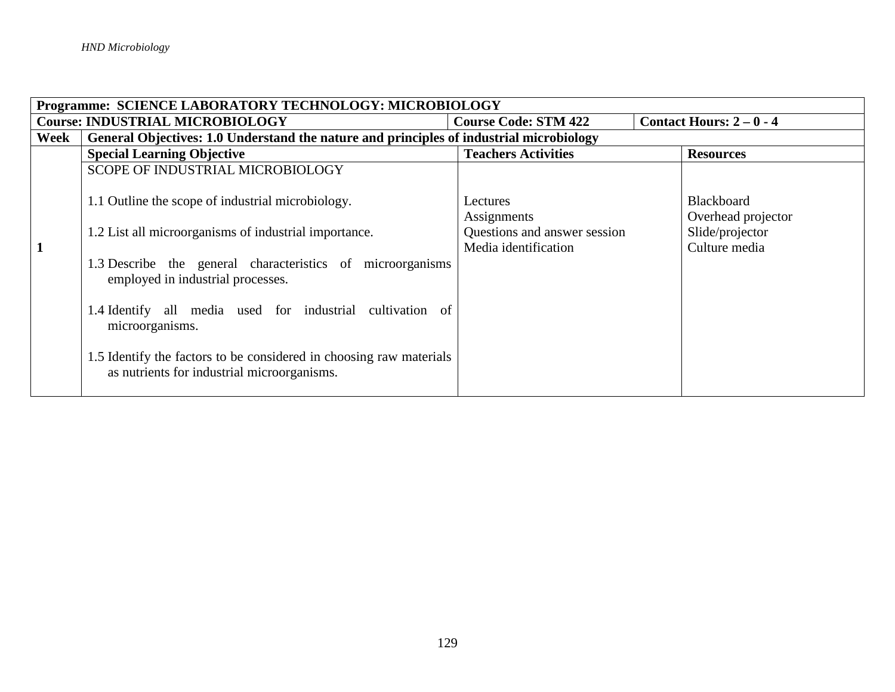| Programme: SCIENCE LABORATORY TECHNOLOGY: MICROBIOLOGY | | | |
|---|---|---|---|
| **Course: INDUSTRIAL MICROBIOLOGY** | **Course Code: STM 422** | **Contact Hours: 2 – 0 - 4** | |
| **Week** | **General Objectives: 1.0 Understand the nature and principles of industrial microbiology** | | |
| | **Special Learning Objective** | **Teachers Activities** | **Resources** |
| **1** | SCOPE OF INDUSTRIAL MICROBIOLOGY<br><br>1.1 Outline the scope of industrial microbiology.<br><br>1.2 List all microorganisms of industrial importance.<br><br>1.3 Describe the general characteristics of microorganisms employed in industrial processes.<br><br>1.4 Identify all media used for industrial cultivation of microorganisms.<br><br>1.5 Identify the factors to be considered in choosing raw materials as nutrients for industrial microorganisms. | Lectures<br>Assignments<br>Questions and answer session<br>Media identification | Blackboard<br>Overhead projector<br>Slide/projector<br>Culture media |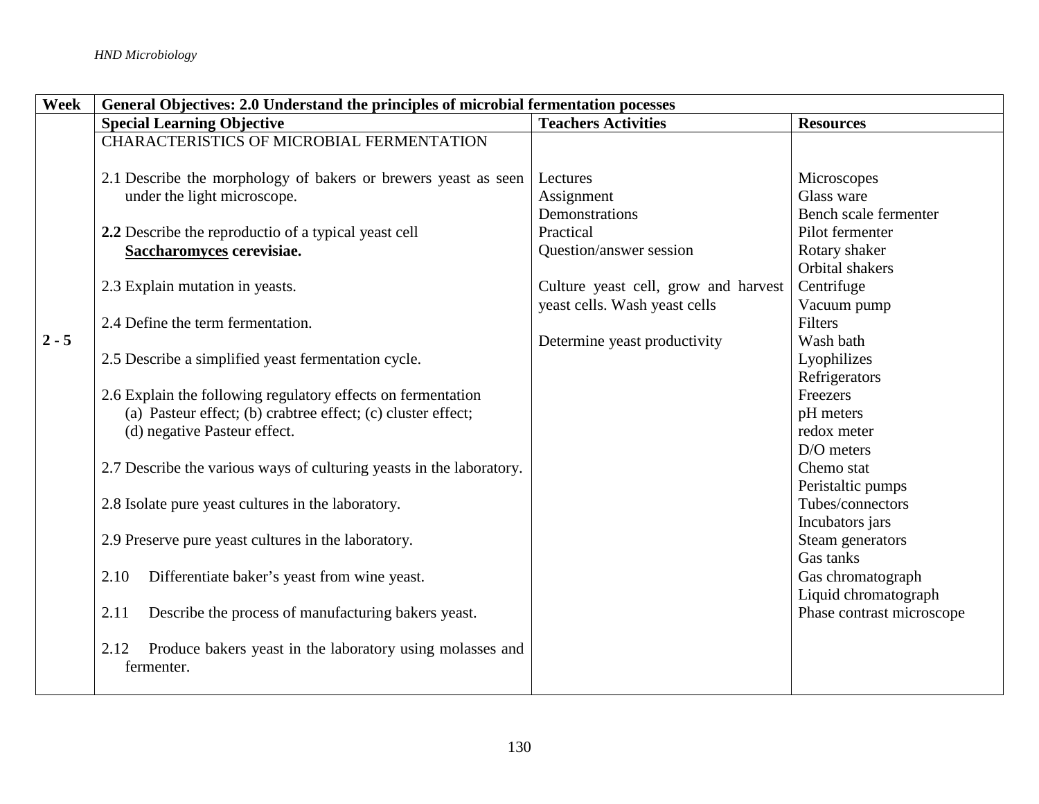| Week | General Objectives: 2.0 Understand the principles of microbial fermentation pocesses | | |
|---|---|---|---|
| | **Special Learning Objective** | **Teachers Activities** | **Resources** |
| 2 - 5 | CHARACTERISTICS OF MICROBIAL FERMENTATION<br><br>2.1 Describe the morphology of bakers or brewers yeast as seen under the light microscope.<br><br>**2.2** Describe the reproductio of a typical yeast cell **Saccharomyces cerevisiae.**<br><br>2.3 Explain mutation in yeasts.<br><br>2.4 Define the term fermentation.<br><br>2.5 Describe a simplified yeast fermentation cycle.<br><br>2.6 Explain the following regulatory effects on fermentation (a) Pasteur effect; (b) crabtree effect; (c) cluster effect; (d) negative Pasteur effect.<br><br>2.7 Describe the various ways of culturing yeasts in the laboratory.<br><br>2.8 Isolate pure yeast cultures in the laboratory.<br><br>2.9 Preserve pure yeast cultures in the laboratory.<br><br>2.10 Differentiate baker's yeast from wine yeast.<br><br>2.11 Describe the process of manufacturing bakers yeast.<br><br>2.12 Produce bakers yeast in the laboratory using molasses and fermenter. | Lectures<br>Assignment<br>Demonstrations<br>Practical<br>Question/answer session<br><br>Culture yeast cell, grow and harvest yeast cells. Wash yeast cells<br><br>Determine yeast productivity | Microscopes<br>Glass ware<br>Bench scale fermenter<br>Pilot fermenter<br>Rotary shaker<br>Orbital shakers<br>Centrifuge<br>Vacuum pump<br>Filters<br>Wash bath<br>Lyophilizes<br>Refrigerators<br>Freezers<br>pH meters<br>redox meter<br>D/O meters<br>Chemo stat<br>Peristaltic pumps<br>Tubes/connectors<br>Incubators jars<br>Steam generators<br>Gas tanks<br>Gas chromatograph<br>Liquid chromatograph<br>Phase contrast microscope |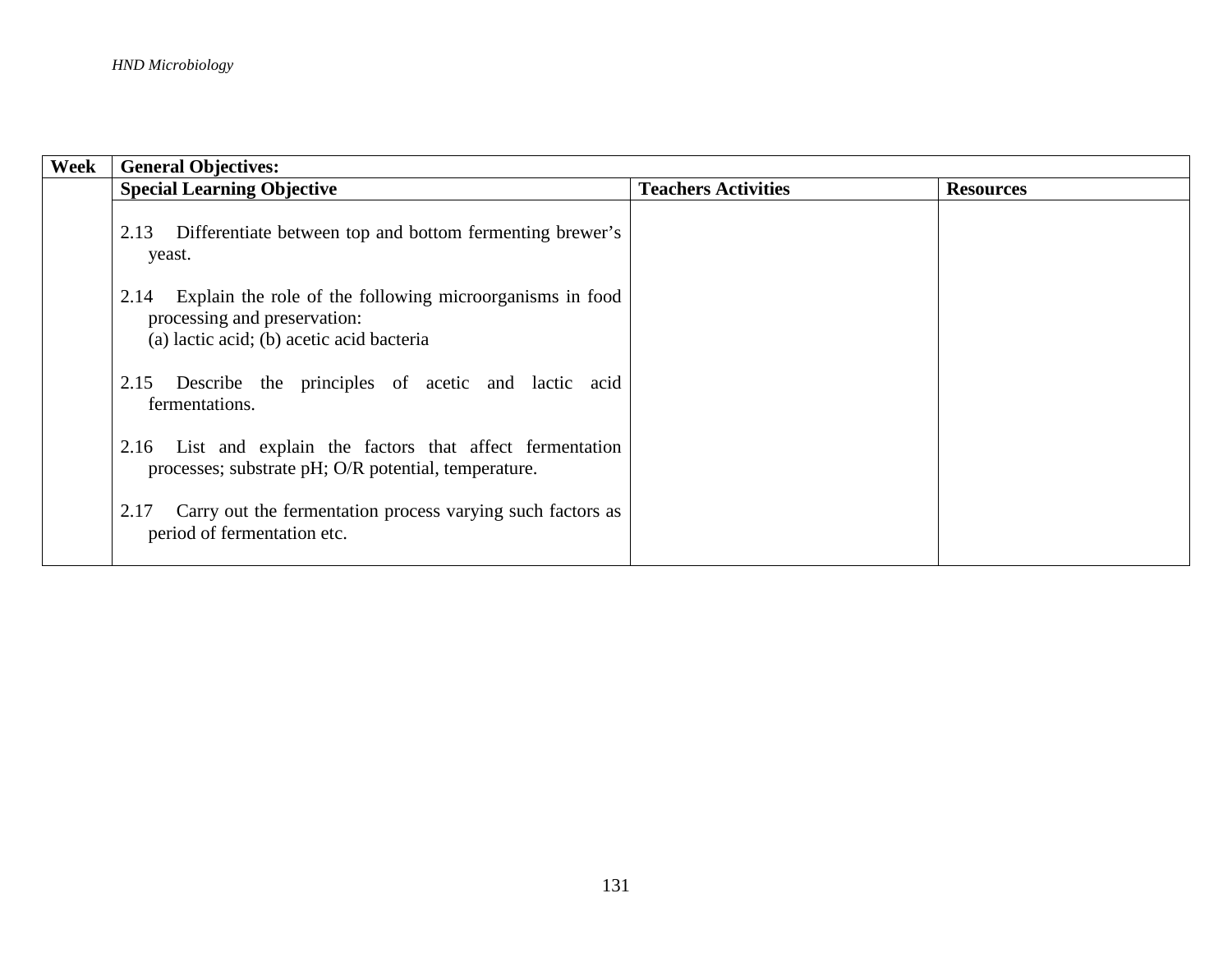| Week | General Objectives: | | |
|---|---|---|---|
| | **Special Learning Objective** | **Teachers Activities** | **Resources** |
| | 2.13 Differentiate between top and bottom fermenting brewer's yeast.<br><br>2.14 Explain the role of the following microorganisms in food processing and preservation:<br>(a) lactic acid; (b) acetic acid bacteria<br><br>2.15 Describe the principles of acetic and lactic acid fermentations.<br><br>2.16 List and explain the factors that affect fermentation processes; substrate pH; O/R potential, temperature.<br><br>2.17 Carry out the fermentation process varying such factors as period of fermentation etc. | | |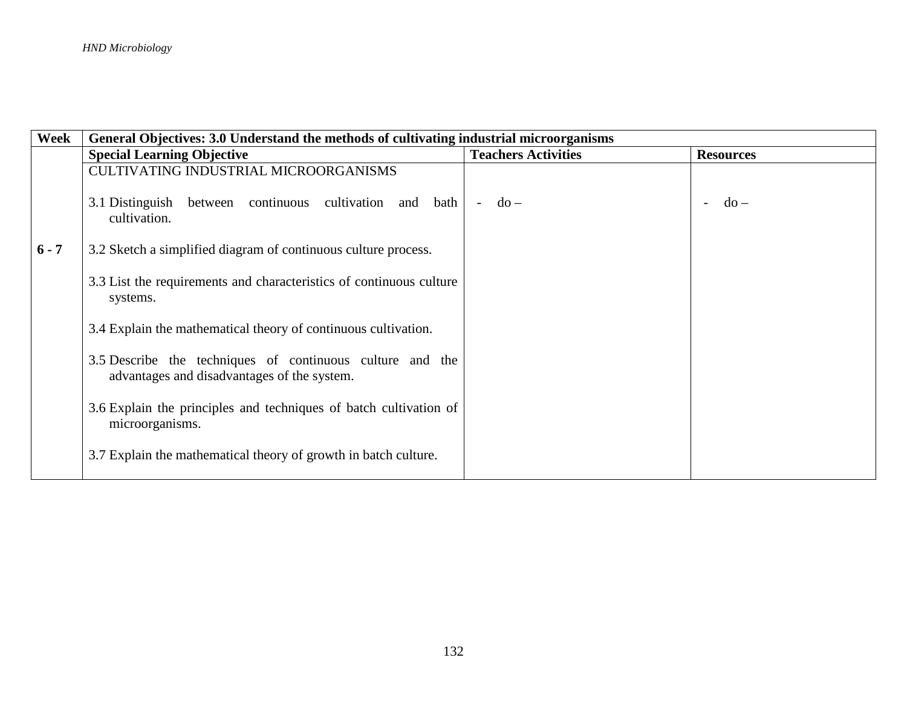| Week | General Objectives: 3.0 Understand the methods of cultivating industrial microorganisms | | |
|---|---|---|---|
| | **Special Learning Objective** | **Teachers Activities** | **Resources** |
| 6 - 7 | CULTIVATING INDUSTRIAL MICROORGANISMS<br><br>3.1 Distinguish between continuous cultivation and bath cultivation.<br><br>3.2 Sketch a simplified diagram of continuous culture process.<br><br>3.3 List the requirements and characteristics of continuous culture systems.<br><br>3.4 Explain the mathematical theory of continuous cultivation.<br><br>3.5 Describe the techniques of continuous culture and the advantages and disadvantages of the system.<br><br>3.6 Explain the principles and techniques of batch cultivation of microorganisms.<br><br>3.7 Explain the mathematical theory of growth in batch culture. | - do – | - do – |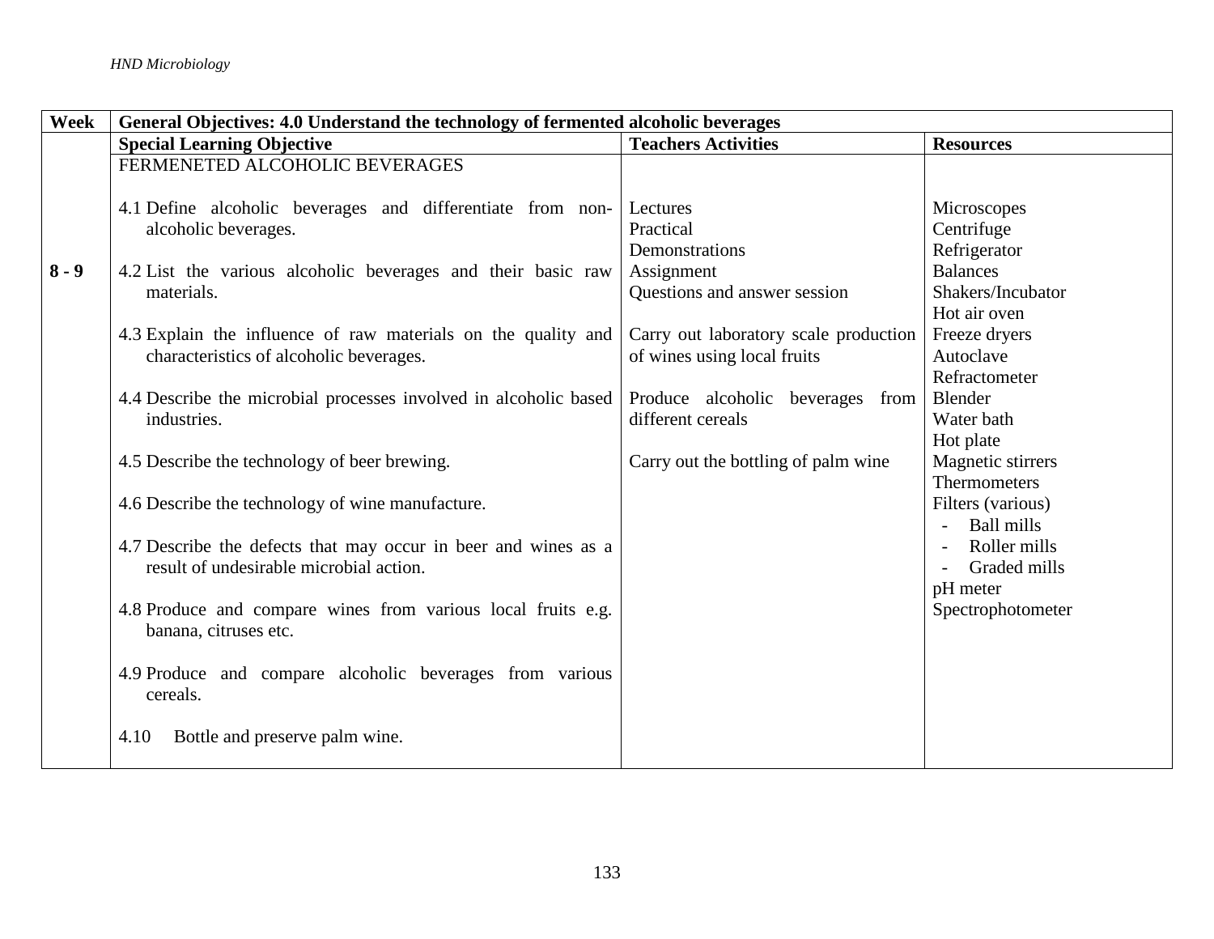| Week | General Objectives: 4.0 Understand the technology of fermented alcoholic beverages | | |
|---|---|---|---|
| | **Special Learning Objective** | **Teachers Activities** | **Resources** |
| 8 - 9 | FERMENETED ALCOHOLIC BEVERAGES<br><br>4.1 Define alcoholic beverages and differentiate from non-alcoholic beverages.<br><br>4.2 List the various alcoholic beverages and their basic raw materials.<br><br>4.3 Explain the influence of raw materials on the quality and characteristics of alcoholic beverages.<br><br>4.4 Describe the microbial processes involved in alcoholic based industries.<br><br>4.5 Describe the technology of beer brewing.<br><br>4.6 Describe the technology of wine manufacture.<br><br>4.7 Describe the defects that may occur in beer and wines as a result of undesirable microbial action.<br><br>4.8 Produce and compare wines from various local fruits e.g. banana, citruses etc.<br><br>4.9 Produce and compare alcoholic beverages from various cereals.<br><br>4.10 Bottle and preserve palm wine. | Lectures<br>Practical<br>Demonstrations<br>Assignment<br>Questions and answer session<br><br>Carry out laboratory scale production of wines using local fruits<br><br>Produce alcoholic beverages from different cereals<br><br>Carry out the bottling of palm wine | Microscopes<br>Centrifuge<br>Refrigerator<br>Balances<br>Shakers/Incubator<br>Hot air oven<br>Freeze dryers<br>Autoclave<br>Refractometer<br>Blender<br>Water bath<br>Hot plate<br>Magnetic stirrers<br>Thermometers<br>Filters (various)<br>- Ball mills<br>- Roller mills<br>- Graded mills<br>pH meter<br>Spectrophotometer |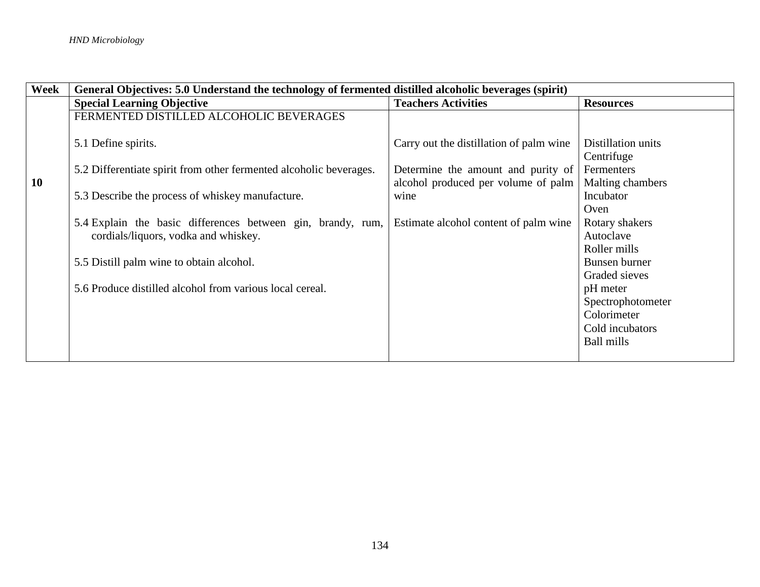| Week | General Objectives: 5.0 Understand the technology of fermented distilled alcoholic beverages (spirit) | | |
|---|---|---|---|
| | **Special Learning Objective** | **Teachers Activities** | **Resources** |
| **10** | FERMENTED DISTILLED ALCOHOLIC BEVERAGES<br><br>5.1 Define spirits.<br><br>5.2 Differentiate spirit from other fermented alcoholic beverages.<br><br>5.3 Describe the process of whiskey manufacture.<br><br>5.4 Explain the basic differences between gin, brandy, rum, cordials/liquors, vodka and whiskey.<br><br>5.5 Distill palm wine to obtain alcohol.<br><br>5.6 Produce distilled alcohol from various local cereal. | Carry out the distillation of palm wine<br><br>Determine the amount and purity of alcohol produced per volume of palm wine<br><br>Estimate alcohol content of palm wine | Distillation units<br>Centrifuge<br>Fermenters<br>Malting chambers<br>Incubator<br>Oven<br>Rotary shakers<br>Autoclave<br>Roller mills<br>Bunsen burner<br>Graded sieves<br>pH meter<br>Spectrophotometer<br>Colorimeter<br>Cold incubators<br>Ball mills |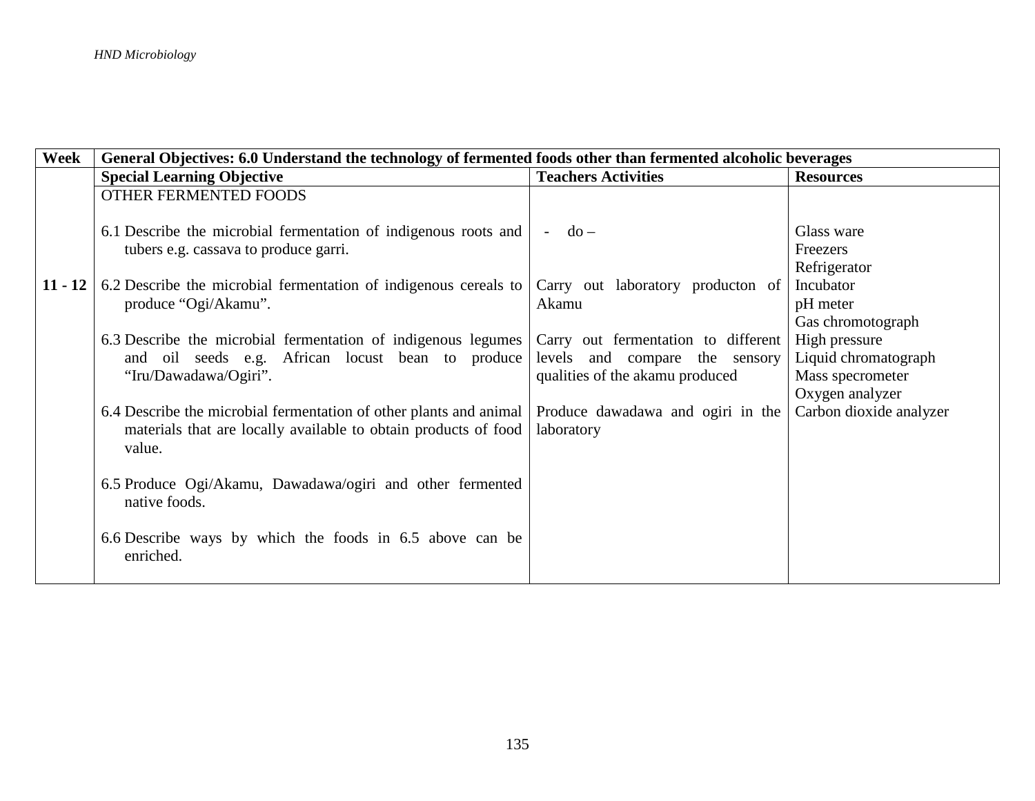| Week | General Objectives: 6.0 Understand the technology of fermented foods other than fermented alcoholic beverages | | |
|---|---|---|---|
| | **Special Learning Objective** | **Teachers Activities** | **Resources** |
| 11 - 12 | OTHER FERMENTED FOODS<br><br>6.1 Describe the microbial fermentation of indigenous roots and tubers e.g. cassava to produce garri.<br><br>6.2 Describe the microbial fermentation of indigenous cereals to produce "Ogi/Akamu".<br><br>6.3 Describe the microbial fermentation of indigenous legumes and oil seeds e.g. African locust bean to produce "Iru/Dawadawa/Ogiri".<br><br>6.4 Describe the microbial fermentation of other plants and animal materials that are locally available to obtain products of food value.<br><br>6.5 Produce Ogi/Akamu, Dawadawa/ogiri and other fermented native foods.<br><br>6.6 Describe ways by which the foods in 6.5 above can be enriched. | - do –<br><br>Carry out laboratory producton of Akamu<br><br>Carry out fermentation to different levels and compare the sensory qualities of the akamu produced<br><br>Produce dawadawa and ogiri in the laboratory | Glass ware<br>Freezers<br>Refrigerator<br>Incubator<br>pH meter<br>Gas chromotograph<br>High pressure<br>Liquid chromatograph<br>Mass specrometer<br>Oxygen analyzer<br>Carbon dioxide analyzer |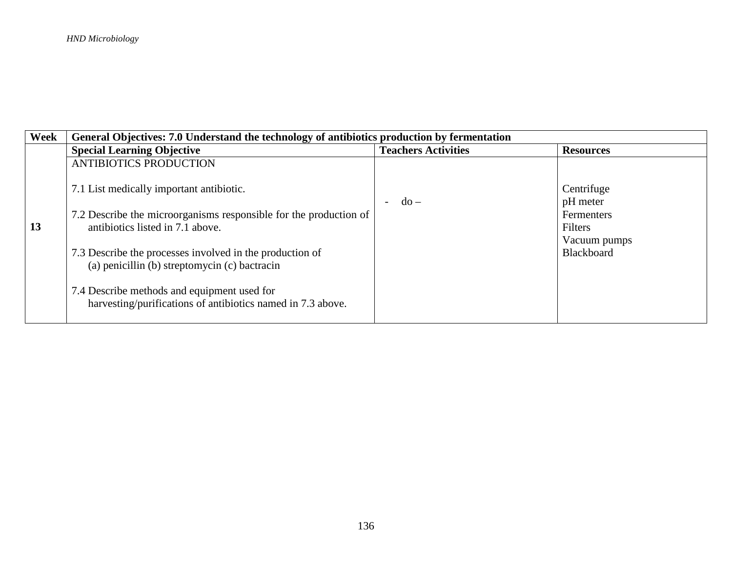| Week | General Objectives: 7.0 Understand the technology of antibiotics production by fermentation | | |
|---|---|---|---|
| | **Special Learning Objective** | **Teachers Activities** | **Resources** |
| **13** | ANTIBIOTICS PRODUCTION<br><br>7.1 List medically important antibiotic.<br><br>7.2 Describe the microorganisms responsible for the production of antibiotics listed in 7.1 above.<br><br>7.3 Describe the processes involved in the production of (a) penicillin (b) streptomycin (c) bactracin<br><br>7.4 Describe methods and equipment used for harvesting/purifications of antibiotics named in 7.3 above. | - do – | Centrifuge<br>pH meter<br>Fermenters<br>Filters<br>Vacuum pumps<br>Blackboard |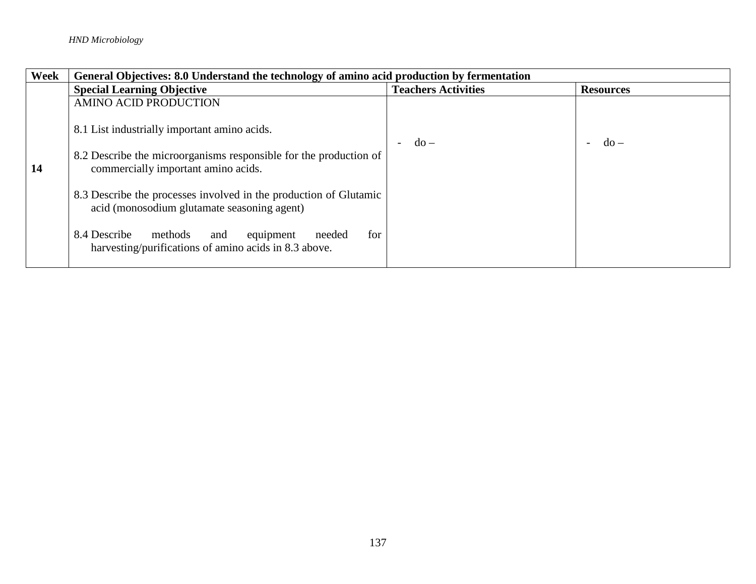| Week | General Objectives: 8.0 Understand the technology of amino acid production by fermentation | | |
|---|---|---|---|
| | **Special Learning Objective** | **Teachers Activities** | **Resources** |
| **14** | AMINO ACID PRODUCTION<br><br>8.1 List industrially important amino acids.<br><br>8.2 Describe the microorganisms responsible for the production of commercially important amino acids.<br><br>8.3 Describe the processes involved in the production of Glutamic acid (monosodium glutamate seasoning agent)<br><br>8.4 Describe methods and equipment needed for harvesting/purifications of amino acids in 8.3 above. | - do – | - do – |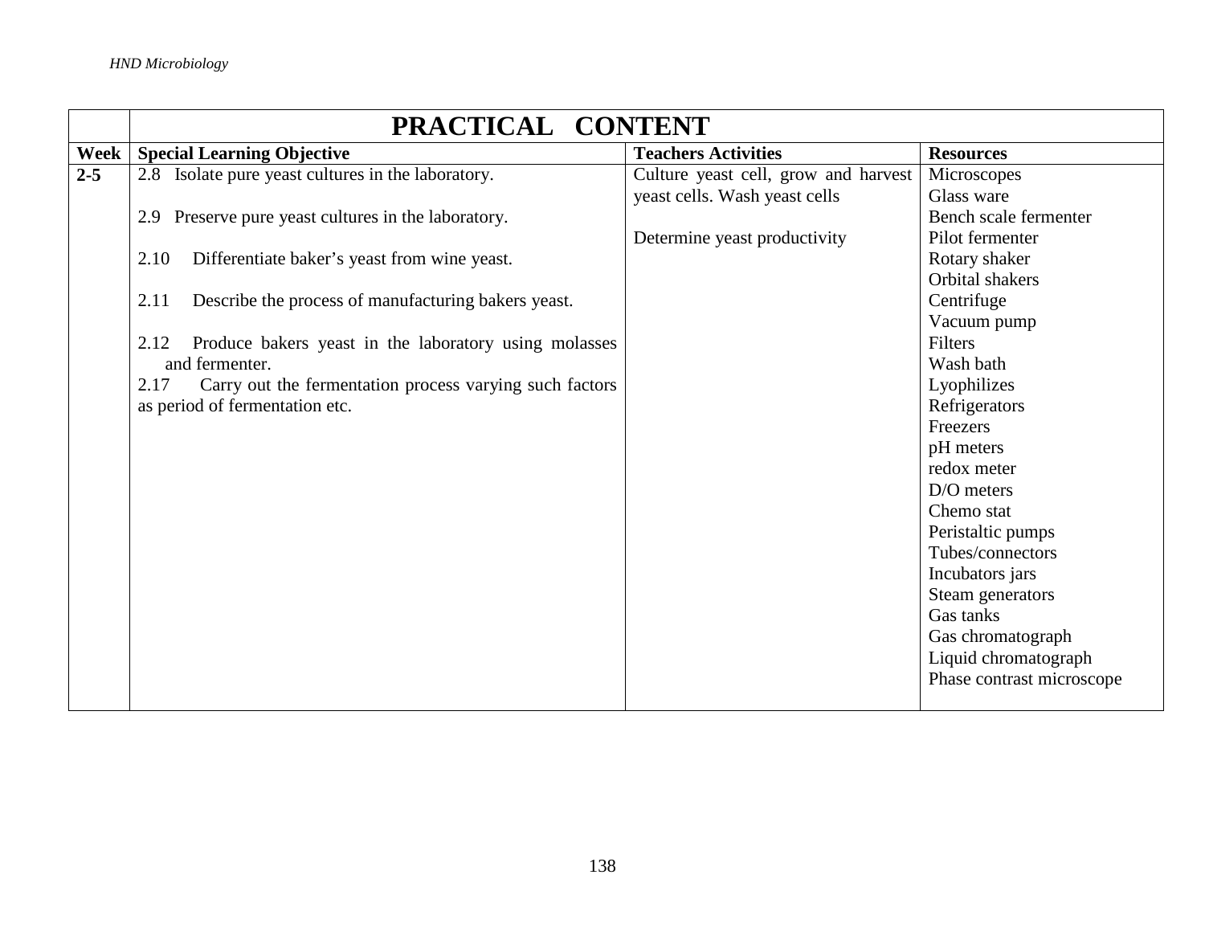| | PRACTICAL CONTENT | | |
|---|---|---|---|
| **Week** | **Special Learning Objective** | **Teachers Activities** | **Resources** |
| **2-5** | 2.8 Isolate pure yeast cultures in the laboratory.<br><br>2.9 Preserve pure yeast cultures in the laboratory.<br><br>2.10 Differentiate baker's yeast from wine yeast.<br><br>2.11 Describe the process of manufacturing bakers yeast.<br><br>2.12 Produce bakers yeast in the laboratory using molasses and fermenter.<br>2.17 Carry out the fermentation process varying such factors as period of fermentation etc. | Culture yeast cell, grow and harvest yeast cells. Wash yeast cells<br><br>Determine yeast productivity | Microscopes<br>Glass ware<br>Bench scale fermenter<br>Pilot fermenter<br>Rotary shaker<br>Orbital shakers<br>Centrifuge<br>Vacuum pump<br>Filters<br>Wash bath<br>Lyophilizes<br>Refrigerators<br>Freezers<br>pH meters<br>redox meter<br>D/O meters<br>Chemo stat<br>Peristaltic pumps<br>Tubes/connectors<br>Incubators jars<br>Steam generators<br>Gas tanks<br>Gas chromatograph<br>Liquid chromatograph<br>Phase contrast microscope |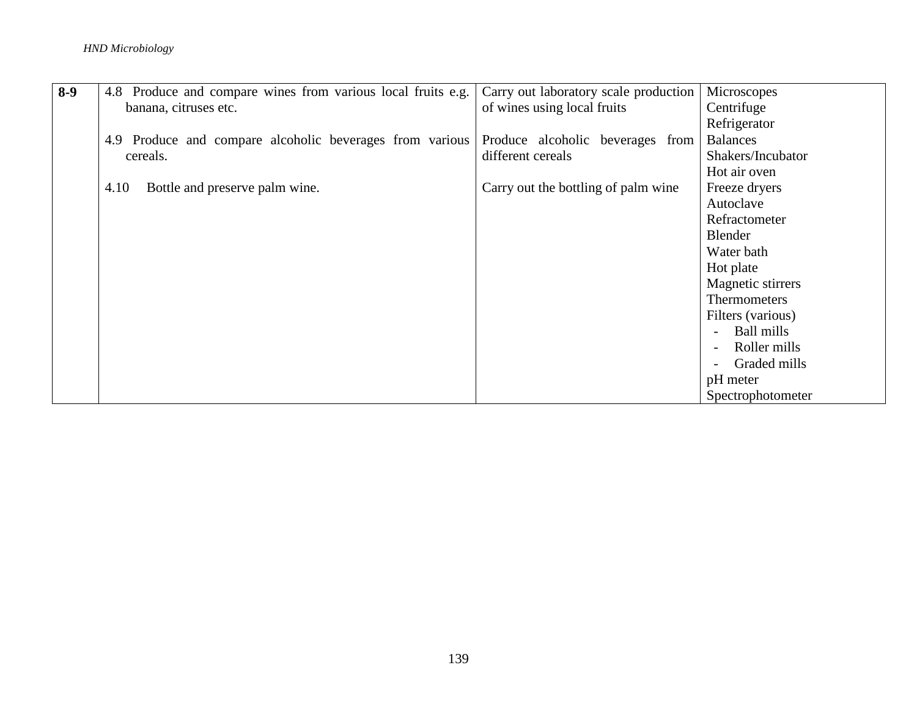| 8-9 | 4.8 Produce and compare wines from various local fruits e.g. banana, citruses etc.<br><br>4.9 Produce and compare alcoholic beverages from various cereals.<br><br>4.10 Bottle and preserve palm wine. | Carry out laboratory scale production of wines using local fruits<br><br>Produce alcoholic beverages from different cereals<br><br>Carry out the bottling of palm wine | Microscopes<br>Centrifuge<br>Refrigerator<br>Balances<br>Shakers/Incubator<br>Hot air oven<br>Freeze dryers<br>Autoclave<br>Refractometer<br>Blender<br>Water bath<br>Hot plate<br>Magnetic stirrers<br>Thermometers<br>Filters (various)<br>- Ball mills<br>- Roller mills<br>- Graded mills<br>pH meter<br>Spectrophotometer |
|---|---|---|---|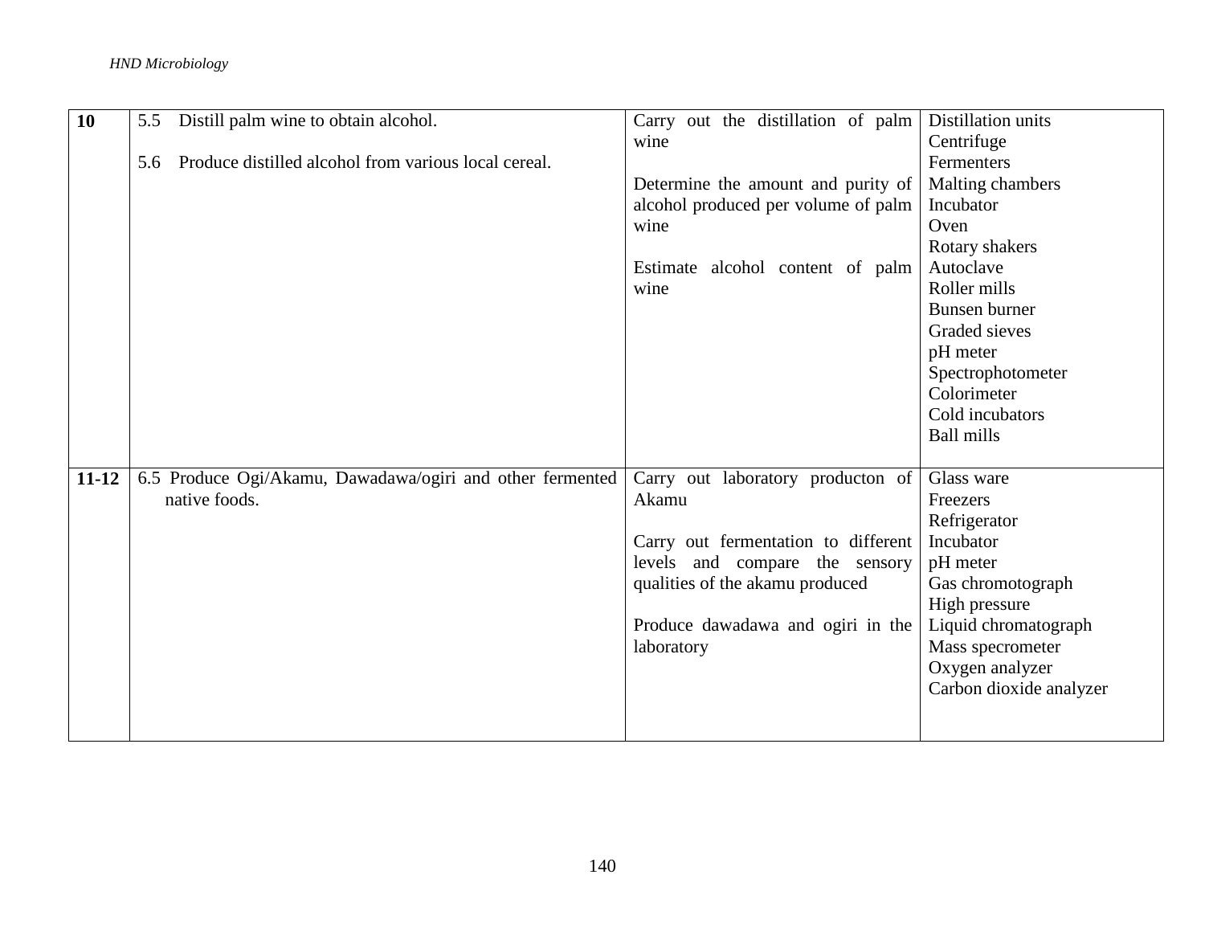| | | | |
|---|---|---|---|
| **10** | 5.5 Distill palm wine to obtain alcohol.<br><br>5.6 Produce distilled alcohol from various local cereal. | Carry out the distillation of palm wine<br><br>Determine the amount and purity of alcohol produced per volume of palm wine<br><br>Estimate alcohol content of palm wine | Distillation units<br>Centrifuge<br>Fermenters<br>Malting chambers<br>Incubator<br>Oven<br>Rotary shakers<br>Autoclave<br>Roller mills<br>Bunsen burner<br>Graded sieves<br>pH meter<br>Spectrophotometer<br>Colorimeter<br>Cold incubators<br>Ball mills |
| **11-12** | 6.5 Produce Ogi/Akamu, Dawadawa/ogiri and other fermented native foods. | Carry out laboratory producton of Akamu<br><br>Carry out fermentation to different levels and compare the sensory qualities of the akamu produced<br><br>Produce dawadawa and ogiri in the laboratory | Glass ware<br>Freezers<br>Refrigerator<br>Incubator<br>pH meter<br>Gas chromotograph<br>High pressure<br>Liquid chromatograph<br>Mass specrometer<br>Oxygen analyzer<br>Carbon dioxide analyzer |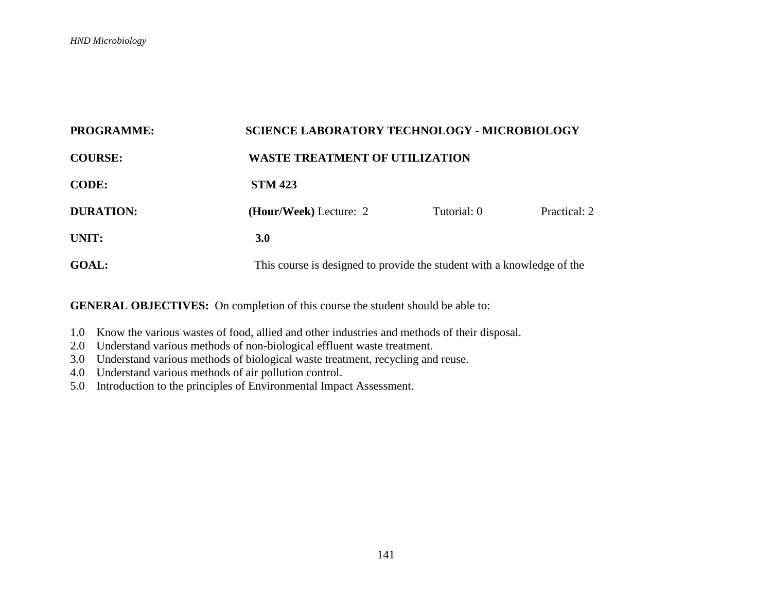**PROGRAMME:** SCIENCE LABORATORY TECHNOLOGY - MICROBIOLOGY

**COURSE:** WASTE TREATMENT OF UTILIZATION

**CODE:** STM 423

**DURATION:** **(Hour/Week)** Lecture: 2 Tutorial: 0 Practical: 2

**UNIT:** **3.0**

**GOAL:** This course is designed to provide the student with a knowledge of the

**GENERAL OBJECTIVES:** On completion of this course the student should be able to:

1.0 Know the various wastes of food, allied and other industries and methods of their disposal.
2.0 Understand various methods of non-biological effluent waste treatment.
3.0 Understand various methods of biological waste treatment, recycling and reuse.
4.0 Understand various methods of air pollution control.
5.0 Introduction to the principles of Environmental Impact Assessment.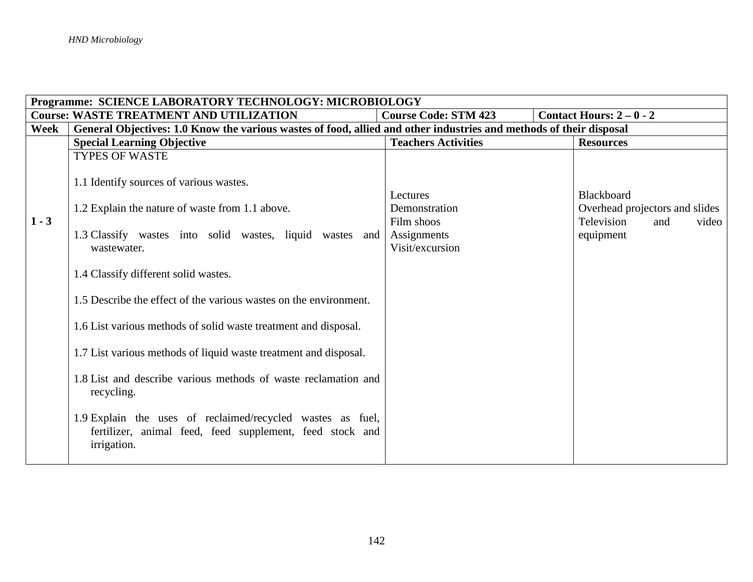| Programme: SCIENCE LABORATORY TECHNOLOGY: MICROBIOLOGY | | | |
|---|---|---|---|
| **Course: WASTE TREATMENT AND UTILIZATION** | **Course Code: STM 423** | | **Contact Hours: 2 – 0 - 2** |
| **Week** | **General Objectives: 1.0 Know the various wastes of food, allied and other industries and methods of their disposal** | | |
| | **Special Learning Objective** | **Teachers Activities** | **Resources** |
| **1 - 3** | TYPES OF WASTE<br><br>1.1 Identify sources of various wastes.<br><br>1.2 Explain the nature of waste from 1.1 above.<br><br>1.3 Classify wastes into solid wastes, liquid wastes and wastewater.<br><br>1.4 Classify different solid wastes.<br><br>1.5 Describe the effect of the various wastes on the environment.<br><br>1.6 List various methods of solid waste treatment and disposal.<br><br>1.7 List various methods of liquid waste treatment and disposal.<br><br>1.8 List and describe various methods of waste reclamation and recycling.<br><br>1.9 Explain the uses of reclaimed/recycled wastes as fuel, fertilizer, animal feed, feed supplement, feed stock and irrigation. | Lectures<br>Demonstration<br>Film shoos<br>Assignments<br>Visit/excursion | Blackboard<br>Overhead projectors and slides<br>Television and video equipment |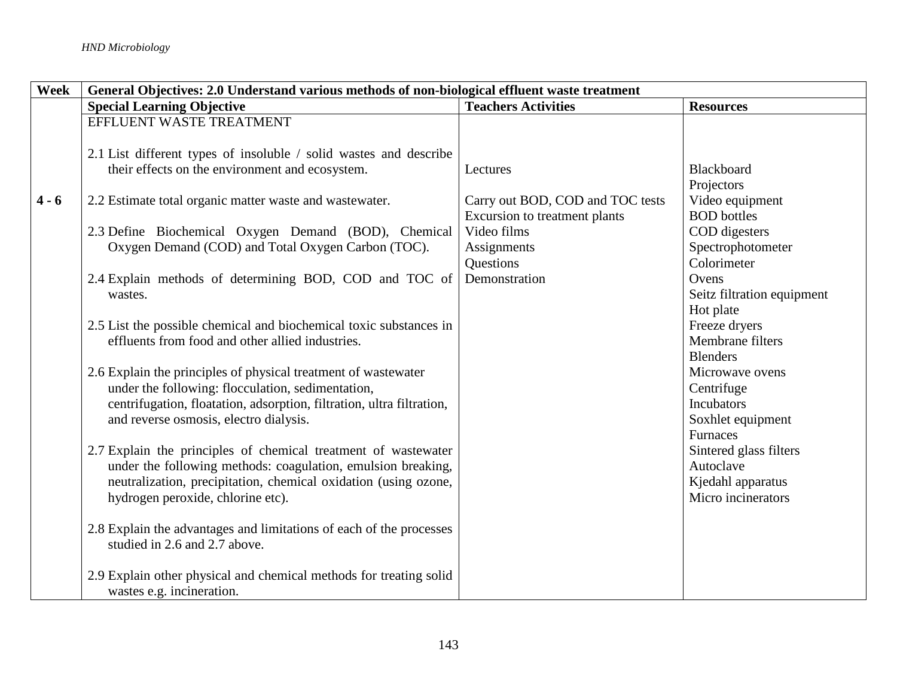| Week | General Objectives: 2.0 Understand various methods of non-biological effluent waste treatment | | |
|---|---|---|---|
| | **Special Learning Objective** | **Teachers Activities** | **Resources** |
| **4 - 6** | EFFLUENT WASTE TREATMENT<br><br>2.1 List different types of insoluble / solid wastes and describe their effects on the environment and ecosystem.<br><br>2.2 Estimate total organic matter waste and wastewater.<br><br>2.3 Define Biochemical Oxygen Demand (BOD), Chemical Oxygen Demand (COD) and Total Oxygen Carbon (TOC).<br><br>2.4 Explain methods of determining BOD, COD and TOC of wastes.<br><br>2.5 List the possible chemical and biochemical toxic substances in effluents from food and other allied industries.<br><br>2.6 Explain the principles of physical treatment of wastewater under the following: flocculation, sedimentation, centrifugation, floatation, adsorption, filtration, ultra filtration, and reverse osmosis, electro dialysis.<br><br>2.7 Explain the principles of chemical treatment of wastewater under the following methods: coagulation, emulsion breaking, neutralization, precipitation, chemical oxidation (using ozone, hydrogen peroxide, chlorine etc).<br><br>2.8 Explain the advantages and limitations of each of the processes studied in 2.6 and 2.7 above.<br><br>2.9 Explain other physical and chemical methods for treating solid wastes e.g. incineration. | Lectures<br><br>Carry out BOD, COD and TOC tests<br>Excursion to treatment plants<br>Video films<br>Assignments<br>Questions<br>Demonstration | Blackboard<br>Projectors<br>Video equipment<br>BOD bottles<br>COD digesters<br>Spectrophotometer<br>Colorimeter<br>Ovens<br>Seitz filtration equipment<br>Hot plate<br>Freeze dryers<br>Membrane filters<br>Blenders<br>Microwave ovens<br>Centrifuge<br>Incubators<br>Soxhlet equipment<br>Furnaces<br>Sintered glass filters<br>Autoclave<br>Kjedahl apparatus<br>Micro incinerators |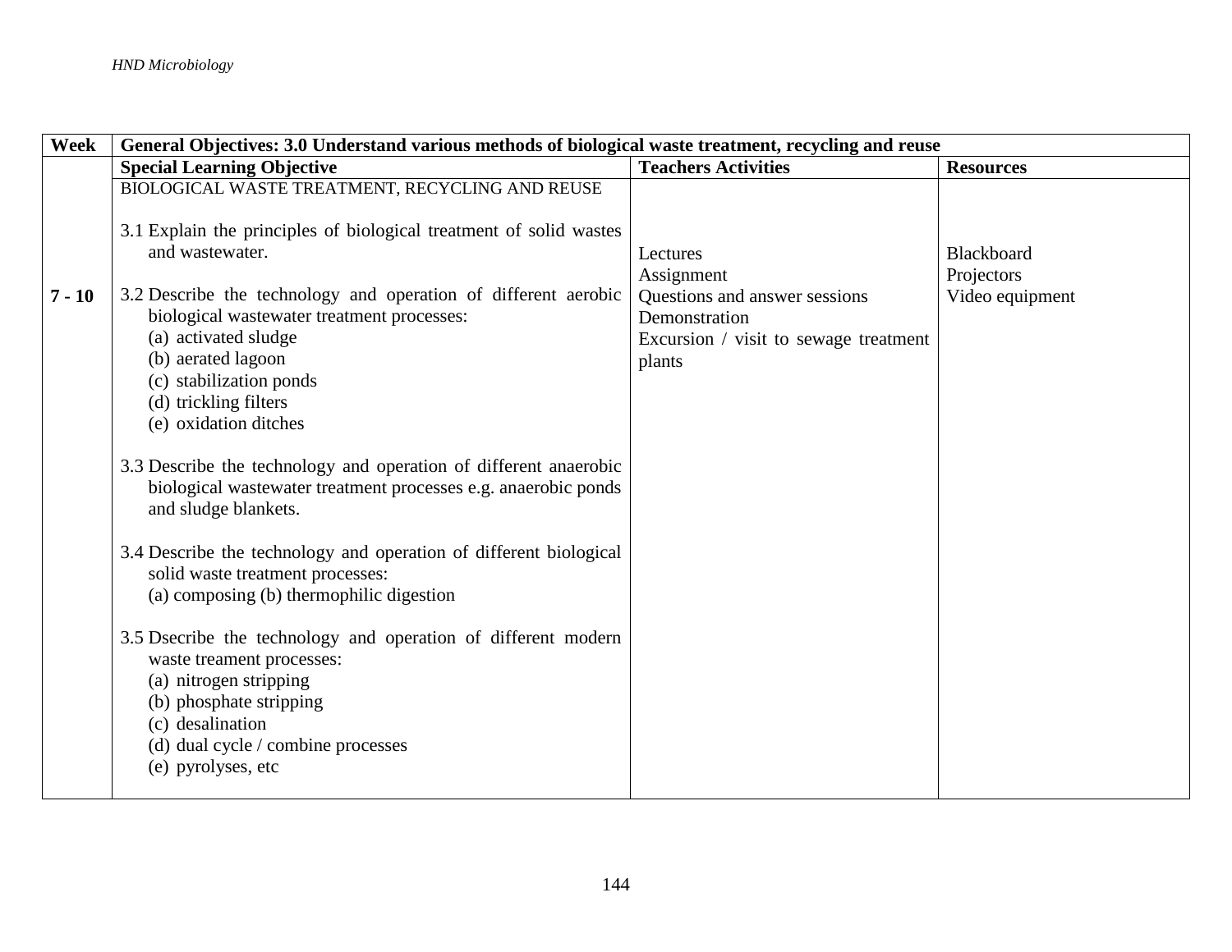| Week | General Objectives: 3.0 Understand various methods of biological waste treatment, recycling and reuse | | |
|---|---|---|---|
| | **Special Learning Objective** | **Teachers Activities** | **Resources** |
| 7 - 10 | BIOLOGICAL WASTE TREATMENT, RECYCLING AND REUSE<br><br>3.1 Explain the principles of biological treatment of solid wastes and wastewater.<br><br>3.2 Describe the technology and operation of different aerobic biological wastewater treatment processes:<br>(a) activated sludge<br>(b) aerated lagoon<br>(c) stabilization ponds<br>(d) trickling filters<br>(e) oxidation ditches<br><br>3.3 Describe the technology and operation of different anaerobic biological wastewater treatment processes e.g. anaerobic ponds and sludge blankets.<br><br>3.4 Describe the technology and operation of different biological solid waste treatment processes:<br>(a) composing (b) thermophilic digestion<br><br>3.5 Dsecribe the technology and operation of different modern waste treament processes:<br>(a) nitrogen stripping<br>(b) phosphate stripping<br>(c) desalination<br>(d) dual cycle / combine processes<br>(e) pyrolyses, etc | Lectures<br>Assignment<br>Questions and answer sessions<br>Demonstration<br>Excursion / visit to sewage treatment plants | Blackboard<br>Projectors<br>Video equipment |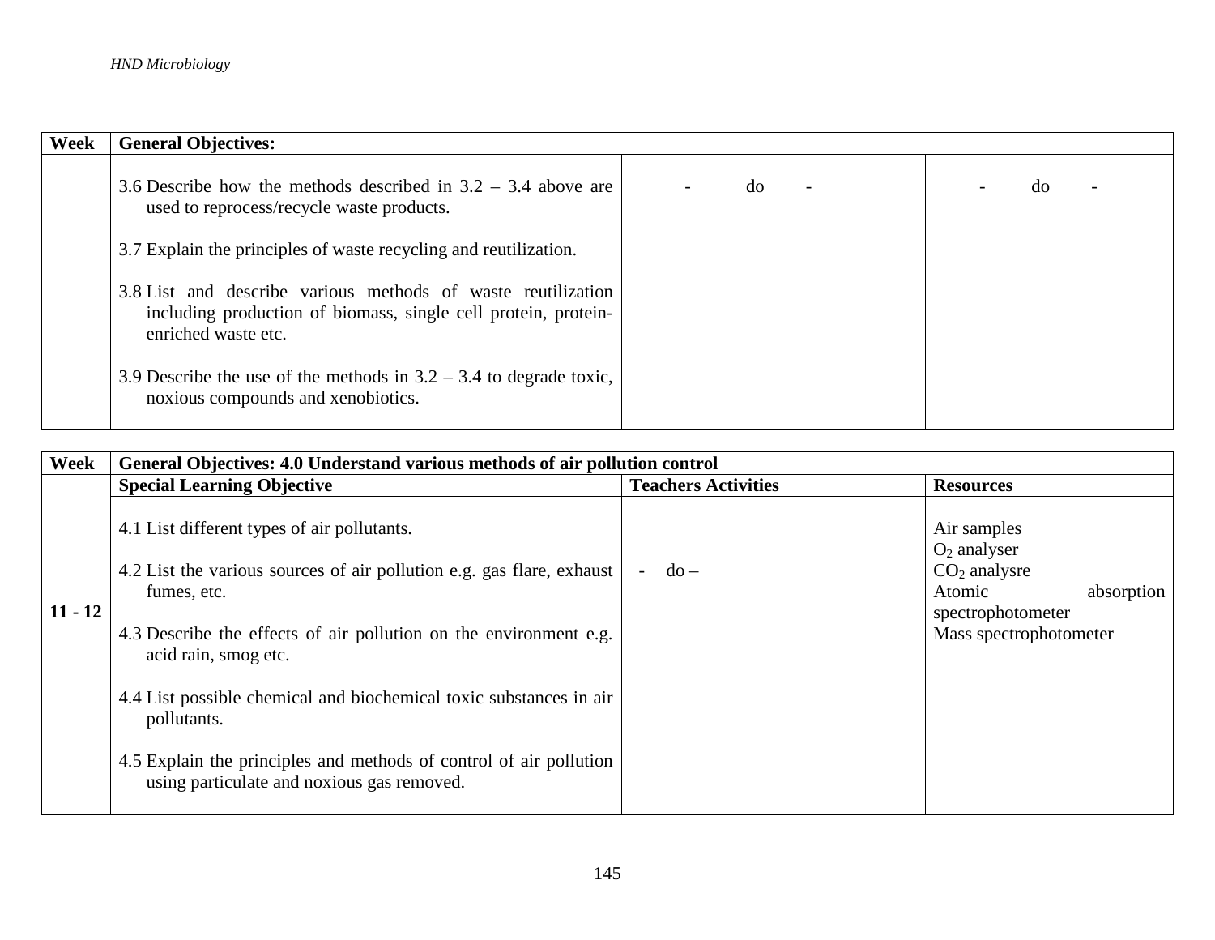| Week | General Objectives: | | |
|---|---|---|---|
| | 3.6 Describe how the methods described in 3.2 – 3.4 above are used to reprocess/recycle waste products.<br><br>3.7 Explain the principles of waste recycling and reutilization.<br><br>3.8 List and describe various methods of waste reutilization including production of biomass, single cell protein, protein-enriched waste etc.<br><br>3.9 Describe the use of the methods in 3.2 – 3.4 to degrade toxic, noxious compounds and xenobiotics. | - do - | - do - |

| Week | General Objectives: 4.0 Understand various methods of air pollution control | | |
|---|---|---|---|
| | **Special Learning Objective** | **Teachers Activities** | **Resources** |
| 11 - 12 | 4.1 List different types of air pollutants.<br><br>4.2 List the various sources of air pollution e.g. gas flare, exhaust fumes, etc.<br><br>4.3 Describe the effects of air pollution on the environment e.g. acid rain, smog etc.<br><br>4.4 List possible chemical and biochemical toxic substances in air pollutants.<br><br>4.5 Explain the principles and methods of control of air pollution using particulate and noxious gas removed. | - do – | Air samples<br>$O_2$ analyser<br>$CO_2$ analysre<br>Atomic absorption spectrophotometer<br>Mass spectrophotometer |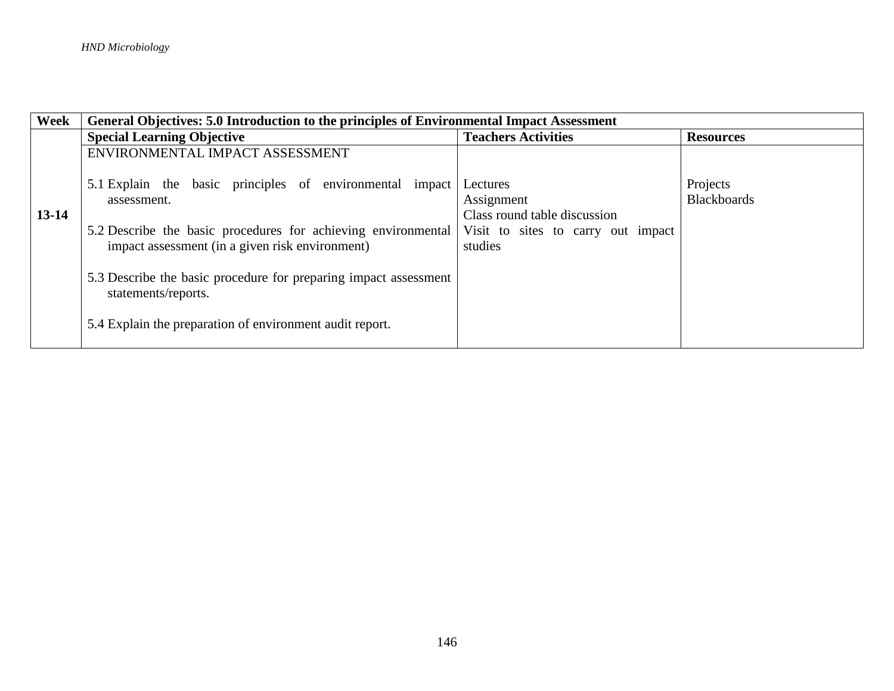| Week | General Objectives: 5.0 Introduction to the principles of Environmental Impact Assessment | | |
|---|---|---|---|
| | **Special Learning Objective** | **Teachers Activities** | **Resources** |
| 13-14 | ENVIRONMENTAL IMPACT ASSESSMENT<br><br>5.1 Explain the basic principles of environmental impact assessment.<br><br>5.2 Describe the basic procedures for achieving environmental impact assessment (in a given risk environment)<br><br>5.3 Describe the basic procedure for preparing impact assessment statements/reports.<br><br>5.4 Explain the preparation of environment audit report. | Lectures<br>Assignment<br>Class round table discussion<br>Visit to sites to carry out impact studies | Projects<br>Blackboards |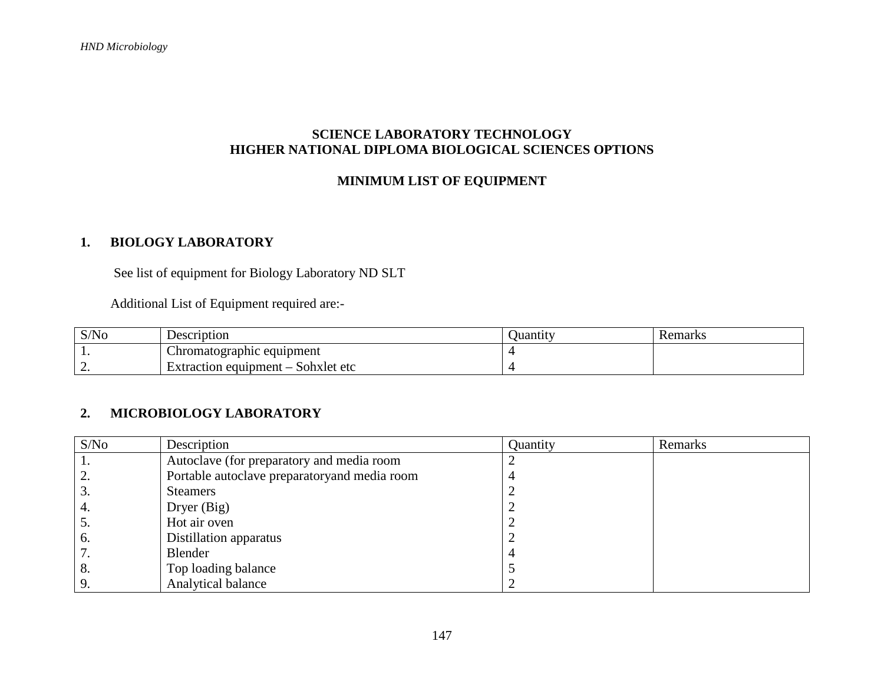**SCIENCE LABORATORY TECHNOLOGY**
**HIGHER NATIONAL DIPLOMA BIOLOGICAL SCIENCES OPTIONS**

**MINIMUM LIST OF EQUIPMENT**

## 1. BIOLOGY LABORATORY

See list of equipment for Biology Laboratory ND SLT

Additional List of Equipment required are:-

| S/No | Description | Quantity | Remarks |
|---|---|---|---|
| 1. | Chromatographic equipment | 4 | |
| 2. | Extraction equipment – Sohxlet etc | 4 | |

## 2. MICROBIOLOGY LABORATORY

| S/No | Description | Quantity | Remarks |
|---|---|---|---|
| 1. | Autoclave (for preparatory and media room | 2 | |
| 2. | Portable autoclave preparatoryand media room | 4 | |
| 3. | Steamers | 2 | |
| 4. | Dryer (Big) | 2 | |
| 5. | Hot air oven | 2 | |
| 6. | Distillation apparatus | 2 | |
| 7. | Blender | 4 | |
| 8. | Top loading balance | 5 | |
| 9. | Analytical balance | 2 | |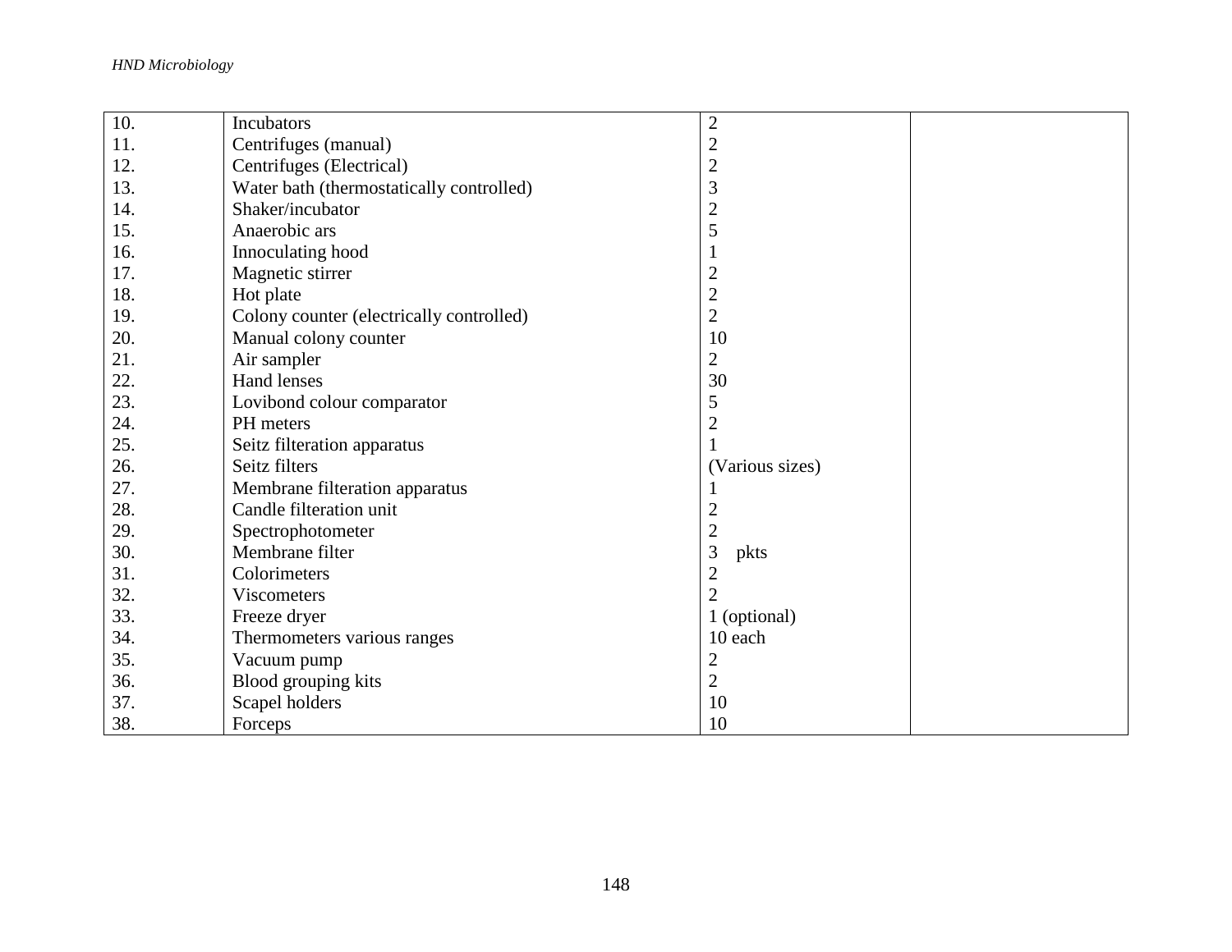| | | | |
|---|---|---|---|
| 10. | Incubators | 2 | |
| 11. | Centrifuges (manual) | 2 | |
| 12. | Centrifuges (Electrical) | 2 | |
| 13. | Water bath (thermostatically controlled) | 3 | |
| 14. | Shaker/incubator | 2 | |
| 15. | Anaerobic ars | 5 | |
| 16. | Innoculating hood | 1 | |
| 17. | Magnetic stirrer | 2 | |
| 18. | Hot plate | 2 | |
| 19. | Colony counter (electrically controlled) | 2 | |
| 20. | Manual colony counter | 10 | |
| 21. | Air sampler | 2 | |
| 22. | Hand lenses | 30 | |
| 23. | Lovibond colour comparator | 5 | |
| 24. | PH meters | 2 | |
| 25. | Seitz filteration apparatus | 1 | |
| 26. | Seitz filters | (Various sizes) | |
| 27. | Membrane filteration apparatus | 1 | |
| 28. | Candle filteration unit | 2 | |
| 29. | Spectrophotometer | 2 | |
| 30. | Membrane filter | 3 pkts | |
| 31. | Colorimeters | 2 | |
| 32. | Viscometers | 2 | |
| 33. | Freeze dryer | 1 (optional) | |
| 34. | Thermometers various ranges | 10 each | |
| 35. | Vacuum pump | 2 | |
| 36. | Blood grouping kits | 2 | |
| 37. | Scapel holders | 10 | |
| 38. | Forceps | 10 | |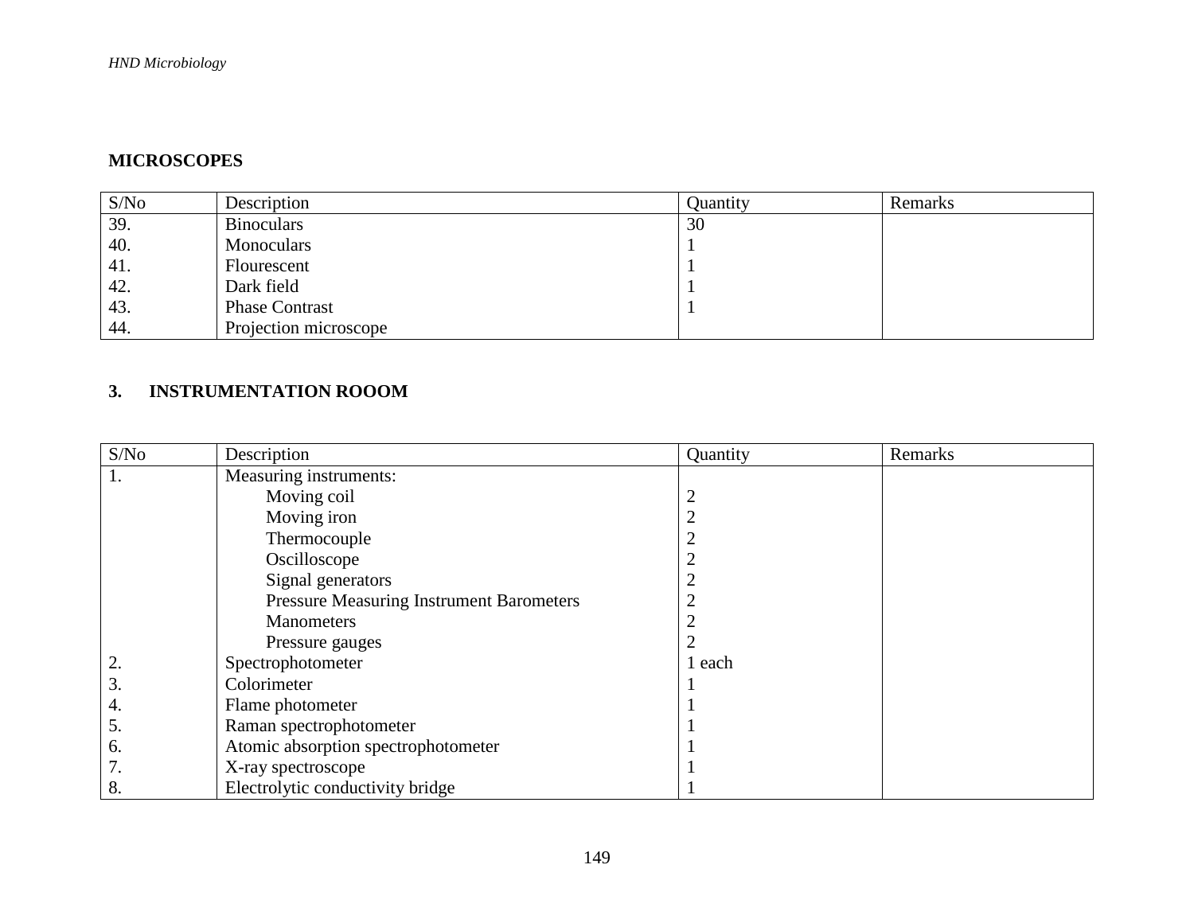**MICROSCOPES**

| S/No | Description | Quantity | Remarks |
|---|---|---|---|
| 39. | Binoculars | 30 | |
| 40. | Monoculars | 1 | |
| 41. | Flourescent | 1 | |
| 42. | Dark field | 1 | |
| 43. | Phase Contrast | 1 | |
| 44. | Projection microscope | | |

**3. INSTRUMENTATION ROOOM**

| S/No | Description | Quantity | Remarks |
|---|---|---|---|
| 1. | Measuring instruments: | | |
| | Moving coil | 2 | |
| | Moving iron | 2 | |
| | Thermocouple | 2 | |
| | Oscilloscope | 2 | |
| | Signal generators | 2 | |
| | Pressure Measuring Instrument Barometers | 2 | |
| | Manometers | 2 | |
| | Pressure gauges | 2 | |
| 2. | Spectrophotometer | 1 each | |
| 3. | Colorimeter | 1 | |
| 4. | Flame photometer | 1 | |
| 5. | Raman spectrophotometer | 1 | |
| 6. | Atomic absorption spectrophotometer | 1 | |
| 7. | X-ray spectroscope | 1 | |
| 8. | Electrolytic conductivity bridge | 1 | |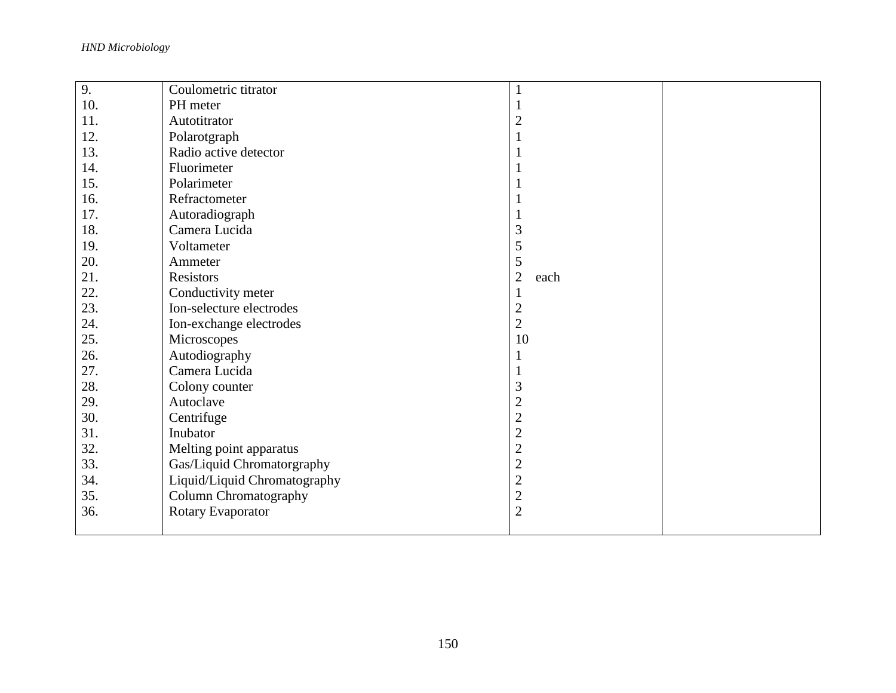| | | | |
|---|---|---|---|
| 9. | Coulometric titrator | 1 | |
| 10. | PH meter | 1 | |
| 11. | Autotitrator | 2 | |
| 12. | Polarotgraph | 1 | |
| 13. | Radio active detector | 1 | |
| 14. | Fluorimeter | 1 | |
| 15. | Polarimeter | 1 | |
| 16. | Refractometer | 1 | |
| 17. | Autoradiograph | 1 | |
| 18. | Camera Lucida | 3 | |
| 19. | Voltameter | 5 | |
| 20. | Ammeter | 5 | |
| 21. | Resistors | 2 each | |
| 22. | Conductivity meter | 1 | |
| 23. | Ion-selecture electrodes | 2 | |
| 24. | Ion-exchange electrodes | 2 | |
| 25. | Microscopes | 10 | |
| 26. | Autodiography | 1 | |
| 27. | Camera Lucida | 1 | |
| 28. | Colony counter | 3 | |
| 29. | Autoclave | 2 | |
| 30. | Centrifuge | 2 | |
| 31. | Inubator | 2 | |
| 32. | Melting point apparatus | 2 | |
| 33. | Gas/Liquid Chromatorgraphy | 2 | |
| 34. | Liquid/Liquid Chromatography | 2 | |
| 35. | Column Chromatography | 2 | |
| 36. | Rotary Evaporator | 2 | |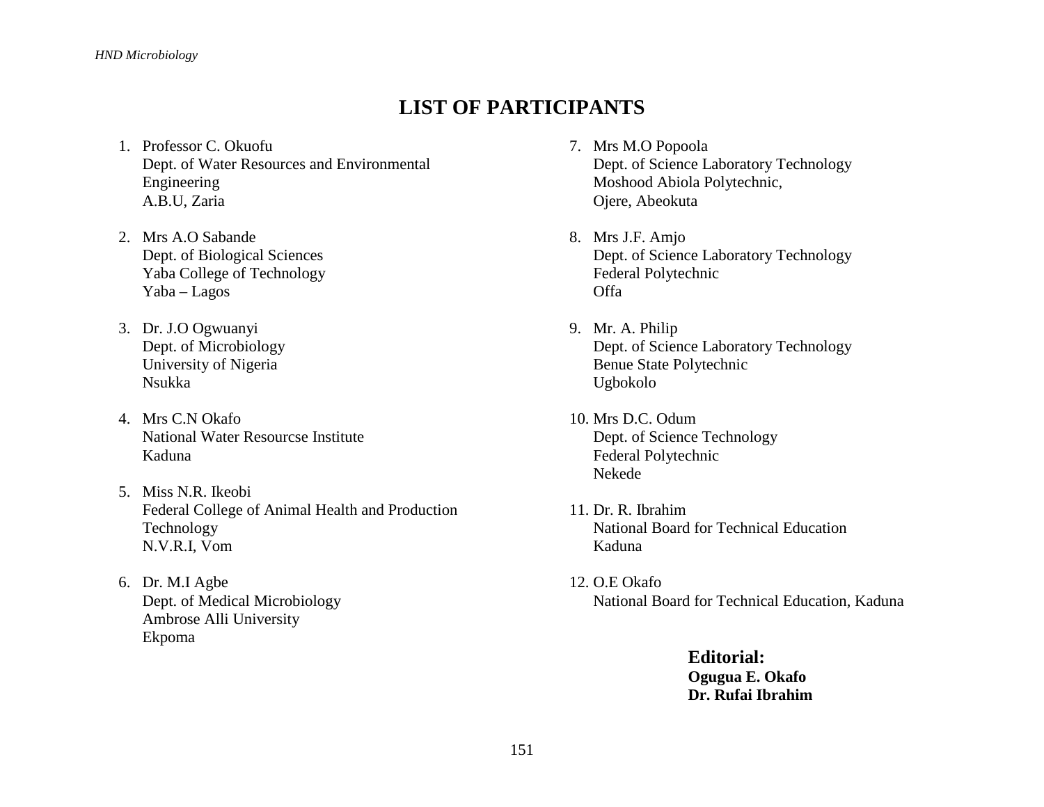# LIST OF PARTICIPANTS

1. Professor C. Okuofu  
   Dept. of Water Resources and Environmental Engineering  
   A.B.U, Zaria

2. Mrs A.O Sabande  
   Dept. of Biological Sciences  
   Yaba College of Technology  
   Yaba – Lagos

3. Dr. J.O Ogwuanyi  
   Dept. of Microbiology  
   University of Nigeria  
   Nsukka

4. Mrs C.N Okafo  
   National Water Resourcse Institute  
   Kaduna

5. Miss N.R. Ikeobi  
   Federal College of Animal Health and Production Technology  
   N.V.R.I, Vom

6. Dr. M.I Agbe  
   Dept. of Medical Microbiology  
   Ambrose Alli University  
   Ekpoma

7. Mrs M.O Popoola  
   Dept. of Science Laboratory Technology  
   Moshood Abiola Polytechnic,  
   Ojere, Abeokuta

8. Mrs J.F. Amjo  
   Dept. of Science Laboratory Technology  
   Federal Polytechnic  
   Offa

9. Mr. A. Philip  
   Dept. of Science Laboratory Technology  
   Benue State Polytechnic  
   Ugbokolo

10. Mrs D.C. Odum  
    Dept. of Science Technology  
    Federal Polytechnic  
    Nekede

11. Dr. R. Ibrahim  
    National Board for Technical Education  
    Kaduna

12. O.E Okafo  
    National Board for Technical Education, Kaduna

**Editorial:**  
**Ogugua E. Okafo**  
**Dr. Rufai Ibrahim**